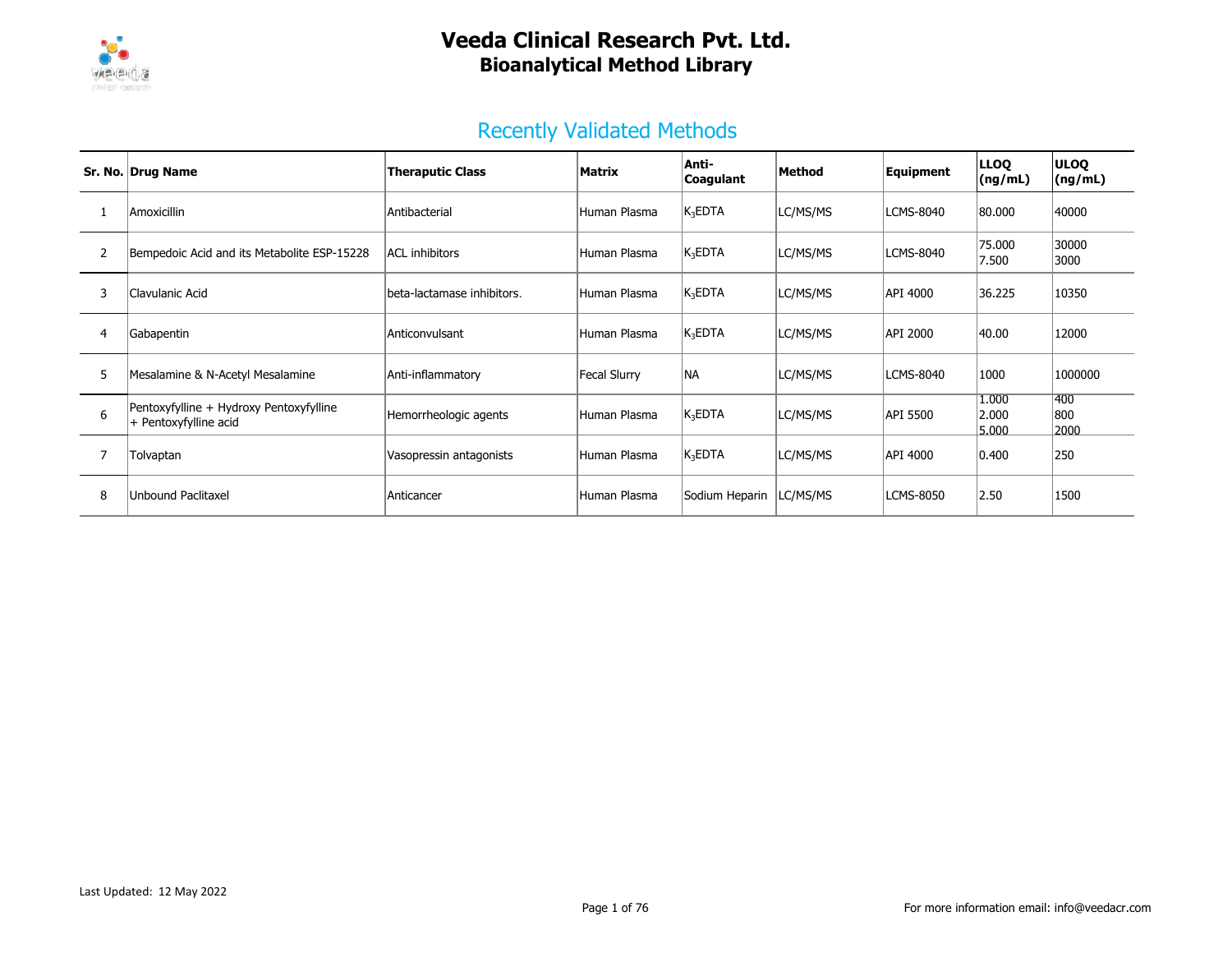# Veeda Clinical Research Pvt. Ltd.

## Bioanalytical Method Library

### Recently Validated Methods

| Sr. No. | Drug Name | Theraputic Class | Matrix | Anti-Coagulant | Method | Equipment | LLOQ (ng/mL) | ULOQ (ng/mL) |
|---|---|---|---|---|---|---|---|---|
| 1 | Amoxicillin | Antibacterial | Human Plasma | $K_3EDTA$ | LC/MS/MS | LCMS-8040 | 80.000 | 40000 |
| 2 | Bempedoic Acid and its Metabolite ESP-15228 | ACL inhibitors | Human Plasma | $K_3EDTA$ | LC/MS/MS | LCMS-8040 | 75.000<br>7.500 | 30000<br>3000 |
| 3 | Clavulanic Acid | beta-lactamase inhibitors. | Human Plasma | $K_3EDTA$ | LC/MS/MS | API 4000 | 36.225 | 10350 |
| 4 | Gabapentin | Anticonvulsant | Human Plasma | $K_3EDTA$ | LC/MS/MS | API 2000 | 40.00 | 12000 |
| 5 | Mesalamine & N-Acetyl Mesalamine | Anti-inflammatory | Fecal Slurry | NA | LC/MS/MS | LCMS-8040 | 1000 | 1000000 |
| 6 | Pentoxyfylline + Hydroxy Pentoxyfylline + Pentoxyfylline acid | Hemorrheologic agents | Human Plasma | $K_3EDTA$ | LC/MS/MS | API 5500 | 1.000<br>2.000<br>5.000 | 400<br>800<br>2000 |
| 7 | Tolvaptan | Vasopressin antagonists | Human Plasma | $K_3EDTA$ | LC/MS/MS | API 4000 | 0.400 | 250 |
| 8 | Unbound Paclitaxel | Anticancer | Human Plasma | Sodium Heparin | LC/MS/MS | LCMS-8050 | 2.50 | 1500 |

Last Updated: 12 May 2022

For more information email: info@veedacr.com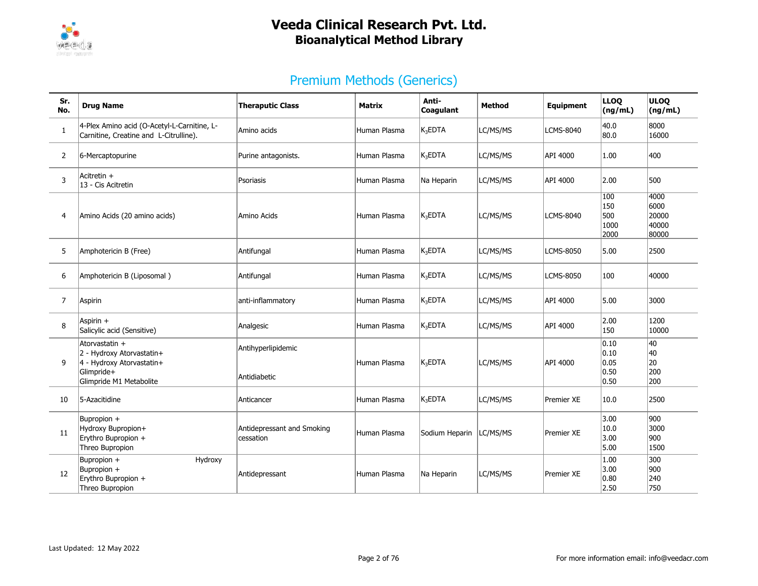# Veeda Clinical Research Pvt. Ltd.
## Bioanalytical Method Library

## Premium Methods (Generics)

| Sr. No. | Drug Name | Theraputic Class | Matrix | Anti-Coagulant | Method | Equipment | LLOQ (ng/mL) | ULOQ (ng/mL) |
|---|---|---|---|---|---|---|---|---|
| 1 | 4-Plex Amino acid (O-Acetyl-L-Carnitine, L-Carnitine, Creatine and L-Citrulline). | Amino acids | Human Plasma | $K_3$EDTA | LC/MS/MS | LCMS-8040 | 40.0<br>80.0 | 8000<br>16000 |
| 2 | 6-Mercaptopurine | Purine antagonists. | Human Plasma | $K_3$EDTA | LC/MS/MS | API 4000 | 1.00 | 400 |
| 3 | Acitretin +<br>13 - Cis Acitretin | Psoriasis | Human Plasma | Na Heparin | LC/MS/MS | API 4000 | 2.00 | 500 |
| 4 | Amino Acids (20 amino acids) | Amino Acids | Human Plasma | $K_3$EDTA | LC/MS/MS | LCMS-8040 | 100<br>150<br>500<br>1000<br>2000 | 4000<br>6000<br>20000<br>40000<br>80000 |
| 5 | Amphotericin B (Free) | Antifungal | Human Plasma | $K_3$EDTA | LC/MS/MS | LCMS-8050 | 5.00 | 2500 |
| 6 | Amphotericin B (Liposomal ) | Antifungal | Human Plasma | $K_3$EDTA | LC/MS/MS | LCMS-8050 | 100 | 40000 |
| 7 | Aspirin | anti-inflammatory | Human Plasma | $K_3$EDTA | LC/MS/MS | API 4000 | 5.00 | 3000 |
| 8 | Aspirin +<br>Salicylic acid (Sensitive) | Analgesic | Human Plasma | $K_3$EDTA | LC/MS/MS | API 4000 | 2.00<br>150 | 1200<br>10000 |
| 9 | Atorvastatin +<br>2 - Hydroxy Atorvastatin+<br>4 - Hydroxy Atorvastatin+<br>Glimpride+<br>Glimpride M1 Metabolite | Antihyperlipidemic<br><br>Antidiabetic | Human Plasma | $K_3$EDTA | LC/MS/MS | API 4000 | 0.10<br>0.10<br>0.05<br>0.50<br>0.50 | 40<br>40<br>20<br>200<br>200 |
| 10 | 5-Azacitidine | Anticancer | Human Plasma | $K_3$EDTA | LC/MS/MS | Premier XE | 10.0 | 2500 |
| 11 | Bupropion +<br>Hydroxy Bupropion+<br>Erythro Bupropion +<br>Threo Bupropion | Antidepressant and Smoking cessation | Human Plasma | Sodium Heparin | LC/MS/MS | Premier XE | 3.00<br>10.0<br>3.00<br>5.00 | 900<br>3000<br>900<br>1500 |
| 12 | Bupropion + Hydroxy Bupropion +<br>Erythro Bupropion +<br>Threo Bupropion | Antidepressant | Human Plasma | Na Heparin | LC/MS/MS | Premier XE | 1.00<br>3.00<br>0.80<br>2.50 | 300<br>900<br>240<br>750 |

Last Updated: 12 May 2022

For more information email: info@veedacr.com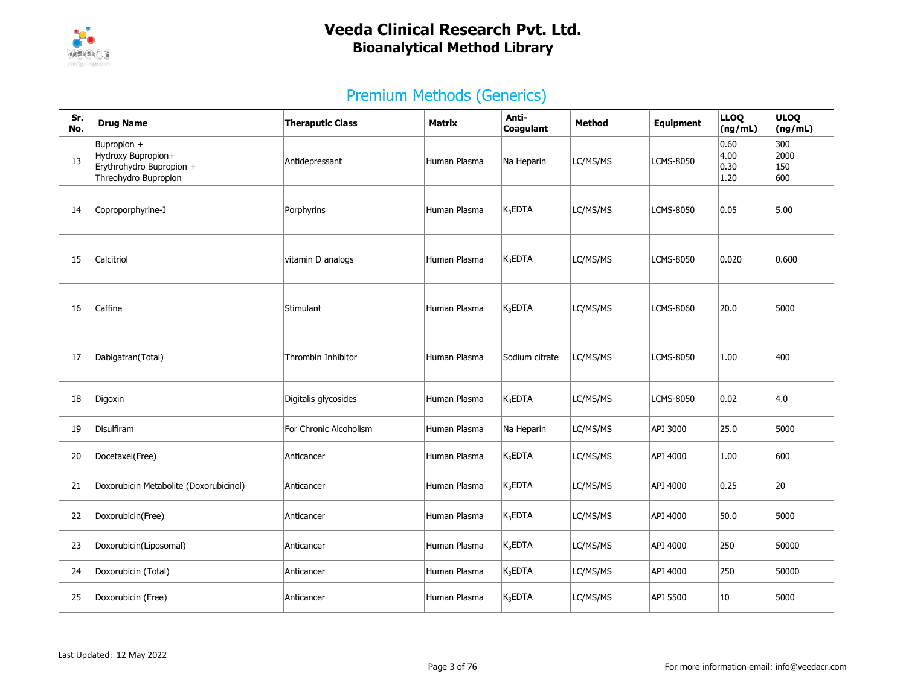# Veeda Clinical Research Pvt. Ltd.
## Bioanalytical Method Library

## Premium Methods (Generics)

| Sr. No. | Drug Name | Theraputic Class | Matrix | Anti-Coagulant | Method | Equipment | LLOQ (ng/mL) | ULOQ (ng/mL) |
|---|---|---|---|---|---|---|---|---|
| 13 | Bupropion + Hydroxy Bupropion+ Erythrohydro Bupropion + Threohydro Bupropion | Antidepressant | Human Plasma | Na Heparin | LC/MS/MS | LCMS-8050 | 0.60 4.00 0.30 1.20 | 300 2000 150 600 |
| 14 | Coproporphyrine-I | Porphyrins | Human Plasma | $K_3$EDTA | LC/MS/MS | LCMS-8050 | 0.05 | 5.00 |
| 15 | Calcitriol | vitamin D analogs | Human Plasma | $K_3$EDTA | LC/MS/MS | LCMS-8050 | 0.020 | 0.600 |
| 16 | Caffine | Stimulant | Human Plasma | $K_3$EDTA | LC/MS/MS | LCMS-8060 | 20.0 | 5000 |
| 17 | Dabigatran(Total) | Thrombin Inhibitor | Human Plasma | Sodium citrate | LC/MS/MS | LCMS-8050 | 1.00 | 400 |
| 18 | Digoxin | Digitalis glycosides | Human Plasma | $K_3$EDTA | LC/MS/MS | LCMS-8050 | 0.02 | 4.0 |
| 19 | Disulfiram | For Chronic Alcoholism | Human Plasma | Na Heparin | LC/MS/MS | API 3000 | 25.0 | 5000 |
| 20 | Docetaxel(Free) | Anticancer | Human Plasma | $K_3$EDTA | LC/MS/MS | API 4000 | 1.00 | 600 |
| 21 | Doxorubicin Metabolite (Doxorubicinol) | Anticancer | Human Plasma | $K_3$EDTA | LC/MS/MS | API 4000 | 0.25 | 20 |
| 22 | Doxorubicin(Free) | Anticancer | Human Plasma | $K_3$EDTA | LC/MS/MS | API 4000 | 50.0 | 5000 |
| 23 | Doxorubicin(Liposomal) | Anticancer | Human Plasma | $K_3$EDTA | LC/MS/MS | API 4000 | 250 | 50000 |
| 24 | Doxorubicin (Total) | Anticancer | Human Plasma | $K_3$EDTA | LC/MS/MS | API 4000 | 250 | 50000 |
| 25 | Doxorubicin (Free) | Anticancer | Human Plasma | $K_3$EDTA | LC/MS/MS | API 5500 | 10 | 5000 |

Last Updated: 12 May 2022

For more information email: info@veedacr.com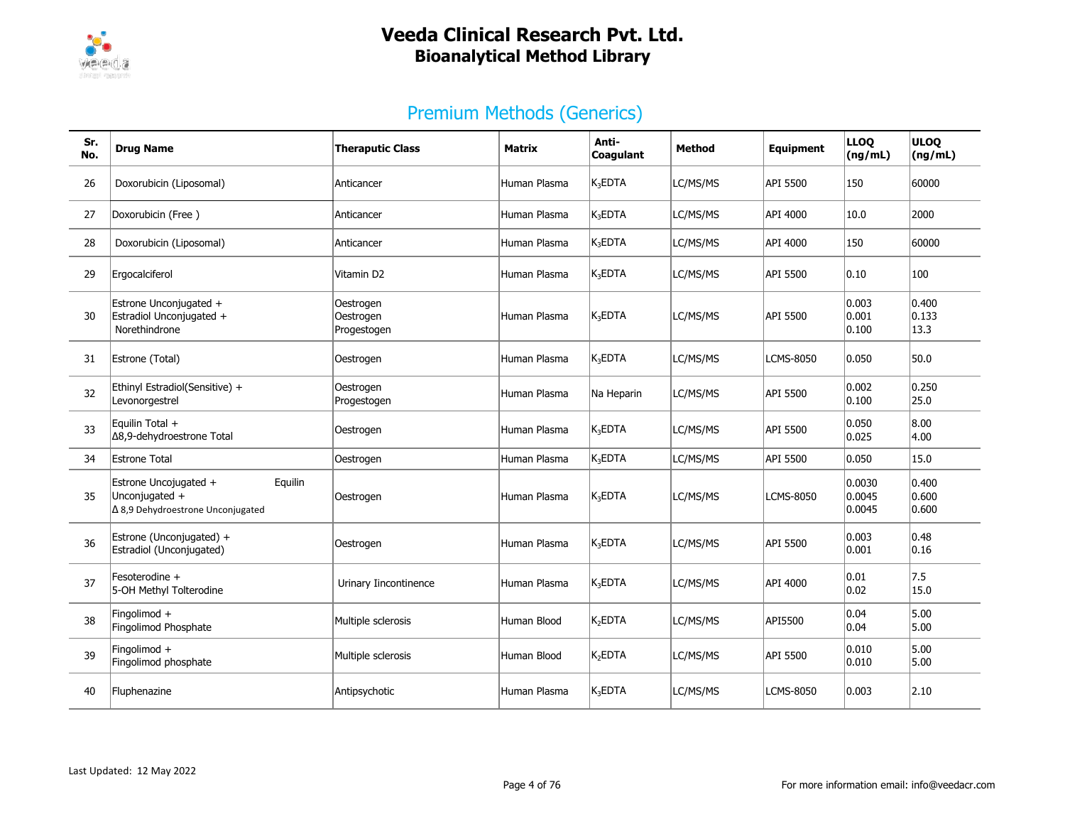# Veeda Clinical Research Pvt. Ltd.
## Bioanalytical Method Library

### Premium Methods (Generics)

| Sr. No. | Drug Name | Theraputic Class | Matrix | Anti-Coagulant | Method | Equipment | LLOQ (ng/mL) | ULOQ (ng/mL) |
|---|---|---|---|---|---|---|---|---|
| 26 | Doxorubicin (Liposomal) | Anticancer | Human Plasma | $K_3EDTA$ | LC/MS/MS | API 5500 | 150 | 60000 |
| 27 | Doxorubicin (Free ) | Anticancer | Human Plasma | $K_3EDTA$ | LC/MS/MS | API 4000 | 10.0 | 2000 |
| 28 | Doxorubicin (Liposomal) | Anticancer | Human Plasma | $K_3EDTA$ | LC/MS/MS | API 4000 | 150 | 60000 |
| 29 | Ergocalciferol | Vitamin D2 | Human Plasma | $K_3EDTA$ | LC/MS/MS | API 5500 | 0.10 | 100 |
| 30 | Estrone Unconjugated + Estradiol Unconjugated + Norethindrone | Oestrogen Oestrogen Progestogen | Human Plasma | $K_3EDTA$ | LC/MS/MS | API 5500 | 0.003 0.001 0.100 | 0.400 0.133 13.3 |
| 31 | Estrone (Total) | Oestrogen | Human Plasma | $K_3EDTA$ | LC/MS/MS | LCMS-8050 | 0.050 | 50.0 |
| 32 | Ethinyl Estradiol(Sensitive) + Levonorgestrel | Oestrogen Progestogen | Human Plasma | Na Heparin | LC/MS/MS | API 5500 | 0.002 0.100 | 0.250 25.0 |
| 33 | Equilin Total + Δ8,9-dehydroestrone Total | Oestrogen | Human Plasma | $K_3EDTA$ | LC/MS/MS | API 5500 | 0.050 0.025 | 8.00 4.00 |
| 34 | Estrone Total | Oestrogen | Human Plasma | $K_3EDTA$ | LC/MS/MS | API 5500 | 0.050 | 15.0 |
| 35 | Estrone Uncojugated + Equilin Unconjugated + Δ 8,9 Dehydroestrone Unconjugated | Oestrogen | Human Plasma | $K_3EDTA$ | LC/MS/MS | LCMS-8050 | 0.0030 0.0045 0.0045 | 0.400 0.600 0.600 |
| 36 | Estrone (Unconjugated) + Estradiol (Unconjugated) | Oestrogen | Human Plasma | $K_3EDTA$ | LC/MS/MS | API 5500 | 0.003 0.001 | 0.48 0.16 |
| 37 | Fesoterodine + 5-OH Methyl Tolterodine | Urinary Iincontinence | Human Plasma | $K_3EDTA$ | LC/MS/MS | API 4000 | 0.01 0.02 | 7.5 15.0 |
| 38 | Fingolimod + Fingolimod Phosphate | Multiple sclerosis | Human Blood | $K_2EDTA$ | LC/MS/MS | API5500 | 0.04 0.04 | 5.00 5.00 |
| 39 | Fingolimod + Fingolimod phosphate | Multiple sclerosis | Human Blood | $K_2EDTA$ | LC/MS/MS | API 5500 | 0.010 0.010 | 5.00 5.00 |
| 40 | Fluphenazine | Antipsychotic | Human Plasma | $K_3EDTA$ | LC/MS/MS | LCMS-8050 | 0.003 | 2.10 |

Last Updated: 12 May 2022

For more information email: info@veedacr.com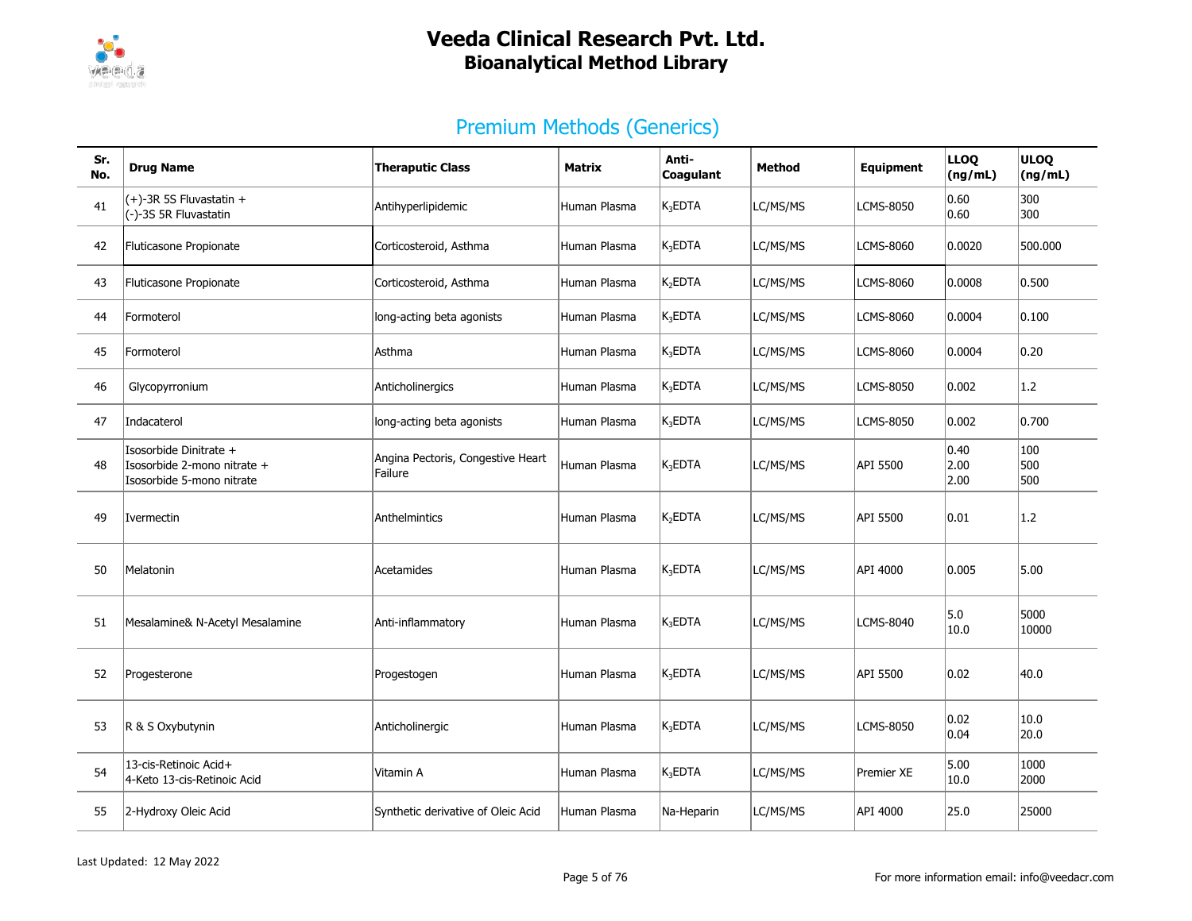# Veeda Clinical Research Pvt. Ltd.
## Bioanalytical Method Library

## Premium Methods (Generics)

| Sr. No. | Drug Name | Theraputic Class | Matrix | Anti-Coagulant | Method | Equipment | LLOQ (ng/mL) | ULOQ (ng/mL) |
|---|---|---|---|---|---|---|---|---|
| 41 | (+)-3R 5S Fluvastatin + (-)-3S 5R Fluvastatin | Antihyperlipidemic | Human Plasma | $K_3EDTA$ | LC/MS/MS | LCMS-8050 | 0.60 0.60 | 300 300 |
| 42 | Fluticasone Propionate | Corticosteroid, Asthma | Human Plasma | $K_3EDTA$ | LC/MS/MS | LCMS-8060 | 0.0020 | 500.000 |
| 43 | Fluticasone Propionate | Corticosteroid, Asthma | Human Plasma | $K_2EDTA$ | LC/MS/MS | LCMS-8060 | 0.0008 | 0.500 |
| 44 | Formoterol | long-acting beta agonists | Human Plasma | $K_3EDTA$ | LC/MS/MS | LCMS-8060 | 0.0004 | 0.100 |
| 45 | Formoterol | Asthma | Human Plasma | $K_3EDTA$ | LC/MS/MS | LCMS-8060 | 0.0004 | 0.20 |
| 46 | Glycopyrronium | Anticholinergics | Human Plasma | $K_3EDTA$ | LC/MS/MS | LCMS-8050 | 0.002 | 1.2 |
| 47 | Indacaterol | long-acting beta agonists | Human Plasma | $K_3EDTA$ | LC/MS/MS | LCMS-8050 | 0.002 | 0.700 |
| 48 | Isosorbide Dinitrate + Isosorbide 2-mono nitrate + Isosorbide 5-mono nitrate | Angina Pectoris, Congestive Heart Failure | Human Plasma | $K_3EDTA$ | LC/MS/MS | API 5500 | 0.40 2.00 2.00 | 100 500 500 |
| 49 | Ivermectin | Anthelmintics | Human Plasma | $K_2EDTA$ | LC/MS/MS | API 5500 | 0.01 | 1.2 |
| 50 | Melatonin | Acetamides | Human Plasma | $K_3EDTA$ | LC/MS/MS | API 4000 | 0.005 | 5.00 |
| 51 | Mesalamine& N-Acetyl Mesalamine | Anti-inflammatory | Human Plasma | $K_3EDTA$ | LC/MS/MS | LCMS-8040 | 5.0 10.0 | 5000 10000 |
| 52 | Progesterone | Progestogen | Human Plasma | $K_3EDTA$ | LC/MS/MS | API 5500 | 0.02 | 40.0 |
| 53 | R & S Oxybutynin | Anticholinergic | Human Plasma | $K_3EDTA$ | LC/MS/MS | LCMS-8050 | 0.02 0.04 | 10.0 20.0 |
| 54 | 13-cis-Retinoic Acid+ 4-Keto 13-cis-Retinoic Acid | Vitamin A | Human Plasma | $K_3EDTA$ | LC/MS/MS | Premier XE | 5.00 10.0 | 1000 2000 |
| 55 | 2-Hydroxy Oleic Acid | Synthetic derivative of Oleic Acid | Human Plasma | Na-Heparin | LC/MS/MS | API 4000 | 25.0 | 25000 |

Last Updated: 12 May 2022

For more information email: info@veedacr.com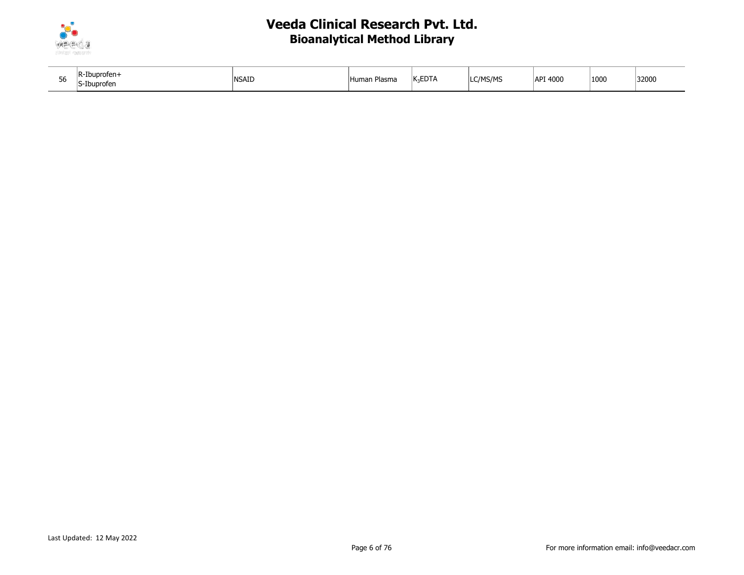| | | | | | | | | |
|---|---|---|---|---|---|---|---|---|
| 56 | R-Ibuprofen+ S-Ibuprofen | NSAID | Human Plasma | $K_3EDTA$ | LC/MS/MS | API 4000 | 1000 | 32000 |

Last Updated: 12 May 2022

For more information email: info@veedacr.com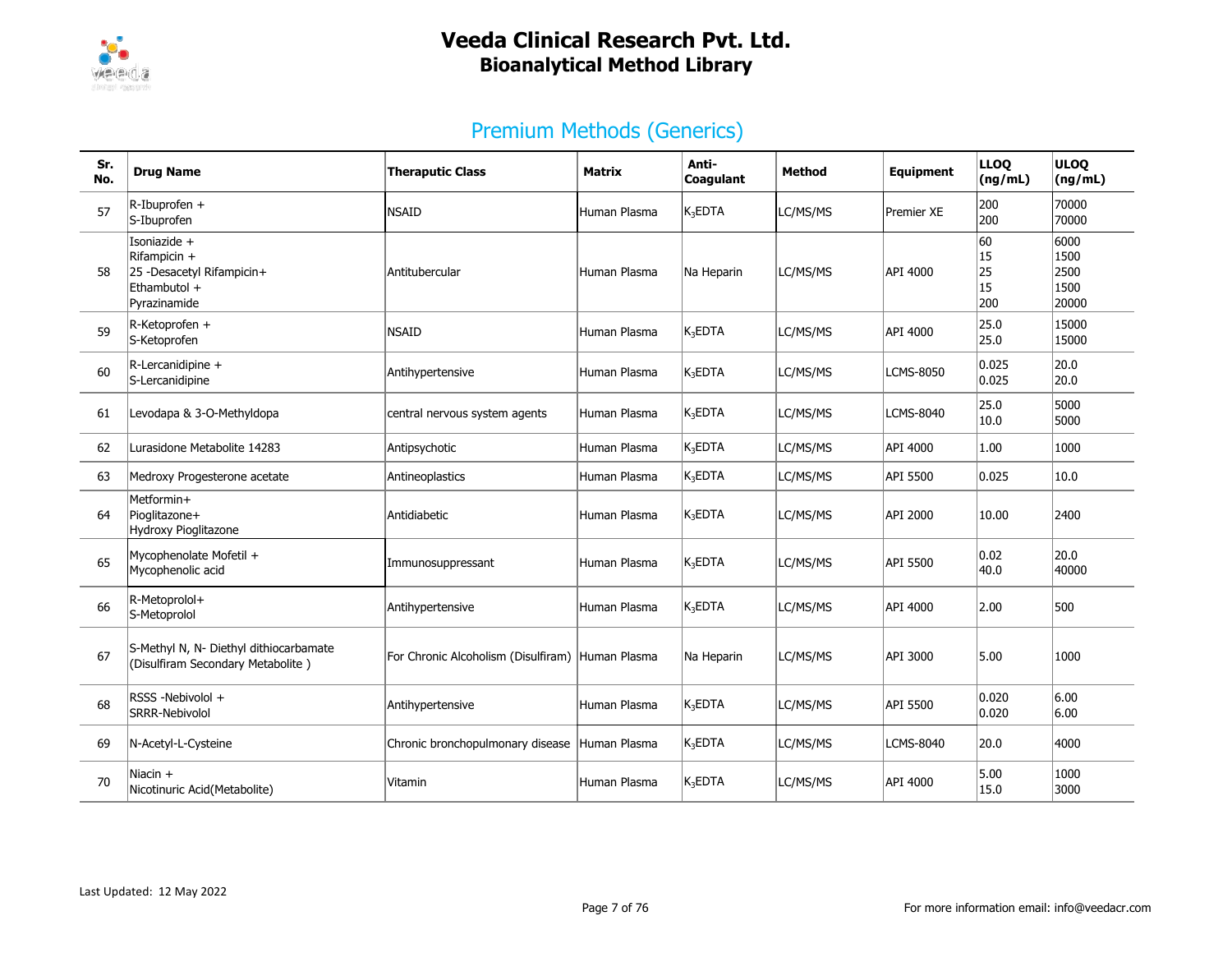# Veeda Clinical Research Pvt. Ltd.
## Bioanalytical Method Library

### Premium Methods (Generics)

| Sr. No. | Drug Name | Theraputic Class | Matrix | Anti-Coagulant | Method | Equipment | LLOQ (ng/mL) | ULOQ (ng/mL) |
|---|---|---|---|---|---|---|---|---|
| 57 | R-Ibuprofen + S-Ibuprofen | NSAID | Human Plasma | $K_3$EDTA | LC/MS/MS | Premier XE | 200 200 | 70000 70000 |
| 58 | Isoniazide + Rifampicin + 25 -Desacetyl Rifampicin+ Ethambutol + Pyrazinamide | Antitubercular | Human Plasma | Na Heparin | LC/MS/MS | API 4000 | 60 15 25 15 200 | 6000 1500 2500 1500 20000 |
| 59 | R-Ketoprofen + S-Ketoprofen | NSAID | Human Plasma | $K_3$EDTA | LC/MS/MS | API 4000 | 25.0 25.0 | 15000 15000 |
| 60 | R-Lercanidipine + S-Lercanidipine | Antihypertensive | Human Plasma | $K_3$EDTA | LC/MS/MS | LCMS-8050 | 0.025 0.025 | 20.0 20.0 |
| 61 | Levodapa & 3-O-Methyldopa | central nervous system agents | Human Plasma | $K_3$EDTA | LC/MS/MS | LCMS-8040 | 25.0 10.0 | 5000 5000 |
| 62 | Lurasidone Metabolite 14283 | Antipsychotic | Human Plasma | $K_3$EDTA | LC/MS/MS | API 4000 | 1.00 | 1000 |
| 63 | Medroxy Progesterone acetate | Antineoplastics | Human Plasma | $K_3$EDTA | LC/MS/MS | API 5500 | 0.025 | 10.0 |
| 64 | Metformin+ Pioglitazone+ Hydroxy Pioglitazone | Antidiabetic | Human Plasma | $K_3$EDTA | LC/MS/MS | API 2000 | 10.00 | 2400 |
| 65 | Mycophenolate Mofetil + Mycophenolic acid | Immunosuppressant | Human Plasma | $K_3$EDTA | LC/MS/MS | API 5500 | 0.02 40.0 | 20.0 40000 |
| 66 | R-Metoprolol+ S-Metoprolol | Antihypertensive | Human Plasma | $K_3$EDTA | LC/MS/MS | API 4000 | 2.00 | 500 |
| 67 | S-Methyl N, N- Diethyl dithiocarbamate (Disulfiram Secondary Metabolite ) | For Chronic Alcoholism (Disulfiram) | Human Plasma | Na Heparin | LC/MS/MS | API 3000 | 5.00 | 1000 |
| 68 | RSSS -Nebivolol + SRRR-Nebivolol | Antihypertensive | Human Plasma | $K_3$EDTA | LC/MS/MS | API 5500 | 0.020 0.020 | 6.00 6.00 |
| 69 | N-Acetyl-L-Cysteine | Chronic bronchopulmonary disease | Human Plasma | $K_3$EDTA | LC/MS/MS | LCMS-8040 | 20.0 | 4000 |
| 70 | Niacin + Nicotinuric Acid(Metabolite) | Vitamin | Human Plasma | $K_3$EDTA | LC/MS/MS | API 4000 | 5.00 15.0 | 1000 3000 |

Last Updated: 12 May 2022

For more information email: info@veedacr.com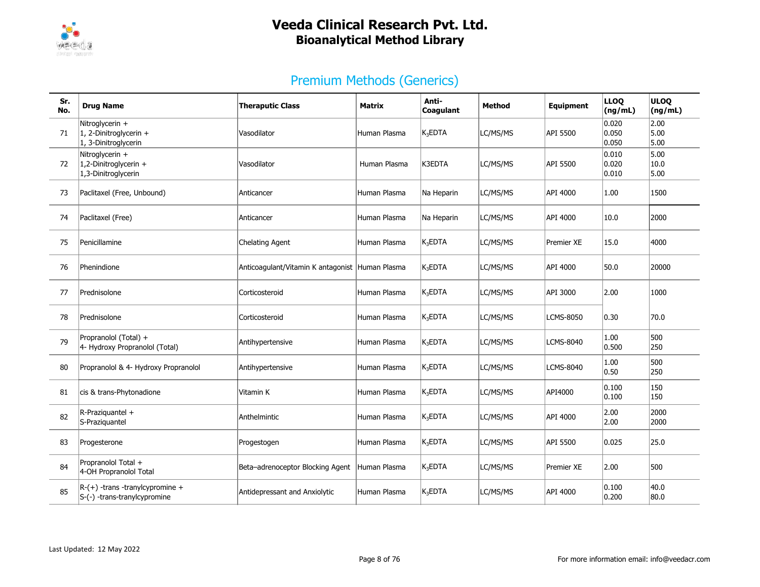# Veeda Clinical Research Pvt. Ltd.
## Bioanalytical Method Library

## Premium Methods (Generics)

| Sr. No. | Drug Name | Theraputic Class | Matrix | Anti-Coagulant | Method | Equipment | LLOQ (ng/mL) | ULOQ (ng/mL) |
|---|---|---|---|---|---|---|---|---|
| 71 | Nitroglycerin + 1, 2-Dinitroglycerin + 1, 3-Dinitroglycerin | Vasodilator | Human Plasma | $K_3EDTA$ | LC/MS/MS | API 5500 | 0.020 0.050 0.050 | 2.00 5.00 5.00 |
| 72 | Nitroglycerin + 1,2-Dinitroglycerin + 1,3-Dinitroglycerin | Vasodilator | Human Plasma | K3EDTA | LC/MS/MS | API 5500 | 0.010 0.020 0.010 | 5.00 10.0 5.00 |
| 73 | Paclitaxel (Free, Unbound) | Anticancer | Human Plasma | Na Heparin | LC/MS/MS | API 4000 | 1.00 | 1500 |
| 74 | Paclitaxel (Free) | Anticancer | Human Plasma | Na Heparin | LC/MS/MS | API 4000 | 10.0 | 2000 |
| 75 | Penicillamine | Chelating Agent | Human Plasma | $K_3EDTA$ | LC/MS/MS | Premier XE | 15.0 | 4000 |
| 76 | Phenindione | Anticoagulant/Vitamin K antagonist | Human Plasma | $K_3EDTA$ | LC/MS/MS | API 4000 | 50.0 | 20000 |
| 77 | Prednisolone | Corticosteroid | Human Plasma | $K_3EDTA$ | LC/MS/MS | API 3000 | 2.00 | 1000 |
| 78 | Prednisolone | Corticosteroid | Human Plasma | $K_3EDTA$ | LC/MS/MS | LCMS-8050 | 0.30 | 70.0 |
| 79 | Propranolol (Total) + 4- Hydroxy Propranolol (Total) | Antihypertensive | Human Plasma | $K_3EDTA$ | LC/MS/MS | LCMS-8040 | 1.00 0.500 | 500 250 |
| 80 | Propranolol & 4- Hydroxy Propranolol | Antihypertensive | Human Plasma | $K_3EDTA$ | LC/MS/MS | LCMS-8040 | 1.00 0.50 | 500 250 |
| 81 | cis & trans-Phytonadione | Vitamin K | Human Plasma | $K_3EDTA$ | LC/MS/MS | API4000 | 0.100 0.100 | 150 150 |
| 82 | R-Praziquantel + S-Praziquantel | Anthelmintic | Human Plasma | $K_3EDTA$ | LC/MS/MS | API 4000 | 2.00 2.00 | 2000 2000 |
| 83 | Progesterone | Progestogen | Human Plasma | $K_3EDTA$ | LC/MS/MS | API 5500 | 0.025 | 25.0 |
| 84 | Propranolol Total + 4-OH Propranolol Total | Beta–adrenoceptor Blocking Agent | Human Plasma | $K_3EDTA$ | LC/MS/MS | Premier XE | 2.00 | 500 |
| 85 | R-(+) -trans -tranylcypromine + S-(-) -trans-tranylcypromine | Antidepressant and Anxiolytic | Human Plasma | $K_3EDTA$ | LC/MS/MS | API 4000 | 0.100 0.200 | 40.0 80.0 |

Last Updated: 12 May 2022

For more information email: info@veedacr.com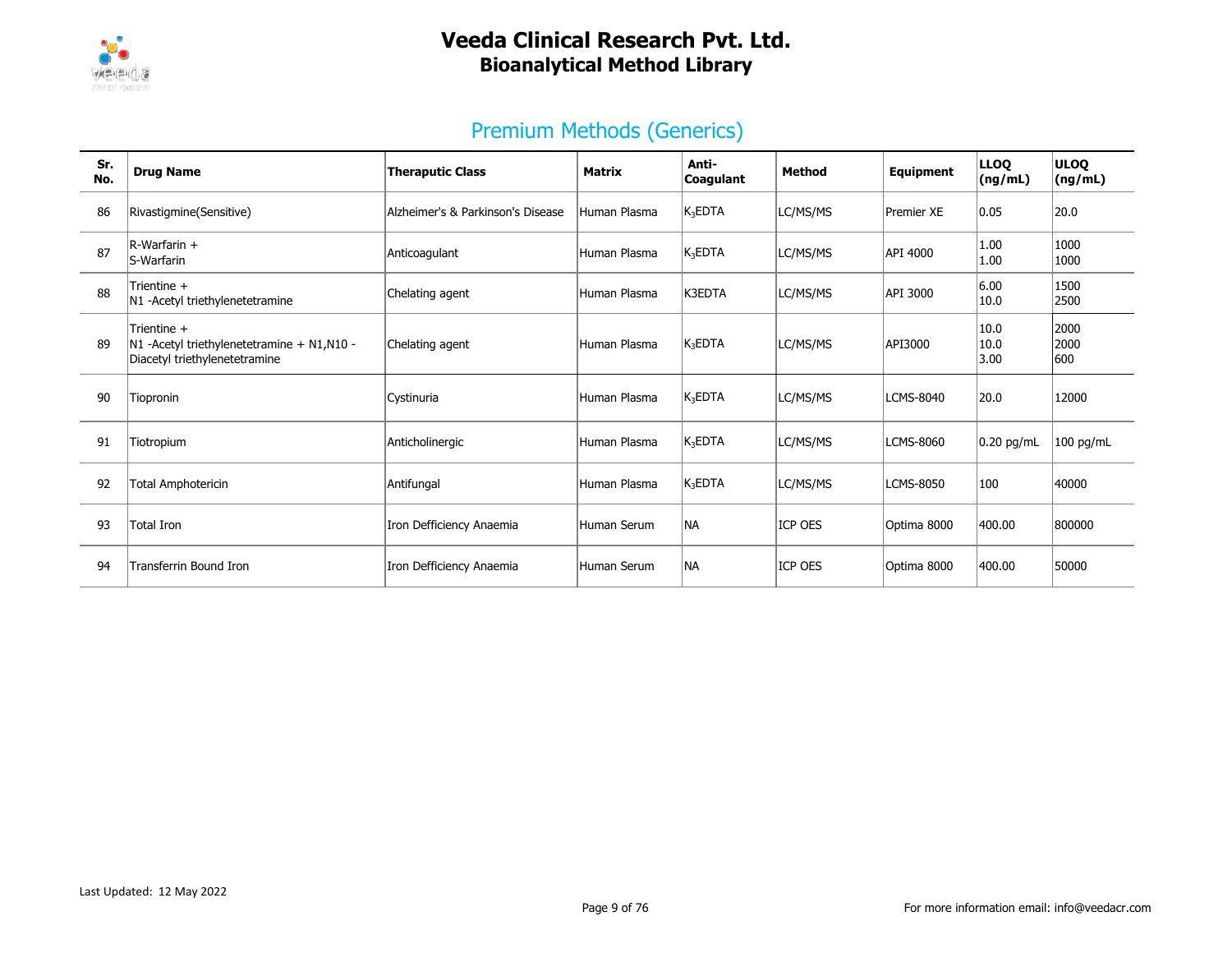# Veeda Clinical Research Pvt. Ltd.
## Bioanalytical Method Library

## Premium Methods (Generics)

| Sr. No. | Drug Name | Theraputic Class | Matrix | Anti-Coagulant | Method | Equipment | LLOQ (ng/mL) | ULOQ (ng/mL) |
|---|---|---|---|---|---|---|---|---|
| 86 | Rivastigmine(Sensitive) | Alzheimer's & Parkinson's Disease | Human Plasma | $K_3EDTA$ | LC/MS/MS | Premier XE | 0.05 | 20.0 |
| 87 | R-Warfarin + S-Warfarin | Anticoagulant | Human Plasma | $K_3EDTA$ | LC/MS/MS | API 4000 | 1.00 1.00 | 1000 1000 |
| 88 | Trientine + N1 -Acetyl triethylenetetramine | Chelating agent | Human Plasma | K3EDTA | LC/MS/MS | API 3000 | 6.00 10.0 | 1500 2500 |
| 89 | Trientine + N1 -Acetyl triethylenetetramine + N1,N10 - Diacetyl triethylenetetramine | Chelating agent | Human Plasma | $K_3EDTA$ | LC/MS/MS | API3000 | 10.0 10.0 3.00 | 2000 2000 600 |
| 90 | Tiopronin | Cystinuria | Human Plasma | $K_3EDTA$ | LC/MS/MS | LCMS-8040 | 20.0 | 12000 |
| 91 | Tiotropium | Anticholinergic | Human Plasma | $K_3EDTA$ | LC/MS/MS | LCMS-8060 | 0.20 pg/mL | 100 pg/mL |
| 92 | Total Amphotericin | Antifungal | Human Plasma | $K_3EDTA$ | LC/MS/MS | LCMS-8050 | 100 | 40000 |
| 93 | Total Iron | Iron Defficiency Anaemia | Human Serum | NA | ICP OES | Optima 8000 | 400.00 | 800000 |
| 94 | Transferrin Bound Iron | Iron Defficiency Anaemia | Human Serum | NA | ICP OES | Optima 8000 | 400.00 | 50000 |

Last Updated: 12 May 2022

For more information email: info@veedacr.com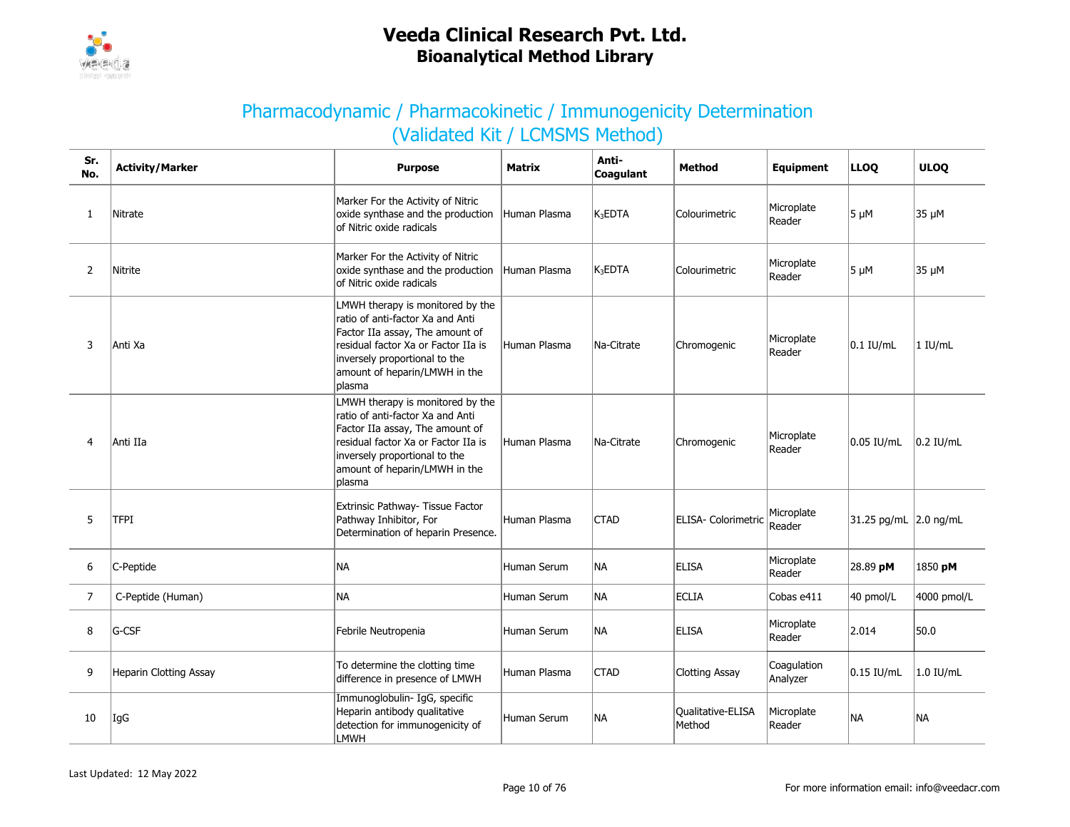## Pharmacodynamic / Pharmacokinetic / Immunogenicity Determination (Validated Kit / LCMSMS Method)

| Sr. No. | Activity/Marker | Purpose | Matrix | Anti-Coagulant | Method | Equipment | LLOQ | ULOQ |
|---|---|---|---|---|---|---|---|---|
| 1 | Nitrate | Marker For the Activity of Nitric oxide synthase and the production of Nitric oxide radicals | Human Plasma | $K_3EDTA$ | Colourimetric | Microplate Reader | 5 µM | 35 µM |
| 2 | Nitrite | Marker For the Activity of Nitric oxide synthase and the production of Nitric oxide radicals | Human Plasma | $K_3EDTA$ | Colourimetric | Microplate Reader | 5 µM | 35 µM |
| 3 | Anti Xa | LMWH therapy is monitored by the ratio of anti-factor Xa and Anti Factor IIa assay, The amount of residual factor Xa or Factor IIa is inversely proportional to the amount of heparin/LMWH in the plasma | Human Plasma | Na-Citrate | Chromogenic | Microplate Reader | 0.1 IU/mL | 1 IU/mL |
| 4 | Anti IIa | LMWH therapy is monitored by the ratio of anti-factor Xa and Anti Factor IIa assay, The amount of residual factor Xa or Factor IIa is inversely proportional to the amount of heparin/LMWH in the plasma | Human Plasma | Na-Citrate | Chromogenic | Microplate Reader | 0.05 IU/mL | 0.2 IU/mL |
| 5 | TFPI | Extrinsic Pathway- Tissue Factor Pathway Inhibitor, For Determination of heparin Presence. | Human Plasma | CTAD | ELISA- Colorimetric | Microplate Reader | 31.25 pg/mL | 2.0 ng/mL |
| 6 | C-Peptide | NA | Human Serum | NA | ELISA | Microplate Reader | 28.89 **pM** | 1850 **pM** |
| 7 | C-Peptide (Human) | NA | Human Serum | NA | ECLIA | Cobas e411 | 40 pmol/L | 4000 pmol/L |
| 8 | G-CSF | Febrile Neutropenia | Human Serum | NA | ELISA | Microplate Reader | 2.014 | 50.0 |
| 9 | Heparin Clotting Assay | To determine the clotting time difference in presence of LMWH | Human Plasma | CTAD | Clotting Assay | Coagulation Analyzer | 0.15 IU/mL | 1.0 IU/mL |
| 10 | IgG | Immunoglobulin- IgG, specific Heparin antibody qualitative detection for immunogenicity of LMWH | Human Serum | NA | Qualitative-ELISA Method | Microplate Reader | NA | NA |

Last Updated: 12 May 2022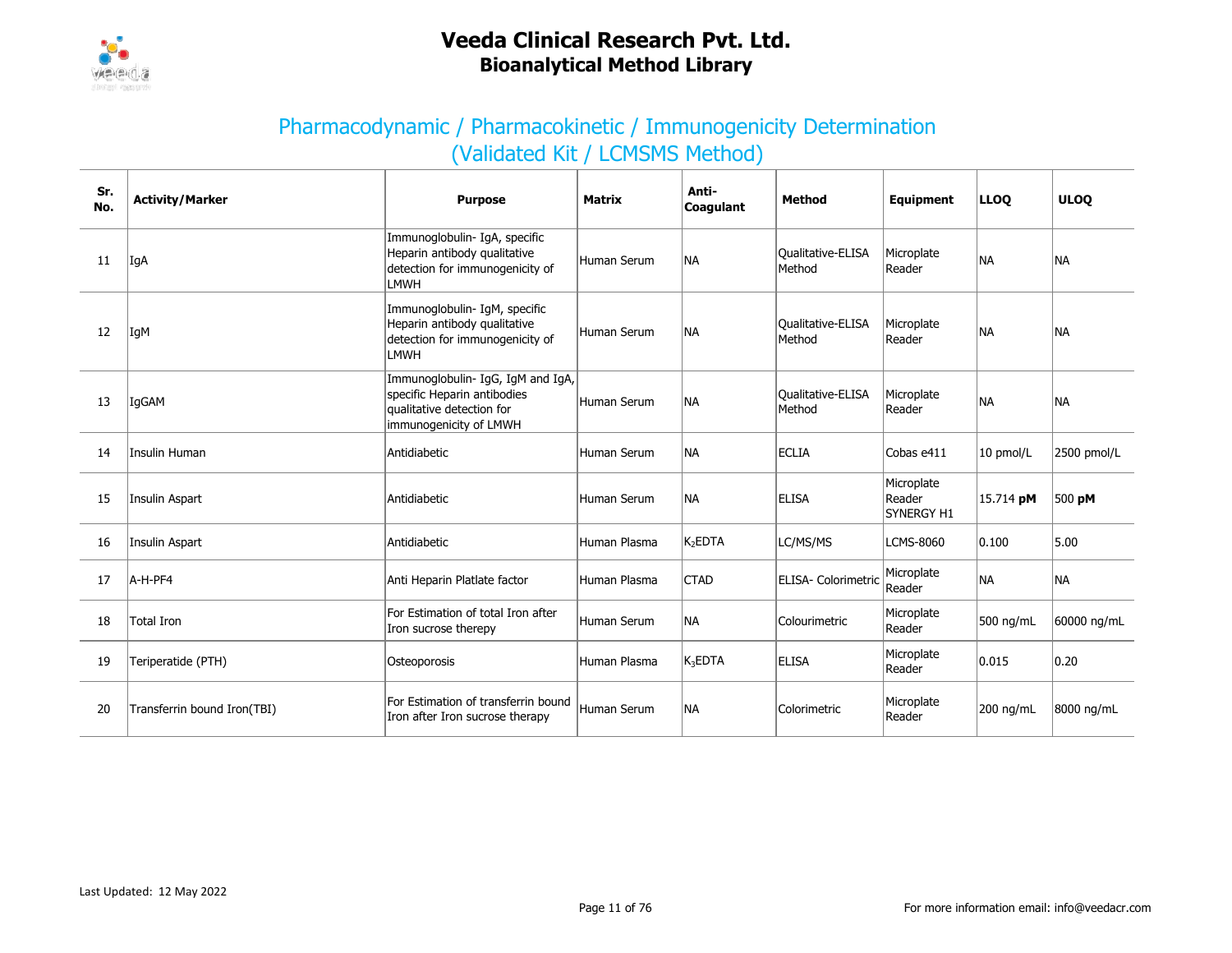# Veeda Clinical Research Pvt. Ltd.
## Bioanalytical Method Library

### Pharmacodynamic / Pharmacokinetic / Immunogenicity Determination (Validated Kit / LCMSMS Method)

| Sr. No. | Activity/Marker | Purpose | Matrix | Anti-Coagulant | Method | Equipment | LLOQ | ULOQ |
|---|---|---|---|---|---|---|---|---|
| 11 | IgA | Immunoglobulin- IgA, specific Heparin antibody qualitative detection for immunogenicity of LMWH | Human Serum | NA | Qualitative-ELISA Method | Microplate Reader | NA | NA |
| 12 | IgM | Immunoglobulin- IgM, specific Heparin antibody qualitative detection for immunogenicity of LMWH | Human Serum | NA | Qualitative-ELISA Method | Microplate Reader | NA | NA |
| 13 | IgGAM | Immunoglobulin- IgG, IgM and IgA, specific Heparin antibodies qualitative detection for immunogenicity of LMWH | Human Serum | NA | Qualitative-ELISA Method | Microplate Reader | NA | NA |
| 14 | Insulin Human | Antidiabetic | Human Serum | NA | ECLIA | Cobas e411 | 10 pmol/L | 2500 pmol/L |
| 15 | Insulin Aspart | Antidiabetic | Human Serum | NA | ELISA | Microplate Reader SYNERGY H1 | 15.714 **pM** | 500 **pM** |
| 16 | Insulin Aspart | Antidiabetic | Human Plasma | $K_2$EDTA | LC/MS/MS | LCMS-8060 | 0.100 | 5.00 |
| 17 | A-H-PF4 | Anti Heparin Platlate factor | Human Plasma | CTAD | ELISA- Colorimetric | Microplate Reader | NA | NA |
| 18 | Total Iron | For Estimation of total Iron after Iron sucrose therepy | Human Serum | NA | Colourimetric | Microplate Reader | 500 ng/mL | 60000 ng/mL |
| 19 | Teriperatide (PTH) | Osteoporosis | Human Plasma | $K_3$EDTA | ELISA | Microplate Reader | 0.015 | 0.20 |
| 20 | Transferrin bound Iron(TBI) | For Estimation of transferrin bound Iron after Iron sucrose therapy | Human Serum | NA | Colorimetric | Microplate Reader | 200 ng/mL | 8000 ng/mL |

Last Updated: 12 May 2022

For more information email: info@veedacr.com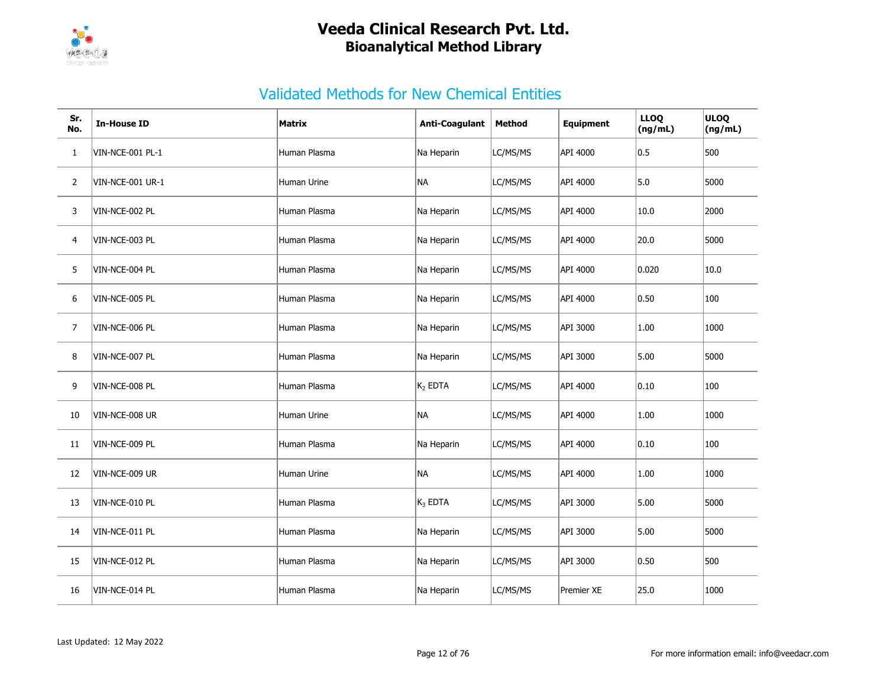# Veeda Clinical Research Pvt. Ltd.
## Bioanalytical Method Library

### Validated Methods for New Chemical Entities

| Sr. No. | In-House ID | Matrix | Anti-Coagulant | Method | Equipment | LLOQ (ng/mL) | ULOQ (ng/mL) |
|---|---|---|---|---|---|---|---|
| 1 | VIN-NCE-001 PL-1 | Human Plasma | Na Heparin | LC/MS/MS | API 4000 | 0.5 | 500 |
| 2 | VIN-NCE-001 UR-1 | Human Urine | NA | LC/MS/MS | API 4000 | 5.0 | 5000 |
| 3 | VIN-NCE-002 PL | Human Plasma | Na Heparin | LC/MS/MS | API 4000 | 10.0 | 2000 |
| 4 | VIN-NCE-003 PL | Human Plasma | Na Heparin | LC/MS/MS | API 4000 | 20.0 | 5000 |
| 5 | VIN-NCE-004 PL | Human Plasma | Na Heparin | LC/MS/MS | API 4000 | 0.020 | 10.0 |
| 6 | VIN-NCE-005 PL | Human Plasma | Na Heparin | LC/MS/MS | API 4000 | 0.50 | 100 |
| 7 | VIN-NCE-006 PL | Human Plasma | Na Heparin | LC/MS/MS | API 3000 | 1.00 | 1000 |
| 8 | VIN-NCE-007 PL | Human Plasma | Na Heparin | LC/MS/MS | API 3000 | 5.00 | 5000 |
| 9 | VIN-NCE-008 PL | Human Plasma | $K_2$ EDTA | LC/MS/MS | API 4000 | 0.10 | 100 |
| 10 | VIN-NCE-008 UR | Human Urine | NA | LC/MS/MS | API 4000 | 1.00 | 1000 |
| 11 | VIN-NCE-009 PL | Human Plasma | Na Heparin | LC/MS/MS | API 4000 | 0.10 | 100 |
| 12 | VIN-NCE-009 UR | Human Urine | NA | LC/MS/MS | API 4000 | 1.00 | 1000 |
| 13 | VIN-NCE-010 PL | Human Plasma | $K_3$ EDTA | LC/MS/MS | API 3000 | 5.00 | 5000 |
| 14 | VIN-NCE-011 PL | Human Plasma | Na Heparin | LC/MS/MS | API 3000 | 5.00 | 5000 |
| 15 | VIN-NCE-012 PL | Human Plasma | Na Heparin | LC/MS/MS | API 3000 | 0.50 | 500 |
| 16 | VIN-NCE-014 PL | Human Plasma | Na Heparin | LC/MS/MS | Premier XE | 25.0 | 1000 |

Last Updated: 12 May 2022

For more information email: info@veedacr.com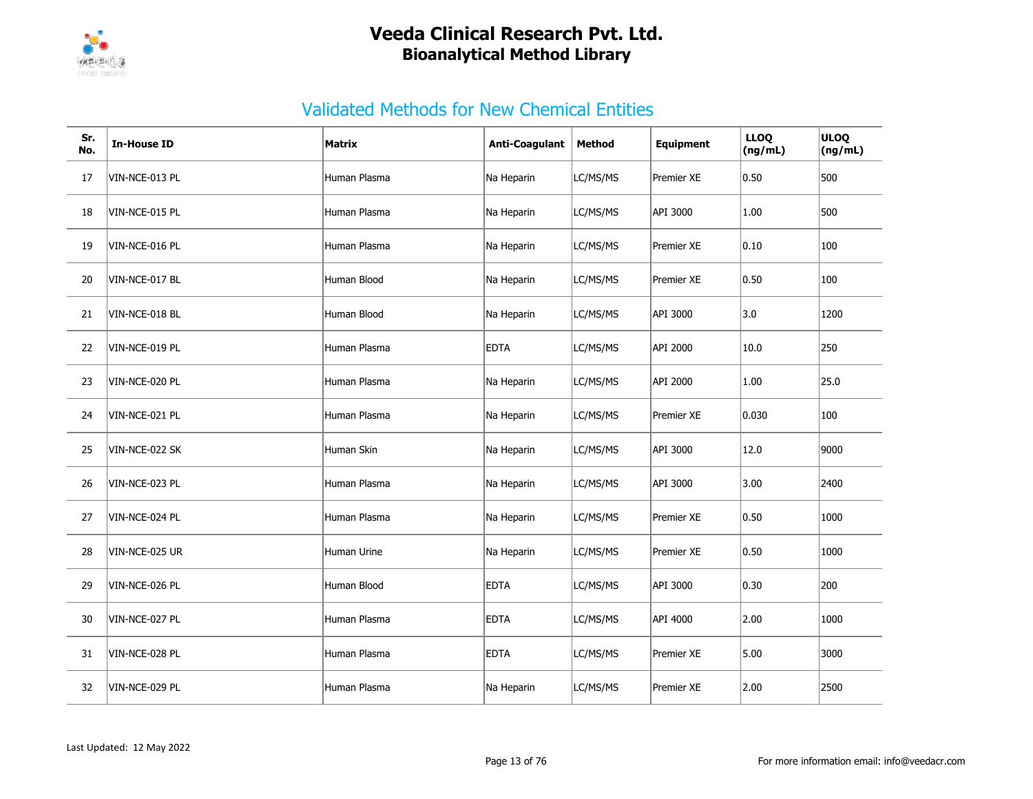# Veeda Clinical Research Pvt. Ltd.
## Bioanalytical Method Library

## Validated Methods for New Chemical Entities

| Sr. No. | In-House ID | Matrix | Anti-Coagulant | Method | Equipment | LLOQ (ng/mL) | ULOQ (ng/mL) |
|---|---|---|---|---|---|---|---|
| 17 | VIN-NCE-013 PL | Human Plasma | Na Heparin | LC/MS/MS | Premier XE | 0.50 | 500 |
| 18 | VIN-NCE-015 PL | Human Plasma | Na Heparin | LC/MS/MS | API 3000 | 1.00 | 500 |
| 19 | VIN-NCE-016 PL | Human Plasma | Na Heparin | LC/MS/MS | Premier XE | 0.10 | 100 |
| 20 | VIN-NCE-017 BL | Human Blood | Na Heparin | LC/MS/MS | Premier XE | 0.50 | 100 |
| 21 | VIN-NCE-018 BL | Human Blood | Na Heparin | LC/MS/MS | API 3000 | 3.0 | 1200 |
| 22 | VIN-NCE-019 PL | Human Plasma | EDTA | LC/MS/MS | API 2000 | 10.0 | 250 |
| 23 | VIN-NCE-020 PL | Human Plasma | Na Heparin | LC/MS/MS | API 2000 | 1.00 | 25.0 |
| 24 | VIN-NCE-021 PL | Human Plasma | Na Heparin | LC/MS/MS | Premier XE | 0.030 | 100 |
| 25 | VIN-NCE-022 SK | Human Skin | Na Heparin | LC/MS/MS | API 3000 | 12.0 | 9000 |
| 26 | VIN-NCE-023 PL | Human Plasma | Na Heparin | LC/MS/MS | API 3000 | 3.00 | 2400 |
| 27 | VIN-NCE-024 PL | Human Plasma | Na Heparin | LC/MS/MS | Premier XE | 0.50 | 1000 |
| 28 | VIN-NCE-025 UR | Human Urine | Na Heparin | LC/MS/MS | Premier XE | 0.50 | 1000 |
| 29 | VIN-NCE-026 PL | Human Blood | EDTA | LC/MS/MS | API 3000 | 0.30 | 200 |
| 30 | VIN-NCE-027 PL | Human Plasma | EDTA | LC/MS/MS | API 4000 | 2.00 | 1000 |
| 31 | VIN-NCE-028 PL | Human Plasma | EDTA | LC/MS/MS | Premier XE | 5.00 | 3000 |
| 32 | VIN-NCE-029 PL | Human Plasma | Na Heparin | LC/MS/MS | Premier XE | 2.00 | 2500 |

Last Updated: 12 May 2022

For more information email: info@veedacr.com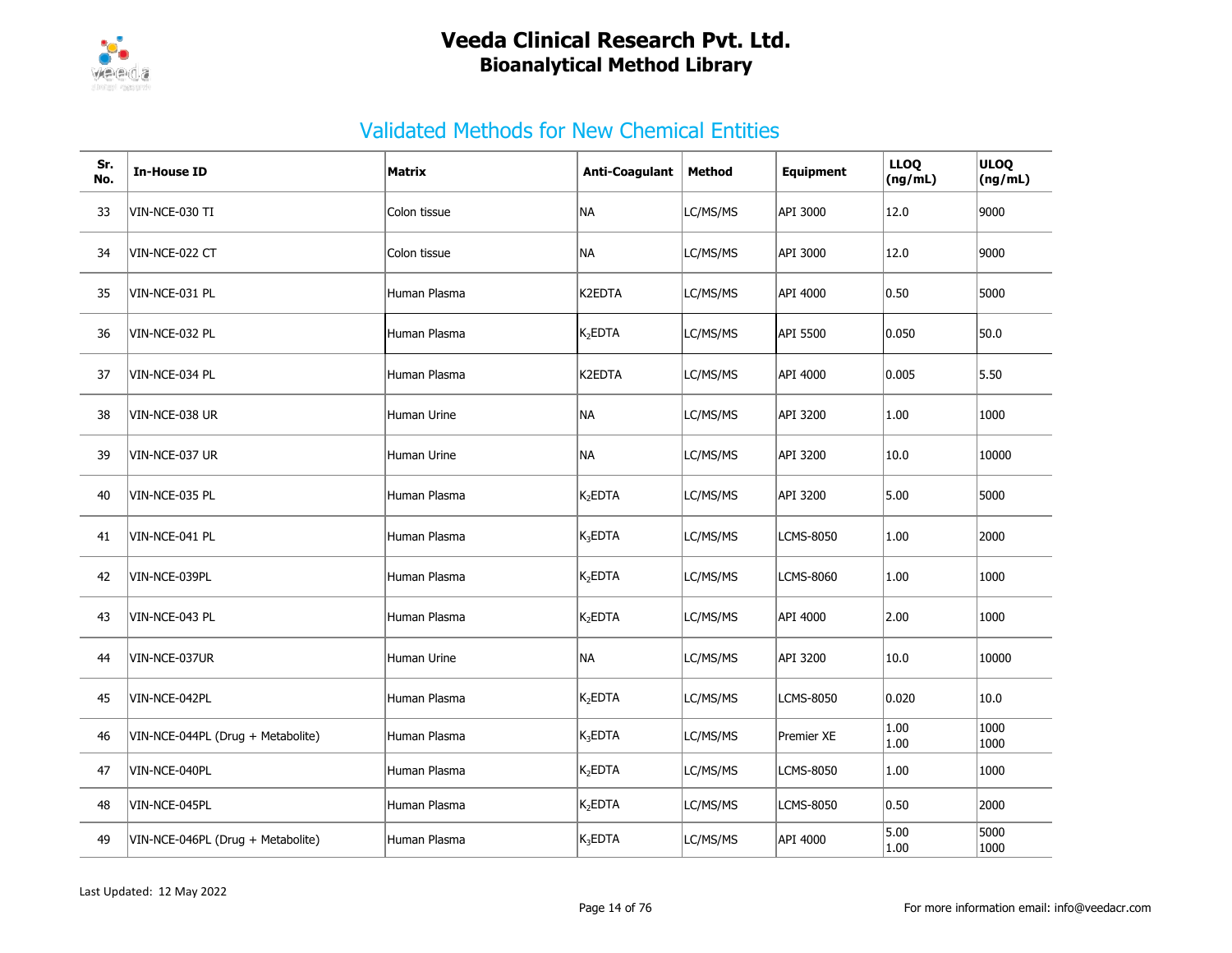# Veeda Clinical Research Pvt. Ltd.
## Bioanalytical Method Library

## Validated Methods for New Chemical Entities

| Sr. No. | In-House ID | Matrix | Anti-Coagulant | Method | Equipment | LLOQ (ng/mL) | ULOQ (ng/mL) |
|---|---|---|---|---|---|---|---|
| 33 | VIN-NCE-030 TI | Colon tissue | NA | LC/MS/MS | API 3000 | 12.0 | 9000 |
| 34 | VIN-NCE-022 CT | Colon tissue | NA | LC/MS/MS | API 3000 | 12.0 | 9000 |
| 35 | VIN-NCE-031 PL | Human Plasma | K2EDTA | LC/MS/MS | API 4000 | 0.50 | 5000 |
| 36 | VIN-NCE-032 PL | Human Plasma | $K_2$EDTA | LC/MS/MS | API 5500 | 0.050 | 50.0 |
| 37 | VIN-NCE-034 PL | Human Plasma | K2EDTA | LC/MS/MS | API 4000 | 0.005 | 5.50 |
| 38 | VIN-NCE-038 UR | Human Urine | NA | LC/MS/MS | API 3200 | 1.00 | 1000 |
| 39 | VIN-NCE-037 UR | Human Urine | NA | LC/MS/MS | API 3200 | 10.0 | 10000 |
| 40 | VIN-NCE-035 PL | Human Plasma | $K_2$EDTA | LC/MS/MS | API 3200 | 5.00 | 5000 |
| 41 | VIN-NCE-041 PL | Human Plasma | $K_3$EDTA | LC/MS/MS | LCMS-8050 | 1.00 | 2000 |
| 42 | VIN-NCE-039PL | Human Plasma | $K_2$EDTA | LC/MS/MS | LCMS-8060 | 1.00 | 1000 |
| 43 | VIN-NCE-043 PL | Human Plasma | $K_2$EDTA | LC/MS/MS | API 4000 | 2.00 | 1000 |
| 44 | VIN-NCE-037UR | Human Urine | NA | LC/MS/MS | API 3200 | 10.0 | 10000 |
| 45 | VIN-NCE-042PL | Human Plasma | $K_2$EDTA | LC/MS/MS | LCMS-8050 | 0.020 | 10.0 |
| 46 | VIN-NCE-044PL (Drug + Metabolite) | Human Plasma | $K_3$EDTA | LC/MS/MS | Premier XE | 1.00<br>1.00 | 1000<br>1000 |
| 47 | VIN-NCE-040PL | Human Plasma | $K_2$EDTA | LC/MS/MS | LCMS-8050 | 1.00 | 1000 |
| 48 | VIN-NCE-045PL | Human Plasma | $K_2$EDTA | LC/MS/MS | LCMS-8050 | 0.50 | 2000 |
| 49 | VIN-NCE-046PL (Drug + Metabolite) | Human Plasma | $K_3$EDTA | LC/MS/MS | API 4000 | 5.00<br>1.00 | 5000<br>1000 |

Last Updated: 12 May 2022

For more information email: info@veedacr.com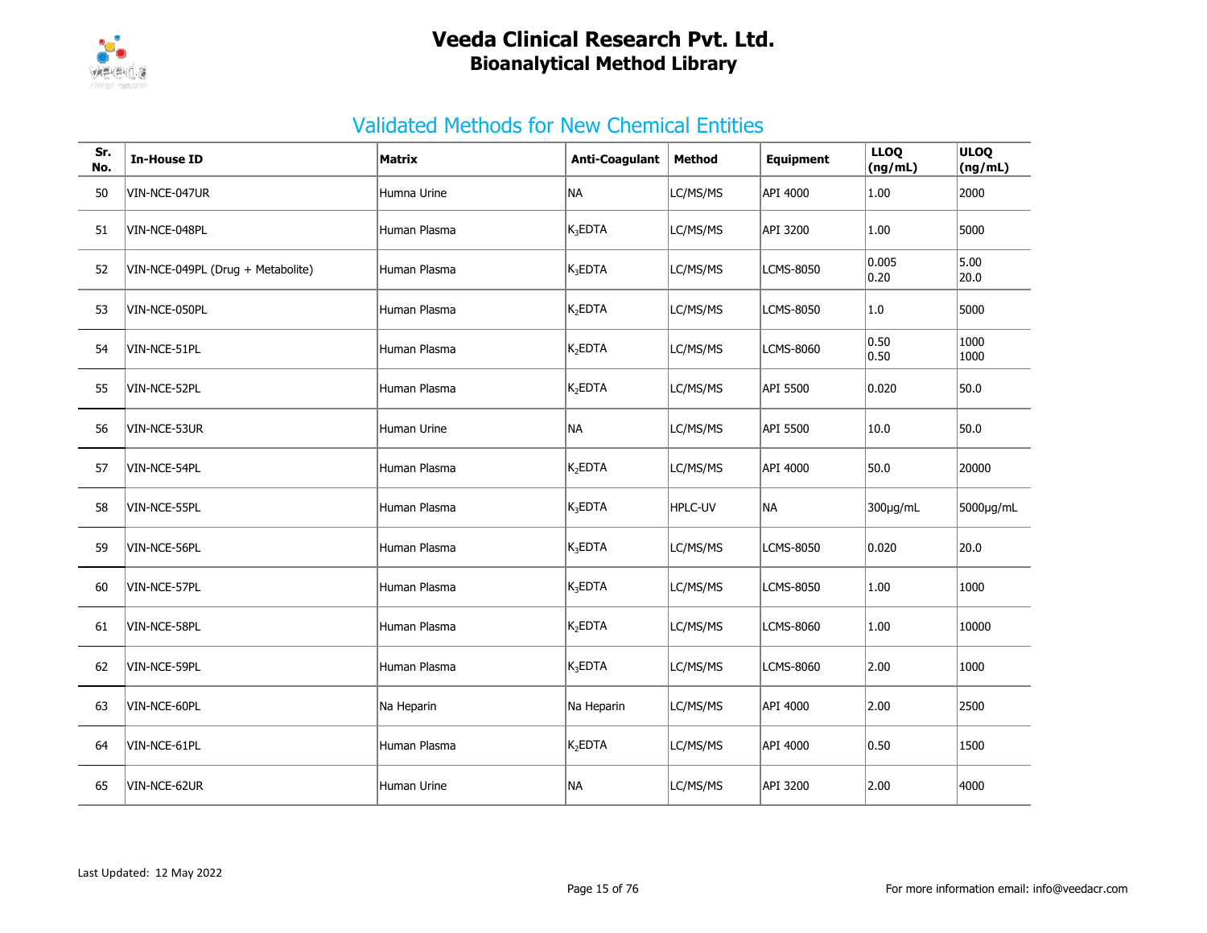# Veeda Clinical Research Pvt. Ltd.

## Bioanalytical Method Library

## Validated Methods for New Chemical Entities

| Sr. No. | In-House ID | Matrix | Anti-Coagulant | Method | Equipment | LLOQ (ng/mL) | ULOQ (ng/mL) |
|---|---|---|---|---|---|---|---|
| 50 | VIN-NCE-047UR | Humna Urine | NA | LC/MS/MS | API 4000 | 1.00 | 2000 |
| 51 | VIN-NCE-048PL | Human Plasma | $K_3EDTA$ | LC/MS/MS | API 3200 | 1.00 | 5000 |
| 52 | VIN-NCE-049PL (Drug + Metabolite) | Human Plasma | $K_3EDTA$ | LC/MS/MS | LCMS-8050 | 0.005<br>0.20 | 5.00<br>20.0 |
| 53 | VIN-NCE-050PL | Human Plasma | $K_2EDTA$ | LC/MS/MS | LCMS-8050 | 1.0 | 5000 |
| 54 | VIN-NCE-51PL | Human Plasma | $K_2EDTA$ | LC/MS/MS | LCMS-8060 | 0.50<br>0.50 | 1000<br>1000 |
| 55 | VIN-NCE-52PL | Human Plasma | $K_2EDTA$ | LC/MS/MS | API 5500 | 0.020 | 50.0 |
| 56 | VIN-NCE-53UR | Human Urine | NA | LC/MS/MS | API 5500 | 10.0 | 50.0 |
| 57 | VIN-NCE-54PL | Human Plasma | $K_2EDTA$ | LC/MS/MS | API 4000 | 50.0 | 20000 |
| 58 | VIN-NCE-55PL | Human Plasma | $K_3EDTA$ | HPLC-UV | NA | 300µg/mL | 5000µg/mL |
| 59 | VIN-NCE-56PL | Human Plasma | $K_3EDTA$ | LC/MS/MS | LCMS-8050 | 0.020 | 20.0 |
| 60 | VIN-NCE-57PL | Human Plasma | $K_3EDTA$ | LC/MS/MS | LCMS-8050 | 1.00 | 1000 |
| 61 | VIN-NCE-58PL | Human Plasma | $K_2EDTA$ | LC/MS/MS | LCMS-8060 | 1.00 | 10000 |
| 62 | VIN-NCE-59PL | Human Plasma | $K_3EDTA$ | LC/MS/MS | LCMS-8060 | 2.00 | 1000 |
| 63 | VIN-NCE-60PL | Na Heparin | Na Heparin | LC/MS/MS | API 4000 | 2.00 | 2500 |
| 64 | VIN-NCE-61PL | Human Plasma | $K_2EDTA$ | LC/MS/MS | API 4000 | 0.50 | 1500 |
| 65 | VIN-NCE-62UR | Human Urine | NA | LC/MS/MS | API 3200 | 2.00 | 4000 |

Last Updated: 12 May 2022

For more information email: info@veedacr.com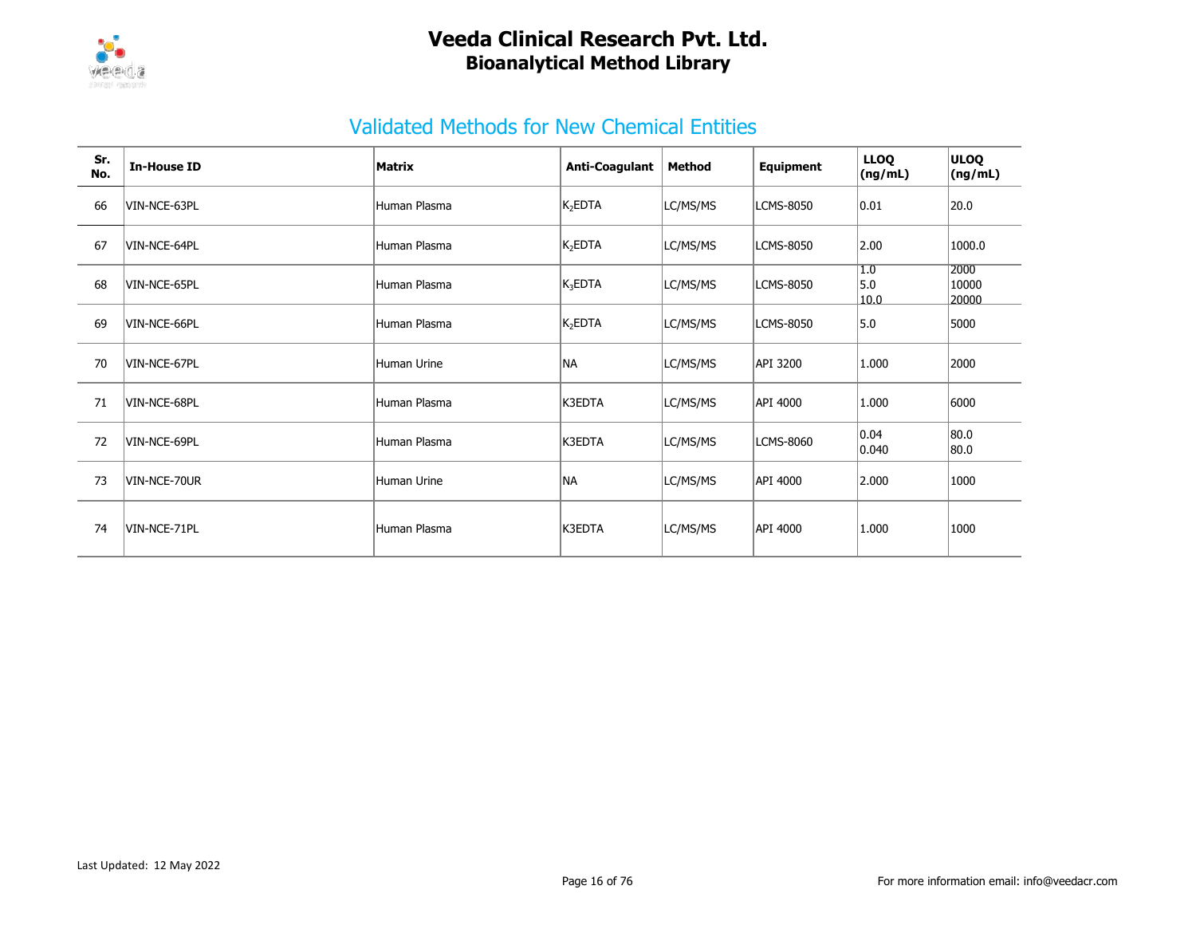# Veeda Clinical Research Pvt. Ltd.
## Bioanalytical Method Library

## Validated Methods for New Chemical Entities

| Sr. No. | In-House ID | Matrix | Anti-Coagulant | Method | Equipment | LLOQ (ng/mL) | ULOQ (ng/mL) |
|---|---|---|---|---|---|---|---|
| 66 | VIN-NCE-63PL | Human Plasma | $K_2EDTA$ | LC/MS/MS | LCMS-8050 | 0.01 | 20.0 |
| 67 | VIN-NCE-64PL | Human Plasma | $K_2EDTA$ | LC/MS/MS | LCMS-8050 | 2.00 | 1000.0 |
| 68 | VIN-NCE-65PL | Human Plasma | $K_3EDTA$ | LC/MS/MS | LCMS-8050 | 1.0<br>5.0<br>10.0 | 2000<br>10000<br>20000 |
| 69 | VIN-NCE-66PL | Human Plasma | $K_2EDTA$ | LC/MS/MS | LCMS-8050 | 5.0 | 5000 |
| 70 | VIN-NCE-67PL | Human Urine | NA | LC/MS/MS | API 3200 | 1.000 | 2000 |
| 71 | VIN-NCE-68PL | Human Plasma | K3EDTA | LC/MS/MS | API 4000 | 1.000 | 6000 |
| 72 | VIN-NCE-69PL | Human Plasma | K3EDTA | LC/MS/MS | LCMS-8060 | 0.04<br>0.040 | 80.0<br>80.0 |
| 73 | VIN-NCE-70UR | Human Urine | NA | LC/MS/MS | API 4000 | 2.000 | 1000 |
| 74 | VIN-NCE-71PL | Human Plasma | K3EDTA | LC/MS/MS | API 4000 | 1.000 | 1000 |

Last Updated: 12 May 2022

For more information email: info@veedacr.com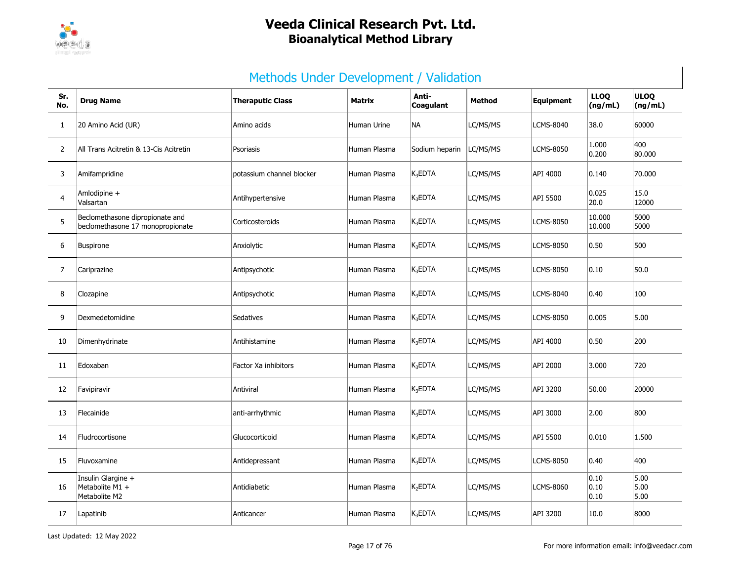# Veeda Clinical Research Pvt. Ltd.
## Bioanalytical Method Library

## Methods Under Development / Validation

| Sr. No. | Drug Name | Theraputic Class | Matrix | Anti-Coagulant | Method | Equipment | LLOQ (ng/mL) | ULOQ (ng/mL) |
|---|---|---|---|---|---|---|---|---|
| 1 | 20 Amino Acid (UR) | Amino acids | Human Urine | NA | LC/MS/MS | LCMS-8040 | 38.0 | 60000 |
| 2 | All Trans Acitretin & 13-Cis Acitretin | Psoriasis | Human Plasma | Sodium heparin | LC/MS/MS | LCMS-8050 | 1.000<br>0.200 | 400<br>80.000 |
| 3 | Amifampridine | potassium channel blocker | Human Plasma | $K_3EDTA$ | LC/MS/MS | API 4000 | 0.140 | 70.000 |
| 4 | Amlodipine +<br>Valsartan | Antihypertensive | Human Plasma | $K_3EDTA$ | LC/MS/MS | API 5500 | 0.025<br>20.0 | 15.0<br>12000 |
| 5 | Beclomethasone dipropionate and beclomethasone 17 monopropionate | Corticosteroids | Human Plasma | $K_3EDTA$ | LC/MS/MS | LCMS-8050 | 10.000<br>10.000 | 5000<br>5000 |
| 6 | Buspirone | Anxiolytic | Human Plasma | $K_3EDTA$ | LC/MS/MS | LCMS-8050 | 0.50 | 500 |
| 7 | Cariprazine | Antipsychotic | Human Plasma | $K_3EDTA$ | LC/MS/MS | LCMS-8050 | 0.10 | 50.0 |
| 8 | Clozapine | Antipsychotic | Human Plasma | $K_3EDTA$ | LC/MS/MS | LCMS-8040 | 0.40 | 100 |
| 9 | Dexmedetomidine | Sedatives | Human Plasma | $K_3EDTA$ | LC/MS/MS | LCMS-8050 | 0.005 | 5.00 |
| 10 | Dimenhydrinate | Antihistamine | Human Plasma | $K_3EDTA$ | LC/MS/MS | API 4000 | 0.50 | 200 |
| 11 | Edoxaban | Factor Xa inhibitors | Human Plasma | $K_3EDTA$ | LC/MS/MS | API 2000 | 3.000 | 720 |
| 12 | Favipiravir | Antiviral | Human Plasma | $K_3EDTA$ | LC/MS/MS | API 3200 | 50.00 | 20000 |
| 13 | Flecainide | anti-arrhythmic | Human Plasma | $K_3EDTA$ | LC/MS/MS | API 3000 | 2.00 | 800 |
| 14 | Fludrocortisone | Glucocorticoid | Human Plasma | $K_3EDTA$ | LC/MS/MS | API 5500 | 0.010 | 1.500 |
| 15 | Fluvoxamine | Antidepressant | Human Plasma | $K_3EDTA$ | LC/MS/MS | LCMS-8050 | 0.40 | 400 |
| 16 | Insulin Glargine +<br>Metabolite M1 +<br>Metabolite M2 | Antidiabetic | Human Plasma | $K_2EDTA$ | LC/MS/MS | LCMS-8060 | 0.10<br>0.10<br>0.10 | 5.00<br>5.00<br>5.00 |
| 17 | Lapatinib | Anticancer | Human Plasma | $K_3EDTA$ | LC/MS/MS | API 3200 | 10.0 | 8000 |

Last Updated: 12 May 2022

For more information email: info@veedacr.com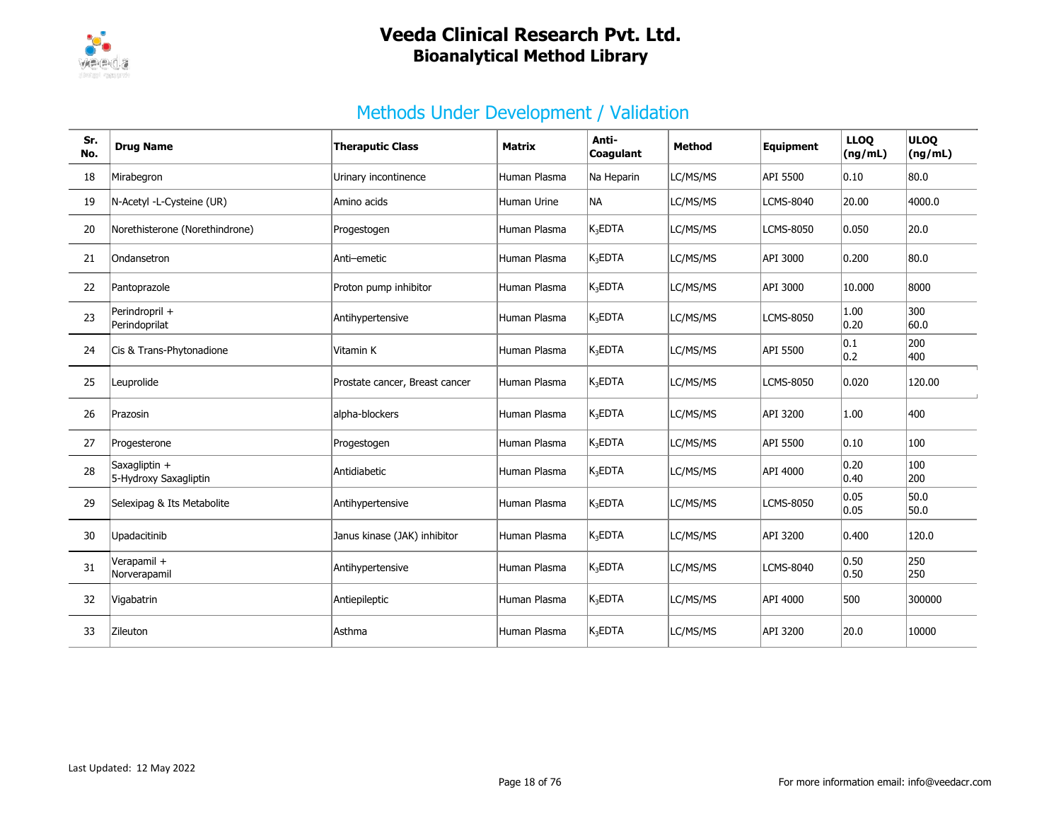## Methods Under Development / Validation

| Sr. No. | Drug Name | Theraputic Class | Matrix | Anti-Coagulant | Method | Equipment | LLOQ (ng/mL) | ULOQ (ng/mL) |
|---|---|---|---|---|---|---|---|---|
| 18 | Mirabegron | Urinary incontinence | Human Plasma | Na Heparin | LC/MS/MS | API 5500 | 0.10 | 80.0 |
| 19 | N-Acetyl -L-Cysteine (UR) | Amino acids | Human Urine | NA | LC/MS/MS | LCMS-8040 | 20.00 | 4000.0 |
| 20 | Norethisterone (Norethindrone) | Progestogen | Human Plasma | $K_3$EDTA | LC/MS/MS | LCMS-8050 | 0.050 | 20.0 |
| 21 | Ondansetron | Anti–emetic | Human Plasma | $K_3$EDTA | LC/MS/MS | API 3000 | 0.200 | 80.0 |
| 22 | Pantoprazole | Proton pump inhibitor | Human Plasma | $K_3$EDTA | LC/MS/MS | API 3000 | 10.000 | 8000 |
| 23 | Perindropril + Perindoprilat | Antihypertensive | Human Plasma | $K_3$EDTA | LC/MS/MS | LCMS-8050 | 1.00<br>0.20 | 300<br>60.0 |
| 24 | Cis & Trans-Phytonadione | Vitamin K | Human Plasma | $K_3$EDTA | LC/MS/MS | API 5500 | 0.1<br>0.2 | 200<br>400 |
| 25 | Leuprolide | Prostate cancer, Breast cancer | Human Plasma | $K_3$EDTA | LC/MS/MS | LCMS-8050 | 0.020 | 120.00 |
| 26 | Prazosin | alpha-blockers | Human Plasma | $K_3$EDTA | LC/MS/MS | API 3200 | 1.00 | 400 |
| 27 | Progesterone | Progestogen | Human Plasma | $K_3$EDTA | LC/MS/MS | API 5500 | 0.10 | 100 |
| 28 | Saxagliptin + 5-Hydroxy Saxagliptin | Antidiabetic | Human Plasma | $K_3$EDTA | LC/MS/MS | API 4000 | 0.20<br>0.40 | 100<br>200 |
| 29 | Selexipag & Its Metabolite | Antihypertensive | Human Plasma | $K_3$EDTA | LC/MS/MS | LCMS-8050 | 0.05<br>0.05 | 50.0<br>50.0 |
| 30 | Upadacitinib | Janus kinase (JAK) inhibitor | Human Plasma | $K_3$EDTA | LC/MS/MS | API 3200 | 0.400 | 120.0 |
| 31 | Verapamil + Norverapamil | Antihypertensive | Human Plasma | $K_3$EDTA | LC/MS/MS | LCMS-8040 | 0.50<br>0.50 | 250<br>250 |
| 32 | Vigabatrin | Antiepileptic | Human Plasma | $K_3$EDTA | LC/MS/MS | API 4000 | 500 | 300000 |
| 33 | Zileuton | Asthma | Human Plasma | $K_3$EDTA | LC/MS/MS | API 3200 | 20.0 | 10000 |

Last Updated: 12 May 2022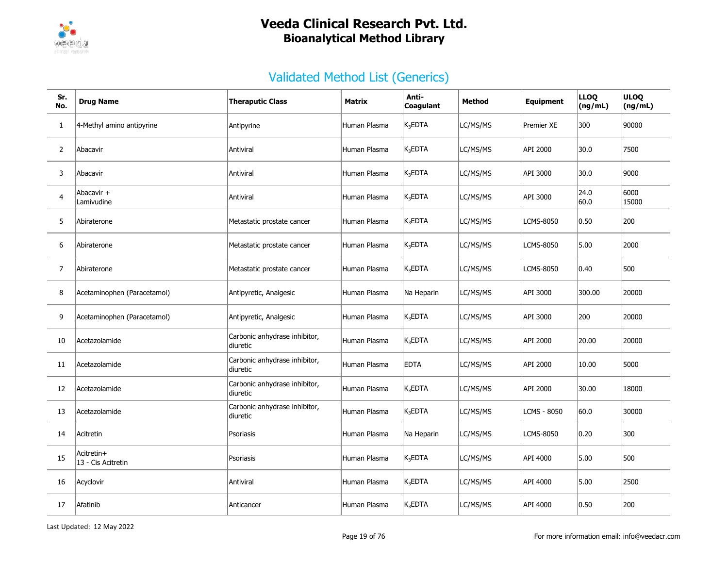# Veeda Clinical Research Pvt. Ltd.
## Bioanalytical Method Library

## Validated Method List (Generics)

| Sr. No. | Drug Name | Theraputic Class | Matrix | Anti-Coagulant | Method | Equipment | LLOQ (ng/mL) | ULOQ (ng/mL) |
|---|---|---|---|---|---|---|---|---|
| 1 | 4-Methyl amino antipyrine | Antipyrine | Human Plasma | $K_3EDTA$ | LC/MS/MS | Premier XE | 300 | 90000 |
| 2 | Abacavir | Antiviral | Human Plasma | $K_3EDTA$ | LC/MS/MS | API 2000 | 30.0 | 7500 |
| 3 | Abacavir | Antiviral | Human Plasma | $K_3EDTA$ | LC/MS/MS | API 3000 | 30.0 | 9000 |
| 4 | Abacavir + Lamivudine | Antiviral | Human Plasma | $K_3EDTA$ | LC/MS/MS | API 3000 | 24.0<br>60.0 | 6000<br>15000 |
| 5 | Abiraterone | Metastatic prostate cancer | Human Plasma | $K_3EDTA$ | LC/MS/MS | LCMS-8050 | 0.50 | 200 |
| 6 | Abiraterone | Metastatic prostate cancer | Human Plasma | $K_3EDTA$ | LC/MS/MS | LCMS-8050 | 5.00 | 2000 |
| 7 | Abiraterone | Metastatic prostate cancer | Human Plasma | $K_3EDTA$ | LC/MS/MS | LCMS-8050 | 0.40 | 500 |
| 8 | Acetaminophen (Paracetamol) | Antipyretic, Analgesic | Human Plasma | Na Heparin | LC/MS/MS | API 3000 | 300.00 | 20000 |
| 9 | Acetaminophen (Paracetamol) | Antipyretic, Analgesic | Human Plasma | $K_3EDTA$ | LC/MS/MS | API 3000 | 200 | 20000 |
| 10 | Acetazolamide | Carbonic anhydrase inhibitor, diuretic | Human Plasma | $K_3EDTA$ | LC/MS/MS | API 2000 | 20.00 | 20000 |
| 11 | Acetazolamide | Carbonic anhydrase inhibitor, diuretic | Human Plasma | EDTA | LC/MS/MS | API 2000 | 10.00 | 5000 |
| 12 | Acetazolamide | Carbonic anhydrase inhibitor, diuretic | Human Plasma | $K_3EDTA$ | LC/MS/MS | API 2000 | 30.00 | 18000 |
| 13 | Acetazolamide | Carbonic anhydrase inhibitor, diuretic | Human Plasma | $K_3EDTA$ | LC/MS/MS | LCMS - 8050 | 60.0 | 30000 |
| 14 | Acitretin | Psoriasis | Human Plasma | Na Heparin | LC/MS/MS | LCMS-8050 | 0.20 | 300 |
| 15 | Acitretin+<br>13 - Cis Acitretin | Psoriasis | Human Plasma | $K_3EDTA$ | LC/MS/MS | API 4000 | 5.00 | 500 |
| 16 | Acyclovir | Antiviral | Human Plasma | $K_3EDTA$ | LC/MS/MS | API 4000 | 5.00 | 2500 |
| 17 | Afatinib | Anticancer | Human Plasma | $K_3EDTA$ | LC/MS/MS | API 4000 | 0.50 | 200 |

Last Updated: 12 May 2022

For more information email: info@veedacr.com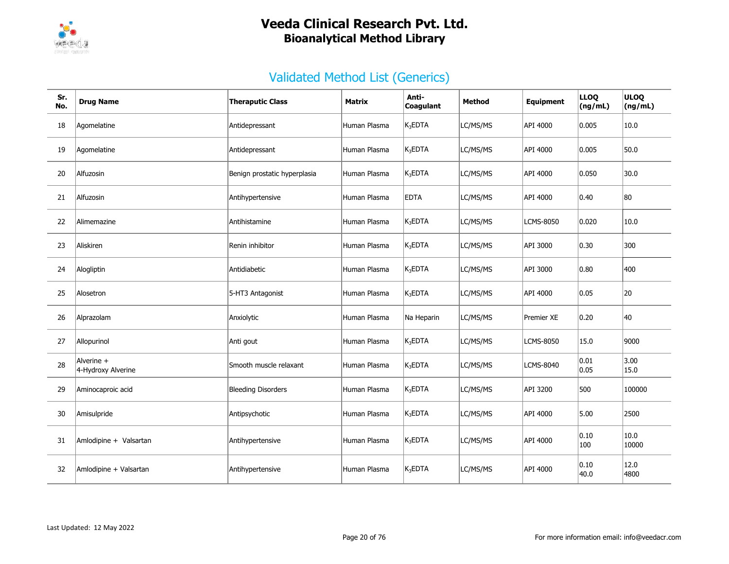# Veeda Clinical Research Pvt. Ltd.
## Bioanalytical Method Library

## Validated Method List (Generics)

| Sr. No. | Drug Name | Theraputic Class | Matrix | Anti-Coagulant | Method | Equipment | LLOQ (ng/mL) | ULOQ (ng/mL) |
|---|---|---|---|---|---|---|---|---|
| 18 | Agomelatine | Antidepressant | Human Plasma | $K_3$EDTA | LC/MS/MS | API 4000 | 0.005 | 10.0 |
| 19 | Agomelatine | Antidepressant | Human Plasma | $K_3$EDTA | LC/MS/MS | API 4000 | 0.005 | 50.0 |
| 20 | Alfuzosin | Benign prostatic hyperplasia | Human Plasma | $K_3$EDTA | LC/MS/MS | API 4000 | 0.050 | 30.0 |
| 21 | Alfuzosin | Antihypertensive | Human Plasma | EDTA | LC/MS/MS | API 4000 | 0.40 | 80 |
| 22 | Alimemazine | Antihistamine | Human Plasma | $K_3$EDTA | LC/MS/MS | LCMS-8050 | 0.020 | 10.0 |
| 23 | Aliskiren | Renin inhibitor | Human Plasma | $K_3$EDTA | LC/MS/MS | API 3000 | 0.30 | 300 |
| 24 | Alogliptin | Antidiabetic | Human Plasma | $K_3$EDTA | LC/MS/MS | API 3000 | 0.80 | 400 |
| 25 | Alosetron | 5-HT3 Antagonist | Human Plasma | $K_3$EDTA | LC/MS/MS | API 4000 | 0.05 | 20 |
| 26 | Alprazolam | Anxiolytic | Human Plasma | Na Heparin | LC/MS/MS | Premier XE | 0.20 | 40 |
| 27 | Allopurinol | Anti gout | Human Plasma | $K_3$EDTA | LC/MS/MS | LCMS-8050 | 15.0 | 9000 |
| 28 | Alverine + 4-Hydroxy Alverine | Smooth muscle relaxant | Human Plasma | $K_3$EDTA | LC/MS/MS | LCMS-8040 | 0.01<br>0.05 | 3.00<br>15.0 |
| 29 | Aminocaproic acid | Bleeding Disorders | Human Plasma | $K_3$EDTA | LC/MS/MS | API 3200 | 500 | 100000 |
| 30 | Amisulpride | Antipsychotic | Human Plasma | $K_3$EDTA | LC/MS/MS | API 4000 | 5.00 | 2500 |
| 31 | Amlodipine + Valsartan | Antihypertensive | Human Plasma | $K_3$EDTA | LC/MS/MS | API 4000 | 0.10<br>100 | 10.0<br>10000 |
| 32 | Amlodipine + Valsartan | Antihypertensive | Human Plasma | $K_3$EDTA | LC/MS/MS | API 4000 | 0.10<br>40.0 | 12.0<br>4800 |

Last Updated: 12 May 2022

For more information email: info@veedacr.com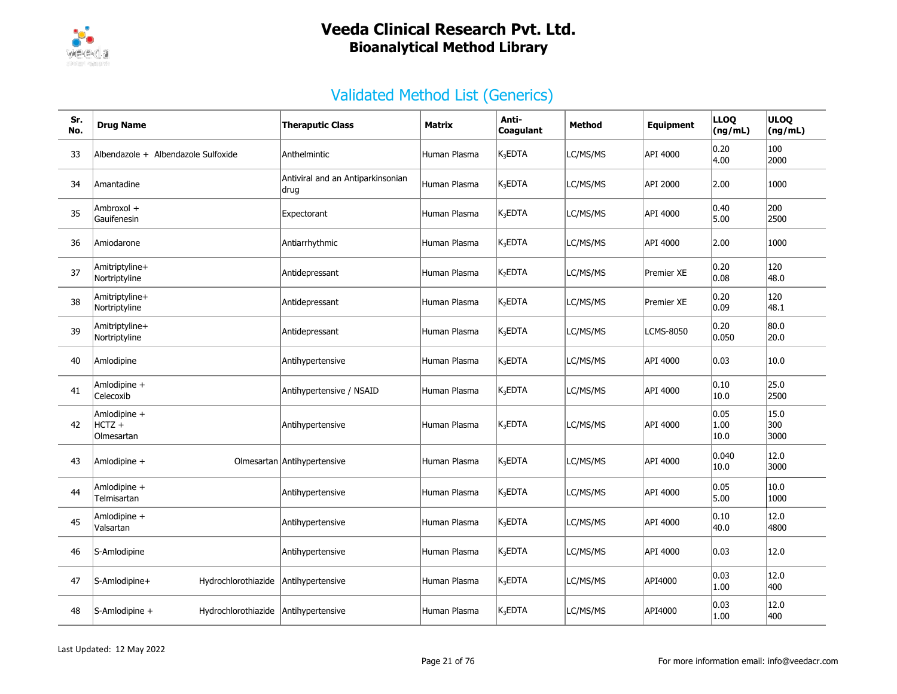# Veeda Clinical Research Pvt. Ltd.

## Bioanalytical Method Library

### Validated Method List (Generics)

| Sr. No. | Drug Name | Theraputic Class | Matrix | Anti-Coagulant | Method | Equipment | LLOQ (ng/mL) | ULOQ (ng/mL) |
|---|---|---|---|---|---|---|---|---|
| 33 | Albendazole + Albendazole Sulfoxide | Anthelmintic | Human Plasma | $K_3EDTA$ | LC/MS/MS | API 4000 | 0.20<br>4.00 | 100<br>2000 |
| 34 | Amantadine | Antiviral and an Antiparkinsonian drug | Human Plasma | $K_3EDTA$ | LC/MS/MS | API 2000 | 2.00 | 1000 |
| 35 | Ambroxol +<br>Gauifenesin | Expectorant | Human Plasma | $K_3EDTA$ | LC/MS/MS | API 4000 | 0.40<br>5.00 | 200<br>2500 |
| 36 | Amiodarone | Antiarrhythmic | Human Plasma | $K_3EDTA$ | LC/MS/MS | API 4000 | 2.00 | 1000 |
| 37 | Amitriptyline+<br>Nortriptyline | Antidepressant | Human Plasma | $K_2EDTA$ | LC/MS/MS | Premier XE | 0.20<br>0.08 | 120<br>48.0 |
| 38 | Amitriptyline+<br>Nortriptyline | Antidepressant | Human Plasma | $K_2EDTA$ | LC/MS/MS | Premier XE | 0.20<br>0.09 | 120<br>48.1 |
| 39 | Amitriptyline+<br>Nortriptyline | Antidepressant | Human Plasma | $K_3EDTA$ | LC/MS/MS | LCMS-8050 | 0.20<br>0.050 | 80.0<br>20.0 |
| 40 | Amlodipine | Antihypertensive | Human Plasma | $K_3EDTA$ | LC/MS/MS | API 4000 | 0.03 | 10.0 |
| 41 | Amlodipine +<br>Celecoxib | Antihypertensive / NSAID | Human Plasma | $K_3EDTA$ | LC/MS/MS | API 4000 | 0.10<br>10.0 | 25.0<br>2500 |
| 42 | Amlodipine +<br>HCTZ +<br>Olmesartan | Antihypertensive | Human Plasma | $K_3EDTA$ | LC/MS/MS | API 4000 | 0.05<br>1.00<br>10.0 | 15.0<br>300<br>3000 |
| 43 | Amlodipine + Olmesartan | Antihypertensive | Human Plasma | $K_3EDTA$ | LC/MS/MS | API 4000 | 0.040<br>10.0 | 12.0<br>3000 |
| 44 | Amlodipine +<br>Telmisartan | Antihypertensive | Human Plasma | $K_3EDTA$ | LC/MS/MS | API 4000 | 0.05<br>5.00 | 10.0<br>1000 |
| 45 | Amlodipine +<br>Valsartan | Antihypertensive | Human Plasma | $K_3EDTA$ | LC/MS/MS | API 4000 | 0.10<br>40.0 | 12.0<br>4800 |
| 46 | S-Amlodipine | Antihypertensive | Human Plasma | $K_3EDTA$ | LC/MS/MS | API 4000 | 0.03 | 12.0 |
| 47 | S-Amlodipine+ Hydrochlorothiazide | Antihypertensive | Human Plasma | $K_3EDTA$ | LC/MS/MS | API4000 | 0.03<br>1.00 | 12.0<br>400 |
| 48 | S-Amlodipine + Hydrochlorothiazide | Antihypertensive | Human Plasma | $K_3EDTA$ | LC/MS/MS | API4000 | 0.03<br>1.00 | 12.0<br>400 |

Last Updated: 12 May 2022

For more information email: info@veedacr.com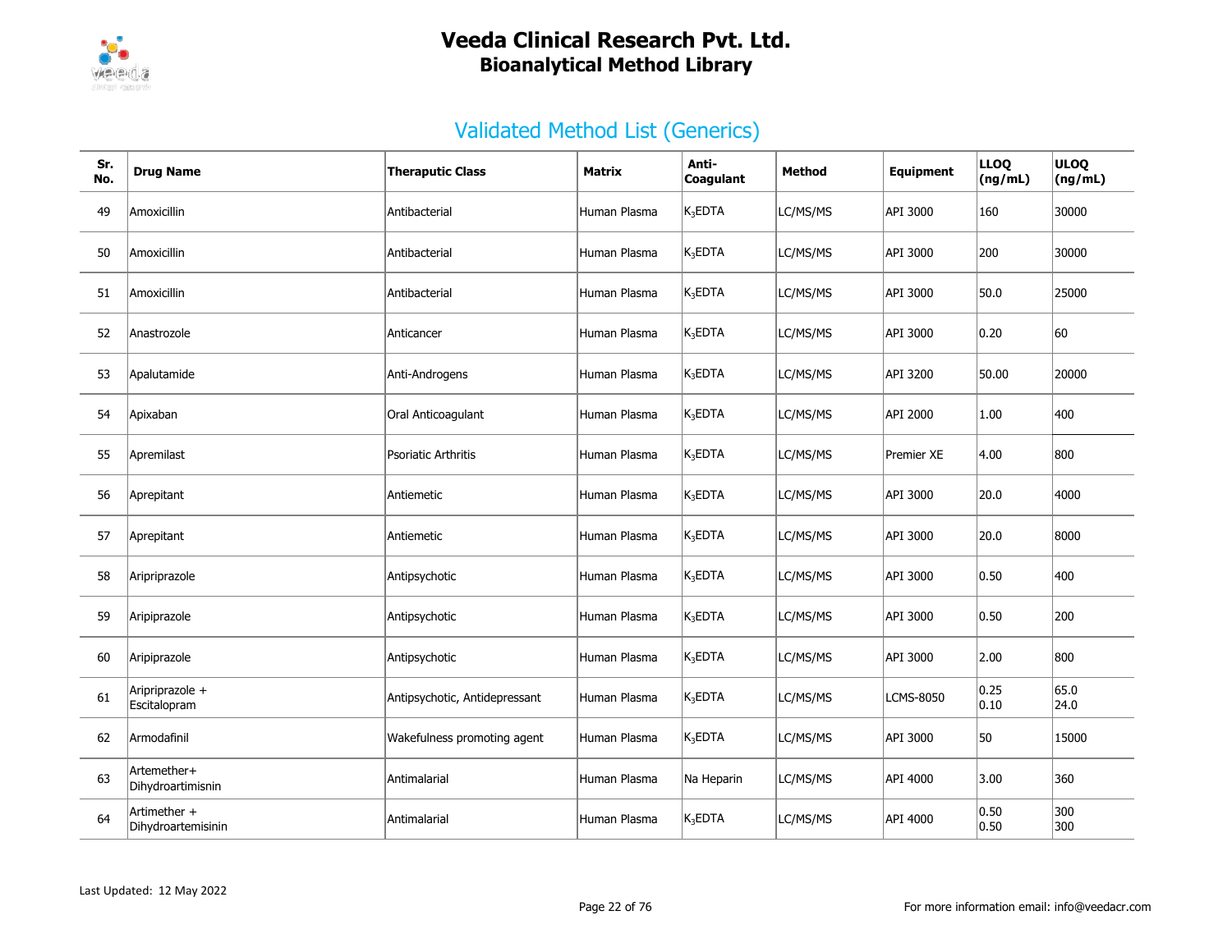# Veeda Clinical Research Pvt. Ltd.
## Bioanalytical Method Library

## Validated Method List (Generics)

| Sr. No. | Drug Name | Theraputic Class | Matrix | Anti-Coagulant | Method | Equipment | LLOQ (ng/mL) | ULOQ (ng/mL) |
|---|---|---|---|---|---|---|---|---|
| 49 | Amoxicillin | Antibacterial | Human Plasma | $K_3EDTA$ | LC/MS/MS | API 3000 | 160 | 30000 |
| 50 | Amoxicillin | Antibacterial | Human Plasma | $K_3EDTA$ | LC/MS/MS | API 3000 | 200 | 30000 |
| 51 | Amoxicillin | Antibacterial | Human Plasma | $K_3EDTA$ | LC/MS/MS | API 3000 | 50.0 | 25000 |
| 52 | Anastrozole | Anticancer | Human Plasma | $K_3EDTA$ | LC/MS/MS | API 3000 | 0.20 | 60 |
| 53 | Apalutamide | Anti-Androgens | Human Plasma | $K_3EDTA$ | LC/MS/MS | API 3200 | 50.00 | 20000 |
| 54 | Apixaban | Oral Anticoagulant | Human Plasma | $K_3EDTA$ | LC/MS/MS | API 2000 | 1.00 | 400 |
| 55 | Apremilast | Psoriatic Arthritis | Human Plasma | $K_3EDTA$ | LC/MS/MS | Premier XE | 4.00 | 800 |
| 56 | Aprepitant | Antiemetic | Human Plasma | $K_3EDTA$ | LC/MS/MS | API 3000 | 20.0 | 4000 |
| 57 | Aprepitant | Antiemetic | Human Plasma | $K_3EDTA$ | LC/MS/MS | API 3000 | 20.0 | 8000 |
| 58 | Aripriprazole | Antipsychotic | Human Plasma | $K_3EDTA$ | LC/MS/MS | API 3000 | 0.50 | 400 |
| 59 | Aripiprazole | Antipsychotic | Human Plasma | $K_3EDTA$ | LC/MS/MS | API 3000 | 0.50 | 200 |
| 60 | Aripiprazole | Antipsychotic | Human Plasma | $K_3EDTA$ | LC/MS/MS | API 3000 | 2.00 | 800 |
| 61 | Aripriprazole + Escitalopram | Antipsychotic, Antidepressant | Human Plasma | $K_3EDTA$ | LC/MS/MS | LCMS-8050 | 0.25<br>0.10 | 65.0<br>24.0 |
| 62 | Armodafinil | Wakefulness promoting agent | Human Plasma | $K_3EDTA$ | LC/MS/MS | API 3000 | 50 | 15000 |
| 63 | Artemether+ Dihydroartimisnin | Antimalarial | Human Plasma | Na Heparin | LC/MS/MS | API 4000 | 3.00 | 360 |
| 64 | Artimether + Dihydroartemisinin | Antimalarial | Human Plasma | $K_3EDTA$ | LC/MS/MS | API 4000 | 0.50<br>0.50 | 300<br>300 |

Last Updated: 12 May 2022

For more information email: info@veedacr.com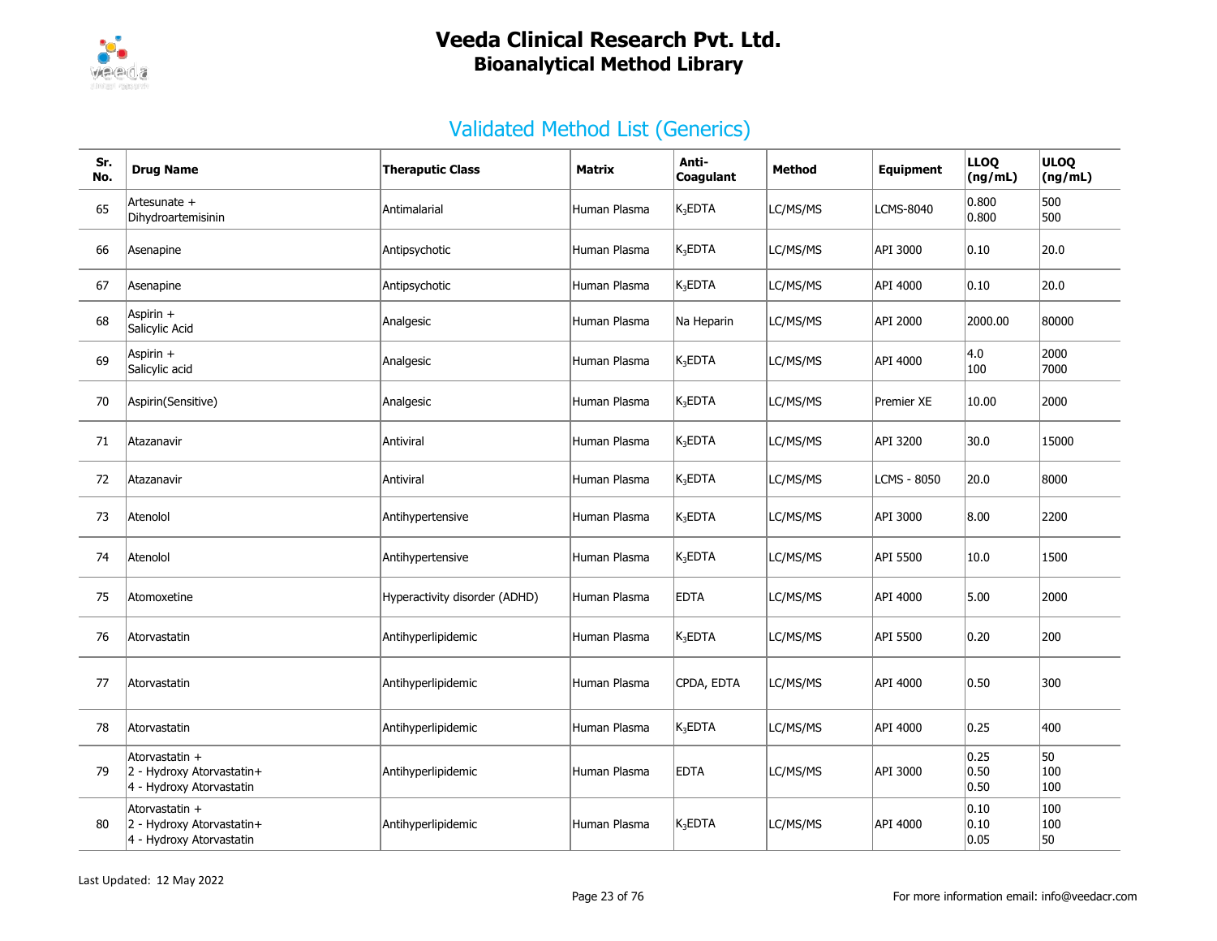# Veeda Clinical Research Pvt. Ltd.
## Bioanalytical Method Library

## Validated Method List (Generics)

| Sr. No. | Drug Name | Theraputic Class | Matrix | Anti-Coagulant | Method | Equipment | LLOQ (ng/mL) | ULOQ (ng/mL) |
|---|---|---|---|---|---|---|---|---|
| 65 | Artesunate + Dihydroartemisinin | Antimalarial | Human Plasma | $K_3$EDTA | LC/MS/MS | LCMS-8040 | 0.800 0.800 | 500 500 |
| 66 | Asenapine | Antipsychotic | Human Plasma | $K_3$EDTA | LC/MS/MS | API 3000 | 0.10 | 20.0 |
| 67 | Asenapine | Antipsychotic | Human Plasma | $K_3$EDTA | LC/MS/MS | API 4000 | 0.10 | 20.0 |
| 68 | Aspirin + Salicylic Acid | Analgesic | Human Plasma | Na Heparin | LC/MS/MS | API 2000 | 2000.00 | 80000 |
| 69 | Aspirin + Salicylic acid | Analgesic | Human Plasma | $K_3$EDTA | LC/MS/MS | API 4000 | 4.0 100 | 2000 7000 |
| 70 | Aspirin(Sensitive) | Analgesic | Human Plasma | $K_3$EDTA | LC/MS/MS | Premier XE | 10.00 | 2000 |
| 71 | Atazanavir | Antiviral | Human Plasma | $K_3$EDTA | LC/MS/MS | API 3200 | 30.0 | 15000 |
| 72 | Atazanavir | Antiviral | Human Plasma | $K_3$EDTA | LC/MS/MS | LCMS - 8050 | 20.0 | 8000 |
| 73 | Atenolol | Antihypertensive | Human Plasma | $K_3$EDTA | LC/MS/MS | API 3000 | 8.00 | 2200 |
| 74 | Atenolol | Antihypertensive | Human Plasma | $K_3$EDTA | LC/MS/MS | API 5500 | 10.0 | 1500 |
| 75 | Atomoxetine | Hyperactivity disorder (ADHD) | Human Plasma | EDTA | LC/MS/MS | API 4000 | 5.00 | 2000 |
| 76 | Atorvastatin | Antihyperlipidemic | Human Plasma | $K_3$EDTA | LC/MS/MS | API 5500 | 0.20 | 200 |
| 77 | Atorvastatin | Antihyperlipidemic | Human Plasma | CPDA, EDTA | LC/MS/MS | API 4000 | 0.50 | 300 |
| 78 | Atorvastatin | Antihyperlipidemic | Human Plasma | $K_3$EDTA | LC/MS/MS | API 4000 | 0.25 | 400 |
| 79 | Atorvastatin + 2 - Hydroxy Atorvastatin+ 4 - Hydroxy Atorvastatin | Antihyperlipidemic | Human Plasma | EDTA | LC/MS/MS | API 3000 | 0.25 0.50 0.50 | 50 100 100 |
| 80 | Atorvastatin + 2 - Hydroxy Atorvastatin+ 4 - Hydroxy Atorvastatin | Antihyperlipidemic | Human Plasma | $K_3$EDTA | LC/MS/MS | API 4000 | 0.10 0.10 0.05 | 100 100 50 |

Last Updated: 12 May 2022

For more information email: info@veedacr.com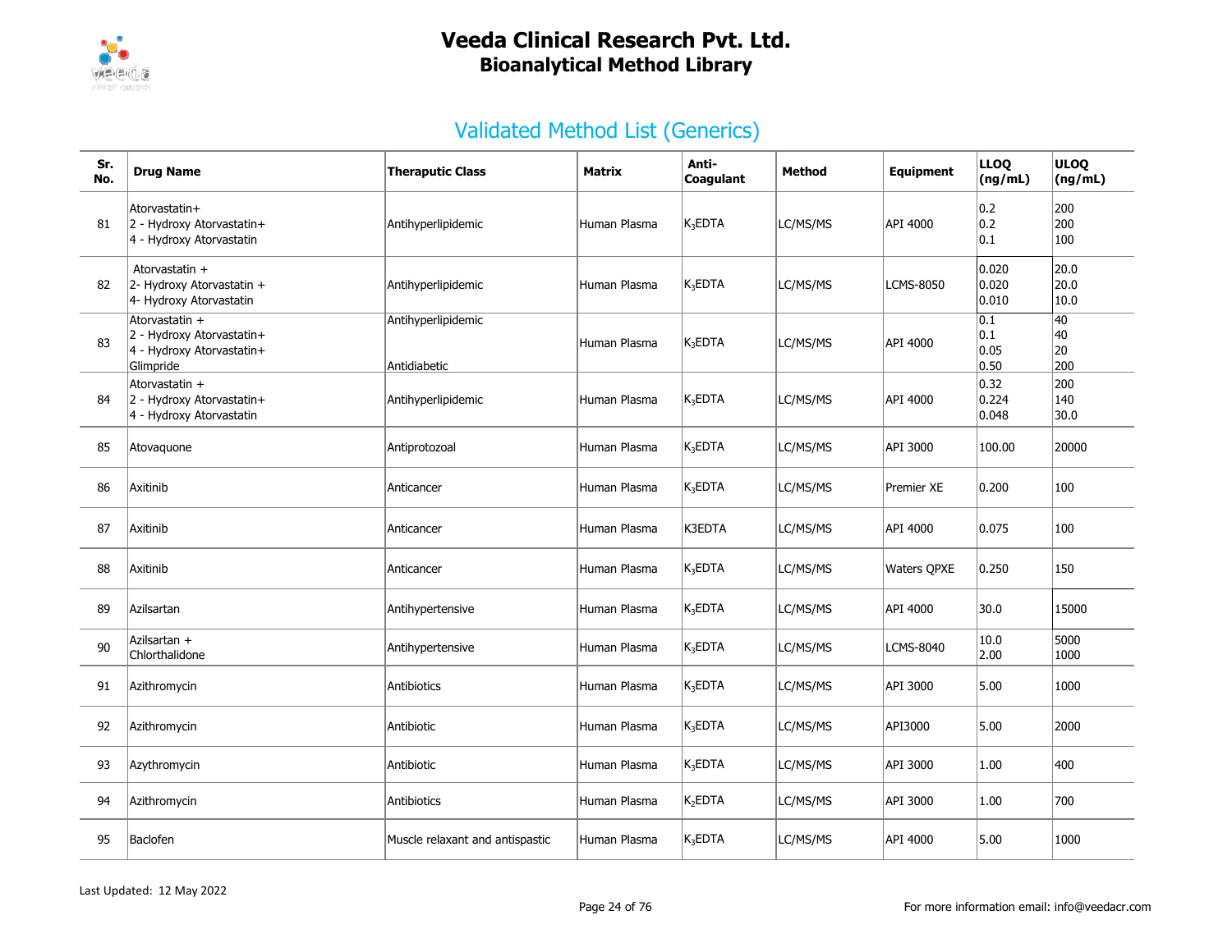# Veeda Clinical Research Pvt. Ltd.
## Bioanalytical Method Library

## Validated Method List (Generics)

| Sr. No. | Drug Name | Theraputic Class | Matrix | Anti-Coagulant | Method | Equipment | LLOQ (ng/mL) | ULOQ (ng/mL) |
|---|---|---|---|---|---|---|---|---|
| 81 | Atorvastatin+<br>2 - Hydroxy Atorvastatin+<br>4 - Hydroxy Atorvastatin | Antihyperlipidemic | Human Plasma | $K_3$EDTA | LC/MS/MS | API 4000 | 0.2<br>0.2<br>0.1 | 200<br>200<br>100 |
| 82 | Atorvastatin +<br>2- Hydroxy Atorvastatin +<br>4- Hydroxy Atorvastatin | Antihyperlipidemic | Human Plasma | $K_3$EDTA | LC/MS/MS | LCMS-8050 | 0.020<br>0.020<br>0.010 | 20.0<br>20.0<br>10.0 |
| 83 | Atorvastatin +<br>2 - Hydroxy Atorvastatin+<br>4 - Hydroxy Atorvastatin+<br>Glimpride | Antihyperlipidemic<br><br><br>Antidiabetic | Human Plasma | $K_3$EDTA | LC/MS/MS | API 4000 | 0.1<br>0.1<br>0.05<br>0.50 | 40<br>40<br>20<br>200 |
| 84 | Atorvastatin +<br>2 - Hydroxy Atorvastatin+<br>4 - Hydroxy Atorvastatin | Antihyperlipidemic | Human Plasma | $K_3$EDTA | LC/MS/MS | API 4000 | 0.32<br>0.224<br>0.048 | 200<br>140<br>30.0 |
| 85 | Atovaquone | Antiprotozoal | Human Plasma | $K_3$EDTA | LC/MS/MS | API 3000 | 100.00 | 20000 |
| 86 | Axitinib | Anticancer | Human Plasma | $K_3$EDTA | LC/MS/MS | Premier XE | 0.200 | 100 |
| 87 | Axitinib | Anticancer | Human Plasma | K3EDTA | LC/MS/MS | API 4000 | 0.075 | 100 |
| 88 | Axitinib | Anticancer | Human Plasma | $K_3$EDTA | LC/MS/MS | Waters QPXE | 0.250 | 150 |
| 89 | Azilsartan | Antihypertensive | Human Plasma | $K_3$EDTA | LC/MS/MS | API 4000 | 30.0 | 15000 |
| 90 | Azilsartan +<br>Chlorthalidone | Antihypertensive | Human Plasma | $K_3$EDTA | LC/MS/MS | LCMS-8040 | 10.0<br>2.00 | 5000<br>1000 |
| 91 | Azithromycin | Antibiotics | Human Plasma | $K_3$EDTA | LC/MS/MS | API 3000 | 5.00 | 1000 |
| 92 | Azithromycin | Antibiotic | Human Plasma | $K_3$EDTA | LC/MS/MS | API3000 | 5.00 | 2000 |
| 93 | Azythromycin | Antibiotic | Human Plasma | $K_3$EDTA | LC/MS/MS | API 3000 | 1.00 | 400 |
| 94 | Azithromycin | Antibiotics | Human Plasma | $K_2$EDTA | LC/MS/MS | API 3000 | 1.00 | 700 |
| 95 | Baclofen | Muscle relaxant and antispastic | Human Plasma | $K_3$EDTA | LC/MS/MS | API 4000 | 5.00 | 1000 |

Last Updated: 12 May 2022

For more information email: info@veedacr.com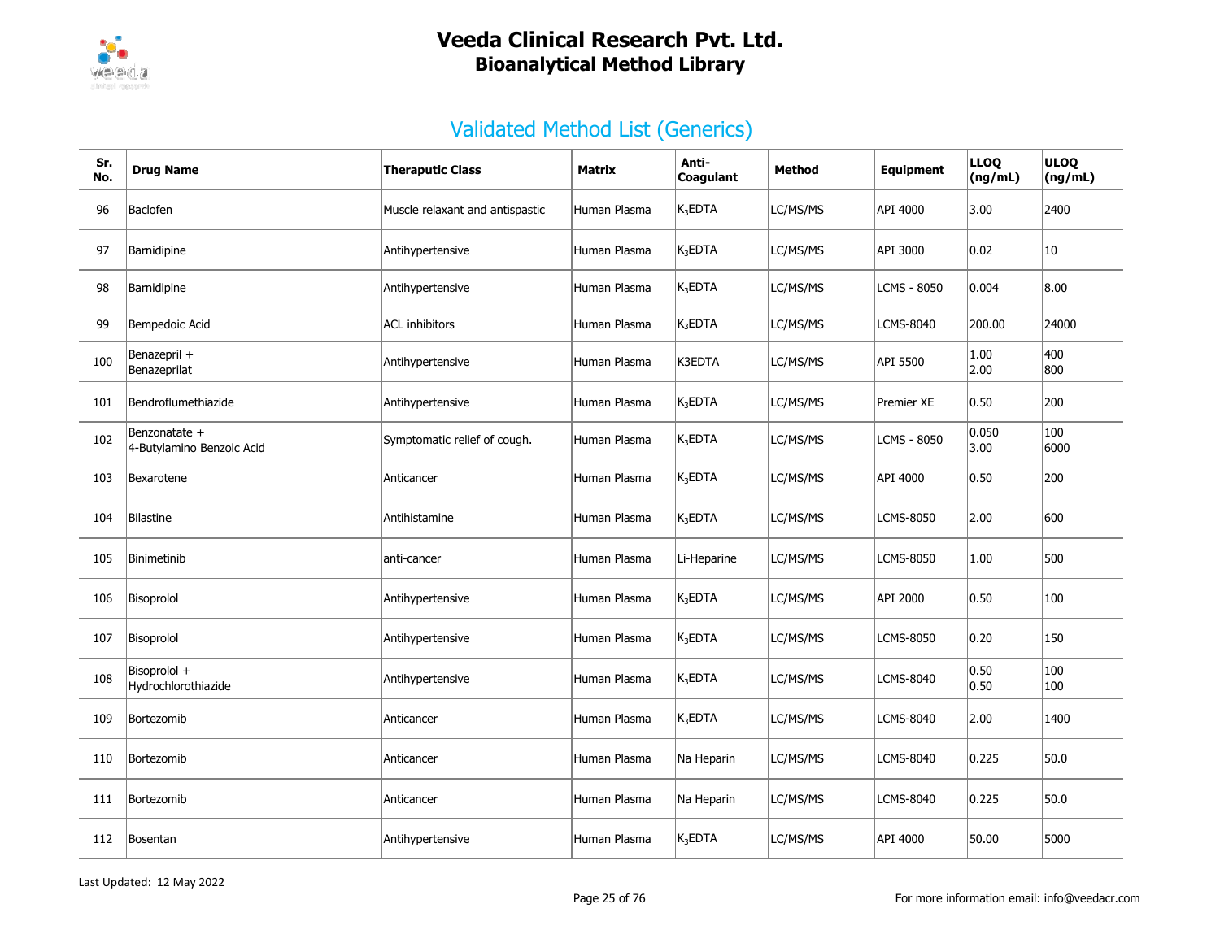# Veeda Clinical Research Pvt. Ltd.
## Bioanalytical Method Library

## Validated Method List (Generics)

| Sr. No. | Drug Name | Theraputic Class | Matrix | Anti-Coagulant | Method | Equipment | LLOQ (ng/mL) | ULOQ (ng/mL) |
|---|---|---|---|---|---|---|---|---|
| 96 | Baclofen | Muscle relaxant and antispastic | Human Plasma | $K_3EDTA$ | LC/MS/MS | API 4000 | 3.00 | 2400 |
| 97 | Barnidipine | Antihypertensive | Human Plasma | $K_3EDTA$ | LC/MS/MS | API 3000 | 0.02 | 10 |
| 98 | Barnidipine | Antihypertensive | Human Plasma | $K_3EDTA$ | LC/MS/MS | LCMS - 8050 | 0.004 | 8.00 |
| 99 | Bempedoic Acid | ACL inhibitors | Human Plasma | $K_3EDTA$ | LC/MS/MS | LCMS-8040 | 200.00 | 24000 |
| 100 | Benazepril + Benazeprilat | Antihypertensive | Human Plasma | K3EDTA | LC/MS/MS | API 5500 | 1.00<br>2.00 | 400<br>800 |
| 101 | Bendroflumethiazide | Antihypertensive | Human Plasma | $K_3EDTA$ | LC/MS/MS | Premier XE | 0.50 | 200 |
| 102 | Benzonatate + 4-Butylamino Benzoic Acid | Symptomatic relief of cough. | Human Plasma | $K_3EDTA$ | LC/MS/MS | LCMS - 8050 | 0.050<br>3.00 | 100<br>6000 |
| 103 | Bexarotene | Anticancer | Human Plasma | $K_3EDTA$ | LC/MS/MS | API 4000 | 0.50 | 200 |
| 104 | Bilastine | Antihistamine | Human Plasma | $K_3EDTA$ | LC/MS/MS | LCMS-8050 | 2.00 | 600 |
| 105 | Binimetinib | anti-cancer | Human Plasma | Li-Heparine | LC/MS/MS | LCMS-8050 | 1.00 | 500 |
| 106 | Bisoprolol | Antihypertensive | Human Plasma | $K_3EDTA$ | LC/MS/MS | API 2000 | 0.50 | 100 |
| 107 | Bisoprolol | Antihypertensive | Human Plasma | $K_3EDTA$ | LC/MS/MS | LCMS-8050 | 0.20 | 150 |
| 108 | Bisoprolol + Hydrochlorothiazide | Antihypertensive | Human Plasma | $K_3EDTA$ | LC/MS/MS | LCMS-8040 | 0.50<br>0.50 | 100<br>100 |
| 109 | Bortezomib | Anticancer | Human Plasma | $K_3EDTA$ | LC/MS/MS | LCMS-8040 | 2.00 | 1400 |
| 110 | Bortezomib | Anticancer | Human Plasma | Na Heparin | LC/MS/MS | LCMS-8040 | 0.225 | 50.0 |
| 111 | Bortezomib | Anticancer | Human Plasma | Na Heparin | LC/MS/MS | LCMS-8040 | 0.225 | 50.0 |
| 112 | Bosentan | Antihypertensive | Human Plasma | $K_3EDTA$ | LC/MS/MS | API 4000 | 50.00 | 5000 |

Last Updated: 12 May 2022

For more information email: info@veedacr.com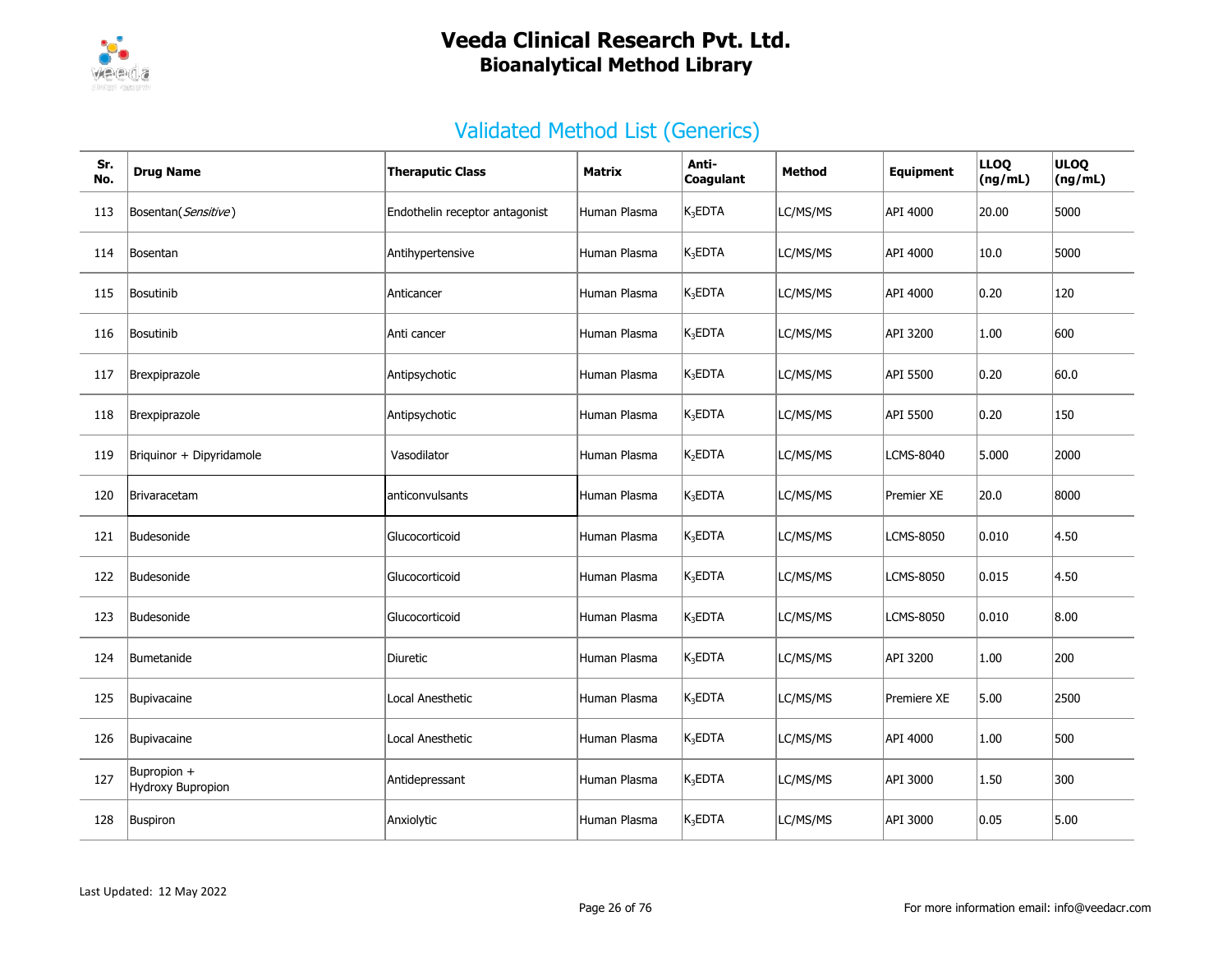# Veeda Clinical Research Pvt. Ltd.
## Bioanalytical Method Library

### Validated Method List (Generics)

| Sr. No. | Drug Name | Theraputic Class | Matrix | Anti-Coagulant | Method | Equipment | LLOQ (ng/mL) | ULOQ (ng/mL) |
|---|---|---|---|---|---|---|---|---|
| 113 | Bosentan(*Sensitive*) | Endothelin receptor antagonist | Human Plasma | $K_3$EDTA | LC/MS/MS | API 4000 | 20.00 | 5000 |
| 114 | Bosentan | Antihypertensive | Human Plasma | $K_3$EDTA | LC/MS/MS | API 4000 | 10.0 | 5000 |
| 115 | Bosutinib | Anticancer | Human Plasma | $K_3$EDTA | LC/MS/MS | API 4000 | 0.20 | 120 |
| 116 | Bosutinib | Anti cancer | Human Plasma | $K_3$EDTA | LC/MS/MS | API 3200 | 1.00 | 600 |
| 117 | Brexpiprazole | Antipsychotic | Human Plasma | $K_3$EDTA | LC/MS/MS | API 5500 | 0.20 | 60.0 |
| 118 | Brexpiprazole | Antipsychotic | Human Plasma | $K_3$EDTA | LC/MS/MS | API 5500 | 0.20 | 150 |
| 119 | Briquinor + Dipyridamole | Vasodilator | Human Plasma | $K_2$EDTA | LC/MS/MS | LCMS-8040 | 5.000 | 2000 |
| 120 | Brivaracetam | anticonvulsants | Human Plasma | $K_3$EDTA | LC/MS/MS | Premier XE | 20.0 | 8000 |
| 121 | Budesonide | Glucocorticoid | Human Plasma | $K_3$EDTA | LC/MS/MS | LCMS-8050 | 0.010 | 4.50 |
| 122 | Budesonide | Glucocorticoid | Human Plasma | $K_3$EDTA | LC/MS/MS | LCMS-8050 | 0.015 | 4.50 |
| 123 | Budesonide | Glucocorticoid | Human Plasma | $K_3$EDTA | LC/MS/MS | LCMS-8050 | 0.010 | 8.00 |
| 124 | Bumetanide | Diuretic | Human Plasma | $K_3$EDTA | LC/MS/MS | API 3200 | 1.00 | 200 |
| 125 | Bupivacaine | Local Anesthetic | Human Plasma | $K_3$EDTA | LC/MS/MS | Premiere XE | 5.00 | 2500 |
| 126 | Bupivacaine | Local Anesthetic | Human Plasma | $K_3$EDTA | LC/MS/MS | API 4000 | 1.00 | 500 |
| 127 | Bupropion + Hydroxy Bupropion | Antidepressant | Human Plasma | $K_3$EDTA | LC/MS/MS | API 3000 | 1.50 | 300 |
| 128 | Buspiron | Anxiolytic | Human Plasma | $K_3$EDTA | LC/MS/MS | API 3000 | 0.05 | 5.00 |

Last Updated: 12 May 2022

For more information email: info@veedacr.com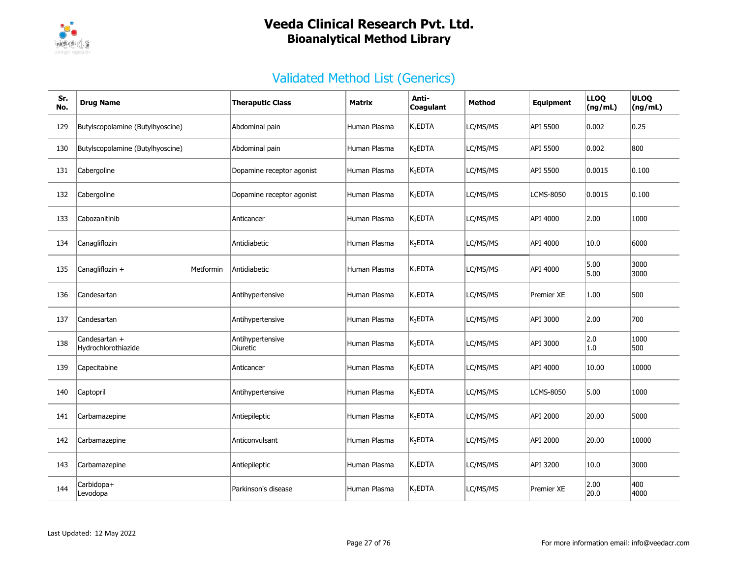# Veeda Clinical Research Pvt. Ltd.
## Bioanalytical Method Library

## Validated Method List (Generics)

| Sr. No. | Drug Name | Theraputic Class | Matrix | Anti-Coagulant | Method | Equipment | LLOQ (ng/mL) | ULOQ (ng/mL) |
|---|---|---|---|---|---|---|---|---|
| 129 | Butylscopolamine (Butylhyoscine) | Abdominal pain | Human Plasma | $K_3EDTA$ | LC/MS/MS | API 5500 | 0.002 | 0.25 |
| 130 | Butylscopolamine (Butylhyoscine) | Abdominal pain | Human Plasma | $K_3EDTA$ | LC/MS/MS | API 5500 | 0.002 | 800 |
| 131 | Cabergoline | Dopamine receptor agonist | Human Plasma | $K_3EDTA$ | LC/MS/MS | API 5500 | 0.0015 | 0.100 |
| 132 | Cabergoline | Dopamine receptor agonist | Human Plasma | $K_3EDTA$ | LC/MS/MS | LCMS-8050 | 0.0015 | 0.100 |
| 133 | Cabozanitinib | Anticancer | Human Plasma | $K_3EDTA$ | LC/MS/MS | API 4000 | 2.00 | 1000 |
| 134 | Canagliflozin | Antidiabetic | Human Plasma | $K_3EDTA$ | LC/MS/MS | API 4000 | 10.0 | 6000 |
| 135 | Canagliflozin + Metformin | Antidiabetic | Human Plasma | $K_3EDTA$ | LC/MS/MS | API 4000 | 5.00<br>5.00 | 3000<br>3000 |
| 136 | Candesartan | Antihypertensive | Human Plasma | $K_3EDTA$ | LC/MS/MS | Premier XE | 1.00 | 500 |
| 137 | Candesartan | Antihypertensive | Human Plasma | $K_3EDTA$ | LC/MS/MS | API 3000 | 2.00 | 700 |
| 138 | Candesartan + Hydrochlorothiazide | Antihypertensive<br>Diuretic | Human Plasma | $K_3EDTA$ | LC/MS/MS | API 3000 | 2.0<br>1.0 | 1000<br>500 |
| 139 | Capecitabine | Anticancer | Human Plasma | $K_3EDTA$ | LC/MS/MS | API 4000 | 10.00 | 10000 |
| 140 | Captopril | Antihypertensive | Human Plasma | $K_3EDTA$ | LC/MS/MS | LCMS-8050 | 5.00 | 1000 |
| 141 | Carbamazepine | Antiepileptic | Human Plasma | $K_3EDTA$ | LC/MS/MS | API 2000 | 20.00 | 5000 |
| 142 | Carbamazepine | Anticonvulsant | Human Plasma | $K_3EDTA$ | LC/MS/MS | API 2000 | 20.00 | 10000 |
| 143 | Carbamazepine | Antiepileptic | Human Plasma | $K_3EDTA$ | LC/MS/MS | API 3200 | 10.0 | 3000 |
| 144 | Carbidopa+<br>Levodopa | Parkinson's disease | Human Plasma | $K_3EDTA$ | LC/MS/MS | Premier XE | 2.00<br>20.0 | 400<br>4000 |

Last Updated: 12 May 2022

For more information email: info@veedacr.com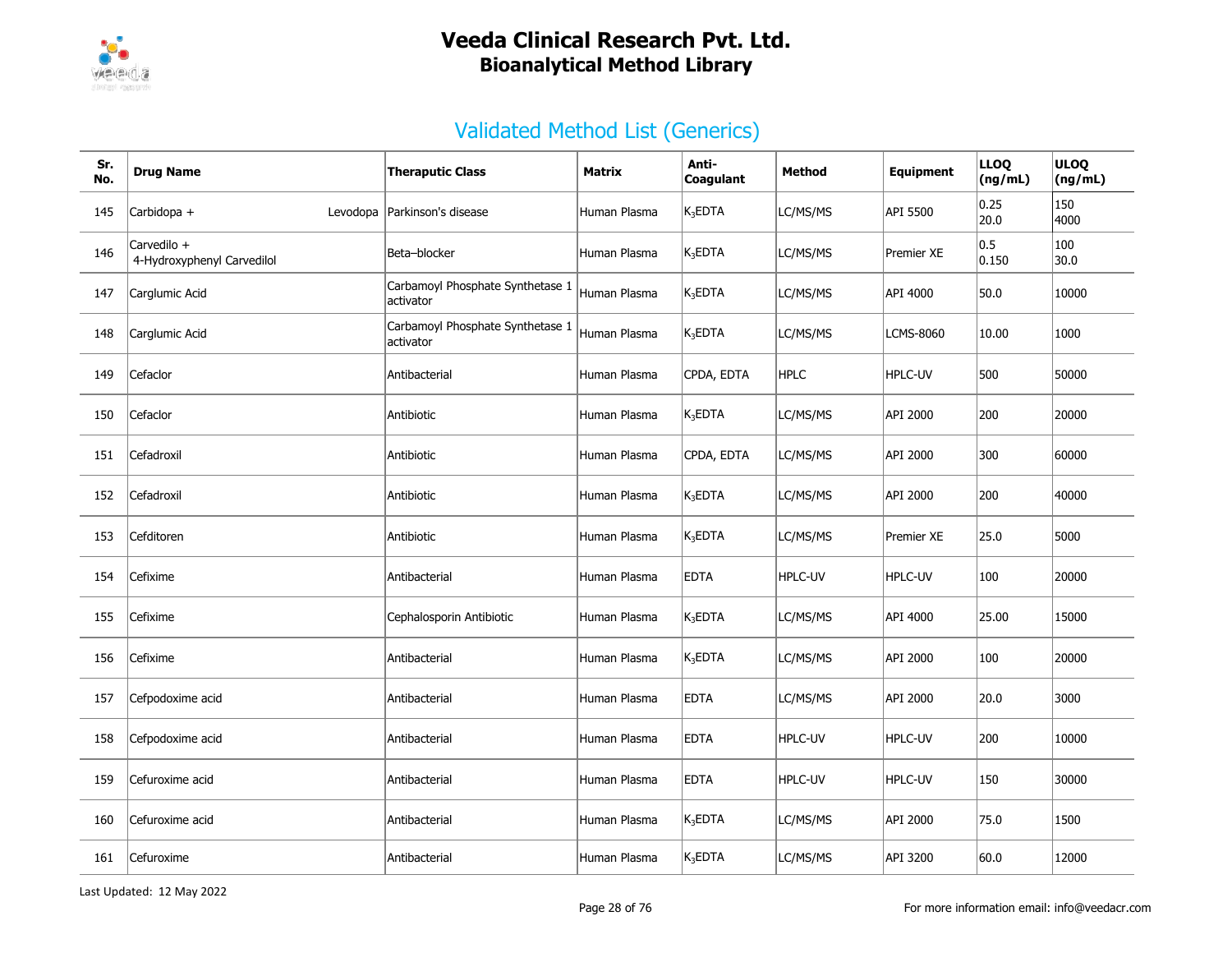# Veeda Clinical Research Pvt. Ltd.
## Bioanalytical Method Library

## Validated Method List (Generics)

| Sr. No. | Drug Name | Theraputic Class | Matrix | Anti-Coagulant | Method | Equipment | LLOQ (ng/mL) | ULOQ (ng/mL) |
|---|---|---|---|---|---|---|---|---|
| 145 | Carbidopa + Levodopa | Parkinson's disease | Human Plasma | $K_3$EDTA | LC/MS/MS | API 5500 | 0.25<br>20.0 | 150<br>4000 |
| 146 | Carvedilo +<br>4-Hydroxyphenyl Carvedilol | Beta–blocker | Human Plasma | $K_3$EDTA | LC/MS/MS | Premier XE | 0.5<br>0.150 | 100<br>30.0 |
| 147 | Carglumic Acid | Carbamoyl Phosphate Synthetase 1 activator | Human Plasma | $K_3$EDTA | LC/MS/MS | API 4000 | 50.0 | 10000 |
| 148 | Carglumic Acid | Carbamoyl Phosphate Synthetase 1 activator | Human Plasma | $K_3$EDTA | LC/MS/MS | LCMS-8060 | 10.00 | 1000 |
| 149 | Cefaclor | Antibacterial | Human Plasma | CPDA, EDTA | HPLC | HPLC-UV | 500 | 50000 |
| 150 | Cefaclor | Antibiotic | Human Plasma | $K_3$EDTA | LC/MS/MS | API 2000 | 200 | 20000 |
| 151 | Cefadroxil | Antibiotic | Human Plasma | CPDA, EDTA | LC/MS/MS | API 2000 | 300 | 60000 |
| 152 | Cefadroxil | Antibiotic | Human Plasma | $K_3$EDTA | LC/MS/MS | API 2000 | 200 | 40000 |
| 153 | Cefditoren | Antibiotic | Human Plasma | $K_3$EDTA | LC/MS/MS | Premier XE | 25.0 | 5000 |
| 154 | Cefixime | Antibacterial | Human Plasma | EDTA | HPLC-UV | HPLC-UV | 100 | 20000 |
| 155 | Cefixime | Cephalosporin Antibiotic | Human Plasma | $K_3$EDTA | LC/MS/MS | API 4000 | 25.00 | 15000 |
| 156 | Cefixime | Antibacterial | Human Plasma | $K_3$EDTA | LC/MS/MS | API 2000 | 100 | 20000 |
| 157 | Cefpodoxime acid | Antibacterial | Human Plasma | EDTA | LC/MS/MS | API 2000 | 20.0 | 3000 |
| 158 | Cefpodoxime acid | Antibacterial | Human Plasma | EDTA | HPLC-UV | HPLC-UV | 200 | 10000 |
| 159 | Cefuroxime acid | Antibacterial | Human Plasma | EDTA | HPLC-UV | HPLC-UV | 150 | 30000 |
| 160 | Cefuroxime acid | Antibacterial | Human Plasma | $K_3$EDTA | LC/MS/MS | API 2000 | 75.0 | 1500 |
| 161 | Cefuroxime | Antibacterial | Human Plasma | $K_3$EDTA | LC/MS/MS | API 3200 | 60.0 | 12000 |

Last Updated: 12 May 2022

For more information email: info@veedacr.com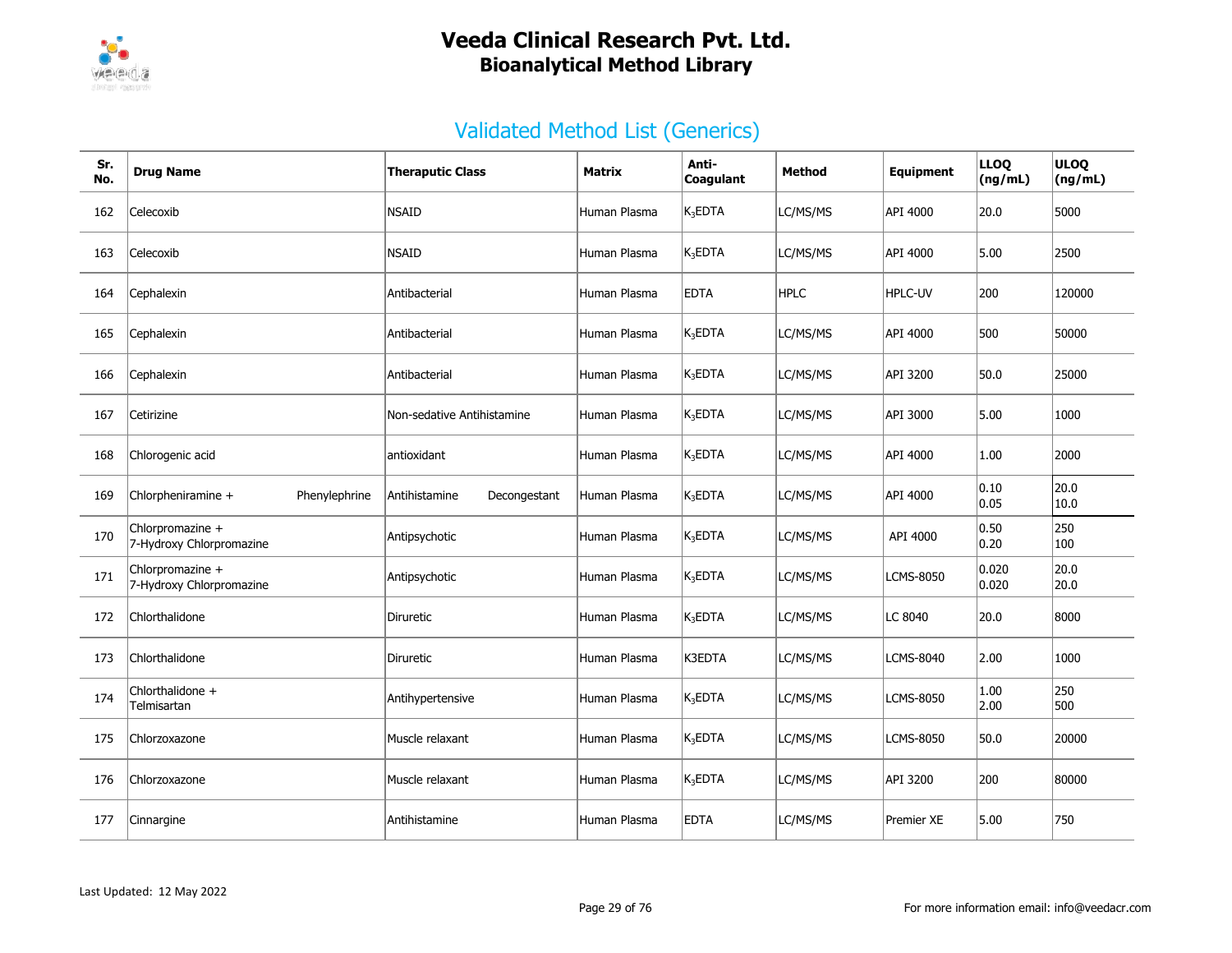# Veeda Clinical Research Pvt. Ltd.
## Bioanalytical Method Library

### Validated Method List (Generics)

| Sr. No. | Drug Name | Theraputic Class | Matrix | Anti-Coagulant | Method | Equipment | LLOQ (ng/mL) | ULOQ (ng/mL) |
|---|---|---|---|---|---|---|---|---|
| 162 | Celecoxib | NSAID | Human Plasma | $K_3EDTA$ | LC/MS/MS | API 4000 | 20.0 | 5000 |
| 163 | Celecoxib | NSAID | Human Plasma | $K_3EDTA$ | LC/MS/MS | API 4000 | 5.00 | 2500 |
| 164 | Cephalexin | Antibacterial | Human Plasma | EDTA | HPLC | HPLC-UV | 200 | 120000 |
| 165 | Cephalexin | Antibacterial | Human Plasma | $K_3EDTA$ | LC/MS/MS | API 4000 | 500 | 50000 |
| 166 | Cephalexin | Antibacterial | Human Plasma | $K_3EDTA$ | LC/MS/MS | API 3200 | 50.0 | 25000 |
| 167 | Cetirizine | Non-sedative Antihistamine | Human Plasma | $K_3EDTA$ | LC/MS/MS | API 3000 | 5.00 | 1000 |
| 168 | Chlorogenic acid | antioxidant | Human Plasma | $K_3EDTA$ | LC/MS/MS | API 4000 | 1.00 | 2000 |
| 169 | Chlorpheniramine + Phenylephrine | Antihistamine Decongestant | Human Plasma | $K_3EDTA$ | LC/MS/MS | API 4000 | 0.10<br>0.05 | 20.0<br>10.0 |
| 170 | Chlorpromazine +<br>7-Hydroxy Chlorpromazine | Antipsychotic | Human Plasma | $K_3EDTA$ | LC/MS/MS | API 4000 | 0.50<br>0.20 | 250<br>100 |
| 171 | Chlorpromazine +<br>7-Hydroxy Chlorpromazine | Antipsychotic | Human Plasma | $K_3EDTA$ | LC/MS/MS | LCMS-8050 | 0.020<br>0.020 | 20.0<br>20.0 |
| 172 | Chlorthalidone | Diruretic | Human Plasma | $K_3EDTA$ | LC/MS/MS | LC 8040 | 20.0 | 8000 |
| 173 | Chlorthalidone | Diruretic | Human Plasma | K3EDTA | LC/MS/MS | LCMS-8040 | 2.00 | 1000 |
| 174 | Chlorthalidone +<br>Telmisartan | Antihypertensive | Human Plasma | $K_3EDTA$ | LC/MS/MS | LCMS-8050 | 1.00<br>2.00 | 250<br>500 |
| 175 | Chlorzoxazone | Muscle relaxant | Human Plasma | $K_3EDTA$ | LC/MS/MS | LCMS-8050 | 50.0 | 20000 |
| 176 | Chlorzoxazone | Muscle relaxant | Human Plasma | $K_3EDTA$ | LC/MS/MS | API 3200 | 200 | 80000 |
| 177 | Cinnargine | Antihistamine | Human Plasma | EDTA | LC/MS/MS | Premier XE | 5.00 | 750 |

Last Updated: 12 May 2022

For more information email: info@veedacr.com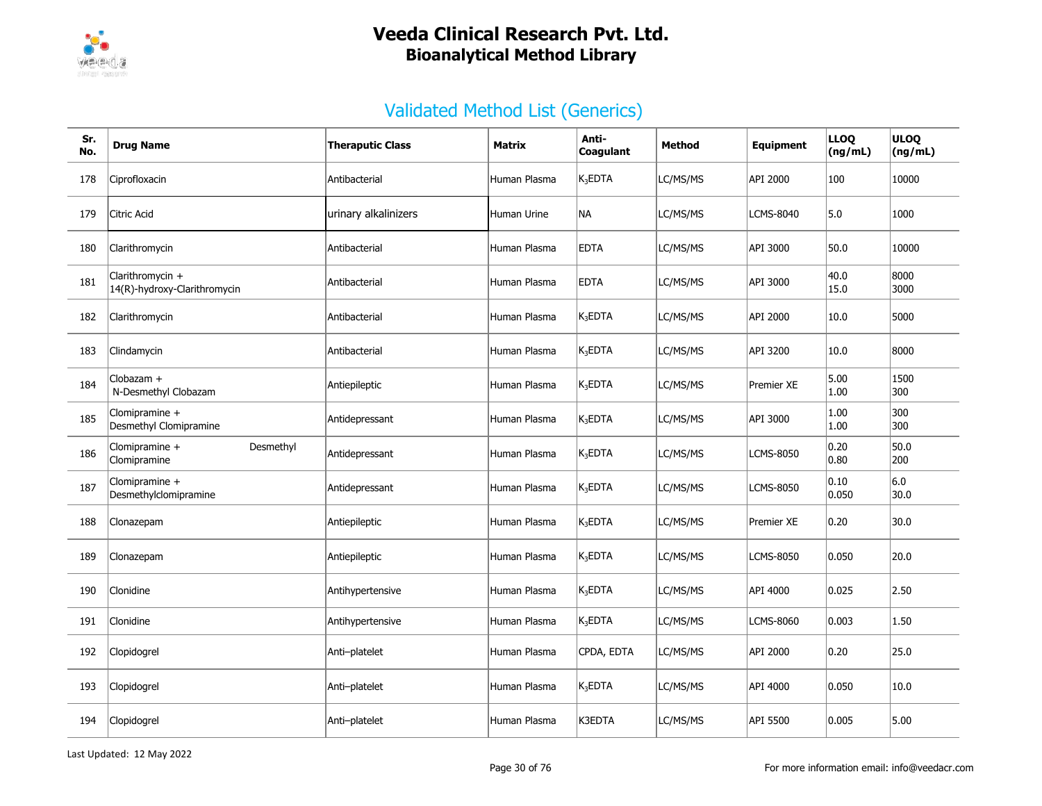# Veeda Clinical Research Pvt. Ltd.
## Bioanalytical Method Library

## Validated Method List (Generics)

| Sr. No. | Drug Name | Theraputic Class | Matrix | Anti-Coagulant | Method | Equipment | LLOQ (ng/mL) | ULOQ (ng/mL) |
|---|---|---|---|---|---|---|---|---|
| 178 | Ciprofloxacin | Antibacterial | Human Plasma | $K_3$EDTA | LC/MS/MS | API 2000 | 100 | 10000 |
| 179 | Citric Acid | urinary alkalinizers | Human Urine | NA | LC/MS/MS | LCMS-8040 | 5.0 | 1000 |
| 180 | Clarithromycin | Antibacterial | Human Plasma | EDTA | LC/MS/MS | API 3000 | 50.0 | 10000 |
| 181 | Clarithromycin + 14(R)-hydroxy-Clarithromycin | Antibacterial | Human Plasma | EDTA | LC/MS/MS | API 3000 | 40.0<br>15.0 | 8000<br>3000 |
| 182 | Clarithromycin | Antibacterial | Human Plasma | $K_3$EDTA | LC/MS/MS | API 2000 | 10.0 | 5000 |
| 183 | Clindamycin | Antibacterial | Human Plasma | $K_3$EDTA | LC/MS/MS | API 3200 | 10.0 | 8000 |
| 184 | Clobazam + N-Desmethyl Clobazam | Antiepileptic | Human Plasma | $K_3$EDTA | LC/MS/MS | Premier XE | 5.00<br>1.00 | 1500<br>300 |
| 185 | Clomipramine + Desmethyl Clomipramine | Antidepressant | Human Plasma | $K_3$EDTA | LC/MS/MS | API 3000 | 1.00<br>1.00 | 300<br>300 |
| 186 | Clomipramine + Desmethyl Clomipramine | Antidepressant | Human Plasma | $K_3$EDTA | LC/MS/MS | LCMS-8050 | 0.20<br>0.80 | 50.0<br>200 |
| 187 | Clomipramine + Desmethylclomipramine | Antidepressant | Human Plasma | $K_3$EDTA | LC/MS/MS | LCMS-8050 | 0.10<br>0.050 | 6.0<br>30.0 |
| 188 | Clonazepam | Antiepileptic | Human Plasma | $K_3$EDTA | LC/MS/MS | Premier XE | 0.20 | 30.0 |
| 189 | Clonazepam | Antiepileptic | Human Plasma | $K_3$EDTA | LC/MS/MS | LCMS-8050 | 0.050 | 20.0 |
| 190 | Clonidine | Antihypertensive | Human Plasma | $K_3$EDTA | LC/MS/MS | API 4000 | 0.025 | 2.50 |
| 191 | Clonidine | Antihypertensive | Human Plasma | $K_3$EDTA | LC/MS/MS | LCMS-8060 | 0.003 | 1.50 |
| 192 | Clopidogrel | Anti–platelet | Human Plasma | CPDA, EDTA | LC/MS/MS | API 2000 | 0.20 | 25.0 |
| 193 | Clopidogrel | Anti–platelet | Human Plasma | $K_3$EDTA | LC/MS/MS | API 4000 | 0.050 | 10.0 |
| 194 | Clopidogrel | Anti–platelet | Human Plasma | K3EDTA | LC/MS/MS | API 5500 | 0.005 | 5.00 |

Last Updated: 12 May 2022

For more information email: info@veedacr.com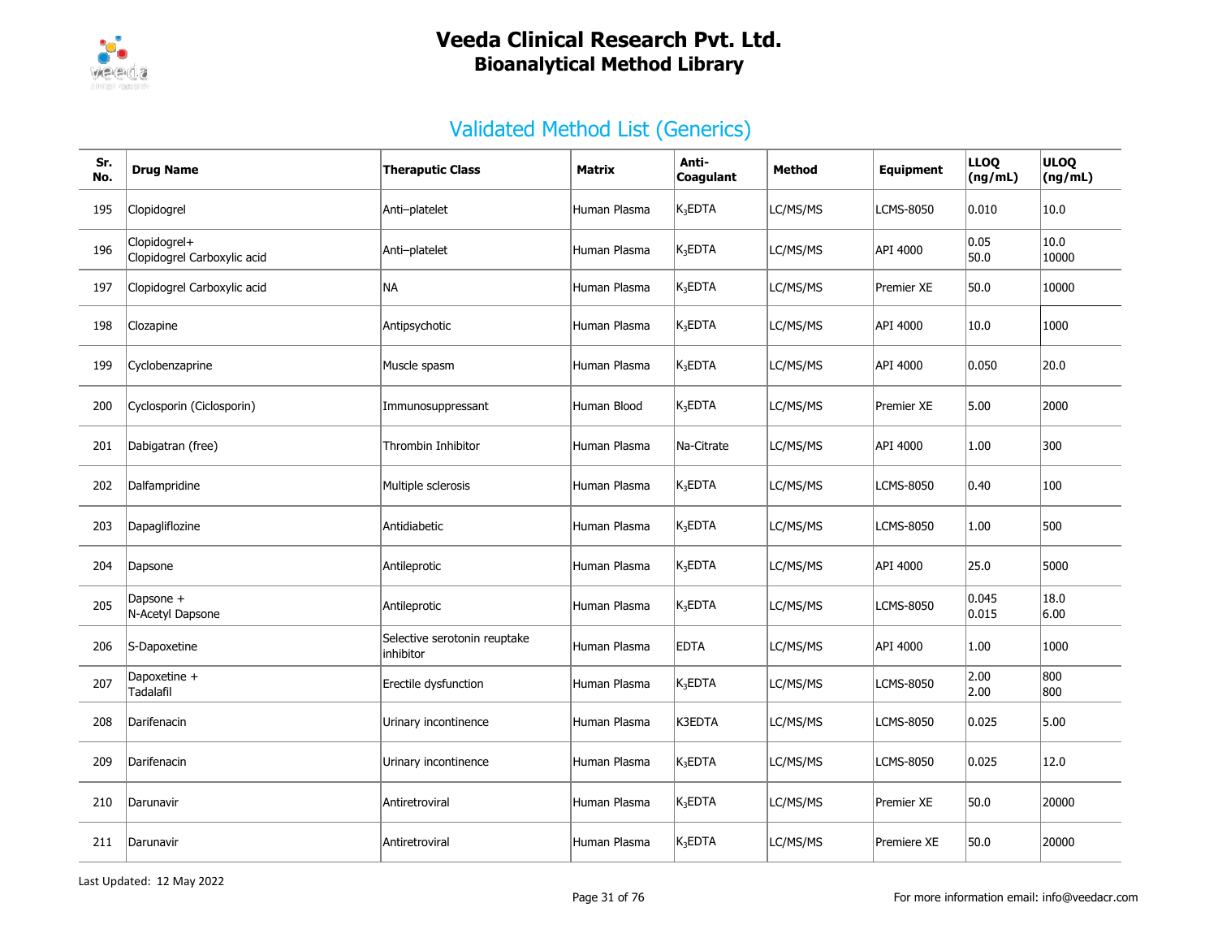# Veeda Clinical Research Pvt. Ltd.
## Bioanalytical Method Library

## Validated Method List (Generics)

| Sr. No. | Drug Name | Theraputic Class | Matrix | Anti-Coagulant | Method | Equipment | LLOQ (ng/mL) | ULOQ (ng/mL) |
|---|---|---|---|---|---|---|---|---|
| 195 | Clopidogrel | Anti–platelet | Human Plasma | $K_3$EDTA | LC/MS/MS | LCMS-8050 | 0.010 | 10.0 |
| 196 | Clopidogrel+ Clopidogrel Carboxylic acid | Anti–platelet | Human Plasma | $K_3$EDTA | LC/MS/MS | API 4000 | 0.05 50.0 | 10.0 10000 |
| 197 | Clopidogrel Carboxylic acid | NA | Human Plasma | $K_3$EDTA | LC/MS/MS | Premier XE | 50.0 | 10000 |
| 198 | Clozapine | Antipsychotic | Human Plasma | $K_3$EDTA | LC/MS/MS | API 4000 | 10.0 | 1000 |
| 199 | Cyclobenzaprine | Muscle spasm | Human Plasma | $K_3$EDTA | LC/MS/MS | API 4000 | 0.050 | 20.0 |
| 200 | Cyclosporin (Ciclosporin) | Immunosuppressant | Human Blood | $K_3$EDTA | LC/MS/MS | Premier XE | 5.00 | 2000 |
| 201 | Dabigatran (free) | Thrombin Inhibitor | Human Plasma | Na-Citrate | LC/MS/MS | API 4000 | 1.00 | 300 |
| 202 | Dalfampridine | Multiple sclerosis | Human Plasma | $K_3$EDTA | LC/MS/MS | LCMS-8050 | 0.40 | 100 |
| 203 | Dapagliflozine | Antidiabetic | Human Plasma | $K_3$EDTA | LC/MS/MS | LCMS-8050 | 1.00 | 500 |
| 204 | Dapsone | Antileprotic | Human Plasma | $K_3$EDTA | LC/MS/MS | API 4000 | 25.0 | 5000 |
| 205 | Dapsone + N-Acetyl Dapsone | Antileprotic | Human Plasma | $K_3$EDTA | LC/MS/MS | LCMS-8050 | 0.045 0.015 | 18.0 6.00 |
| 206 | S-Dapoxetine | Selective serotonin reuptake inhibitor | Human Plasma | EDTA | LC/MS/MS | API 4000 | 1.00 | 1000 |
| 207 | Dapoxetine + Tadalafil | Erectile dysfunction | Human Plasma | $K_3$EDTA | LC/MS/MS | LCMS-8050 | 2.00 2.00 | 800 800 |
| 208 | Darifenacin | Urinary incontinence | Human Plasma | K3EDTA | LC/MS/MS | LCMS-8050 | 0.025 | 5.00 |
| 209 | Darifenacin | Urinary incontinence | Human Plasma | $K_3$EDTA | LC/MS/MS | LCMS-8050 | 0.025 | 12.0 |
| 210 | Darunavir | Antiretroviral | Human Plasma | $K_3$EDTA | LC/MS/MS | Premier XE | 50.0 | 20000 |
| 211 | Darunavir | Antiretroviral | Human Plasma | $K_3$EDTA | LC/MS/MS | Premiere XE | 50.0 | 20000 |

Last Updated: 12 May 2022

For more information email: info@veedacr.com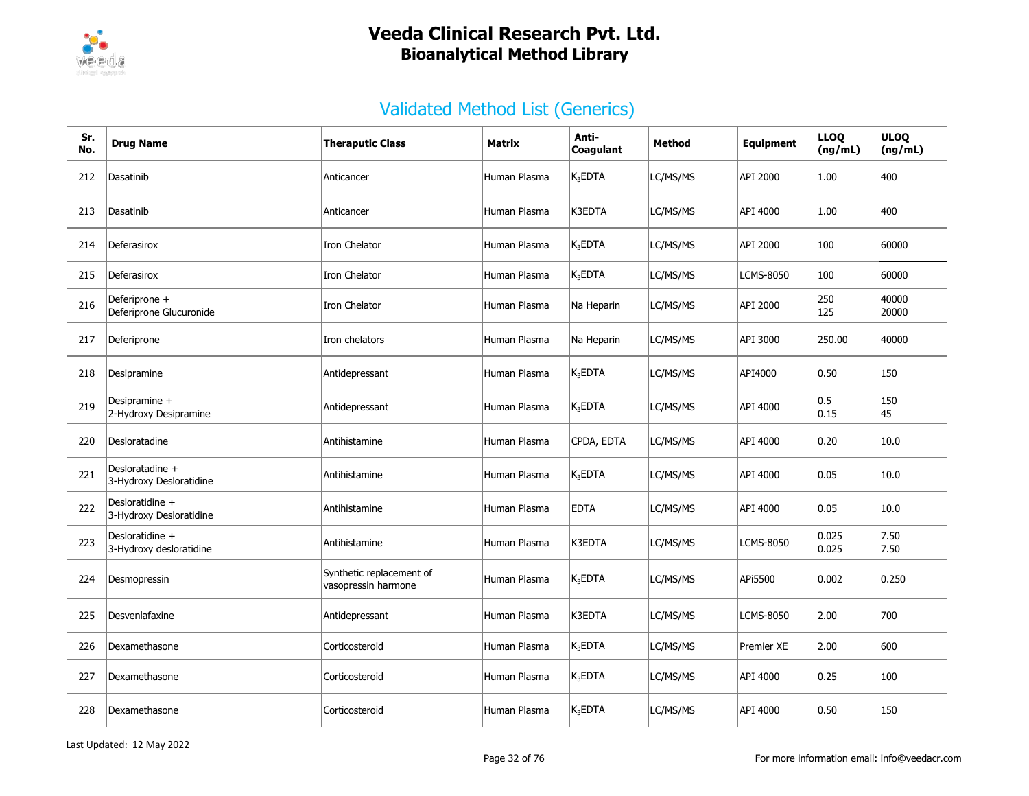# Veeda Clinical Research Pvt. Ltd.
## Bioanalytical Method Library

## Validated Method List (Generics)

| Sr. No. | Drug Name | Theraputic Class | Matrix | Anti-Coagulant | Method | Equipment | LLOQ (ng/mL) | ULOQ (ng/mL) |
|---|---|---|---|---|---|---|---|---|
| 212 | Dasatinib | Anticancer | Human Plasma | $K_3EDTA$ | LC/MS/MS | API 2000 | 1.00 | 400 |
| 213 | Dasatinib | Anticancer | Human Plasma | K3EDTA | LC/MS/MS | API 4000 | 1.00 | 400 |
| 214 | Deferasirox | Iron Chelator | Human Plasma | $K_3EDTA$ | LC/MS/MS | API 2000 | 100 | 60000 |
| 215 | Deferasirox | Iron Chelator | Human Plasma | $K_3EDTA$ | LC/MS/MS | LCMS-8050 | 100 | 60000 |
| 216 | Deferiprone + Deferiprone Glucuronide | Iron Chelator | Human Plasma | Na Heparin | LC/MS/MS | API 2000 | 250<br>125 | 40000<br>20000 |
| 217 | Deferiprone | Iron chelators | Human Plasma | Na Heparin | LC/MS/MS | API 3000 | 250.00 | 40000 |
| 218 | Desipramine | Antidepressant | Human Plasma | $K_3EDTA$ | LC/MS/MS | API4000 | 0.50 | 150 |
| 219 | Desipramine + 2-Hydroxy Desipramine | Antidepressant | Human Plasma | $K_3EDTA$ | LC/MS/MS | API 4000 | 0.5<br>0.15 | 150<br>45 |
| 220 | Desloratadine | Antihistamine | Human Plasma | CPDA, EDTA | LC/MS/MS | API 4000 | 0.20 | 10.0 |
| 221 | Desloratadine + 3-Hydroxy Desloratidine | Antihistamine | Human Plasma | $K_3EDTA$ | LC/MS/MS | API 4000 | 0.05 | 10.0 |
| 222 | Desloratidine + 3-Hydroxy Desloratidine | Antihistamine | Human Plasma | EDTA | LC/MS/MS | API 4000 | 0.05 | 10.0 |
| 223 | Desloratidine + 3-Hydroxy desloratidine | Antihistamine | Human Plasma | K3EDTA | LC/MS/MS | LCMS-8050 | 0.025<br>0.025 | 7.50<br>7.50 |
| 224 | Desmopressin | Synthetic replacement of vasopressin harmone | Human Plasma | $K_3EDTA$ | LC/MS/MS | APi5500 | 0.002 | 0.250 |
| 225 | Desvenlafaxine | Antidepressant | Human Plasma | K3EDTA | LC/MS/MS | LCMS-8050 | 2.00 | 700 |
| 226 | Dexamethasone | Corticosteroid | Human Plasma | $K_3EDTA$ | LC/MS/MS | Premier XE | 2.00 | 600 |
| 227 | Dexamethasone | Corticosteroid | Human Plasma | $K_3EDTA$ | LC/MS/MS | API 4000 | 0.25 | 100 |
| 228 | Dexamethasone | Corticosteroid | Human Plasma | $K_3EDTA$ | LC/MS/MS | API 4000 | 0.50 | 150 |

Last Updated: 12 May 2022

For more information email: info@veedacr.com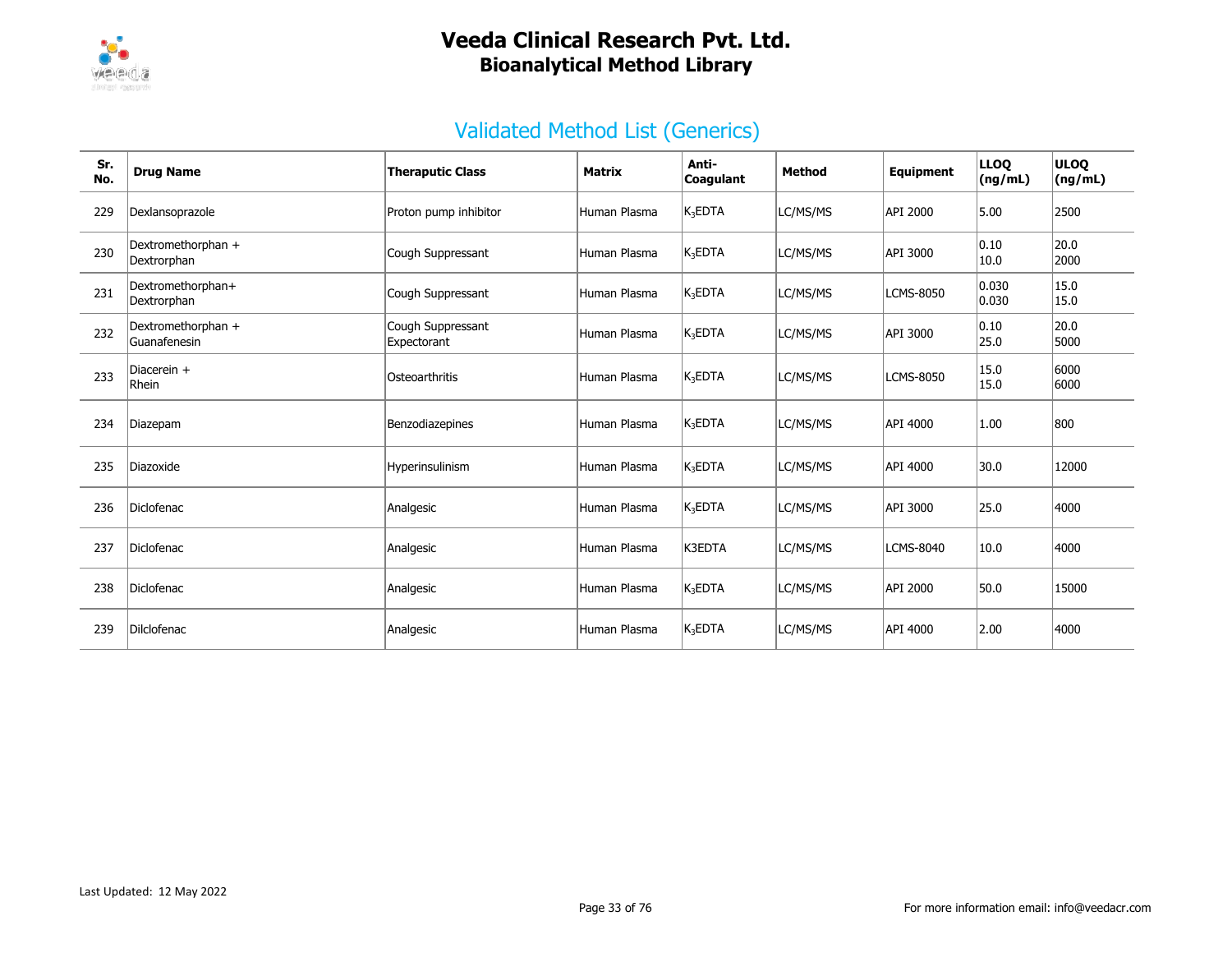# Veeda Clinical Research Pvt. Ltd.
## Bioanalytical Method Library

## Validated Method List (Generics)

| Sr. No. | Drug Name | Theraputic Class | Matrix | Anti-Coagulant | Method | Equipment | LLOQ (ng/mL) | ULOQ (ng/mL) |
|---|---|---|---|---|---|---|---|---|
| 229 | Dexlansoprazole | Proton pump inhibitor | Human Plasma | $K_3EDTA$ | LC/MS/MS | API 2000 | 5.00 | 2500 |
| 230 | Dextromethorphan + Dextrorphan | Cough Suppressant | Human Plasma | $K_3EDTA$ | LC/MS/MS | API 3000 | 0.10<br>10.0 | 20.0<br>2000 |
| 231 | Dextromethorphan+ Dextrorphan | Cough Suppressant | Human Plasma | $K_3EDTA$ | LC/MS/MS | LCMS-8050 | 0.030<br>0.030 | 15.0<br>15.0 |
| 232 | Dextromethorphan + Guanafenesin | Cough Suppressant Expectorant | Human Plasma | $K_3EDTA$ | LC/MS/MS | API 3000 | 0.10<br>25.0 | 20.0<br>5000 |
| 233 | Diacerein + Rhein | Osteoarthritis | Human Plasma | $K_3EDTA$ | LC/MS/MS | LCMS-8050 | 15.0<br>15.0 | 6000<br>6000 |
| 234 | Diazepam | Benzodiazepines | Human Plasma | $K_3EDTA$ | LC/MS/MS | API 4000 | 1.00 | 800 |
| 235 | Diazoxide | Hyperinsulinism | Human Plasma | $K_3EDTA$ | LC/MS/MS | API 4000 | 30.0 | 12000 |
| 236 | Diclofenac | Analgesic | Human Plasma | $K_3EDTA$ | LC/MS/MS | API 3000 | 25.0 | 4000 |
| 237 | Diclofenac | Analgesic | Human Plasma | K3EDTA | LC/MS/MS | LCMS-8040 | 10.0 | 4000 |
| 238 | Diclofenac | Analgesic | Human Plasma | $K_3EDTA$ | LC/MS/MS | API 2000 | 50.0 | 15000 |
| 239 | Dilclofenac | Analgesic | Human Plasma | $K_3EDTA$ | LC/MS/MS | API 4000 | 2.00 | 4000 |

Last Updated: 12 May 2022

For more information email: info@veedacr.com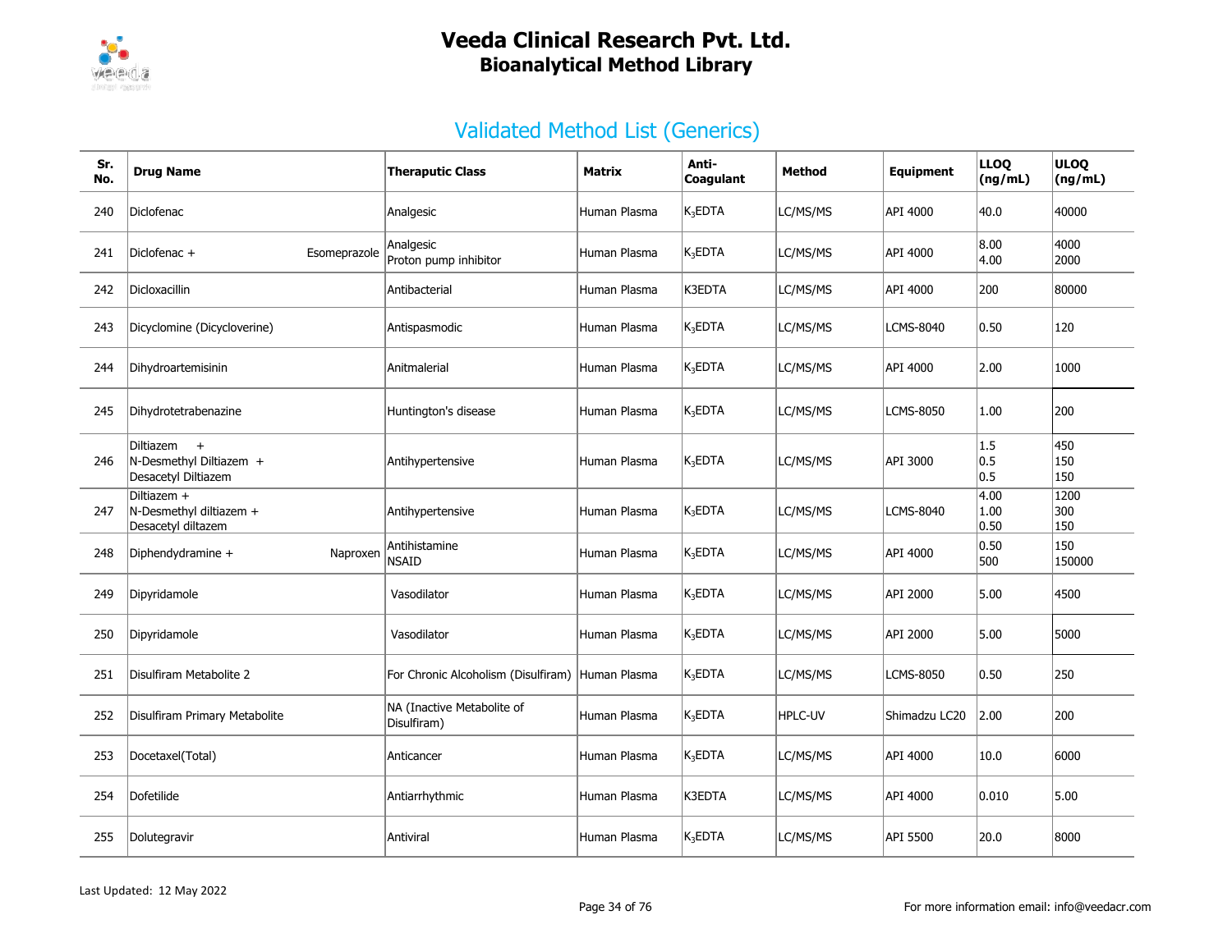# Veeda Clinical Research Pvt. Ltd.
## Bioanalytical Method Library

## Validated Method List (Generics)

| Sr. No. | Drug Name | Theraputic Class | Matrix | Anti-Coagulant | Method | Equipment | LLOQ (ng/mL) | ULOQ (ng/mL) |
|---|---|---|---|---|---|---|---|---|
| 240 | Diclofenac | Analgesic | Human Plasma | $K_3EDTA$ | LC/MS/MS | API 4000 | 40.0 | 40000 |
| 241 | Diclofenac + Esomeprazole | Analgesic<br>Proton pump inhibitor | Human Plasma | $K_3EDTA$ | LC/MS/MS | API 4000 | 8.00<br>4.00 | 4000<br>2000 |
| 242 | Dicloxacillin | Antibacterial | Human Plasma | K3EDTA | LC/MS/MS | API 4000 | 200 | 80000 |
| 243 | Dicyclomine (Dicycloverine) | Antispasmodic | Human Plasma | $K_3EDTA$ | LC/MS/MS | LCMS-8040 | 0.50 | 120 |
| 244 | Dihydroartemisinin | Anitmalerial | Human Plasma | $K_3EDTA$ | LC/MS/MS | API 4000 | 2.00 | 1000 |
| 245 | Dihydrotetrabenazine | Huntington's disease | Human Plasma | $K_3EDTA$ | LC/MS/MS | LCMS-8050 | 1.00 | 200 |
| 246 | Diltiazem +<br>N-Desmethyl Diltiazem +<br>Desacetyl Diltiazem | Antihypertensive | Human Plasma | $K_3EDTA$ | LC/MS/MS | API 3000 | 1.5<br>0.5<br>0.5 | 450<br>150<br>150 |
| 247 | Diltiazem +<br>N-Desmethyl diltiazem +<br>Desacetyl diltazem | Antihypertensive | Human Plasma | $K_3EDTA$ | LC/MS/MS | LCMS-8040 | 4.00<br>1.00<br>0.50 | 1200<br>300<br>150 |
| 248 | Diphendydramine + Naproxen | Antihistamine<br>NSAID | Human Plasma | $K_3EDTA$ | LC/MS/MS | API 4000 | 0.50<br>500 | 150<br>150000 |
| 249 | Dipyridamole | Vasodilator | Human Plasma | $K_3EDTA$ | LC/MS/MS | API 2000 | 5.00 | 4500 |
| 250 | Dipyridamole | Vasodilator | Human Plasma | $K_3EDTA$ | LC/MS/MS | API 2000 | 5.00 | 5000 |
| 251 | Disulfiram Metabolite 2 | For Chronic Alcoholism (Disulfiram) | Human Plasma | $K_3EDTA$ | LC/MS/MS | LCMS-8050 | 0.50 | 250 |
| 252 | Disulfiram Primary Metabolite | NA (Inactive Metabolite of Disulfiram) | Human Plasma | $K_3EDTA$ | HPLC-UV | Shimadzu LC20 | 2.00 | 200 |
| 253 | Docetaxel(Total) | Anticancer | Human Plasma | $K_3EDTA$ | LC/MS/MS | API 4000 | 10.0 | 6000 |
| 254 | Dofetilide | Antiarrhythmic | Human Plasma | K3EDTA | LC/MS/MS | API 4000 | 0.010 | 5.00 |
| 255 | Dolutegravir | Antiviral | Human Plasma | $K_3EDTA$ | LC/MS/MS | API 5500 | 20.0 | 8000 |

Last Updated: 12 May 2022

For more information email: info@veedacr.com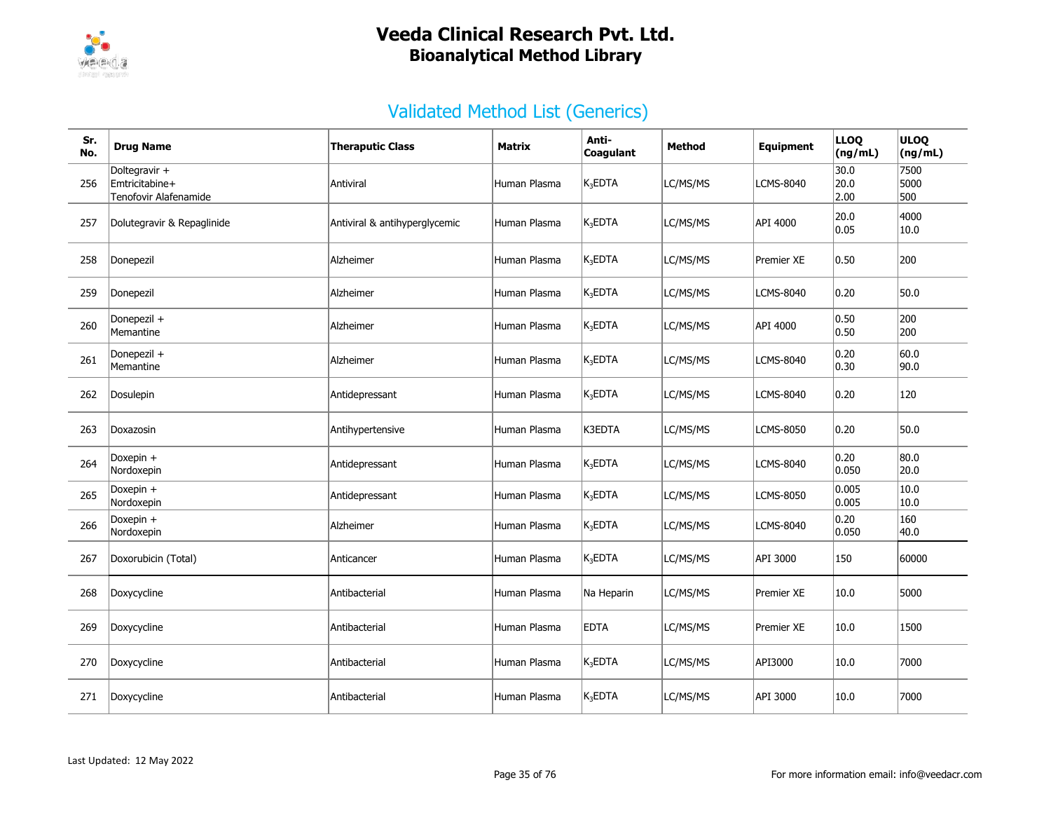# Veeda Clinical Research Pvt. Ltd.
## Bioanalytical Method Library

## Validated Method List (Generics)

| Sr. No. | Drug Name | Theraputic Class | Matrix | Anti-Coagulant | Method | Equipment | LLOQ (ng/mL) | ULOQ (ng/mL) |
|---|---|---|---|---|---|---|---|---|
| 256 | Doltegravir + Emtricitabine+ Tenofovir Alafenamide | Antiviral | Human Plasma | $K_3$EDTA | LC/MS/MS | LCMS-8040 | 30.0 20.0 2.00 | 7500 5000 500 |
| 257 | Dolutegravir & Repaglinide | Antiviral & antihyperglycemic | Human Plasma | $K_3$EDTA | LC/MS/MS | API 4000 | 20.0 0.05 | 4000 10.0 |
| 258 | Donepezil | Alzheimer | Human Plasma | $K_3$EDTA | LC/MS/MS | Premier XE | 0.50 | 200 |
| 259 | Donepezil | Alzheimer | Human Plasma | $K_3$EDTA | LC/MS/MS | LCMS-8040 | 0.20 | 50.0 |
| 260 | Donepezil + Memantine | Alzheimer | Human Plasma | $K_3$EDTA | LC/MS/MS | API 4000 | 0.50 0.50 | 200 200 |
| 261 | Donepezil + Memantine | Alzheimer | Human Plasma | $K_3$EDTA | LC/MS/MS | LCMS-8040 | 0.20 0.30 | 60.0 90.0 |
| 262 | Dosulepin | Antidepressant | Human Plasma | $K_3$EDTA | LC/MS/MS | LCMS-8040 | 0.20 | 120 |
| 263 | Doxazosin | Antihypertensive | Human Plasma | K3EDTA | LC/MS/MS | LCMS-8050 | 0.20 | 50.0 |
| 264 | Doxepin + Nordoxepin | Antidepressant | Human Plasma | $K_3$EDTA | LC/MS/MS | LCMS-8040 | 0.20 0.050 | 80.0 20.0 |
| 265 | Doxepin + Nordoxepin | Antidepressant | Human Plasma | $K_3$EDTA | LC/MS/MS | LCMS-8050 | 0.005 0.005 | 10.0 10.0 |
| 266 | Doxepin + Nordoxepin | Alzheimer | Human Plasma | $K_3$EDTA | LC/MS/MS | LCMS-8040 | 0.20 0.050 | 160 40.0 |
| 267 | Doxorubicin (Total) | Anticancer | Human Plasma | $K_3$EDTA | LC/MS/MS | API 3000 | 150 | 60000 |
| 268 | Doxycycline | Antibacterial | Human Plasma | Na Heparin | LC/MS/MS | Premier XE | 10.0 | 5000 |
| 269 | Doxycycline | Antibacterial | Human Plasma | EDTA | LC/MS/MS | Premier XE | 10.0 | 1500 |
| 270 | Doxycycline | Antibacterial | Human Plasma | $K_3$EDTA | LC/MS/MS | API3000 | 10.0 | 7000 |
| 271 | Doxycycline | Antibacterial | Human Plasma | $K_3$EDTA | LC/MS/MS | API 3000 | 10.0 | 7000 |

Last Updated: 12 May 2022

For more information email: info@veedacr.com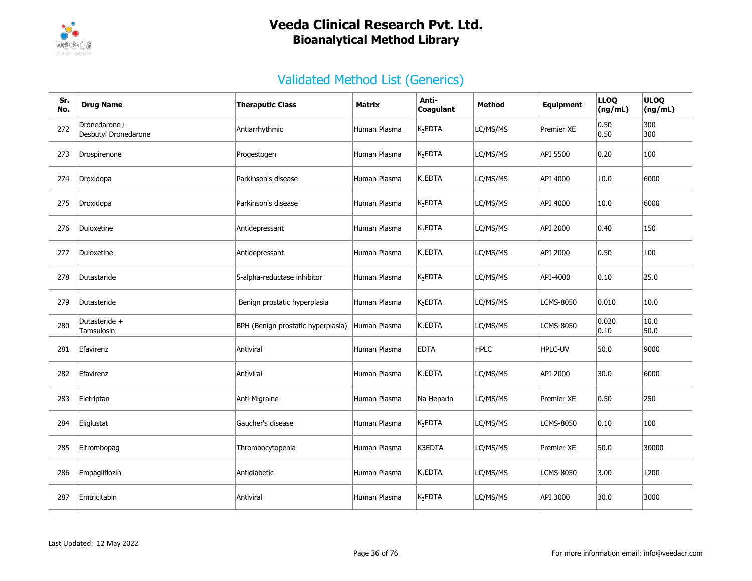# Veeda Clinical Research Pvt. Ltd.
## Bioanalytical Method Library

### Validated Method List (Generics)

| Sr. No. | Drug Name | Theraputic Class | Matrix | Anti-Coagulant | Method | Equipment | LLOQ (ng/mL) | ULOQ (ng/mL) |
|---|---|---|---|---|---|---|---|---|
| 272 | Dronedarone+ Desbutyl Dronedarone | Antiarrhythmic | Human Plasma | $K_3$EDTA | LC/MS/MS | Premier XE | 0.50 0.50 | 300 300 |
| 273 | Drospirenone | Progestogen | Human Plasma | $K_3$EDTA | LC/MS/MS | API 5500 | 0.20 | 100 |
| 274 | Droxidopa | Parkinson's disease | Human Plasma | $K_3$EDTA | LC/MS/MS | API 4000 | 10.0 | 6000 |
| 275 | Droxidopa | Parkinson's disease | Human Plasma | $K_3$EDTA | LC/MS/MS | API 4000 | 10.0 | 6000 |
| 276 | Duloxetine | Antidepressant | Human Plasma | $K_3$EDTA | LC/MS/MS | API 2000 | 0.40 | 150 |
| 277 | Duloxetine | Antidepressant | Human Plasma | $K_3$EDTA | LC/MS/MS | API 2000 | 0.50 | 100 |
| 278 | Dutastaride | 5-alpha-reductase inhibitor | Human Plasma | $K_3$EDTA | LC/MS/MS | API-4000 | 0.10 | 25.0 |
| 279 | Dutasteride | Benign prostatic hyperplasia | Human Plasma | $K_3$EDTA | LC/MS/MS | LCMS-8050 | 0.010 | 10.0 |
| 280 | Dutasteride + Tamsulosin | BPH (Benign prostatic hyperplasia) | Human Plasma | $K_3$EDTA | LC/MS/MS | LCMS-8050 | 0.020 0.10 | 10.0 50.0 |
| 281 | Efavirenz | Antiviral | Human Plasma | EDTA | HPLC | HPLC-UV | 50.0 | 9000 |
| 282 | Efavirenz | Antiviral | Human Plasma | $K_3$EDTA | LC/MS/MS | API 2000 | 30.0 | 6000 |
| 283 | Eletriptan | Anti-Migraine | Human Plasma | Na Heparin | LC/MS/MS | Premier XE | 0.50 | 250 |
| 284 | Eliglustat | Gaucher's disease | Human Plasma | $K_3$EDTA | LC/MS/MS | LCMS-8050 | 0.10 | 100 |
| 285 | Eltrombopag | Thrombocytopenia | Human Plasma | K3EDTA | LC/MS/MS | Premier XE | 50.0 | 30000 |
| 286 | Empagliflozin | Antidiabetic | Human Plasma | $K_3$EDTA | LC/MS/MS | LCMS-8050 | 3.00 | 1200 |
| 287 | Emtricitabin | Antiviral | Human Plasma | $K_3$EDTA | LC/MS/MS | API 3000 | 30.0 | 3000 |

Last Updated: 12 May 2022

For more information email: info@veedacr.com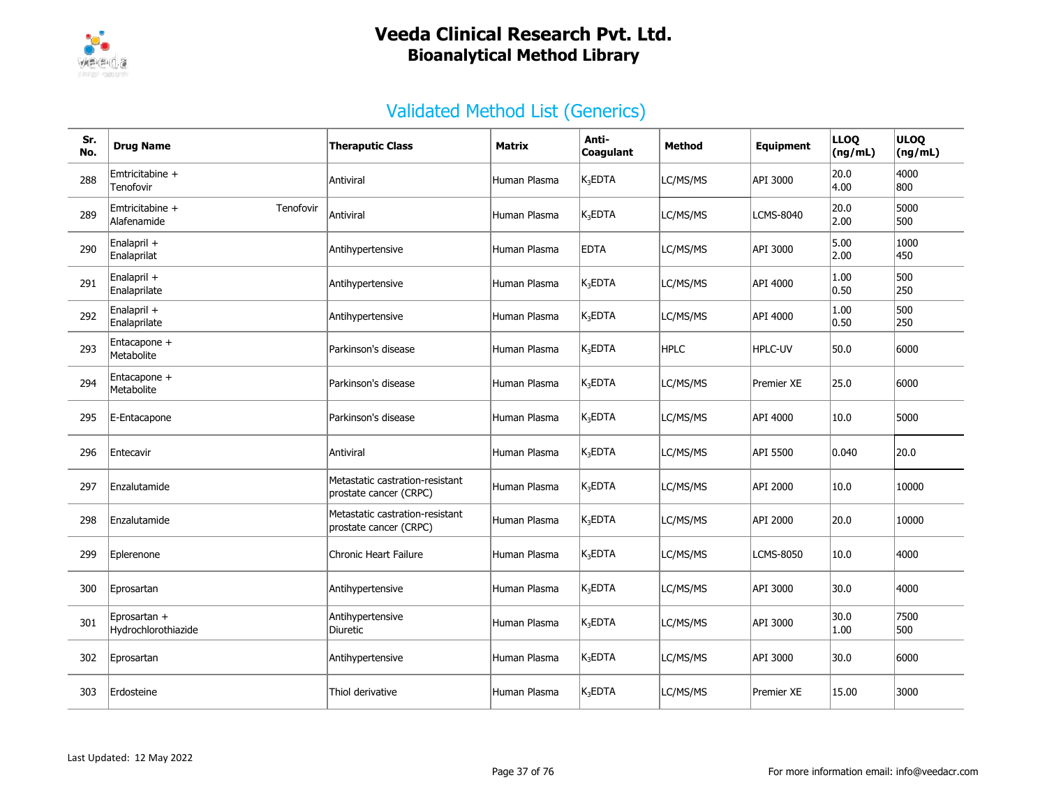# Veeda Clinical Research Pvt. Ltd.
## Bioanalytical Method Library

### Validated Method List (Generics)

| Sr. No. | Drug Name | Theraputic Class | Matrix | Anti-Coagulant | Method | Equipment | LLOQ (ng/mL) | ULOQ (ng/mL) |
|---|---|---|---|---|---|---|---|---|
| 288 | Emtricitabine + Tenofovir | Antiviral | Human Plasma | $K_3EDTA$ | LC/MS/MS | API 3000 | 20.0<br>4.00 | 4000<br>800 |
| 289 | Emtricitabine + Tenofovir Alafenamide | Antiviral | Human Plasma | $K_3EDTA$ | LC/MS/MS | LCMS-8040 | 20.0<br>2.00 | 5000<br>500 |
| 290 | Enalapril + Enalaprilat | Antihypertensive | Human Plasma | EDTA | LC/MS/MS | API 3000 | 5.00<br>2.00 | 1000<br>450 |
| 291 | Enalapril + Enalaprilate | Antihypertensive | Human Plasma | $K_3EDTA$ | LC/MS/MS | API 4000 | 1.00<br>0.50 | 500<br>250 |
| 292 | Enalapril + Enalaprilate | Antihypertensive | Human Plasma | $K_3EDTA$ | LC/MS/MS | API 4000 | 1.00<br>0.50 | 500<br>250 |
| 293 | Entacapone + Metabolite | Parkinson's disease | Human Plasma | $K_3EDTA$ | HPLC | HPLC-UV | 50.0 | 6000 |
| 294 | Entacapone + Metabolite | Parkinson's disease | Human Plasma | $K_3EDTA$ | LC/MS/MS | Premier XE | 25.0 | 6000 |
| 295 | E-Entacapone | Parkinson's disease | Human Plasma | $K_3EDTA$ | LC/MS/MS | API 4000 | 10.0 | 5000 |
| 296 | Entecavir | Antiviral | Human Plasma | $K_3EDTA$ | LC/MS/MS | API 5500 | 0.040 | 20.0 |
| 297 | Enzalutamide | Metastatic castration-resistant prostate cancer (CRPC) | Human Plasma | $K_3EDTA$ | LC/MS/MS | API 2000 | 10.0 | 10000 |
| 298 | Enzalutamide | Metastatic castration-resistant prostate cancer (CRPC) | Human Plasma | $K_3EDTA$ | LC/MS/MS | API 2000 | 20.0 | 10000 |
| 299 | Eplerenone | Chronic Heart Failure | Human Plasma | $K_3EDTA$ | LC/MS/MS | LCMS-8050 | 10.0 | 4000 |
| 300 | Eprosartan | Antihypertensive | Human Plasma | $K_3EDTA$ | LC/MS/MS | API 3000 | 30.0 | 4000 |
| 301 | Eprosartan + Hydrochlorothiazide | Antihypertensive<br>Diuretic | Human Plasma | $K_3EDTA$ | LC/MS/MS | API 3000 | 30.0<br>1.00 | 7500<br>500 |
| 302 | Eprosartan | Antihypertensive | Human Plasma | $K_3EDTA$ | LC/MS/MS | API 3000 | 30.0 | 6000 |
| 303 | Erdosteine | Thiol derivative | Human Plasma | $K_3EDTA$ | LC/MS/MS | Premier XE | 15.00 | 3000 |

Last Updated: 12 May 2022

For more information email: info@veedacr.com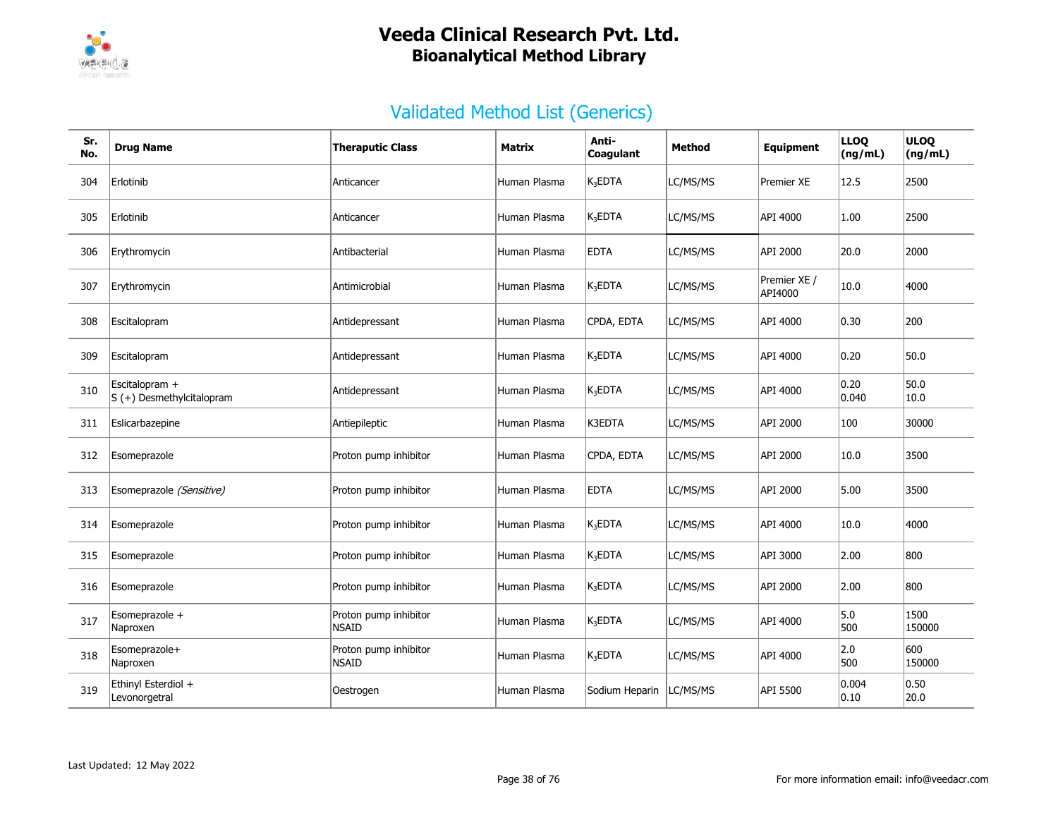# Veeda Clinical Research Pvt. Ltd.
## Bioanalytical Method Library

### Validated Method List (Generics)

| Sr. No. | Drug Name | Theraputic Class | Matrix | Anti-Coagulant | Method | Equipment | LLOQ (ng/mL) | ULOQ (ng/mL) |
|---|---|---|---|---|---|---|---|---|
| 304 | Erlotinib | Anticancer | Human Plasma | $K_3$EDTA | LC/MS/MS | Premier XE | 12.5 | 2500 |
| 305 | Erlotinib | Anticancer | Human Plasma | $K_3$EDTA | LC/MS/MS | API 4000 | 1.00 | 2500 |
| 306 | Erythromycin | Antibacterial | Human Plasma | EDTA | LC/MS/MS | API 2000 | 20.0 | 2000 |
| 307 | Erythromycin | Antimicrobial | Human Plasma | $K_3$EDTA | LC/MS/MS | Premier XE / API4000 | 10.0 | 4000 |
| 308 | Escitalopram | Antidepressant | Human Plasma | CPDA, EDTA | LC/MS/MS | API 4000 | 0.30 | 200 |
| 309 | Escitalopram | Antidepressant | Human Plasma | $K_3$EDTA | LC/MS/MS | API 4000 | 0.20 | 50.0 |
| 310 | Escitalopram + S (+) Desmethylcitalopram | Antidepressant | Human Plasma | $K_3$EDTA | LC/MS/MS | API 4000 | 0.20 0.040 | 50.0 10.0 |
| 311 | Eslicarbazepine | Antiepileptic | Human Plasma | K3EDTA | LC/MS/MS | API 2000 | 100 | 30000 |
| 312 | Esomeprazole | Proton pump inhibitor | Human Plasma | CPDA, EDTA | LC/MS/MS | API 2000 | 10.0 | 3500 |
| 313 | Esomeprazole *(Sensitive)* | Proton pump inhibitor | Human Plasma | EDTA | LC/MS/MS | API 2000 | 5.00 | 3500 |
| 314 | Esomeprazole | Proton pump inhibitor | Human Plasma | $K_3$EDTA | LC/MS/MS | API 4000 | 10.0 | 4000 |
| 315 | Esomeprazole | Proton pump inhibitor | Human Plasma | $K_3$EDTA | LC/MS/MS | API 3000 | 2.00 | 800 |
| 316 | Esomeprazole | Proton pump inhibitor | Human Plasma | $K_3$EDTA | LC/MS/MS | API 2000 | 2.00 | 800 |
| 317 | Esomeprazole + Naproxen | Proton pump inhibitor NSAID | Human Plasma | $K_3$EDTA | LC/MS/MS | API 4000 | 5.0 500 | 1500 150000 |
| 318 | Esomeprazole+ Naproxen | Proton pump inhibitor NSAID | Human Plasma | $K_3$EDTA | LC/MS/MS | API 4000 | 2.0 500 | 600 150000 |
| 319 | Ethinyl Esterdiol + Levonorgetral | Oestrogen | Human Plasma | Sodium Heparin | LC/MS/MS | API 5500 | 0.004 0.10 | 0.50 20.0 |

Last Updated: 12 May 2022

For more information email: info@veedacr.com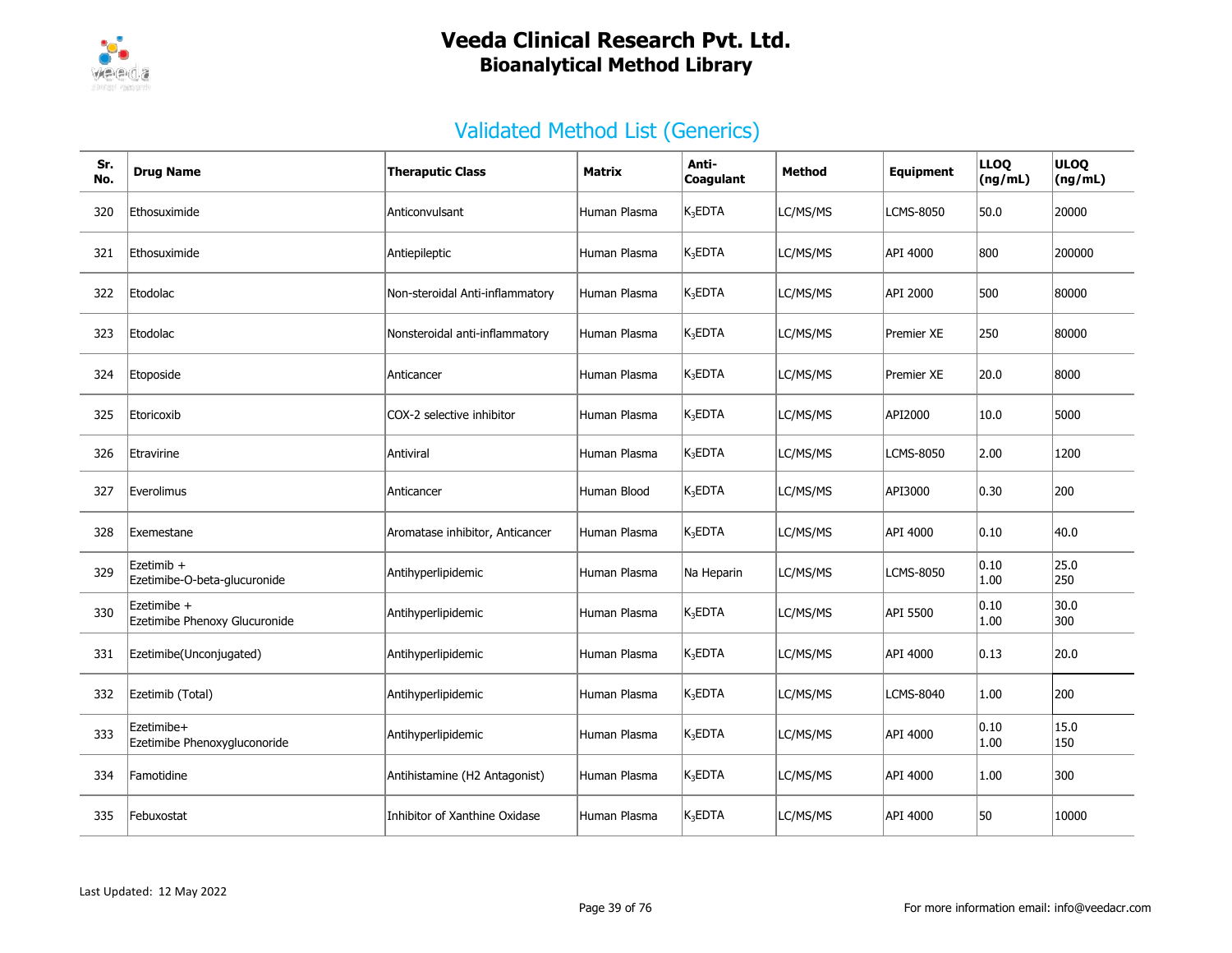# Veeda Clinical Research Pvt. Ltd.
## Bioanalytical Method Library

## Validated Method List (Generics)

| Sr. No. | Drug Name | Theraputic Class | Matrix | Anti-Coagulant | Method | Equipment | LLOQ (ng/mL) | ULOQ (ng/mL) |
|---|---|---|---|---|---|---|---|---|
| 320 | Ethosuximide | Anticonvulsant | Human Plasma | $K_3$EDTA | LC/MS/MS | LCMS-8050 | 50.0 | 20000 |
| 321 | Ethosuximide | Antiepileptic | Human Plasma | $K_3$EDTA | LC/MS/MS | API 4000 | 800 | 200000 |
| 322 | Etodolac | Non-steroidal Anti-inflammatory | Human Plasma | $K_3$EDTA | LC/MS/MS | API 2000 | 500 | 80000 |
| 323 | Etodolac | Nonsteroidal anti-inflammatory | Human Plasma | $K_3$EDTA | LC/MS/MS | Premier XE | 250 | 80000 |
| 324 | Etoposide | Anticancer | Human Plasma | $K_3$EDTA | LC/MS/MS | Premier XE | 20.0 | 8000 |
| 325 | Etoricoxib | COX-2 selective inhibitor | Human Plasma | $K_3$EDTA | LC/MS/MS | API2000 | 10.0 | 5000 |
| 326 | Etravirine | Antiviral | Human Plasma | $K_3$EDTA | LC/MS/MS | LCMS-8050 | 2.00 | 1200 |
| 327 | Everolimus | Anticancer | Human Blood | $K_3$EDTA | LC/MS/MS | API3000 | 0.30 | 200 |
| 328 | Exemestane | Aromatase inhibitor, Anticancer | Human Plasma | $K_3$EDTA | LC/MS/MS | API 4000 | 0.10 | 40.0 |
| 329 | Ezetimib + Ezetimibe-O-beta-glucuronide | Antihyperlipidemic | Human Plasma | Na Heparin | LC/MS/MS | LCMS-8050 | 0.10 1.00 | 25.0 250 |
| 330 | Ezetimibe + Ezetimibe Phenoxy Glucuronide | Antihyperlipidemic | Human Plasma | $K_3$EDTA | LC/MS/MS | API 5500 | 0.10 1.00 | 30.0 300 |
| 331 | Ezetimibe(Unconjugated) | Antihyperlipidemic | Human Plasma | $K_3$EDTA | LC/MS/MS | API 4000 | 0.13 | 20.0 |
| 332 | Ezetimib (Total) | Antihyperlipidemic | Human Plasma | $K_3$EDTA | LC/MS/MS | LCMS-8040 | 1.00 | 200 |
| 333 | Ezetimibe+ Ezetimibe Phenoxygluconoride | Antihyperlipidemic | Human Plasma | $K_3$EDTA | LC/MS/MS | API 4000 | 0.10 1.00 | 15.0 150 |
| 334 | Famotidine | Antihistamine (H2 Antagonist) | Human Plasma | $K_3$EDTA | LC/MS/MS | API 4000 | 1.00 | 300 |
| 335 | Febuxostat | Inhibitor of Xanthine Oxidase | Human Plasma | $K_3$EDTA | LC/MS/MS | API 4000 | 50 | 10000 |

Last Updated: 12 May 2022

For more information email: info@veedacr.com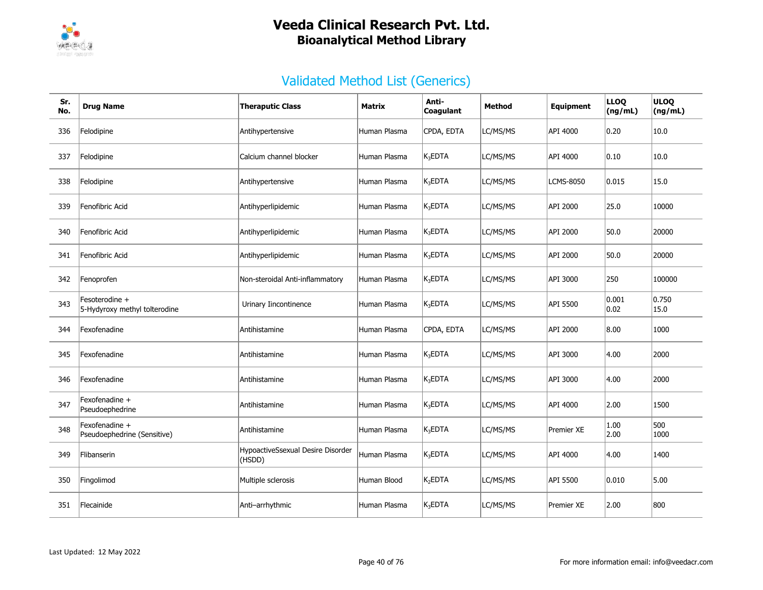# Veeda Clinical Research Pvt. Ltd.
## Bioanalytical Method Library

### Validated Method List (Generics)

| Sr. No. | Drug Name | Theraputic Class | Matrix | Anti-Coagulant | Method | Equipment | LLOQ (ng/mL) | ULOQ (ng/mL) |
|---|---|---|---|---|---|---|---|---|
| 336 | Felodipine | Antihypertensive | Human Plasma | CPDA, EDTA | LC/MS/MS | API 4000 | 0.20 | 10.0 |
| 337 | Felodipine | Calcium channel blocker | Human Plasma | $K_3EDTA$ | LC/MS/MS | API 4000 | 0.10 | 10.0 |
| 338 | Felodipine | Antihypertensive | Human Plasma | $K_3EDTA$ | LC/MS/MS | LCMS-8050 | 0.015 | 15.0 |
| 339 | Fenofibric Acid | Antihyperlipidemic | Human Plasma | $K_3EDTA$ | LC/MS/MS | API 2000 | 25.0 | 10000 |
| 340 | Fenofibric Acid | Antihyperlipidemic | Human Plasma | $K_3EDTA$ | LC/MS/MS | API 2000 | 50.0 | 20000 |
| 341 | Fenofibric Acid | Antihyperlipidemic | Human Plasma | $K_3EDTA$ | LC/MS/MS | API 2000 | 50.0 | 20000 |
| 342 | Fenoprofen | Non-steroidal Anti-inflammatory | Human Plasma | $K_3EDTA$ | LC/MS/MS | API 3000 | 250 | 100000 |
| 343 | Fesoterodine + 5-Hydyroxy methyl tolterodine | Urinary Iincontinence | Human Plasma | $K_3EDTA$ | LC/MS/MS | API 5500 | 0.001 0.02 | 0.750 15.0 |
| 344 | Fexofenadine | Antihistamine | Human Plasma | CPDA, EDTA | LC/MS/MS | API 2000 | 8.00 | 1000 |
| 345 | Fexofenadine | Antihistamine | Human Plasma | $K_3EDTA$ | LC/MS/MS | API 3000 | 4.00 | 2000 |
| 346 | Fexofenadine | Antihistamine | Human Plasma | $K_3EDTA$ | LC/MS/MS | API 3000 | 4.00 | 2000 |
| 347 | Fexofenadine + Pseudoephedrine | Antihistamine | Human Plasma | $K_3EDTA$ | LC/MS/MS | API 4000 | 2.00 | 1500 |
| 348 | Fexofenadine + Pseudoephedrine (Sensitive) | Antihistamine | Human Plasma | $K_3EDTA$ | LC/MS/MS | Premier XE | 1.00 2.00 | 500 1000 |
| 349 | Flibanserin | HypoactiveSsexual Desire Disorder (HSDD) | Human Plasma | $K_3EDTA$ | LC/MS/MS | API 4000 | 4.00 | 1400 |
| 350 | Fingolimod | Multiple sclerosis | Human Blood | $K_2EDTA$ | LC/MS/MS | API 5500 | 0.010 | 5.00 |
| 351 | Flecainide | Anti–arrhythmic | Human Plasma | $K_3EDTA$ | LC/MS/MS | Premier XE | 2.00 | 800 |

Last Updated: 12 May 2022

For more information email: info@veedacr.com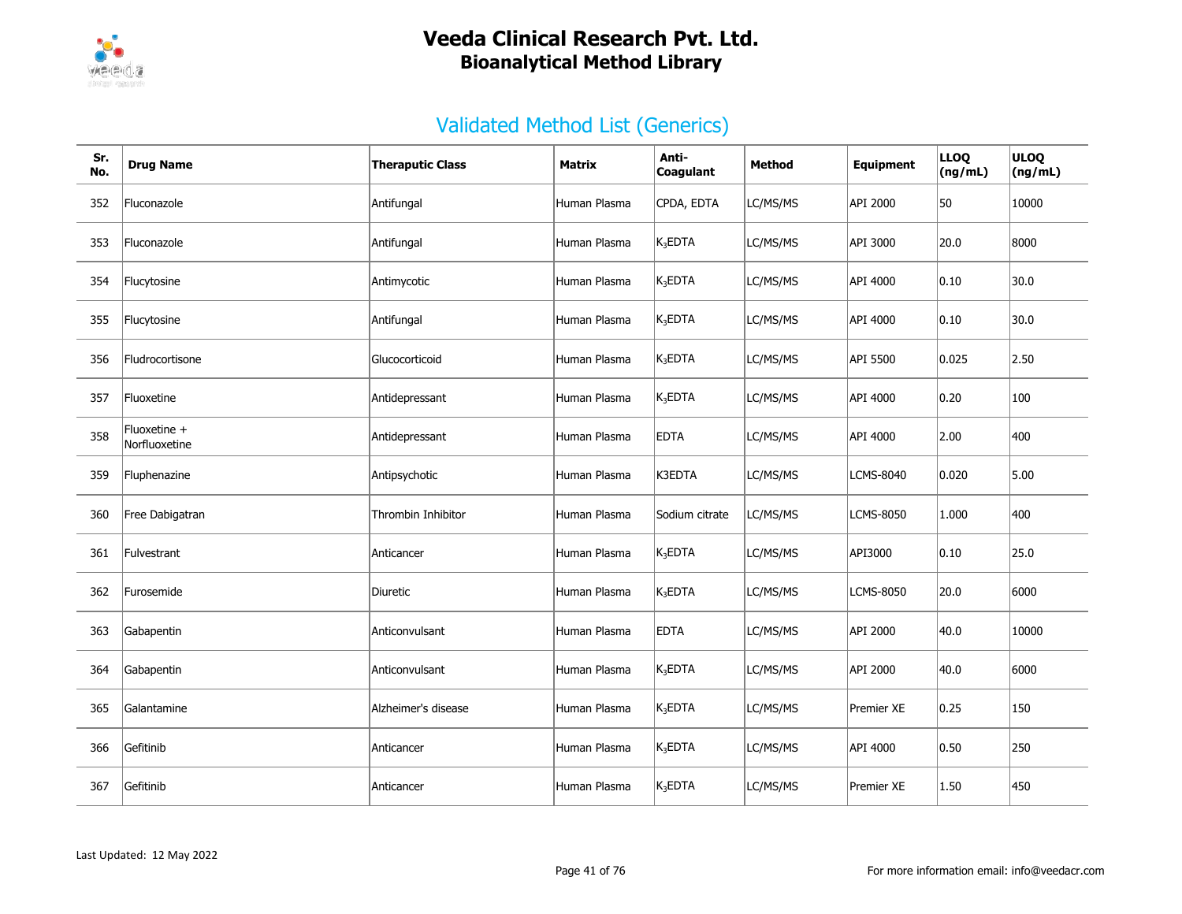# Veeda Clinical Research Pvt. Ltd.
## Bioanalytical Method Library

## Validated Method List (Generics)

| Sr. No. | Drug Name | Theraputic Class | Matrix | Anti-Coagulant | Method | Equipment | LLOQ (ng/mL) | ULOQ (ng/mL) |
|---|---|---|---|---|---|---|---|---|
| 352 | Fluconazole | Antifungal | Human Plasma | CPDA, EDTA | LC/MS/MS | API 2000 | 50 | 10000 |
| 353 | Fluconazole | Antifungal | Human Plasma | $K_3$EDTA | LC/MS/MS | API 3000 | 20.0 | 8000 |
| 354 | Flucytosine | Antimycotic | Human Plasma | $K_3$EDTA | LC/MS/MS | API 4000 | 0.10 | 30.0 |
| 355 | Flucytosine | Antifungal | Human Plasma | $K_3$EDTA | LC/MS/MS | API 4000 | 0.10 | 30.0 |
| 356 | Fludrocortisone | Glucocorticoid | Human Plasma | $K_3$EDTA | LC/MS/MS | API 5500 | 0.025 | 2.50 |
| 357 | Fluoxetine | Antidepressant | Human Plasma | $K_3$EDTA | LC/MS/MS | API 4000 | 0.20 | 100 |
| 358 | Fluoxetine + Norfluoxetine | Antidepressant | Human Plasma | EDTA | LC/MS/MS | API 4000 | 2.00 | 400 |
| 359 | Fluphenazine | Antipsychotic | Human Plasma | K3EDTA | LC/MS/MS | LCMS-8040 | 0.020 | 5.00 |
| 360 | Free Dabigatran | Thrombin Inhibitor | Human Plasma | Sodium citrate | LC/MS/MS | LCMS-8050 | 1.000 | 400 |
| 361 | Fulvestrant | Anticancer | Human Plasma | $K_3$EDTA | LC/MS/MS | API3000 | 0.10 | 25.0 |
| 362 | Furosemide | Diuretic | Human Plasma | $K_3$EDTA | LC/MS/MS | LCMS-8050 | 20.0 | 6000 |
| 363 | Gabapentin | Anticonvulsant | Human Plasma | EDTA | LC/MS/MS | API 2000 | 40.0 | 10000 |
| 364 | Gabapentin | Anticonvulsant | Human Plasma | $K_3$EDTA | LC/MS/MS | API 2000 | 40.0 | 6000 |
| 365 | Galantamine | Alzheimer's disease | Human Plasma | $K_3$EDTA | LC/MS/MS | Premier XE | 0.25 | 150 |
| 366 | Gefitinib | Anticancer | Human Plasma | $K_3$EDTA | LC/MS/MS | API 4000 | 0.50 | 250 |
| 367 | Gefitinib | Anticancer | Human Plasma | $K_3$EDTA | LC/MS/MS | Premier XE | 1.50 | 450 |

Last Updated: 12 May 2022

For more information email: info@veedacr.com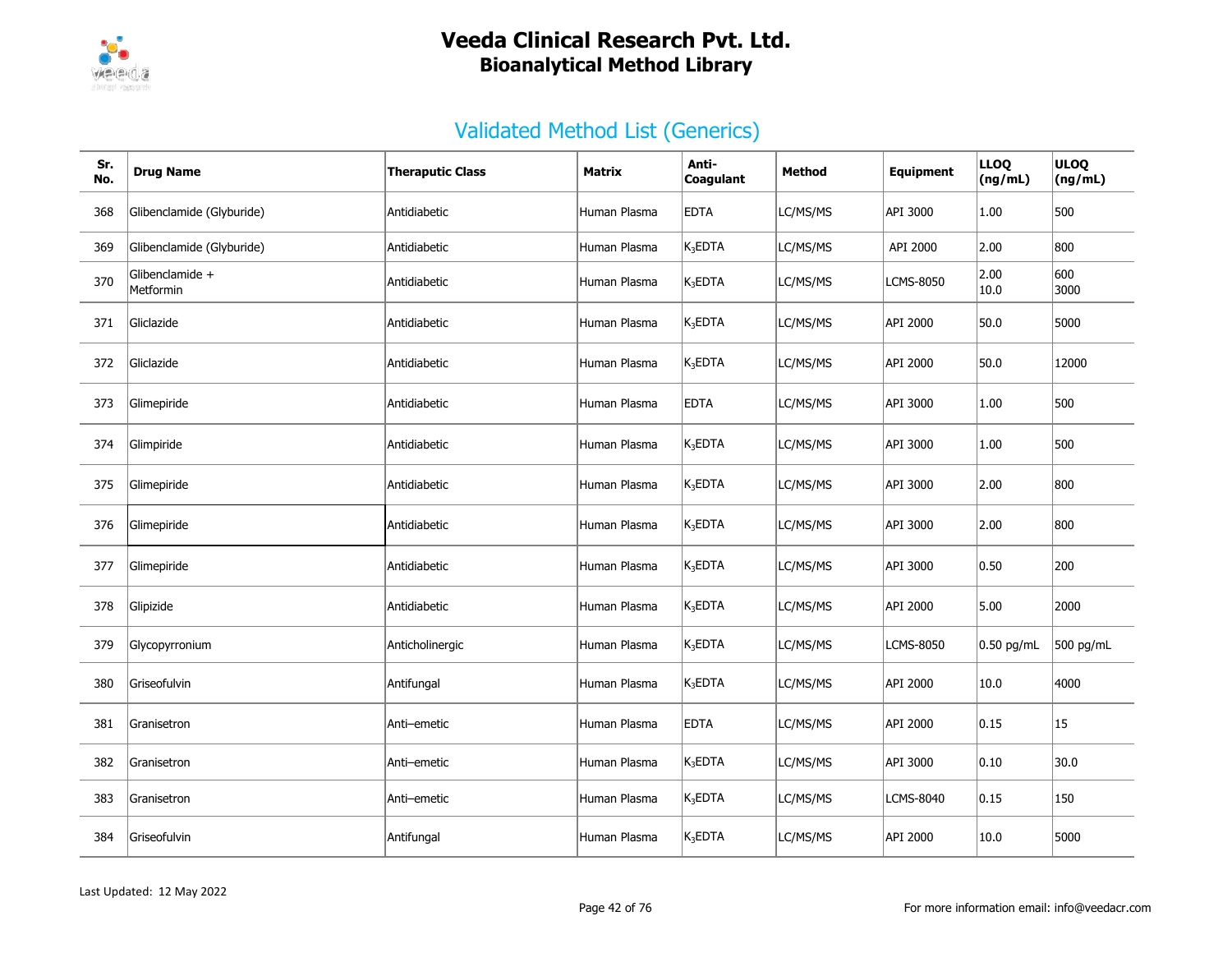# Veeda Clinical Research Pvt. Ltd.
## Bioanalytical Method Library

### Validated Method List (Generics)

| Sr. No. | Drug Name | Theraputic Class | Matrix | Anti-Coagulant | Method | Equipment | LLOQ (ng/mL) | ULOQ (ng/mL) |
|---|---|---|---|---|---|---|---|---|
| 368 | Glibenclamide (Glyburide) | Antidiabetic | Human Plasma | EDTA | LC/MS/MS | API 3000 | 1.00 | 500 |
| 369 | Glibenclamide (Glyburide) | Antidiabetic | Human Plasma | $K_3$EDTA | LC/MS/MS | API 2000 | 2.00 | 800 |
| 370 | Glibenclamide + Metformin | Antidiabetic | Human Plasma | $K_3$EDTA | LC/MS/MS | LCMS-8050 | 2.00<br>10.0 | 600<br>3000 |
| 371 | Gliclazide | Antidiabetic | Human Plasma | $K_3$EDTA | LC/MS/MS | API 2000 | 50.0 | 5000 |
| 372 | Gliclazide | Antidiabetic | Human Plasma | $K_3$EDTA | LC/MS/MS | API 2000 | 50.0 | 12000 |
| 373 | Glimepiride | Antidiabetic | Human Plasma | EDTA | LC/MS/MS | API 3000 | 1.00 | 500 |
| 374 | Glimpiride | Antidiabetic | Human Plasma | $K_3$EDTA | LC/MS/MS | API 3000 | 1.00 | 500 |
| 375 | Glimepiride | Antidiabetic | Human Plasma | $K_3$EDTA | LC/MS/MS | API 3000 | 2.00 | 800 |
| 376 | Glimepiride | Antidiabetic | Human Plasma | $K_3$EDTA | LC/MS/MS | API 3000 | 2.00 | 800 |
| 377 | Glimepiride | Antidiabetic | Human Plasma | $K_3$EDTA | LC/MS/MS | API 3000 | 0.50 | 200 |
| 378 | Glipizide | Antidiabetic | Human Plasma | $K_3$EDTA | LC/MS/MS | API 2000 | 5.00 | 2000 |
| 379 | Glycopyrronium | Anticholinergic | Human Plasma | $K_3$EDTA | LC/MS/MS | LCMS-8050 | 0.50 pg/mL | 500 pg/mL |
| 380 | Griseofulvin | Antifungal | Human Plasma | $K_3$EDTA | LC/MS/MS | API 2000 | 10.0 | 4000 |
| 381 | Granisetron | Anti–emetic | Human Plasma | EDTA | LC/MS/MS | API 2000 | 0.15 | 15 |
| 382 | Granisetron | Anti–emetic | Human Plasma | $K_3$EDTA | LC/MS/MS | API 3000 | 0.10 | 30.0 |
| 383 | Granisetron | Anti–emetic | Human Plasma | $K_3$EDTA | LC/MS/MS | LCMS-8040 | 0.15 | 150 |
| 384 | Griseofulvin | Antifungal | Human Plasma | $K_3$EDTA | LC/MS/MS | API 2000 | 10.0 | 5000 |

Last Updated: 12 May 2022

For more information email: info@veedacr.com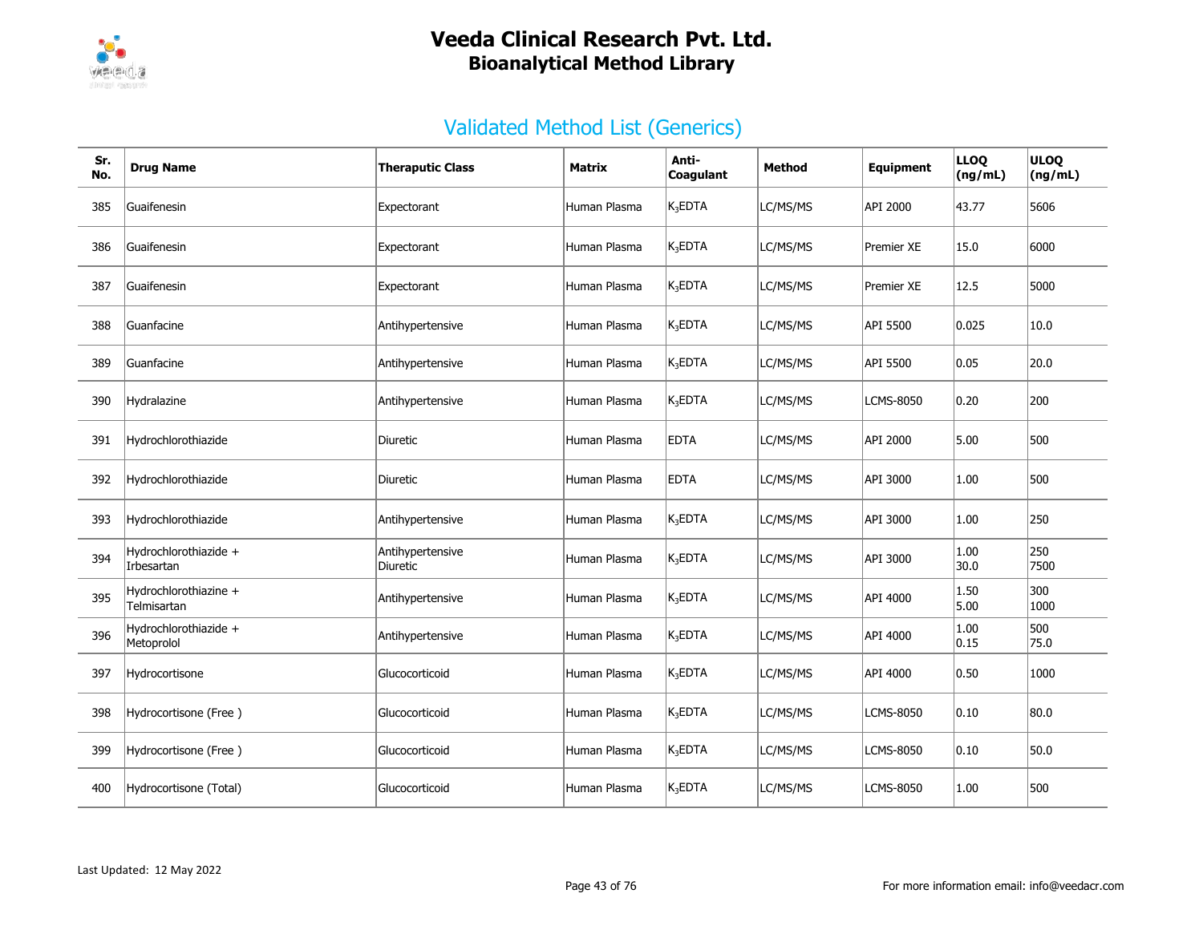# Veeda Clinical Research Pvt. Ltd.
## Bioanalytical Method Library

## Validated Method List (Generics)

| Sr. No. | Drug Name | Theraputic Class | Matrix | Anti-Coagulant | Method | Equipment | LLOQ (ng/mL) | ULOQ (ng/mL) |
|---|---|---|---|---|---|---|---|---|
| 385 | Guaifenesin | Expectorant | Human Plasma | $K_3$EDTA | LC/MS/MS | API 2000 | 43.77 | 5606 |
| 386 | Guaifenesin | Expectorant | Human Plasma | $K_3$EDTA | LC/MS/MS | Premier XE | 15.0 | 6000 |
| 387 | Guaifenesin | Expectorant | Human Plasma | $K_3$EDTA | LC/MS/MS | Premier XE | 12.5 | 5000 |
| 388 | Guanfacine | Antihypertensive | Human Plasma | $K_3$EDTA | LC/MS/MS | API 5500 | 0.025 | 10.0 |
| 389 | Guanfacine | Antihypertensive | Human Plasma | $K_3$EDTA | LC/MS/MS | API 5500 | 0.05 | 20.0 |
| 390 | Hydralazine | Antihypertensive | Human Plasma | $K_3$EDTA | LC/MS/MS | LCMS-8050 | 0.20 | 200 |
| 391 | Hydrochlorothiazide | Diuretic | Human Plasma | EDTA | LC/MS/MS | API 2000 | 5.00 | 500 |
| 392 | Hydrochlorothiazide | Diuretic | Human Plasma | EDTA | LC/MS/MS | API 3000 | 1.00 | 500 |
| 393 | Hydrochlorothiazide | Antihypertensive | Human Plasma | $K_3$EDTA | LC/MS/MS | API 3000 | 1.00 | 250 |
| 394 | Hydrochlorothiazide + Irbesartan | Antihypertensive Diuretic | Human Plasma | $K_3$EDTA | LC/MS/MS | API 3000 | 1.00<br>30.0 | 250<br>7500 |
| 395 | Hydrochlorothiazine + Telmisartan | Antihypertensive | Human Plasma | $K_3$EDTA | LC/MS/MS | API 4000 | 1.50<br>5.00 | 300<br>1000 |
| 396 | Hydrochlorothiazide + Metoprolol | Antihypertensive | Human Plasma | $K_3$EDTA | LC/MS/MS | API 4000 | 1.00<br>0.15 | 500<br>75.0 |
| 397 | Hydrocortisone | Glucocorticoid | Human Plasma | $K_3$EDTA | LC/MS/MS | API 4000 | 0.50 | 1000 |
| 398 | Hydrocortisone (Free ) | Glucocorticoid | Human Plasma | $K_3$EDTA | LC/MS/MS | LCMS-8050 | 0.10 | 80.0 |
| 399 | Hydrocortisone (Free ) | Glucocorticoid | Human Plasma | $K_3$EDTA | LC/MS/MS | LCMS-8050 | 0.10 | 50.0 |
| 400 | Hydrocortisone (Total) | Glucocorticoid | Human Plasma | $K_3$EDTA | LC/MS/MS | LCMS-8050 | 1.00 | 500 |

Last Updated: 12 May 2022

For more information email: info@veedacr.com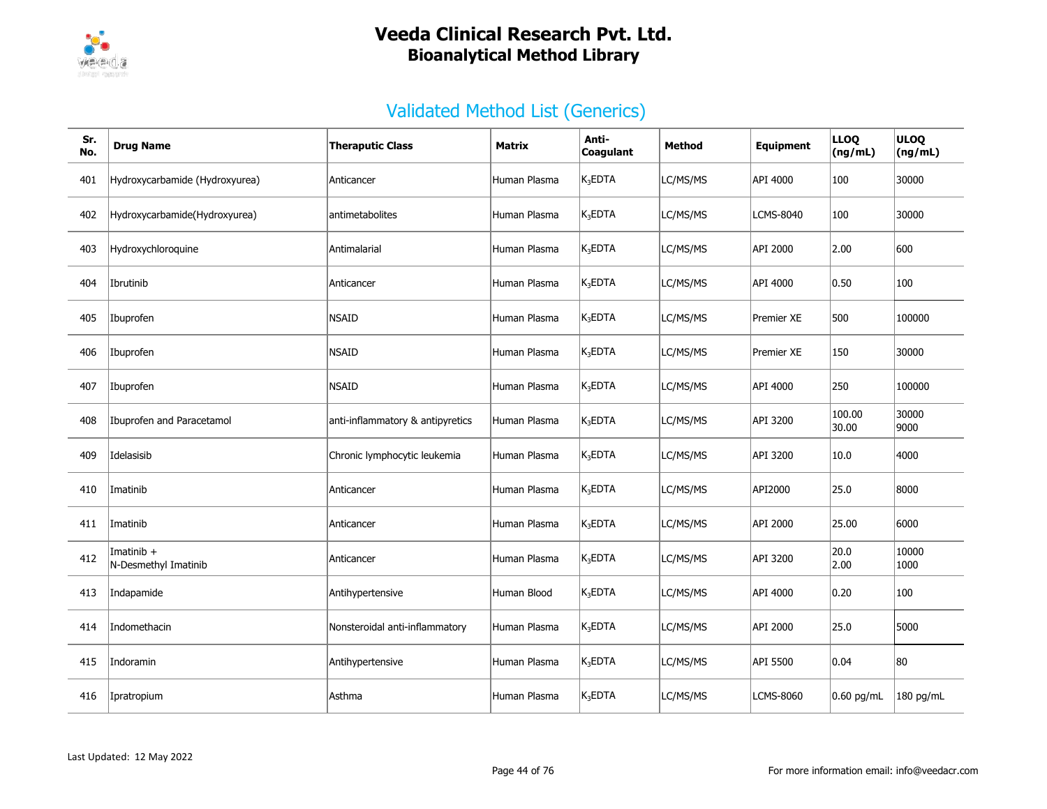# Veeda Clinical Research Pvt. Ltd.
## Bioanalytical Method Library

## Validated Method List (Generics)

| Sr. No. | Drug Name | Theraputic Class | Matrix | Anti-Coagulant | Method | Equipment | LLOQ (ng/mL) | ULOQ (ng/mL) |
|---|---|---|---|---|---|---|---|---|
| 401 | Hydroxycarbamide (Hydroxyurea) | Anticancer | Human Plasma | $K_3$EDTA | LC/MS/MS | API 4000 | 100 | 30000 |
| 402 | Hydroxycarbamide(Hydroxyurea) | antimetabolites | Human Plasma | $K_3$EDTA | LC/MS/MS | LCMS-8040 | 100 | 30000 |
| 403 | Hydroxychloroquine | Antimalarial | Human Plasma | $K_3$EDTA | LC/MS/MS | API 2000 | 2.00 | 600 |
| 404 | Ibrutinib | Anticancer | Human Plasma | $K_3$EDTA | LC/MS/MS | API 4000 | 0.50 | 100 |
| 405 | Ibuprofen | NSAID | Human Plasma | $K_3$EDTA | LC/MS/MS | Premier XE | 500 | 100000 |
| 406 | Ibuprofen | NSAID | Human Plasma | $K_3$EDTA | LC/MS/MS | Premier XE | 150 | 30000 |
| 407 | Ibuprofen | NSAID | Human Plasma | $K_3$EDTA | LC/MS/MS | API 4000 | 250 | 100000 |
| 408 | Ibuprofen and Paracetamol | anti-inflammatory & antipyretics | Human Plasma | $K_3$EDTA | LC/MS/MS | API 3200 | 100.00<br>30.00 | 30000<br>9000 |
| 409 | Idelasisib | Chronic lymphocytic leukemia | Human Plasma | $K_3$EDTA | LC/MS/MS | API 3200 | 10.0 | 4000 |
| 410 | Imatinib | Anticancer | Human Plasma | $K_3$EDTA | LC/MS/MS | API2000 | 25.0 | 8000 |
| 411 | Imatinib | Anticancer | Human Plasma | $K_3$EDTA | LC/MS/MS | API 2000 | 25.00 | 6000 |
| 412 | Imatinib +<br>N-Desmethyl Imatinib | Anticancer | Human Plasma | $K_3$EDTA | LC/MS/MS | API 3200 | 20.0<br>2.00 | 10000<br>1000 |
| 413 | Indapamide | Antihypertensive | Human Blood | $K_3$EDTA | LC/MS/MS | API 4000 | 0.20 | 100 |
| 414 | Indomethacin | Nonsteroidal anti-inflammatory | Human Plasma | $K_3$EDTA | LC/MS/MS | API 2000 | 25.0 | 5000 |
| 415 | Indoramin | Antihypertensive | Human Plasma | $K_3$EDTA | LC/MS/MS | API 5500 | 0.04 | 80 |
| 416 | Ipratropium | Asthma | Human Plasma | $K_3$EDTA | LC/MS/MS | LCMS-8060 | 0.60 pg/mL | 180 pg/mL |

Last Updated: 12 May 2022

For more information email: info@veedacr.com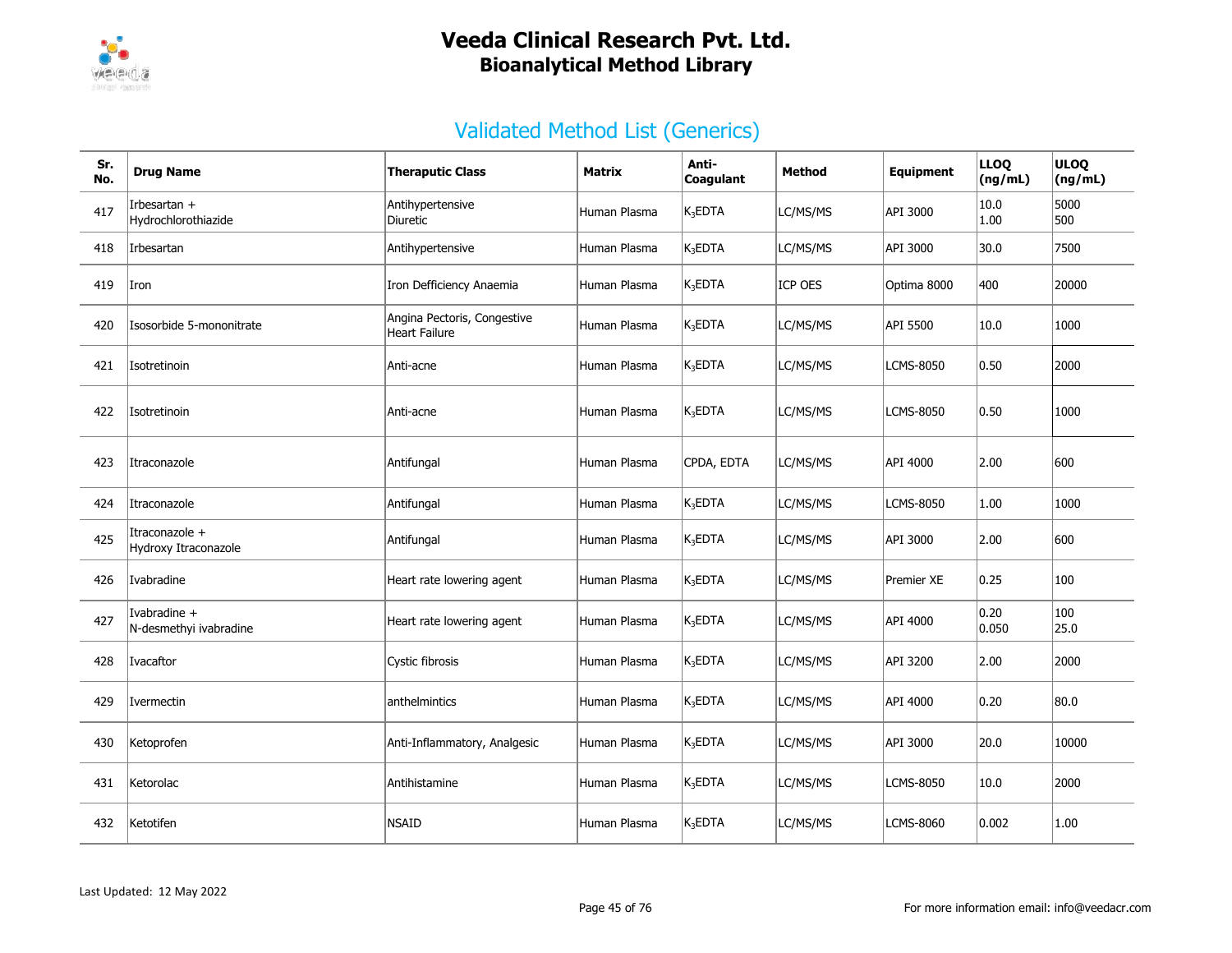# Veeda Clinical Research Pvt. Ltd.
## Bioanalytical Method Library

## Validated Method List (Generics)

| Sr. No. | Drug Name | Theraputic Class | Matrix | Anti-Coagulant | Method | Equipment | LLOQ (ng/mL) | ULOQ (ng/mL) |
|---|---|---|---|---|---|---|---|---|
| 417 | Irbesartan + Hydrochlorothiazide | Antihypertensive Diuretic | Human Plasma | $K_3$EDTA | LC/MS/MS | API 3000 | 10.0 1.00 | 5000 500 |
| 418 | Irbesartan | Antihypertensive | Human Plasma | $K_3$EDTA | LC/MS/MS | API 3000 | 30.0 | 7500 |
| 419 | Iron | Iron Defficiency Anaemia | Human Plasma | $K_3$EDTA | ICP OES | Optima 8000 | 400 | 20000 |
| 420 | Isosorbide 5-mononitrate | Angina Pectoris, Congestive Heart Failure | Human Plasma | $K_3$EDTA | LC/MS/MS | API 5500 | 10.0 | 1000 |
| 421 | Isotretinoin | Anti-acne | Human Plasma | $K_3$EDTA | LC/MS/MS | LCMS-8050 | 0.50 | 2000 |
| 422 | Isotretinoin | Anti-acne | Human Plasma | $K_3$EDTA | LC/MS/MS | LCMS-8050 | 0.50 | 1000 |
| 423 | Itraconazole | Antifungal | Human Plasma | CPDA, EDTA | LC/MS/MS | API 4000 | 2.00 | 600 |
| 424 | Itraconazole | Antifungal | Human Plasma | $K_3$EDTA | LC/MS/MS | LCMS-8050 | 1.00 | 1000 |
| 425 | Itraconazole + Hydroxy Itraconazole | Antifungal | Human Plasma | $K_3$EDTA | LC/MS/MS | API 3000 | 2.00 | 600 |
| 426 | Ivabradine | Heart rate lowering agent | Human Plasma | $K_3$EDTA | LC/MS/MS | Premier XE | 0.25 | 100 |
| 427 | Ivabradine + N-desmethyi ivabradine | Heart rate lowering agent | Human Plasma | $K_3$EDTA | LC/MS/MS | API 4000 | 0.20 0.050 | 100 25.0 |
| 428 | Ivacaftor | Cystic fibrosis | Human Plasma | $K_3$EDTA | LC/MS/MS | API 3200 | 2.00 | 2000 |
| 429 | Ivermectin | anthelmintics | Human Plasma | $K_3$EDTA | LC/MS/MS | API 4000 | 0.20 | 80.0 |
| 430 | Ketoprofen | Anti-Inflammatory, Analgesic | Human Plasma | $K_3$EDTA | LC/MS/MS | API 3000 | 20.0 | 10000 |
| 431 | Ketorolac | Antihistamine | Human Plasma | $K_3$EDTA | LC/MS/MS | LCMS-8050 | 10.0 | 2000 |
| 432 | Ketotifen | NSAID | Human Plasma | $K_3$EDTA | LC/MS/MS | LCMS-8060 | 0.002 | 1.00 |

Last Updated: 12 May 2022

For more information email: info@veedacr.com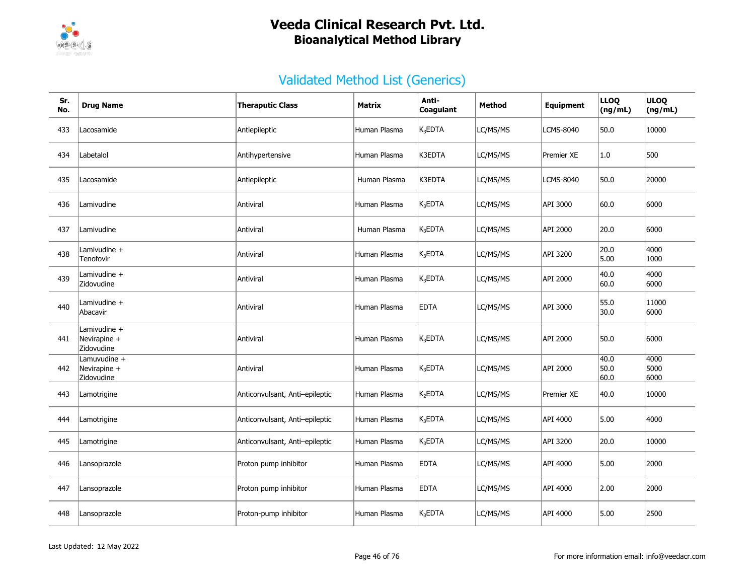# Veeda Clinical Research Pvt. Ltd.
## Bioanalytical Method Library

## Validated Method List (Generics)

| Sr. No. | Drug Name | Theraputic Class | Matrix | Anti-Coagulant | Method | Equipment | LLOQ (ng/mL) | ULOQ (ng/mL) |
|---|---|---|---|---|---|---|---|---|
| 433 | Lacosamide | Antiepileptic | Human Plasma | $K_3$EDTA | LC/MS/MS | LCMS-8040 | 50.0 | 10000 |
| 434 | Labetalol | Antihypertensive | Human Plasma | K3EDTA | LC/MS/MS | Premier XE | 1.0 | 500 |
| 435 | Lacosamide | Antiepileptic | Human Plasma | K3EDTA | LC/MS/MS | LCMS-8040 | 50.0 | 20000 |
| 436 | Lamivudine | Antiviral | Human Plasma | $K_3$EDTA | LC/MS/MS | API 3000 | 60.0 | 6000 |
| 437 | Lamivudine | Antiviral | Human Plasma | $K_3$EDTA | LC/MS/MS | API 2000 | 20.0 | 6000 |
| 438 | Lamivudine + Tenofovir | Antiviral | Human Plasma | $K_3$EDTA | LC/MS/MS | API 3200 | 20.0<br>5.00 | 4000<br>1000 |
| 439 | Lamivudine + Zidovudine | Antiviral | Human Plasma | $K_3$EDTA | LC/MS/MS | API 2000 | 40.0<br>60.0 | 4000<br>6000 |
| 440 | Lamivudine + Abacavir | Antiviral | Human Plasma | EDTA | LC/MS/MS | API 3000 | 55.0<br>30.0 | 11000<br>6000 |
| 441 | Lamivudine + Nevirapine + Zidovudine | Antiviral | Human Plasma | $K_3$EDTA | LC/MS/MS | API 2000 | 50.0 | 6000 |
| 442 | Lamuvudine + Nevirapine + Zidovudine | Antiviral | Human Plasma | $K_3$EDTA | LC/MS/MS | API 2000 | 40.0<br>50.0<br>60.0 | 4000<br>5000<br>6000 |
| 443 | Lamotrigine | Anticonvulsant, Anti–epileptic | Human Plasma | $K_2$EDTA | LC/MS/MS | Premier XE | 40.0 | 10000 |
| 444 | Lamotrigine | Anticonvulsant, Anti–epileptic | Human Plasma | $K_3$EDTA | LC/MS/MS | API 4000 | 5.00 | 4000 |
| 445 | Lamotrigine | Anticonvulsant, Anti–epileptic | Human Plasma | $K_3$EDTA | LC/MS/MS | API 3200 | 20.0 | 10000 |
| 446 | Lansoprazole | Proton pump inhibitor | Human Plasma | EDTA | LC/MS/MS | API 4000 | 5.00 | 2000 |
| 447 | Lansoprazole | Proton pump inhibitor | Human Plasma | EDTA | LC/MS/MS | API 4000 | 2.00 | 2000 |
| 448 | Lansoprazole | Proton-pump inhibitor | Human Plasma | $K_3$EDTA | LC/MS/MS | API 4000 | 5.00 | 2500 |

Last Updated: 12 May 2022

For more information email: info@veedacr.com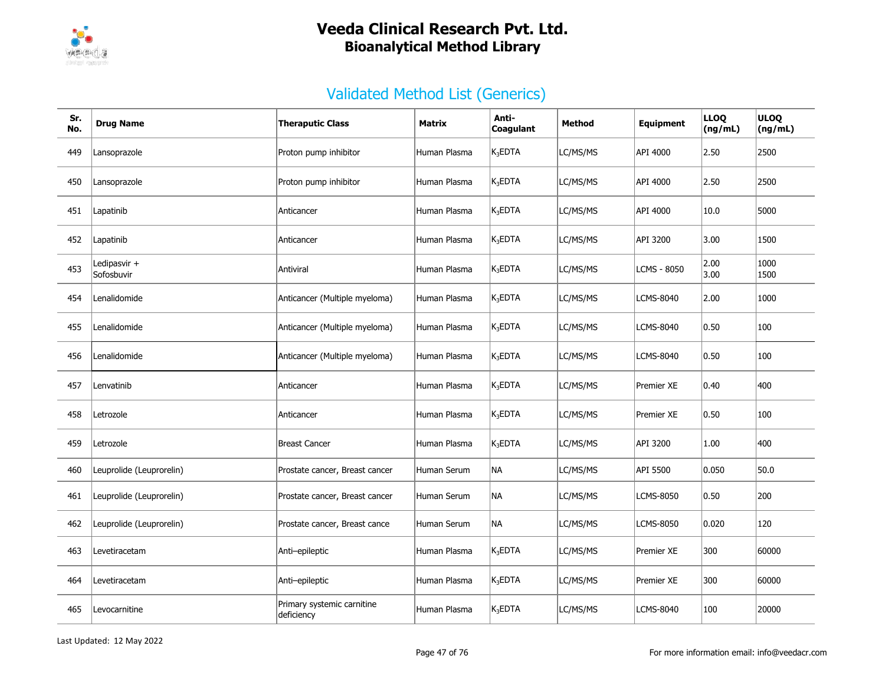# Veeda Clinical Research Pvt. Ltd.

## Bioanalytical Method Library

### Validated Method List (Generics)

| Sr. No. | Drug Name | Theraputic Class | Matrix | Anti-Coagulant | Method | Equipment | LLOQ (ng/mL) | ULOQ (ng/mL) |
|---|---|---|---|---|---|---|---|---|
| 449 | Lansoprazole | Proton pump inhibitor | Human Plasma | $K_3EDTA$ | LC/MS/MS | API 4000 | 2.50 | 2500 |
| 450 | Lansoprazole | Proton pump inhibitor | Human Plasma | $K_3EDTA$ | LC/MS/MS | API 4000 | 2.50 | 2500 |
| 451 | Lapatinib | Anticancer | Human Plasma | $K_3EDTA$ | LC/MS/MS | API 4000 | 10.0 | 5000 |
| 452 | Lapatinib | Anticancer | Human Plasma | $K_3EDTA$ | LC/MS/MS | API 3200 | 3.00 | 1500 |
| 453 | Ledipasvir + Sofosbuvir | Antiviral | Human Plasma | $K_3EDTA$ | LC/MS/MS | LCMS - 8050 | 2.00 3.00 | 1000 1500 |
| 454 | Lenalidomide | Anticancer (Multiple myeloma) | Human Plasma | $K_3EDTA$ | LC/MS/MS | LCMS-8040 | 2.00 | 1000 |
| 455 | Lenalidomide | Anticancer (Multiple myeloma) | Human Plasma | $K_3EDTA$ | LC/MS/MS | LCMS-8040 | 0.50 | 100 |
| 456 | Lenalidomide | Anticancer (Multiple myeloma) | Human Plasma | $K_3EDTA$ | LC/MS/MS | LCMS-8040 | 0.50 | 100 |
| 457 | Lenvatinib | Anticancer | Human Plasma | $K_3EDTA$ | LC/MS/MS | Premier XE | 0.40 | 400 |
| 458 | Letrozole | Anticancer | Human Plasma | $K_3EDTA$ | LC/MS/MS | Premier XE | 0.50 | 100 |
| 459 | Letrozole | Breast Cancer | Human Plasma | $K_3EDTA$ | LC/MS/MS | API 3200 | 1.00 | 400 |
| 460 | Leuprolide (Leuprorelin) | Prostate cancer, Breast cancer | Human Serum | NA | LC/MS/MS | API 5500 | 0.050 | 50.0 |
| 461 | Leuprolide (Leuprorelin) | Prostate cancer, Breast cancer | Human Serum | NA | LC/MS/MS | LCMS-8050 | 0.50 | 200 |
| 462 | Leuprolide (Leuprorelin) | Prostate cancer, Breast cance | Human Serum | NA | LC/MS/MS | LCMS-8050 | 0.020 | 120 |
| 463 | Levetiracetam | Anti–epileptic | Human Plasma | $K_3EDTA$ | LC/MS/MS | Premier XE | 300 | 60000 |
| 464 | Levetiracetam | Anti–epileptic | Human Plasma | $K_3EDTA$ | LC/MS/MS | Premier XE | 300 | 60000 |
| 465 | Levocarnitine | Primary systemic carnitine deficiency | Human Plasma | $K_3EDTA$ | LC/MS/MS | LCMS-8040 | 100 | 20000 |

Last Updated: 12 May 2022

For more information email: info@veedacr.com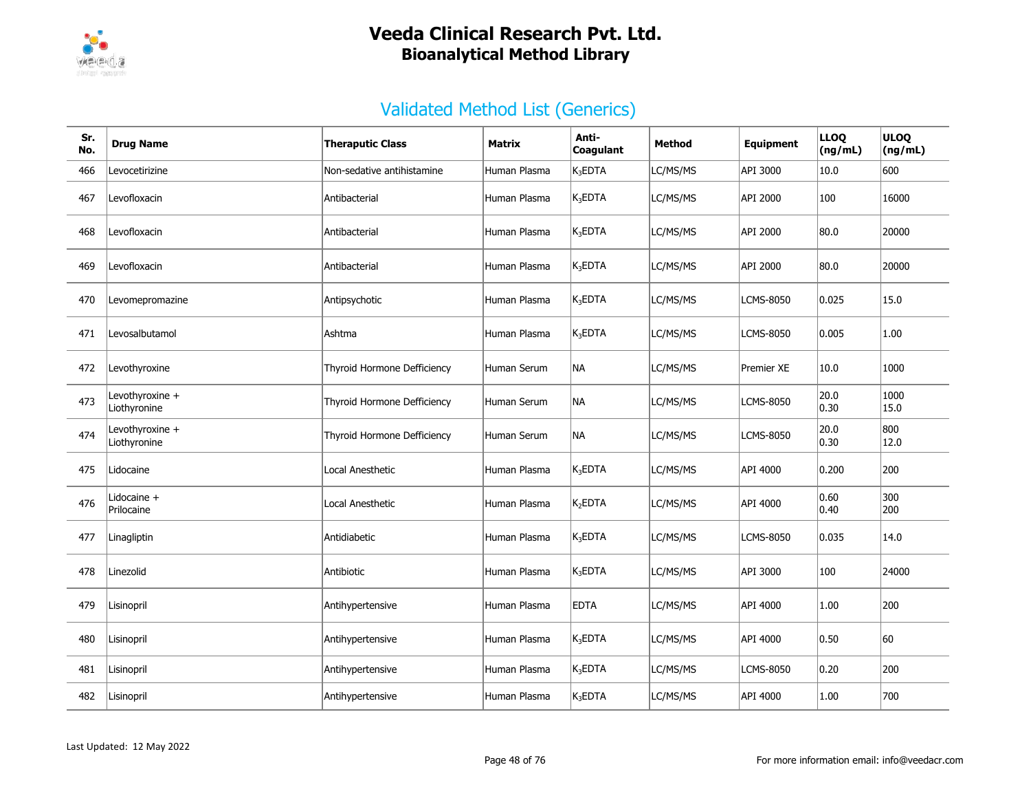# Veeda Clinical Research Pvt. Ltd.
## Bioanalytical Method Library

## Validated Method List (Generics)

| Sr. No. | Drug Name | Theraputic Class | Matrix | Anti-Coagulant | Method | Equipment | LLOQ (ng/mL) | ULOQ (ng/mL) |
|---|---|---|---|---|---|---|---|---|
| 466 | Levocetirizine | Non-sedative antihistamine | Human Plasma | $K_3$EDTA | LC/MS/MS | API 3000 | 10.0 | 600 |
| 467 | Levofloxacin | Antibacterial | Human Plasma | $K_3$EDTA | LC/MS/MS | API 2000 | 100 | 16000 |
| 468 | Levofloxacin | Antibacterial | Human Plasma | $K_3$EDTA | LC/MS/MS | API 2000 | 80.0 | 20000 |
| 469 | Levofloxacin | Antibacterial | Human Plasma | $K_3$EDTA | LC/MS/MS | API 2000 | 80.0 | 20000 |
| 470 | Levomepromazine | Antipsychotic | Human Plasma | $K_3$EDTA | LC/MS/MS | LCMS-8050 | 0.025 | 15.0 |
| 471 | Levosalbutamol | Ashtma | Human Plasma | $K_3$EDTA | LC/MS/MS | LCMS-8050 | 0.005 | 1.00 |
| 472 | Levothyroxine | Thyroid Hormone Defficiency | Human Serum | NA | LC/MS/MS | Premier XE | 10.0 | 1000 |
| 473 | Levothyroxine + Liothyronine | Thyroid Hormone Defficiency | Human Serum | NA | LC/MS/MS | LCMS-8050 | 20.0<br>0.30 | 1000<br>15.0 |
| 474 | Levothyroxine + Liothyronine | Thyroid Hormone Defficiency | Human Serum | NA | LC/MS/MS | LCMS-8050 | 20.0<br>0.30 | 800<br>12.0 |
| 475 | Lidocaine | Local Anesthetic | Human Plasma | $K_3$EDTA | LC/MS/MS | API 4000 | 0.200 | 200 |
| 476 | Lidocaine + Prilocaine | Local Anesthetic | Human Plasma | $K_2$EDTA | LC/MS/MS | API 4000 | 0.60<br>0.40 | 300<br>200 |
| 477 | Linagliptin | Antidiabetic | Human Plasma | $K_3$EDTA | LC/MS/MS | LCMS-8050 | 0.035 | 14.0 |
| 478 | Linezolid | Antibiotic | Human Plasma | $K_3$EDTA | LC/MS/MS | API 3000 | 100 | 24000 |
| 479 | Lisinopril | Antihypertensive | Human Plasma | EDTA | LC/MS/MS | API 4000 | 1.00 | 200 |
| 480 | Lisinopril | Antihypertensive | Human Plasma | $K_3$EDTA | LC/MS/MS | API 4000 | 0.50 | 60 |
| 481 | Lisinopril | Antihypertensive | Human Plasma | $K_3$EDTA | LC/MS/MS | LCMS-8050 | 0.20 | 200 |
| 482 | Lisinopril | Antihypertensive | Human Plasma | $K_3$EDTA | LC/MS/MS | API 4000 | 1.00 | 700 |

Last Updated: 12 May 2022

For more information email: info@veedacr.com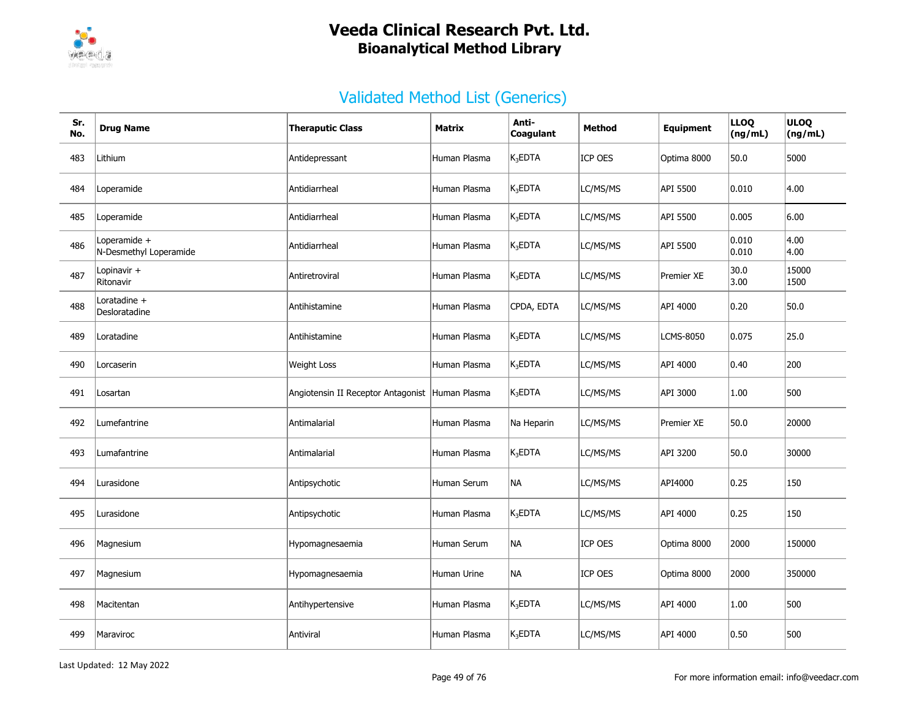# Veeda Clinical Research Pvt. Ltd.
## Bioanalytical Method Library

## Validated Method List (Generics)

| Sr. No. | Drug Name | Theraputic Class | Matrix | Anti-Coagulant | Method | Equipment | LLOQ (ng/mL) | ULOQ (ng/mL) |
|---|---|---|---|---|---|---|---|---|
| 483 | Lithium | Antidepressant | Human Plasma | $K_3$EDTA | ICP OES | Optima 8000 | 50.0 | 5000 |
| 484 | Loperamide | Antidiarrheal | Human Plasma | $K_3$EDTA | LC/MS/MS | API 5500 | 0.010 | 4.00 |
| 485 | Loperamide | Antidiarrheal | Human Plasma | $K_3$EDTA | LC/MS/MS | API 5500 | 0.005 | 6.00 |
| 486 | Loperamide + N-Desmethyl Loperamide | Antidiarrheal | Human Plasma | $K_3$EDTA | LC/MS/MS | API 5500 | 0.010 0.010 | 4.00 4.00 |
| 487 | Lopinavir + Ritonavir | Antiretroviral | Human Plasma | $K_3$EDTA | LC/MS/MS | Premier XE | 30.0 3.00 | 15000 1500 |
| 488 | Loratadine + Desloratadine | Antihistamine | Human Plasma | CPDA, EDTA | LC/MS/MS | API 4000 | 0.20 | 50.0 |
| 489 | Loratadine | Antihistamine | Human Plasma | $K_3$EDTA | LC/MS/MS | LCMS-8050 | 0.075 | 25.0 |
| 490 | Lorcaserin | Weight Loss | Human Plasma | $K_3$EDTA | LC/MS/MS | API 4000 | 0.40 | 200 |
| 491 | Losartan | Angiotensin II Receptor Antagonist | Human Plasma | $K_3$EDTA | LC/MS/MS | API 3000 | 1.00 | 500 |
| 492 | Lumefantrine | Antimalarial | Human Plasma | Na Heparin | LC/MS/MS | Premier XE | 50.0 | 20000 |
| 493 | Lumafantrine | Antimalarial | Human Plasma | $K_3$EDTA | LC/MS/MS | API 3200 | 50.0 | 30000 |
| 494 | Lurasidone | Antipsychotic | Human Serum | NA | LC/MS/MS | API4000 | 0.25 | 150 |
| 495 | Lurasidone | Antipsychotic | Human Plasma | $K_3$EDTA | LC/MS/MS | API 4000 | 0.25 | 150 |
| 496 | Magnesium | Hypomagnesaemia | Human Serum | NA | ICP OES | Optima 8000 | 2000 | 150000 |
| 497 | Magnesium | Hypomagnesaemia | Human Urine | NA | ICP OES | Optima 8000 | 2000 | 350000 |
| 498 | Macitentan | Antihypertensive | Human Plasma | $K_3$EDTA | LC/MS/MS | API 4000 | 1.00 | 500 |
| 499 | Maraviroc | Antiviral | Human Plasma | $K_3$EDTA | LC/MS/MS | API 4000 | 0.50 | 500 |

Last Updated: 12 May 2022

For more information email: info@veedacr.com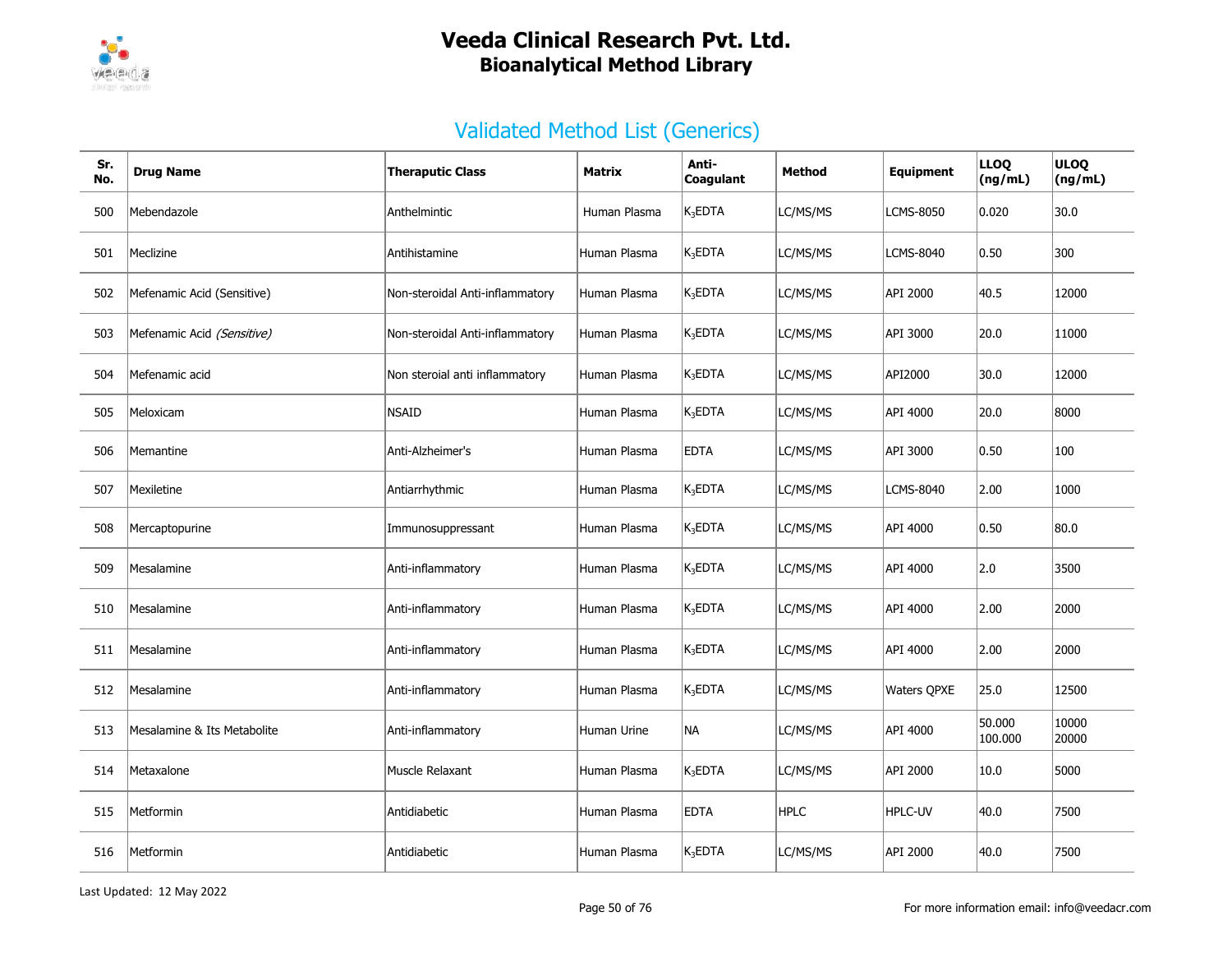# Veeda Clinical Research Pvt. Ltd.
## Bioanalytical Method Library

### Validated Method List (Generics)

| Sr. No. | Drug Name | Theraputic Class | Matrix | Anti-Coagulant | Method | Equipment | LLOQ (ng/mL) | ULOQ (ng/mL) |
|---|---|---|---|---|---|---|---|---|
| 500 | Mebendazole | Anthelmintic | Human Plasma | $K_3$EDTA | LC/MS/MS | LCMS-8050 | 0.020 | 30.0 |
| 501 | Meclizine | Antihistamine | Human Plasma | $K_3$EDTA | LC/MS/MS | LCMS-8040 | 0.50 | 300 |
| 502 | Mefenamic Acid (Sensitive) | Non-steroidal Anti-inflammatory | Human Plasma | $K_3$EDTA | LC/MS/MS | API 2000 | 40.5 | 12000 |
| 503 | Mefenamic Acid *(Sensitive)* | Non-steroidal Anti-inflammatory | Human Plasma | $K_3$EDTA | LC/MS/MS | API 3000 | 20.0 | 11000 |
| 504 | Mefenamic acid | Non steroial anti inflammatory | Human Plasma | $K_3$EDTA | LC/MS/MS | API2000 | 30.0 | 12000 |
| 505 | Meloxicam | NSAID | Human Plasma | $K_3$EDTA | LC/MS/MS | API 4000 | 20.0 | 8000 |
| 506 | Memantine | Anti-Alzheimer's | Human Plasma | EDTA | LC/MS/MS | API 3000 | 0.50 | 100 |
| 507 | Mexiletine | Antiarrhythmic | Human Plasma | $K_3$EDTA | LC/MS/MS | LCMS-8040 | 2.00 | 1000 |
| 508 | Mercaptopurine | Immunosuppressant | Human Plasma | $K_3$EDTA | LC/MS/MS | API 4000 | 0.50 | 80.0 |
| 509 | Mesalamine | Anti-inflammatory | Human Plasma | $K_3$EDTA | LC/MS/MS | API 4000 | 2.0 | 3500 |
| 510 | Mesalamine | Anti-inflammatory | Human Plasma | $K_3$EDTA | LC/MS/MS | API 4000 | 2.00 | 2000 |
| 511 | Mesalamine | Anti-inflammatory | Human Plasma | $K_3$EDTA | LC/MS/MS | API 4000 | 2.00 | 2000 |
| 512 | Mesalamine | Anti-inflammatory | Human Plasma | $K_3$EDTA | LC/MS/MS | Waters QPXE | 25.0 | 12500 |
| 513 | Mesalamine & Its Metabolite | Anti-inflammatory | Human Urine | NA | LC/MS/MS | API 4000 | 50.000<br>100.000 | 10000<br>20000 |
| 514 | Metaxalone | Muscle Relaxant | Human Plasma | $K_3$EDTA | LC/MS/MS | API 2000 | 10.0 | 5000 |
| 515 | Metformin | Antidiabetic | Human Plasma | EDTA | HPLC | HPLC-UV | 40.0 | 7500 |
| 516 | Metformin | Antidiabetic | Human Plasma | $K_3$EDTA | LC/MS/MS | API 2000 | 40.0 | 7500 |

Last Updated: 12 May 2022

For more information email: info@veedacr.com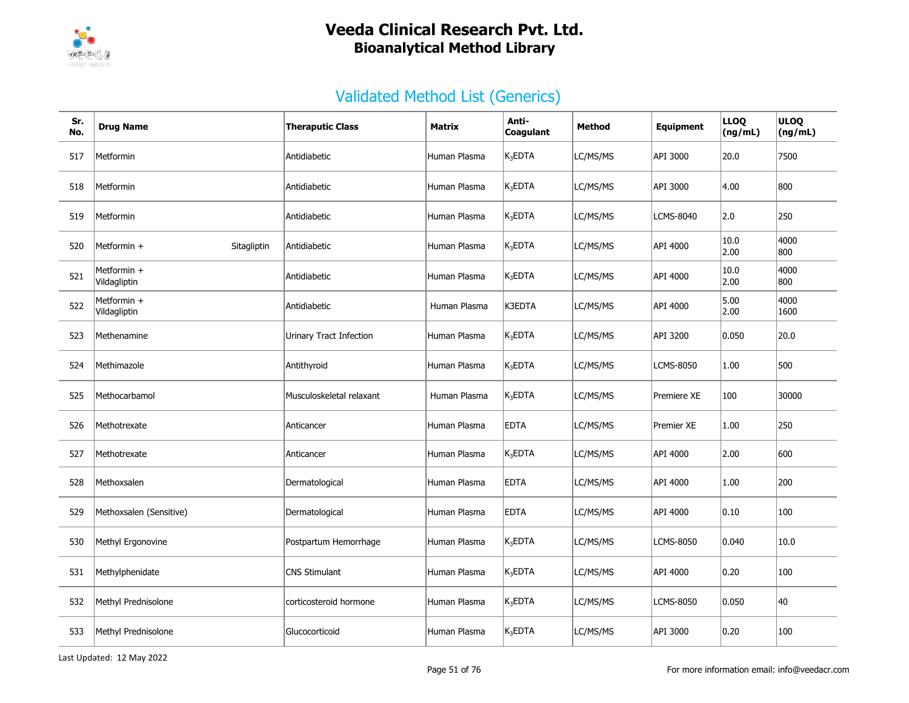# Veeda Clinical Research Pvt. Ltd.
## Bioanalytical Method Library

### Validated Method List (Generics)

| Sr. No. | Drug Name | Theraputic Class | Matrix | Anti-Coagulant | Method | Equipment | LLOQ (ng/mL) | ULOQ (ng/mL) |
|---|---|---|---|---|---|---|---|---|
| 517 | Metformin | Antidiabetic | Human Plasma | $K_3EDTA$ | LC/MS/MS | API 3000 | 20.0 | 7500 |
| 518 | Metformin | Antidiabetic | Human Plasma | $K_3EDTA$ | LC/MS/MS | API 3000 | 4.00 | 800 |
| 519 | Metformin | Antidiabetic | Human Plasma | $K_3EDTA$ | LC/MS/MS | LCMS-8040 | 2.0 | 250 |
| 520 | Metformin + Sitagliptin | Antidiabetic | Human Plasma | $K_3EDTA$ | LC/MS/MS | API 4000 | 10.0<br>2.00 | 4000<br>800 |
| 521 | Metformin + Vildagliptin | Antidiabetic | Human Plasma | $K_3EDTA$ | LC/MS/MS | API 4000 | 10.0<br>2.00 | 4000<br>800 |
| 522 | Metformin + Vildagliptin | Antidiabetic | Human Plasma | K3EDTA | LC/MS/MS | API 4000 | 5.00<br>2.00 | 4000<br>1600 |
| 523 | Methenamine | Urinary Tract Infection | Human Plasma | $K_3EDTA$ | LC/MS/MS | API 3200 | 0.050 | 20.0 |
| 524 | Methimazole | Antithyroid | Human Plasma | $K_3EDTA$ | LC/MS/MS | LCMS-8050 | 1.00 | 500 |
| 525 | Methocarbamol | Musculoskeletal relaxant | Human Plasma | $K_3EDTA$ | LC/MS/MS | Premiere XE | 100 | 30000 |
| 526 | Methotrexate | Anticancer | Human Plasma | EDTA | LC/MS/MS | Premier XE | 1.00 | 250 |
| 527 | Methotrexate | Anticancer | Human Plasma | $K_3EDTA$ | LC/MS/MS | API 4000 | 2.00 | 600 |
| 528 | Methoxsalen | Dermatological | Human Plasma | EDTA | LC/MS/MS | API 4000 | 1.00 | 200 |
| 529 | Methoxsalen (Sensitive) | Dermatological | Human Plasma | EDTA | LC/MS/MS | API 4000 | 0.10 | 100 |
| 530 | Methyl Ergonovine | Postpartum Hemorrhage | Human Plasma | $K_3EDTA$ | LC/MS/MS | LCMS-8050 | 0.040 | 10.0 |
| 531 | Methylphenidate | CNS Stimulant | Human Plasma | $K_3EDTA$ | LC/MS/MS | API 4000 | 0.20 | 100 |
| 532 | Methyl Prednisolone | corticosteroid hormone | Human Plasma | $K_3EDTA$ | LC/MS/MS | LCMS-8050 | 0.050 | 40 |
| 533 | Methyl Prednisolone | Glucocorticoid | Human Plasma | $K_3EDTA$ | LC/MS/MS | API 3000 | 0.20 | 100 |

Last Updated: 12 May 2022

For more information email: info@veedacr.com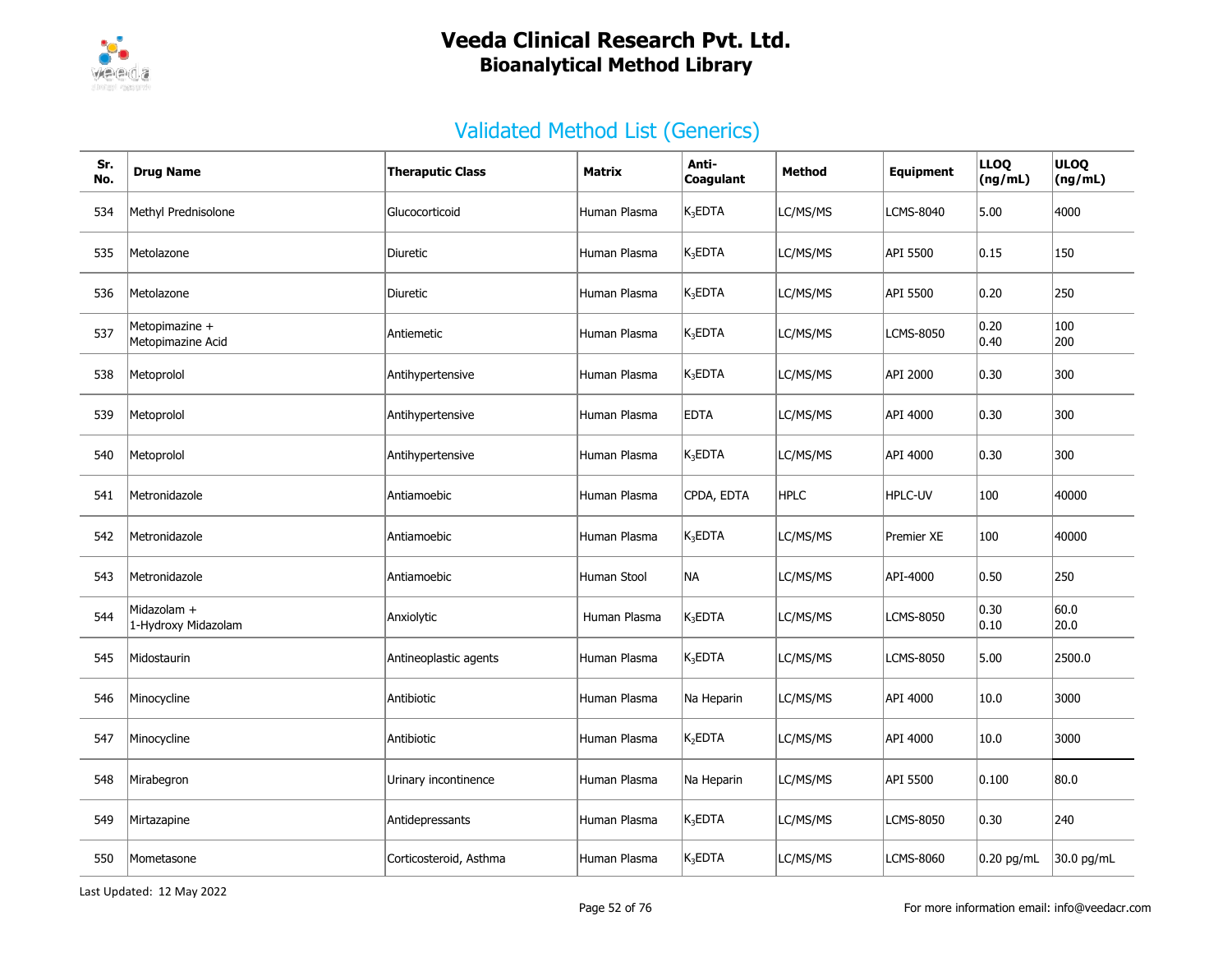# Veeda Clinical Research Pvt. Ltd.
## Bioanalytical Method Library

## Validated Method List (Generics)

| Sr. No. | Drug Name | Theraputic Class | Matrix | Anti-Coagulant | Method | Equipment | LLOQ (ng/mL) | ULOQ (ng/mL) |
|---|---|---|---|---|---|---|---|---|
| 534 | Methyl Prednisolone | Glucocorticoid | Human Plasma | $K_3$EDTA | LC/MS/MS | LCMS-8040 | 5.00 | 4000 |
| 535 | Metolazone | Diuretic | Human Plasma | $K_3$EDTA | LC/MS/MS | API 5500 | 0.15 | 150 |
| 536 | Metolazone | Diuretic | Human Plasma | $K_3$EDTA | LC/MS/MS | API 5500 | 0.20 | 250 |
| 537 | Metopimazine + Metopimazine Acid | Antiemetic | Human Plasma | $K_3$EDTA | LC/MS/MS | LCMS-8050 | 0.20 0.40 | 100 200 |
| 538 | Metoprolol | Antihypertensive | Human Plasma | $K_3$EDTA | LC/MS/MS | API 2000 | 0.30 | 300 |
| 539 | Metoprolol | Antihypertensive | Human Plasma | EDTA | LC/MS/MS | API 4000 | 0.30 | 300 |
| 540 | Metoprolol | Antihypertensive | Human Plasma | $K_3$EDTA | LC/MS/MS | API 4000 | 0.30 | 300 |
| 541 | Metronidazole | Antiamoebic | Human Plasma | CPDA, EDTA | HPLC | HPLC-UV | 100 | 40000 |
| 542 | Metronidazole | Antiamoebic | Human Plasma | $K_3$EDTA | LC/MS/MS | Premier XE | 100 | 40000 |
| 543 | Metronidazole | Antiamoebic | Human Stool | NA | LC/MS/MS | API-4000 | 0.50 | 250 |
| 544 | Midazolam + 1-Hydroxy Midazolam | Anxiolytic | Human Plasma | $K_3$EDTA | LC/MS/MS | LCMS-8050 | 0.30 0.10 | 60.0 20.0 |
| 545 | Midostaurin | Antineoplastic agents | Human Plasma | $K_3$EDTA | LC/MS/MS | LCMS-8050 | 5.00 | 2500.0 |
| 546 | Minocycline | Antibiotic | Human Plasma | Na Heparin | LC/MS/MS | API 4000 | 10.0 | 3000 |
| 547 | Minocycline | Antibiotic | Human Plasma | $K_2$EDTA | LC/MS/MS | API 4000 | 10.0 | 3000 |
| 548 | Mirabegron | Urinary incontinence | Human Plasma | Na Heparin | LC/MS/MS | API 5500 | 0.100 | 80.0 |
| 549 | Mirtazapine | Antidepressants | Human Plasma | $K_3$EDTA | LC/MS/MS | LCMS-8050 | 0.30 | 240 |
| 550 | Mometasone | Corticosteroid, Asthma | Human Plasma | $K_3$EDTA | LC/MS/MS | LCMS-8060 | 0.20 pg/mL | 30.0 pg/mL |

Last Updated: 12 May 2022

For more information email: info@veedacr.com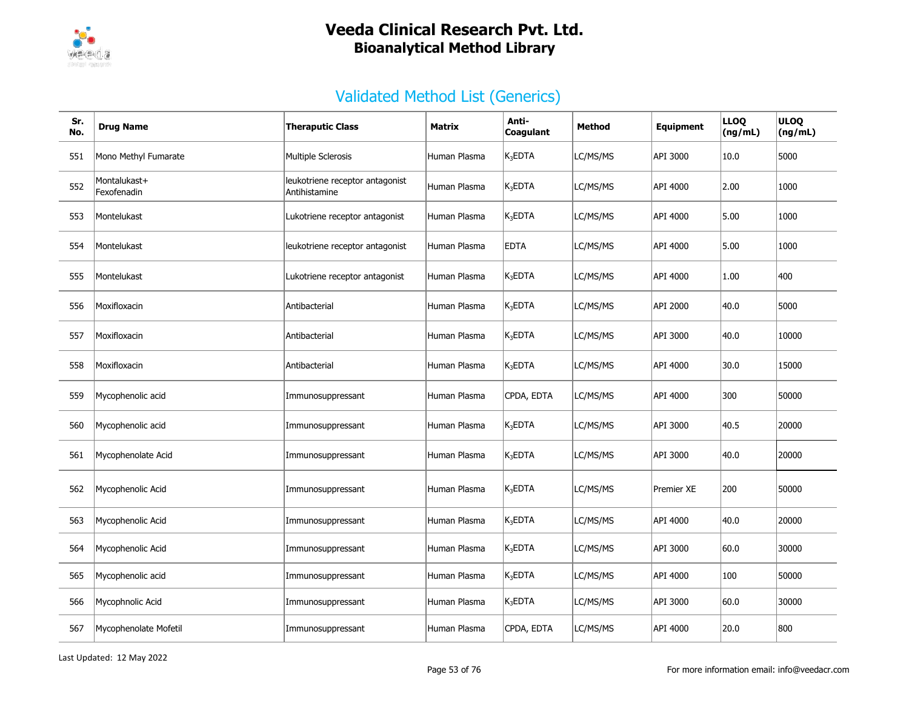# Veeda Clinical Research Pvt. Ltd.
## Bioanalytical Method Library

### Validated Method List (Generics)

| Sr. No. | Drug Name | Theraputic Class | Matrix | Anti-Coagulant | Method | Equipment | LLOQ (ng/mL) | ULOQ (ng/mL) |
|---|---|---|---|---|---|---|---|---|
| 551 | Mono Methyl Fumarate | Multiple Sclerosis | Human Plasma | $K_3$EDTA | LC/MS/MS | API 3000 | 10.0 | 5000 |
| 552 | Montelukast+ Fexofenadin | leukotriene receptor antagonist Antihistamine | Human Plasma | $K_3$EDTA | LC/MS/MS | API 4000 | 2.00 | 1000 |
| 553 | Montelukast | Lukotriene receptor antagonist | Human Plasma | $K_3$EDTA | LC/MS/MS | API 4000 | 5.00 | 1000 |
| 554 | Montelukast | leukotriene receptor antagonist | Human Plasma | EDTA | LC/MS/MS | API 4000 | 5.00 | 1000 |
| 555 | Montelukast | Lukotriene receptor antagonist | Human Plasma | $K_3$EDTA | LC/MS/MS | API 4000 | 1.00 | 400 |
| 556 | Moxifloxacin | Antibacterial | Human Plasma | $K_3$EDTA | LC/MS/MS | API 2000 | 40.0 | 5000 |
| 557 | Moxifloxacin | Antibacterial | Human Plasma | $K_3$EDTA | LC/MS/MS | API 3000 | 40.0 | 10000 |
| 558 | Moxifloxacin | Antibacterial | Human Plasma | $K_3$EDTA | LC/MS/MS | API 4000 | 30.0 | 15000 |
| 559 | Mycophenolic acid | Immunosuppressant | Human Plasma | CPDA, EDTA | LC/MS/MS | API 4000 | 300 | 50000 |
| 560 | Mycophenolic acid | Immunosuppressant | Human Plasma | $K_3$EDTA | LC/MS/MS | API 3000 | 40.5 | 20000 |
| 561 | Mycophenolate Acid | Immunosuppressant | Human Plasma | $K_3$EDTA | LC/MS/MS | API 3000 | 40.0 | 20000 |
| 562 | Mycophenolic Acid | Immunosuppressant | Human Plasma | $K_3$EDTA | LC/MS/MS | Premier XE | 200 | 50000 |
| 563 | Mycophenolic Acid | Immunosuppressant | Human Plasma | $K_3$EDTA | LC/MS/MS | API 4000 | 40.0 | 20000 |
| 564 | Mycophenolic Acid | Immunosuppressant | Human Plasma | $K_3$EDTA | LC/MS/MS | API 3000 | 60.0 | 30000 |
| 565 | Mycophenolic acid | Immunosuppressant | Human Plasma | $K_3$EDTA | LC/MS/MS | API 4000 | 100 | 50000 |
| 566 | Mycophnolic Acid | Immunosuppressant | Human Plasma | $K_3$EDTA | LC/MS/MS | API 3000 | 60.0 | 30000 |
| 567 | Mycophenolate Mofetil | Immunosuppressant | Human Plasma | CPDA, EDTA | LC/MS/MS | API 4000 | 20.0 | 800 |

Last Updated: 12 May 2022

For more information email: info@veedacr.com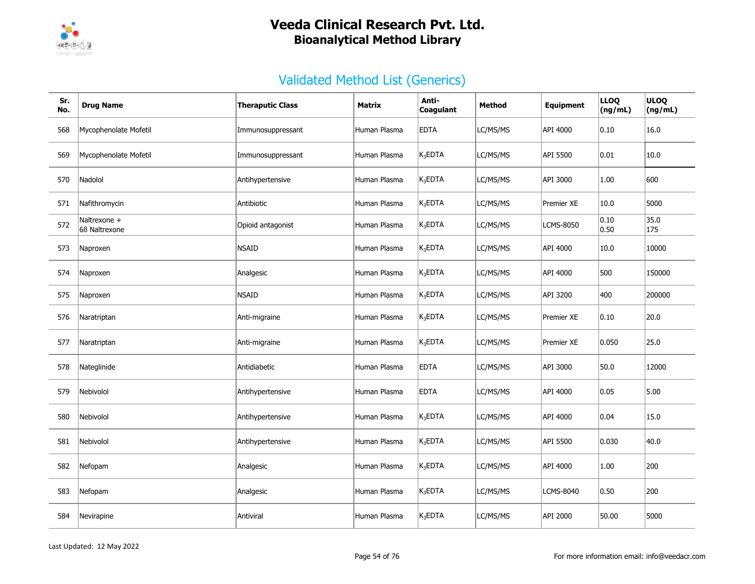# Veeda Clinical Research Pvt. Ltd.
## Bioanalytical Method Library

## Validated Method List (Generics)

| Sr. No. | Drug Name | Theraputic Class | Matrix | Anti-Coagulant | Method | Equipment | LLOQ (ng/mL) | ULOQ (ng/mL) |
|---|---|---|---|---|---|---|---|---|
| 568 | Mycophenolate Mofetil | Immunosuppressant | Human Plasma | EDTA | LC/MS/MS | API 4000 | 0.10 | 16.0 |
| 569 | Mycophenolate Mofetil | Immunosuppressant | Human Plasma | $K_3EDTA$ | LC/MS/MS | API 5500 | 0.01 | 10.0 |
| 570 | Nadolol | Antihypertensive | Human Plasma | $K_3EDTA$ | LC/MS/MS | API 3000 | 1.00 | 600 |
| 571 | Nafithromycin | Antibiotic | Human Plasma | $K_3EDTA$ | LC/MS/MS | Premier XE | 10.0 | 5000 |
| 572 | Naltrexone + 6ß Naltrexone | Opioid antagonist | Human Plasma | $K_3EDTA$ | LC/MS/MS | LCMS-8050 | 0.10 0.50 | 35.0 175 |
| 573 | Naproxen | NSAID | Human Plasma | $K_3EDTA$ | LC/MS/MS | API 4000 | 10.0 | 10000 |
| 574 | Naproxen | Analgesic | Human Plasma | $K_3EDTA$ | LC/MS/MS | API 4000 | 500 | 150000 |
| 575 | Naproxen | NSAID | Human Plasma | $K_3EDTA$ | LC/MS/MS | API 3200 | 400 | 200000 |
| 576 | Naratriptan | Anti-migraine | Human Plasma | $K_3EDTA$ | LC/MS/MS | Premier XE | 0.10 | 20.0 |
| 577 | Naratriptan | Anti-migraine | Human Plasma | $K_3EDTA$ | LC/MS/MS | Premier XE | 0.050 | 25.0 |
| 578 | Nateglinide | Antidiabetic | Human Plasma | EDTA | LC/MS/MS | API 3000 | 50.0 | 12000 |
| 579 | Nebivolol | Antihypertensive | Human Plasma | EDTA | LC/MS/MS | API 4000 | 0.05 | 5.00 |
| 580 | Nebivolol | Antihypertensive | Human Plasma | $K_3EDTA$ | LC/MS/MS | API 4000 | 0.04 | 15.0 |
| 581 | Nebivolol | Antihypertensive | Human Plasma | $K_3EDTA$ | LC/MS/MS | API 5500 | 0.030 | 40.0 |
| 582 | Nefopam | Analgesic | Human Plasma | $K_3EDTA$ | LC/MS/MS | API 4000 | 1.00 | 200 |
| 583 | Nefopam | Analgesic | Human Plasma | $K_3EDTA$ | LC/MS/MS | LCMS-8040 | 0.50 | 200 |
| 584 | Nevirapine | Antiviral | Human Plasma | $K_3EDTA$ | LC/MS/MS | API 2000 | 50.00 | 5000 |

Last Updated: 12 May 2022

For more information email: info@veedacr.com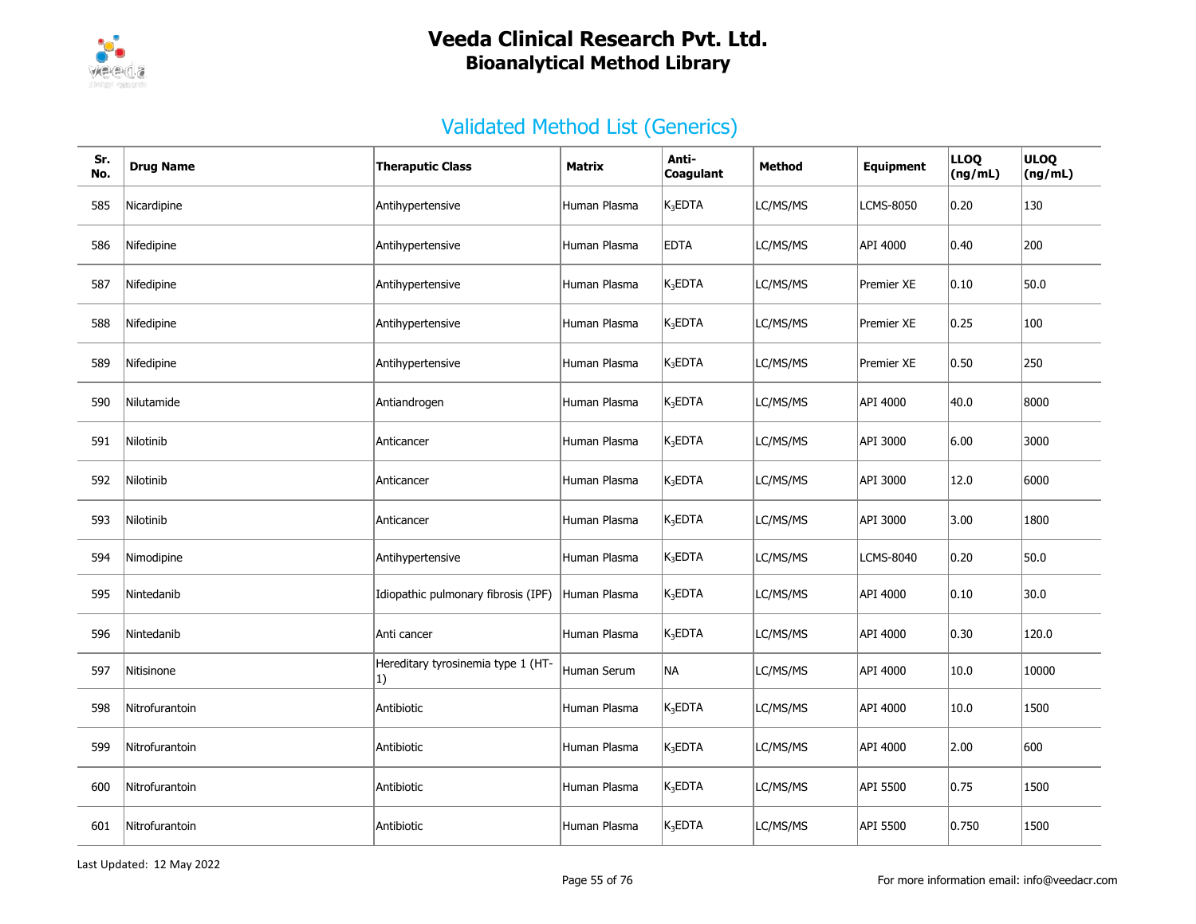# Veeda Clinical Research Pvt. Ltd.
## Bioanalytical Method Library

### Validated Method List (Generics)

| Sr. No. | Drug Name | Theraputic Class | Matrix | Anti-Coagulant | Method | Equipment | LLOQ (ng/mL) | ULOQ (ng/mL) |
|---|---|---|---|---|---|---|---|---|
| 585 | Nicardipine | Antihypertensive | Human Plasma | $K_3$EDTA | LC/MS/MS | LCMS-8050 | 0.20 | 130 |
| 586 | Nifedipine | Antihypertensive | Human Plasma | EDTA | LC/MS/MS | API 4000 | 0.40 | 200 |
| 587 | Nifedipine | Antihypertensive | Human Plasma | $K_3$EDTA | LC/MS/MS | Premier XE | 0.10 | 50.0 |
| 588 | Nifedipine | Antihypertensive | Human Plasma | $K_3$EDTA | LC/MS/MS | Premier XE | 0.25 | 100 |
| 589 | Nifedipine | Antihypertensive | Human Plasma | $K_3$EDTA | LC/MS/MS | Premier XE | 0.50 | 250 |
| 590 | Nilutamide | Antiandrogen | Human Plasma | $K_3$EDTA | LC/MS/MS | API 4000 | 40.0 | 8000 |
| 591 | Nilotinib | Anticancer | Human Plasma | $K_3$EDTA | LC/MS/MS | API 3000 | 6.00 | 3000 |
| 592 | Nilotinib | Anticancer | Human Plasma | $K_3$EDTA | LC/MS/MS | API 3000 | 12.0 | 6000 |
| 593 | Nilotinib | Anticancer | Human Plasma | $K_3$EDTA | LC/MS/MS | API 3000 | 3.00 | 1800 |
| 594 | Nimodipine | Antihypertensive | Human Plasma | $K_3$EDTA | LC/MS/MS | LCMS-8040 | 0.20 | 50.0 |
| 595 | Nintedanib | Idiopathic pulmonary fibrosis (IPF) | Human Plasma | $K_3$EDTA | LC/MS/MS | API 4000 | 0.10 | 30.0 |
| 596 | Nintedanib | Anti cancer | Human Plasma | $K_3$EDTA | LC/MS/MS | API 4000 | 0.30 | 120.0 |
| 597 | Nitisinone | Hereditary tyrosinemia type 1 (HT-1) | Human Serum | NA | LC/MS/MS | API 4000 | 10.0 | 10000 |
| 598 | Nitrofurantoin | Antibiotic | Human Plasma | $K_3$EDTA | LC/MS/MS | API 4000 | 10.0 | 1500 |
| 599 | Nitrofurantoin | Antibiotic | Human Plasma | $K_3$EDTA | LC/MS/MS | API 4000 | 2.00 | 600 |
| 600 | Nitrofurantoin | Antibiotic | Human Plasma | $K_3$EDTA | LC/MS/MS | API 5500 | 0.75 | 1500 |
| 601 | Nitrofurantoin | Antibiotic | Human Plasma | $K_3$EDTA | LC/MS/MS | API 5500 | 0.750 | 1500 |

Last Updated: 12 May 2022

For more information email: info@veedacr.com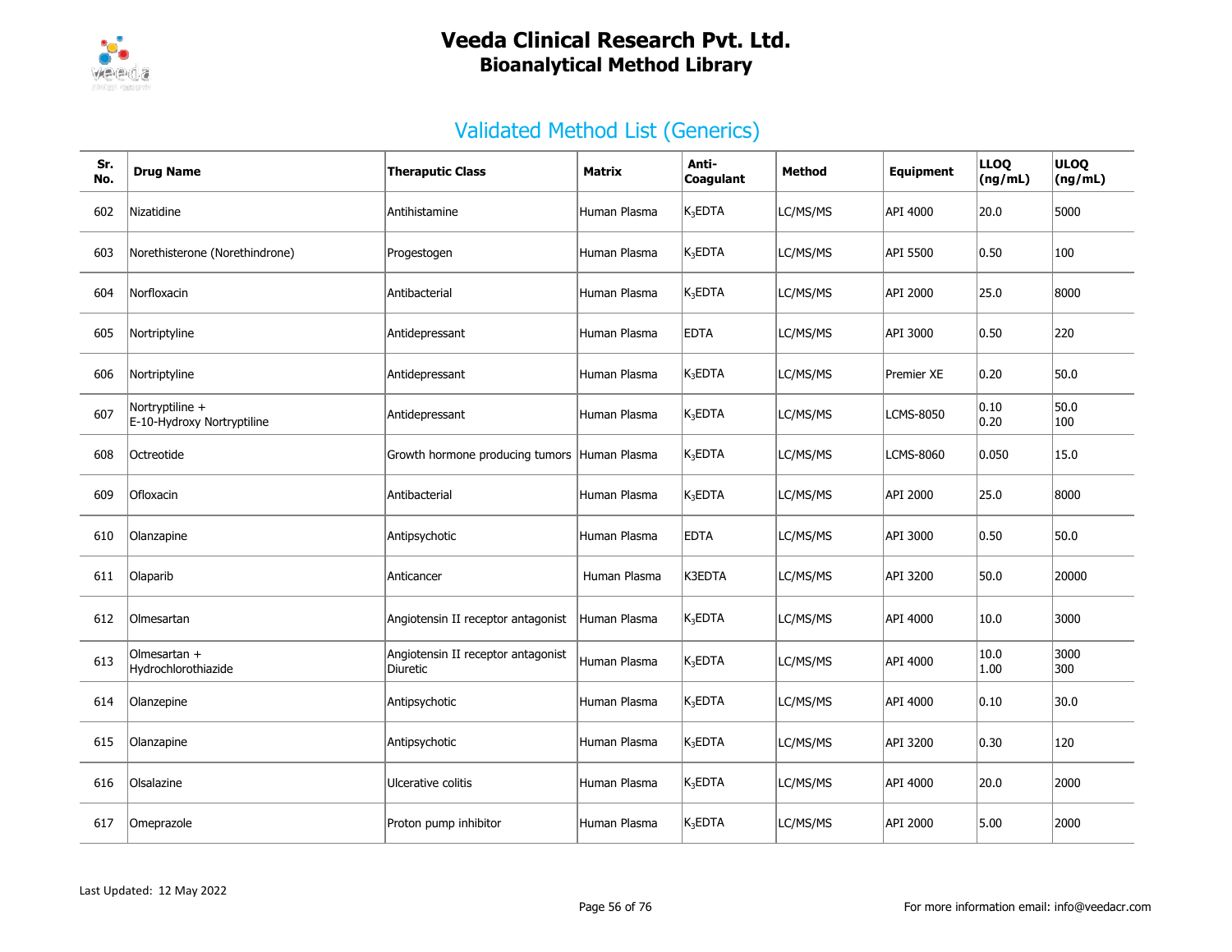# Veeda Clinical Research Pvt. Ltd.

## Bioanalytical Method Library

### Validated Method List (Generics)

| Sr. No. | Drug Name | Theraputic Class | Matrix | Anti-Coagulant | Method | Equipment | LLOQ (ng/mL) | ULOQ (ng/mL) |
|---|---|---|---|---|---|---|---|---|
| 602 | Nizatidine | Antihistamine | Human Plasma | $K_3EDTA$ | LC/MS/MS | API 4000 | 20.0 | 5000 |
| 603 | Norethisterone (Norethindrone) | Progestogen | Human Plasma | $K_3EDTA$ | LC/MS/MS | API 5500 | 0.50 | 100 |
| 604 | Norfloxacin | Antibacterial | Human Plasma | $K_3EDTA$ | LC/MS/MS | API 2000 | 25.0 | 8000 |
| 605 | Nortriptyline | Antidepressant | Human Plasma | EDTA | LC/MS/MS | API 3000 | 0.50 | 220 |
| 606 | Nortriptyline | Antidepressant | Human Plasma | $K_3EDTA$ | LC/MS/MS | Premier XE | 0.20 | 50.0 |
| 607 | Nortryptiline + E-10-Hydroxy Nortryptiline | Antidepressant | Human Plasma | $K_3EDTA$ | LC/MS/MS | LCMS-8050 | 0.10 0.20 | 50.0 100 |
| 608 | Octreotide | Growth hormone producing tumors | Human Plasma | $K_3EDTA$ | LC/MS/MS | LCMS-8060 | 0.050 | 15.0 |
| 609 | Ofloxacin | Antibacterial | Human Plasma | $K_3EDTA$ | LC/MS/MS | API 2000 | 25.0 | 8000 |
| 610 | Olanzapine | Antipsychotic | Human Plasma | EDTA | LC/MS/MS | API 3000 | 0.50 | 50.0 |
| 611 | Olaparib | Anticancer | Human Plasma | K3EDTA | LC/MS/MS | API 3200 | 50.0 | 20000 |
| 612 | Olmesartan | Angiotensin II receptor antagonist | Human Plasma | $K_3EDTA$ | LC/MS/MS | API 4000 | 10.0 | 3000 |
| 613 | Olmesartan + Hydrochlorothiazide | Angiotensin II receptor antagonist Diuretic | Human Plasma | $K_3EDTA$ | LC/MS/MS | API 4000 | 10.0 1.00 | 3000 300 |
| 614 | Olanzepine | Antipsychotic | Human Plasma | $K_3EDTA$ | LC/MS/MS | API 4000 | 0.10 | 30.0 |
| 615 | Olanzapine | Antipsychotic | Human Plasma | $K_3EDTA$ | LC/MS/MS | API 3200 | 0.30 | 120 |
| 616 | Olsalazine | Ulcerative colitis | Human Plasma | $K_3EDTA$ | LC/MS/MS | API 4000 | 20.0 | 2000 |
| 617 | Omeprazole | Proton pump inhibitor | Human Plasma | $K_3EDTA$ | LC/MS/MS | API 2000 | 5.00 | 2000 |

Last Updated: 12 May 2022

For more information email: info@veedacr.com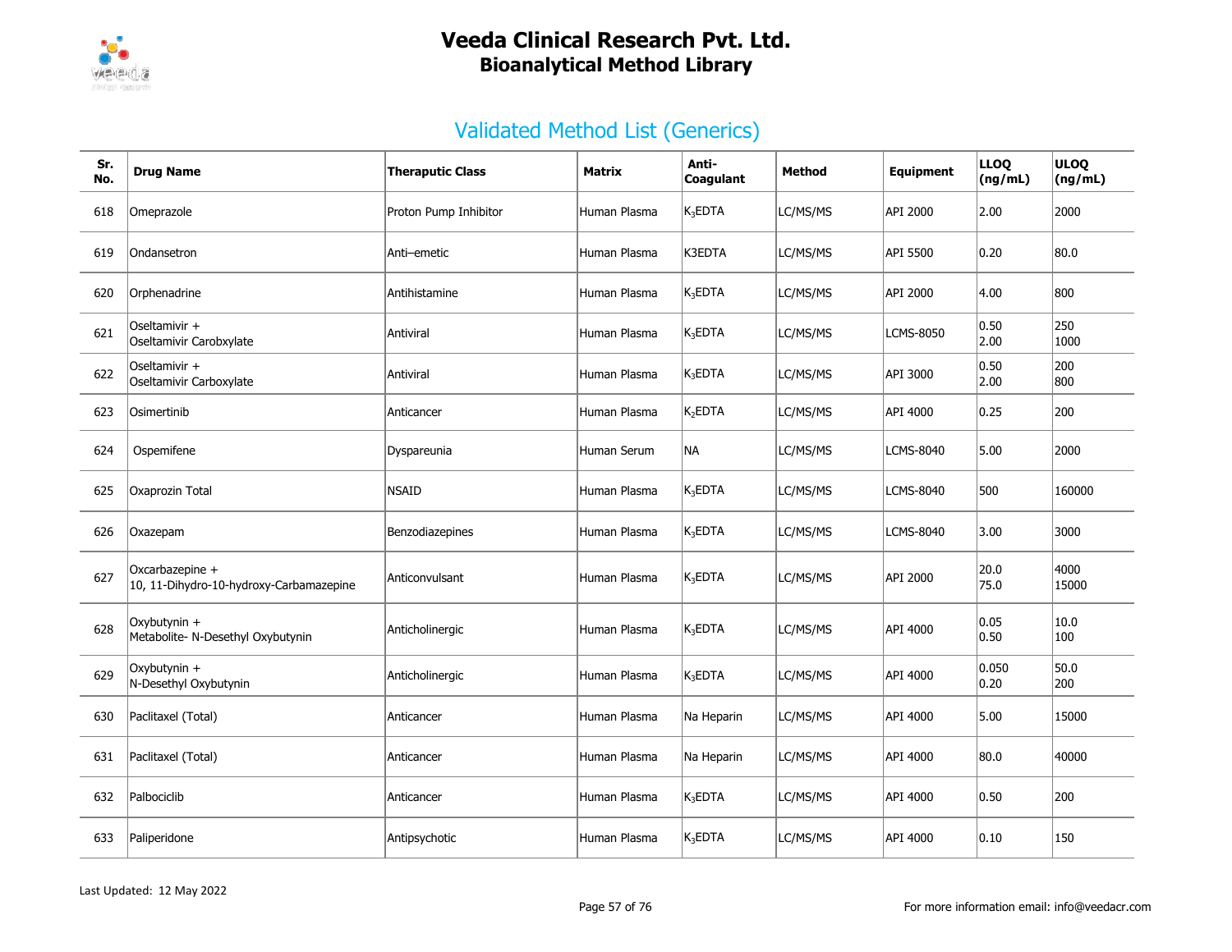# Veeda Clinical Research Pvt. Ltd.
## Bioanalytical Method Library

## Validated Method List (Generics)

| Sr. No. | Drug Name | Theraputic Class | Matrix | Anti-Coagulant | Method | Equipment | LLOQ (ng/mL) | ULOQ (ng/mL) |
|---|---|---|---|---|---|---|---|---|
| 618 | Omeprazole | Proton Pump Inhibitor | Human Plasma | $K_3EDTA$ | LC/MS/MS | API 2000 | 2.00 | 2000 |
| 619 | Ondansetron | Anti–emetic | Human Plasma | K3EDTA | LC/MS/MS | API 5500 | 0.20 | 80.0 |
| 620 | Orphenadrine | Antihistamine | Human Plasma | $K_3EDTA$ | LC/MS/MS | API 2000 | 4.00 | 800 |
| 621 | Oseltamivir + Oseltamivir Carobxylate | Antiviral | Human Plasma | $K_3EDTA$ | LC/MS/MS | LCMS-8050 | 0.50 2.00 | 250 1000 |
| 622 | Oseltamivir + Oseltamivir Carboxylate | Antiviral | Human Plasma | $K_3EDTA$ | LC/MS/MS | API 3000 | 0.50 2.00 | 200 800 |
| 623 | Osimertinib | Anticancer | Human Plasma | $K_2EDTA$ | LC/MS/MS | API 4000 | 0.25 | 200 |
| 624 | Ospemifene | Dyspareunia | Human Serum | NA | LC/MS/MS | LCMS-8040 | 5.00 | 2000 |
| 625 | Oxaprozin Total | NSAID | Human Plasma | $K_3EDTA$ | LC/MS/MS | LCMS-8040 | 500 | 160000 |
| 626 | Oxazepam | Benzodiazepines | Human Plasma | $K_3EDTA$ | LC/MS/MS | LCMS-8040 | 3.00 | 3000 |
| 627 | Oxcarbazepine + 10, 11-Dihydro-10-hydroxy-Carbamazepine | Anticonvulsant | Human Plasma | $K_3EDTA$ | LC/MS/MS | API 2000 | 20.0 75.0 | 4000 15000 |
| 628 | Oxybutynin + Metabolite- N-Desethyl Oxybutynin | Anticholinergic | Human Plasma | $K_3EDTA$ | LC/MS/MS | API 4000 | 0.05 0.50 | 10.0 100 |
| 629 | Oxybutynin + N-Desethyl Oxybutynin | Anticholinergic | Human Plasma | $K_3EDTA$ | LC/MS/MS | API 4000 | 0.050 0.20 | 50.0 200 |
| 630 | Paclitaxel (Total) | Anticancer | Human Plasma | Na Heparin | LC/MS/MS | API 4000 | 5.00 | 15000 |
| 631 | Paclitaxel (Total) | Anticancer | Human Plasma | Na Heparin | LC/MS/MS | API 4000 | 80.0 | 40000 |
| 632 | Palbociclib | Anticancer | Human Plasma | $K_3EDTA$ | LC/MS/MS | API 4000 | 0.50 | 200 |
| 633 | Paliperidone | Antipsychotic | Human Plasma | $K_3EDTA$ | LC/MS/MS | API 4000 | 0.10 | 150 |

Last Updated: 12 May 2022

For more information email: info@veedacr.com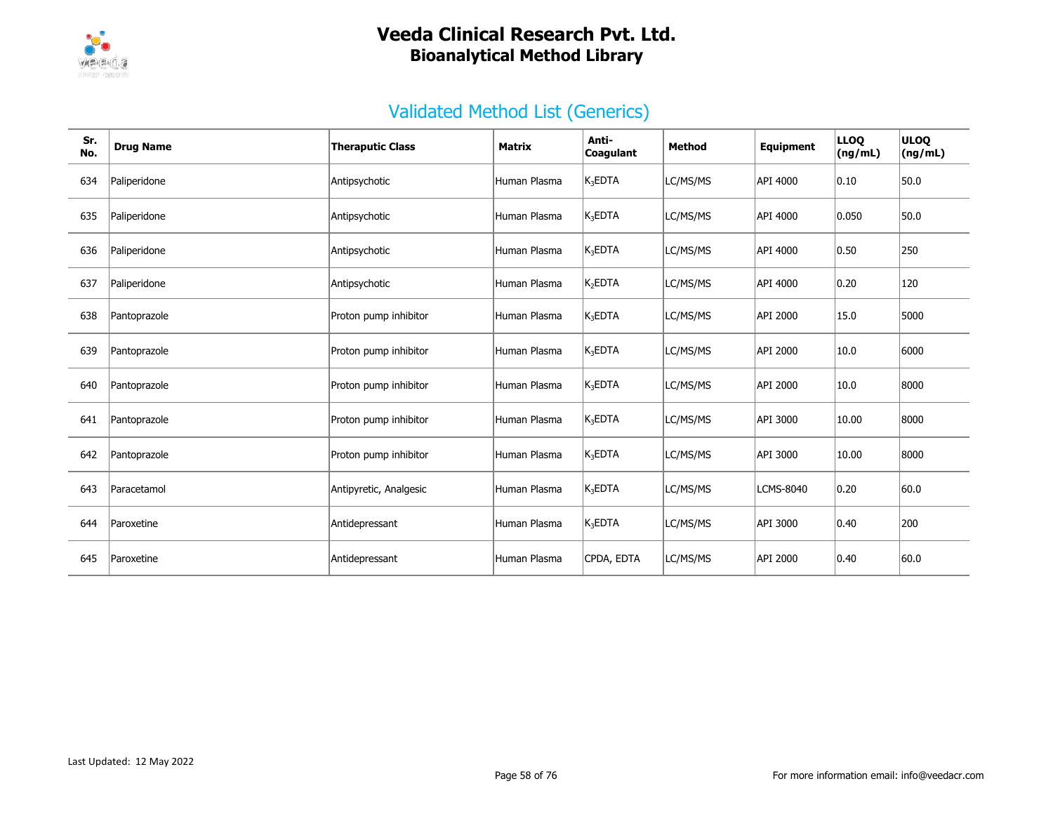## Validated Method List (Generics)

| Sr. No. | Drug Name | Theraputic Class | Matrix | Anti-Coagulant | Method | Equipment | LLOQ (ng/mL) | ULOQ (ng/mL) |
|---|---|---|---|---|---|---|---|---|
| 634 | Paliperidone | Antipsychotic | Human Plasma | $K_3$EDTA | LC/MS/MS | API 4000 | 0.10 | 50.0 |
| 635 | Paliperidone | Antipsychotic | Human Plasma | $K_3$EDTA | LC/MS/MS | API 4000 | 0.050 | 50.0 |
| 636 | Paliperidone | Antipsychotic | Human Plasma | $K_3$EDTA | LC/MS/MS | API 4000 | 0.50 | 250 |
| 637 | Paliperidone | Antipsychotic | Human Plasma | $K_2$EDTA | LC/MS/MS | API 4000 | 0.20 | 120 |
| 638 | Pantoprazole | Proton pump inhibitor | Human Plasma | $K_3$EDTA | LC/MS/MS | API 2000 | 15.0 | 5000 |
| 639 | Pantoprazole | Proton pump inhibitor | Human Plasma | $K_3$EDTA | LC/MS/MS | API 2000 | 10.0 | 6000 |
| 640 | Pantoprazole | Proton pump inhibitor | Human Plasma | $K_3$EDTA | LC/MS/MS | API 2000 | 10.0 | 8000 |
| 641 | Pantoprazole | Proton pump inhibitor | Human Plasma | $K_3$EDTA | LC/MS/MS | API 3000 | 10.00 | 8000 |
| 642 | Pantoprazole | Proton pump inhibitor | Human Plasma | $K_3$EDTA | LC/MS/MS | API 3000 | 10.00 | 8000 |
| 643 | Paracetamol | Antipyretic, Analgesic | Human Plasma | $K_3$EDTA | LC/MS/MS | LCMS-8040 | 0.20 | 60.0 |
| 644 | Paroxetine | Antidepressant | Human Plasma | $K_3$EDTA | LC/MS/MS | API 3000 | 0.40 | 200 |
| 645 | Paroxetine | Antidepressant | Human Plasma | CPDA, EDTA | LC/MS/MS | API 2000 | 0.40 | 60.0 |

Last Updated: 12 May 2022

For more information email: info@veedacr.com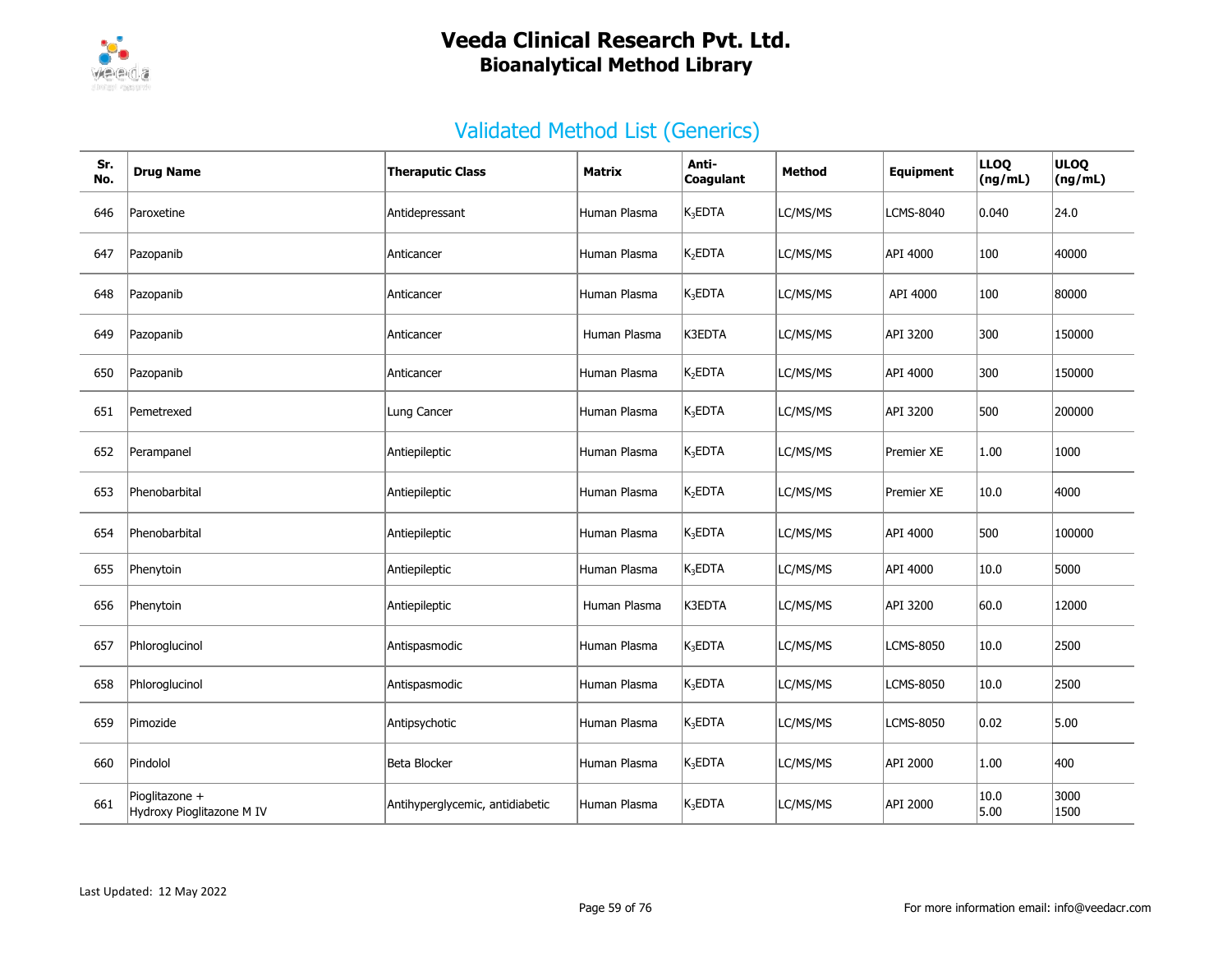# Veeda Clinical Research Pvt. Ltd.
## Bioanalytical Method Library

## Validated Method List (Generics)

| Sr. No. | Drug Name | Theraputic Class | Matrix | Anti-Coagulant | Method | Equipment | LLOQ (ng/mL) | ULOQ (ng/mL) |
|---|---|---|---|---|---|---|---|---|
| 646 | Paroxetine | Antidepressant | Human Plasma | $K_3EDTA$ | LC/MS/MS | LCMS-8040 | 0.040 | 24.0 |
| 647 | Pazopanib | Anticancer | Human Plasma | $K_2EDTA$ | LC/MS/MS | API 4000 | 100 | 40000 |
| 648 | Pazopanib | Anticancer | Human Plasma | $K_3EDTA$ | LC/MS/MS | API 4000 | 100 | 80000 |
| 649 | Pazopanib | Anticancer | Human Plasma | K3EDTA | LC/MS/MS | API 3200 | 300 | 150000 |
| 650 | Pazopanib | Anticancer | Human Plasma | $K_2EDTA$ | LC/MS/MS | API 4000 | 300 | 150000 |
| 651 | Pemetrexed | Lung Cancer | Human Plasma | $K_3EDTA$ | LC/MS/MS | API 3200 | 500 | 200000 |
| 652 | Perampanel | Antiepileptic | Human Plasma | $K_3EDTA$ | LC/MS/MS | Premier XE | 1.00 | 1000 |
| 653 | Phenobarbital | Antiepileptic | Human Plasma | $K_2EDTA$ | LC/MS/MS | Premier XE | 10.0 | 4000 |
| 654 | Phenobarbital | Antiepileptic | Human Plasma | $K_3EDTA$ | LC/MS/MS | API 4000 | 500 | 100000 |
| 655 | Phenytoin | Antiepileptic | Human Plasma | $K_3EDTA$ | LC/MS/MS | API 4000 | 10.0 | 5000 |
| 656 | Phenytoin | Antiepileptic | Human Plasma | K3EDTA | LC/MS/MS | API 3200 | 60.0 | 12000 |
| 657 | Phloroglucinol | Antispasmodic | Human Plasma | $K_3EDTA$ | LC/MS/MS | LCMS-8050 | 10.0 | 2500 |
| 658 | Phloroglucinol | Antispasmodic | Human Plasma | $K_3EDTA$ | LC/MS/MS | LCMS-8050 | 10.0 | 2500 |
| 659 | Pimozide | Antipsychotic | Human Plasma | $K_3EDTA$ | LC/MS/MS | LCMS-8050 | 0.02 | 5.00 |
| 660 | Pindolol | Beta Blocker | Human Plasma | $K_3EDTA$ | LC/MS/MS | API 2000 | 1.00 | 400 |
| 661 | Pioglitazone + Hydroxy Pioglitazone M IV | Antihyperglycemic, antidiabetic | Human Plasma | $K_3EDTA$ | LC/MS/MS | API 2000 | 10.0<br>5.00 | 3000<br>1500 |

Last Updated: 12 May 2022

For more information email: info@veedacr.com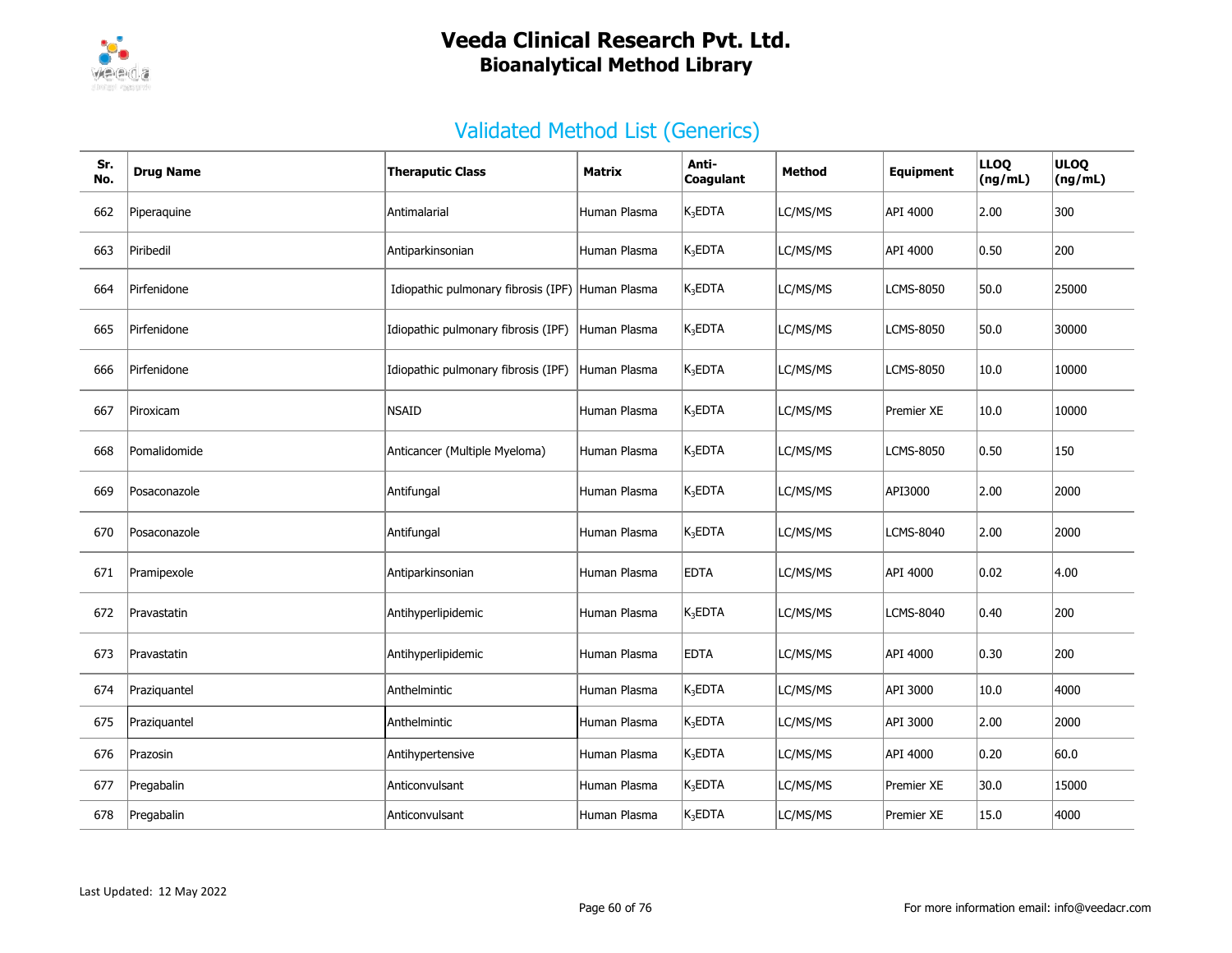# Veeda Clinical Research Pvt. Ltd.
## Bioanalytical Method Library

### Validated Method List (Generics)

| Sr. No. | Drug Name | Theraputic Class | Matrix | Anti-Coagulant | Method | Equipment | LLOQ (ng/mL) | ULOQ (ng/mL) |
|---|---|---|---|---|---|---|---|---|
| 662 | Piperaquine | Antimalarial | Human Plasma | $K_3$EDTA | LC/MS/MS | API 4000 | 2.00 | 300 |
| 663 | Piribedil | Antiparkinsonian | Human Plasma | $K_3$EDTA | LC/MS/MS | API 4000 | 0.50 | 200 |
| 664 | Pirfenidone | Idiopathic pulmonary fibrosis (IPF) | Human Plasma | $K_3$EDTA | LC/MS/MS | LCMS-8050 | 50.0 | 25000 |
| 665 | Pirfenidone | Idiopathic pulmonary fibrosis (IPF) | Human Plasma | $K_3$EDTA | LC/MS/MS | LCMS-8050 | 50.0 | 30000 |
| 666 | Pirfenidone | Idiopathic pulmonary fibrosis (IPF) | Human Plasma | $K_3$EDTA | LC/MS/MS | LCMS-8050 | 10.0 | 10000 |
| 667 | Piroxicam | NSAID | Human Plasma | $K_3$EDTA | LC/MS/MS | Premier XE | 10.0 | 10000 |
| 668 | Pomalidomide | Anticancer (Multiple Myeloma) | Human Plasma | $K_3$EDTA | LC/MS/MS | LCMS-8050 | 0.50 | 150 |
| 669 | Posaconazole | Antifungal | Human Plasma | $K_3$EDTA | LC/MS/MS | API3000 | 2.00 | 2000 |
| 670 | Posaconazole | Antifungal | Human Plasma | $K_3$EDTA | LC/MS/MS | LCMS-8040 | 2.00 | 2000 |
| 671 | Pramipexole | Antiparkinsonian | Human Plasma | EDTA | LC/MS/MS | API 4000 | 0.02 | 4.00 |
| 672 | Pravastatin | Antihyperlipidemic | Human Plasma | $K_3$EDTA | LC/MS/MS | LCMS-8040 | 0.40 | 200 |
| 673 | Pravastatin | Antihyperlipidemic | Human Plasma | EDTA | LC/MS/MS | API 4000 | 0.30 | 200 |
| 674 | Praziquantel | Anthelmintic | Human Plasma | $K_3$EDTA | LC/MS/MS | API 3000 | 10.0 | 4000 |
| 675 | Praziquantel | Anthelmintic | Human Plasma | $K_3$EDTA | LC/MS/MS | API 3000 | 2.00 | 2000 |
| 676 | Prazosin | Antihypertensive | Human Plasma | $K_3$EDTA | LC/MS/MS | API 4000 | 0.20 | 60.0 |
| 677 | Pregabalin | Anticonvulsant | Human Plasma | $K_3$EDTA | LC/MS/MS | Premier XE | 30.0 | 15000 |
| 678 | Pregabalin | Anticonvulsant | Human Plasma | $K_3$EDTA | LC/MS/MS | Premier XE | 15.0 | 4000 |

Last Updated: 12 May 2022

For more information email: info@veedacr.com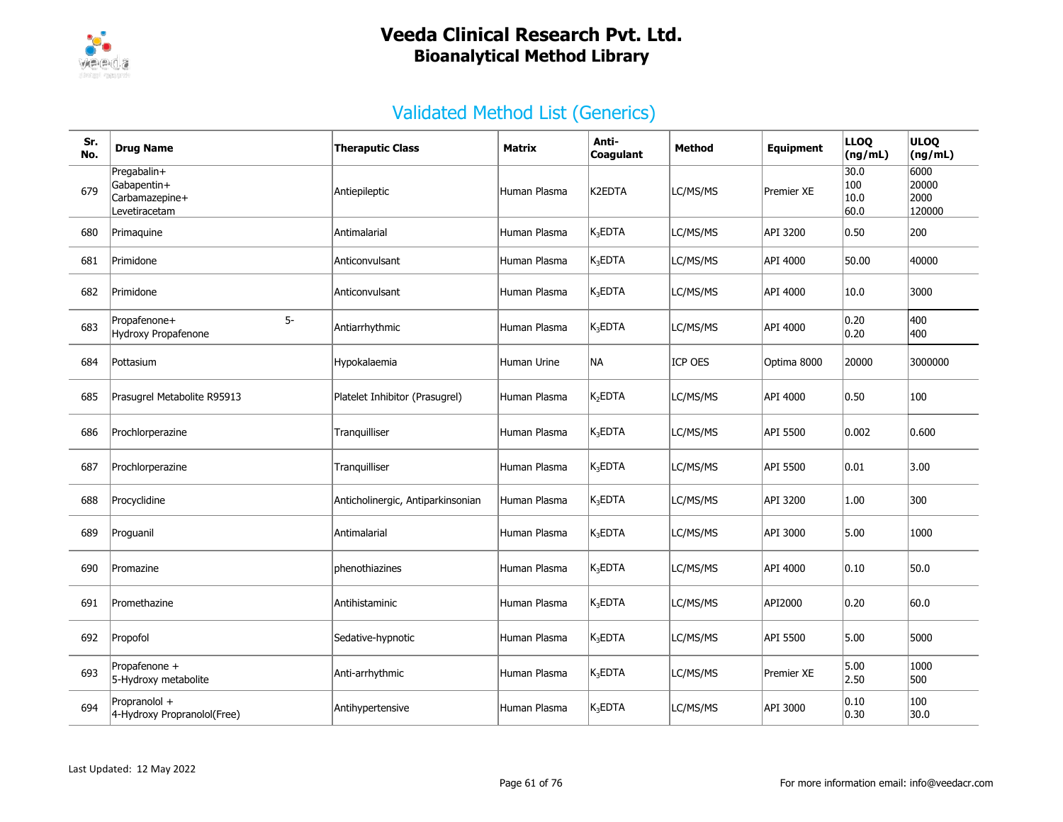# Veeda Clinical Research Pvt. Ltd.
## Bioanalytical Method Library

## Validated Method List (Generics)

| Sr. No. | Drug Name | Theraputic Class | Matrix | Anti-Coagulant | Method | Equipment | LLOQ (ng/mL) | ULOQ (ng/mL) |
|---|---|---|---|---|---|---|---|---|
| 679 | Pregabalin+ Gabapentin+ Carbamazepine+ Levetiracetam | Antiepileptic | Human Plasma | K2EDTA | LC/MS/MS | Premier XE | 30.0 100 10.0 60.0 | 6000 20000 2000 120000 |
| 680 | Primaquine | Antimalarial | Human Plasma | $K_3$EDTA | LC/MS/MS | API 3200 | 0.50 | 200 |
| 681 | Primidone | Anticonvulsant | Human Plasma | $K_3$EDTA | LC/MS/MS | API 4000 | 50.00 | 40000 |
| 682 | Primidone | Anticonvulsant | Human Plasma | $K_3$EDTA | LC/MS/MS | API 4000 | 10.0 | 3000 |
| 683 | Propafenone+ 5-Hydroxy Propafenone | Antiarrhythmic | Human Plasma | $K_3$EDTA | LC/MS/MS | API 4000 | 0.20 0.20 | 400 400 |
| 684 | Pottasium | Hypokalaemia | Human Urine | NA | ICP OES | Optima 8000 | 20000 | 3000000 |
| 685 | Prasugrel Metabolite R95913 | Platelet Inhibitor (Prasugrel) | Human Plasma | $K_2$EDTA | LC/MS/MS | API 4000 | 0.50 | 100 |
| 686 | Prochlorperazine | Tranquilliser | Human Plasma | $K_3$EDTA | LC/MS/MS | API 5500 | 0.002 | 0.600 |
| 687 | Prochlorperazine | Tranquilliser | Human Plasma | $K_3$EDTA | LC/MS/MS | API 5500 | 0.01 | 3.00 |
| 688 | Procyclidine | Anticholinergic, Antiparkinsonian | Human Plasma | $K_3$EDTA | LC/MS/MS | API 3200 | 1.00 | 300 |
| 689 | Proguanil | Antimalarial | Human Plasma | $K_3$EDTA | LC/MS/MS | API 3000 | 5.00 | 1000 |
| 690 | Promazine | phenothiazines | Human Plasma | $K_3$EDTA | LC/MS/MS | API 4000 | 0.10 | 50.0 |
| 691 | Promethazine | Antihistaminic | Human Plasma | $K_3$EDTA | LC/MS/MS | API2000 | 0.20 | 60.0 |
| 692 | Propofol | Sedative-hypnotic | Human Plasma | $K_3$EDTA | LC/MS/MS | API 5500 | 5.00 | 5000 |
| 693 | Propafenone + 5-Hydroxy metabolite | Anti-arrhythmic | Human Plasma | $K_3$EDTA | LC/MS/MS | Premier XE | 5.00 2.50 | 1000 500 |
| 694 | Propranolol + 4-Hydroxy Propranolol(Free) | Antihypertensive | Human Plasma | $K_3$EDTA | LC/MS/MS | API 3000 | 0.10 0.30 | 100 30.0 |

Last Updated: 12 May 2022

For more information email: info@veedacr.com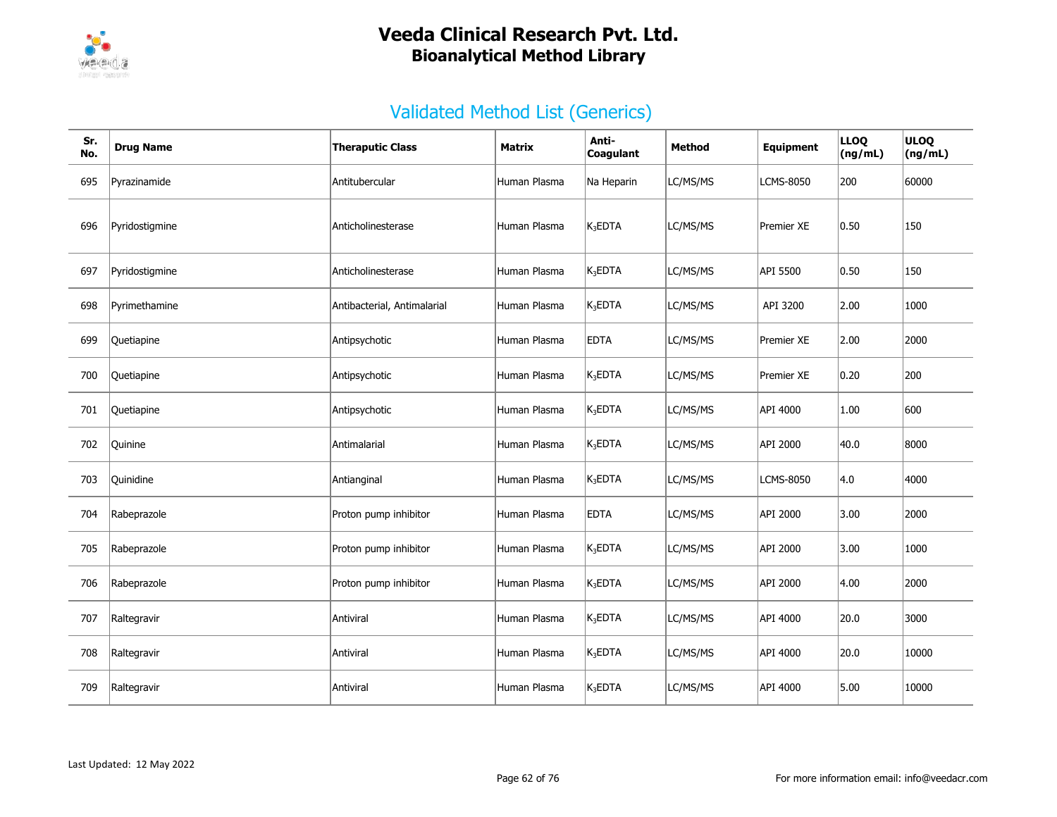# Veeda Clinical Research Pvt. Ltd.
## Bioanalytical Method Library

## Validated Method List (Generics)

| Sr. No. | Drug Name | Theraputic Class | Matrix | Anti-Coagulant | Method | Equipment | LLOQ (ng/mL) | ULOQ (ng/mL) |
|---|---|---|---|---|---|---|---|---|
| 695 | Pyrazinamide | Antitubercular | Human Plasma | Na Heparin | LC/MS/MS | LCMS-8050 | 200 | 60000 |
| 696 | Pyridostigmine | Anticholinesterase | Human Plasma | $K_3$EDTA | LC/MS/MS | Premier XE | 0.50 | 150 |
| 697 | Pyridostigmine | Anticholinesterase | Human Plasma | $K_3$EDTA | LC/MS/MS | API 5500 | 0.50 | 150 |
| 698 | Pyrimethamine | Antibacterial, Antimalarial | Human Plasma | $K_3$EDTA | LC/MS/MS | API 3200 | 2.00 | 1000 |
| 699 | Quetiapine | Antipsychotic | Human Plasma | EDTA | LC/MS/MS | Premier XE | 2.00 | 2000 |
| 700 | Quetiapine | Antipsychotic | Human Plasma | $K_3$EDTA | LC/MS/MS | Premier XE | 0.20 | 200 |
| 701 | Quetiapine | Antipsychotic | Human Plasma | $K_3$EDTA | LC/MS/MS | API 4000 | 1.00 | 600 |
| 702 | Quinine | Antimalarial | Human Plasma | $K_3$EDTA | LC/MS/MS | API 2000 | 40.0 | 8000 |
| 703 | Quinidine | Antianginal | Human Plasma | $K_3$EDTA | LC/MS/MS | LCMS-8050 | 4.0 | 4000 |
| 704 | Rabeprazole | Proton pump inhibitor | Human Plasma | EDTA | LC/MS/MS | API 2000 | 3.00 | 2000 |
| 705 | Rabeprazole | Proton pump inhibitor | Human Plasma | $K_3$EDTA | LC/MS/MS | API 2000 | 3.00 | 1000 |
| 706 | Rabeprazole | Proton pump inhibitor | Human Plasma | $K_3$EDTA | LC/MS/MS | API 2000 | 4.00 | 2000 |
| 707 | Raltegravir | Antiviral | Human Plasma | $K_3$EDTA | LC/MS/MS | API 4000 | 20.0 | 3000 |
| 708 | Raltegravir | Antiviral | Human Plasma | $K_3$EDTA | LC/MS/MS | API 4000 | 20.0 | 10000 |
| 709 | Raltegravir | Antiviral | Human Plasma | $K_3$EDTA | LC/MS/MS | API 4000 | 5.00 | 10000 |

Last Updated: 12 May 2022

For more information email: info@veedacr.com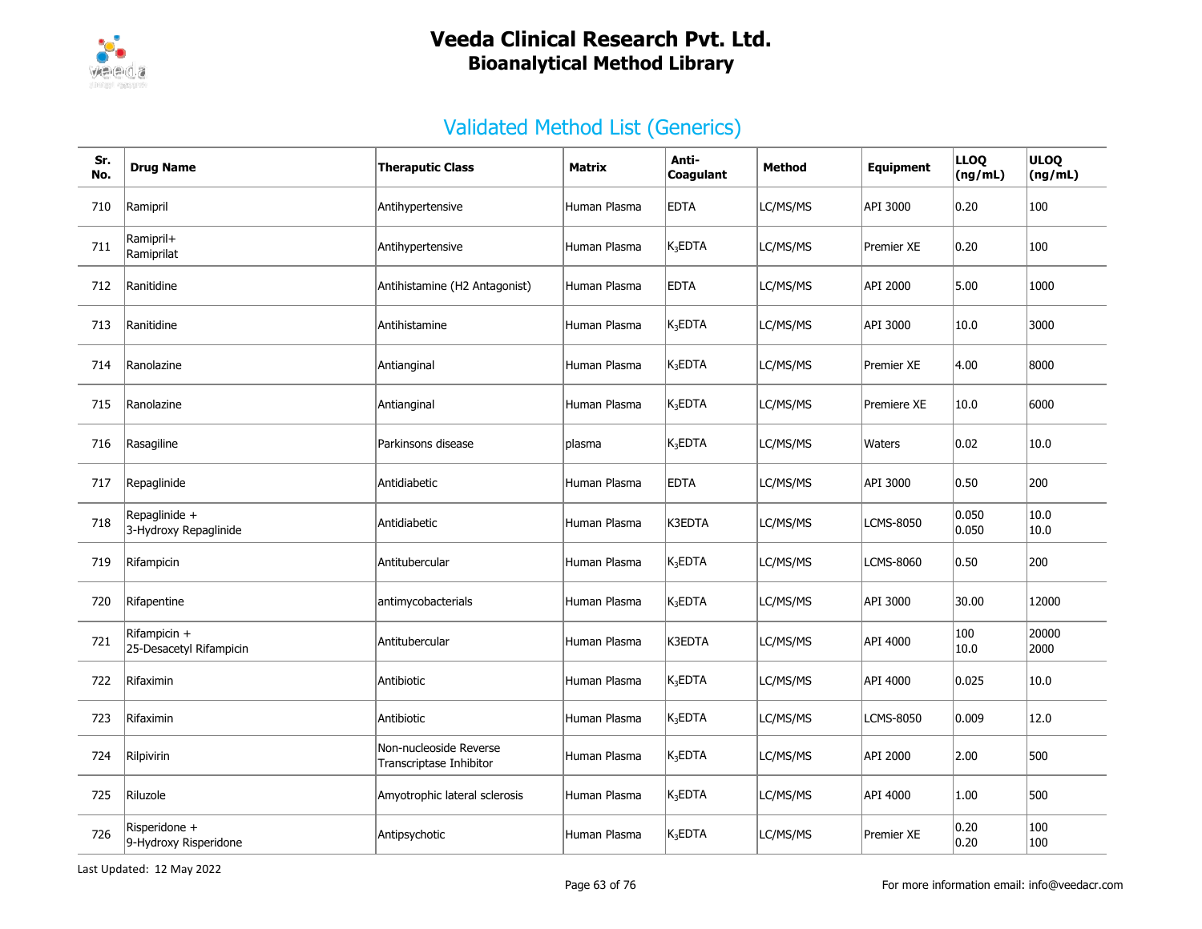# Veeda Clinical Research Pvt. Ltd.
## Bioanalytical Method Library

### Validated Method List (Generics)

| Sr. No. | Drug Name | Theraputic Class | Matrix | Anti-Coagulant | Method | Equipment | LLOQ (ng/mL) | ULOQ (ng/mL) |
|---|---|---|---|---|---|---|---|---|
| 710 | Ramipril | Antihypertensive | Human Plasma | EDTA | LC/MS/MS | API 3000 | 0.20 | 100 |
| 711 | Ramipril+ Ramiprilat | Antihypertensive | Human Plasma | $K_3$EDTA | LC/MS/MS | Premier XE | 0.20 | 100 |
| 712 | Ranitidine | Antihistamine (H2 Antagonist) | Human Plasma | EDTA | LC/MS/MS | API 2000 | 5.00 | 1000 |
| 713 | Ranitidine | Antihistamine | Human Plasma | $K_3$EDTA | LC/MS/MS | API 3000 | 10.0 | 3000 |
| 714 | Ranolazine | Antianginal | Human Plasma | $K_3$EDTA | LC/MS/MS | Premier XE | 4.00 | 8000 |
| 715 | Ranolazine | Antianginal | Human Plasma | $K_3$EDTA | LC/MS/MS | Premiere XE | 10.0 | 6000 |
| 716 | Rasagiline | Parkinsons disease | plasma | $K_3$EDTA | LC/MS/MS | Waters | 0.02 | 10.0 |
| 717 | Repaglinide | Antidiabetic | Human Plasma | EDTA | LC/MS/MS | API 3000 | 0.50 | 200 |
| 718 | Repaglinide + 3-Hydroxy Repaglinide | Antidiabetic | Human Plasma | K3EDTA | LC/MS/MS | LCMS-8050 | 0.050 0.050 | 10.0 10.0 |
| 719 | Rifampicin | Antitubercular | Human Plasma | $K_3$EDTA | LC/MS/MS | LCMS-8060 | 0.50 | 200 |
| 720 | Rifapentine | antimycobacterials | Human Plasma | $K_3$EDTA | LC/MS/MS | API 3000 | 30.00 | 12000 |
| 721 | Rifampicin + 25-Desacetyl Rifampicin | Antitubercular | Human Plasma | K3EDTA | LC/MS/MS | API 4000 | 100 10.0 | 20000 2000 |
| 722 | Rifaximin | Antibiotic | Human Plasma | $K_3$EDTA | LC/MS/MS | API 4000 | 0.025 | 10.0 |
| 723 | Rifaximin | Antibiotic | Human Plasma | $K_3$EDTA | LC/MS/MS | LCMS-8050 | 0.009 | 12.0 |
| 724 | Rilpivirin | Non-nucleoside Reverse Transcriptase Inhibitor | Human Plasma | $K_3$EDTA | LC/MS/MS | API 2000 | 2.00 | 500 |
| 725 | Riluzole | Amyotrophic lateral sclerosis | Human Plasma | $K_3$EDTA | LC/MS/MS | API 4000 | 1.00 | 500 |
| 726 | Risperidone + 9-Hydroxy Risperidone | Antipsychotic | Human Plasma | $K_3$EDTA | LC/MS/MS | Premier XE | 0.20 0.20 | 100 100 |

Last Updated: 12 May 2022

For more information email: info@veedacr.com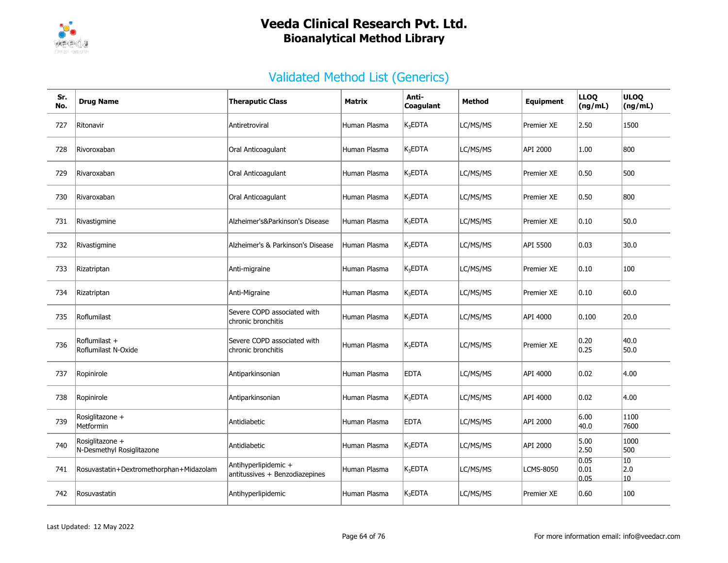# Veeda Clinical Research Pvt. Ltd.
## Bioanalytical Method Library

## Validated Method List (Generics)

| Sr. No. | Drug Name | Theraputic Class | Matrix | Anti-Coagulant | Method | Equipment | LLOQ (ng/mL) | ULOQ (ng/mL) |
|---|---|---|---|---|---|---|---|---|
| 727 | Ritonavir | Antiretroviral | Human Plasma | $K_3$EDTA | LC/MS/MS | Premier XE | 2.50 | 1500 |
| 728 | Rivoroxaban | Oral Anticoagulant | Human Plasma | $K_3$EDTA | LC/MS/MS | API 2000 | 1.00 | 800 |
| 729 | Rivaroxaban | Oral Anticoagulant | Human Plasma | $K_3$EDTA | LC/MS/MS | Premier XE | 0.50 | 500 |
| 730 | Rivaroxaban | Oral Anticoagulant | Human Plasma | $K_3$EDTA | LC/MS/MS | Premier XE | 0.50 | 800 |
| 731 | Rivastigmine | Alzheimer's&Parkinson's Disease | Human Plasma | $K_3$EDTA | LC/MS/MS | Premier XE | 0.10 | 50.0 |
| 732 | Rivastigmine | Alzheimer's & Parkinson's Disease | Human Plasma | $K_3$EDTA | LC/MS/MS | API 5500 | 0.03 | 30.0 |
| 733 | Rizatriptan | Anti-migraine | Human Plasma | $K_3$EDTA | LC/MS/MS | Premier XE | 0.10 | 100 |
| 734 | Rizatriptan | Anti-Migraine | Human Plasma | $K_3$EDTA | LC/MS/MS | Premier XE | 0.10 | 60.0 |
| 735 | Roflumilast | Severe COPD associated with chronic bronchitis | Human Plasma | $K_3$EDTA | LC/MS/MS | API 4000 | 0.100 | 20.0 |
| 736 | Roflumilast + Roflumilast N-Oxide | Severe COPD associated with chronic bronchitis | Human Plasma | $K_3$EDTA | LC/MS/MS | Premier XE | 0.20<br>0.25 | 40.0<br>50.0 |
| 737 | Ropinirole | Antiparkinsonian | Human Plasma | EDTA | LC/MS/MS | API 4000 | 0.02 | 4.00 |
| 738 | Ropinirole | Antiparkinsonian | Human Plasma | $K_3$EDTA | LC/MS/MS | API 4000 | 0.02 | 4.00 |
| 739 | Rosiglitazone + Metformin | Antidiabetic | Human Plasma | EDTA | LC/MS/MS | API 2000 | 6.00<br>40.0 | 1100<br>7600 |
| 740 | Rosiglitazone + N-Desmethyl Rosiglitazone | Antidiabetic | Human Plasma | $K_3$EDTA | LC/MS/MS | API 2000 | 5.00<br>2.50 | 1000<br>500 |
| 741 | Rosuvastatin+Dextromethorphan+Midazolam | Antihyperlipidemic + antitussives + Benzodiazepines | Human Plasma | $K_3$EDTA | LC/MS/MS | LCMS-8050 | 0.05<br>0.01<br>0.05 | 10<br>2.0<br>10 |
| 742 | Rosuvastatin | Antihyperlipidemic | Human Plasma | $K_3$EDTA | LC/MS/MS | Premier XE | 0.60 | 100 |

Last Updated: 12 May 2022

For more information email: info@veedacr.com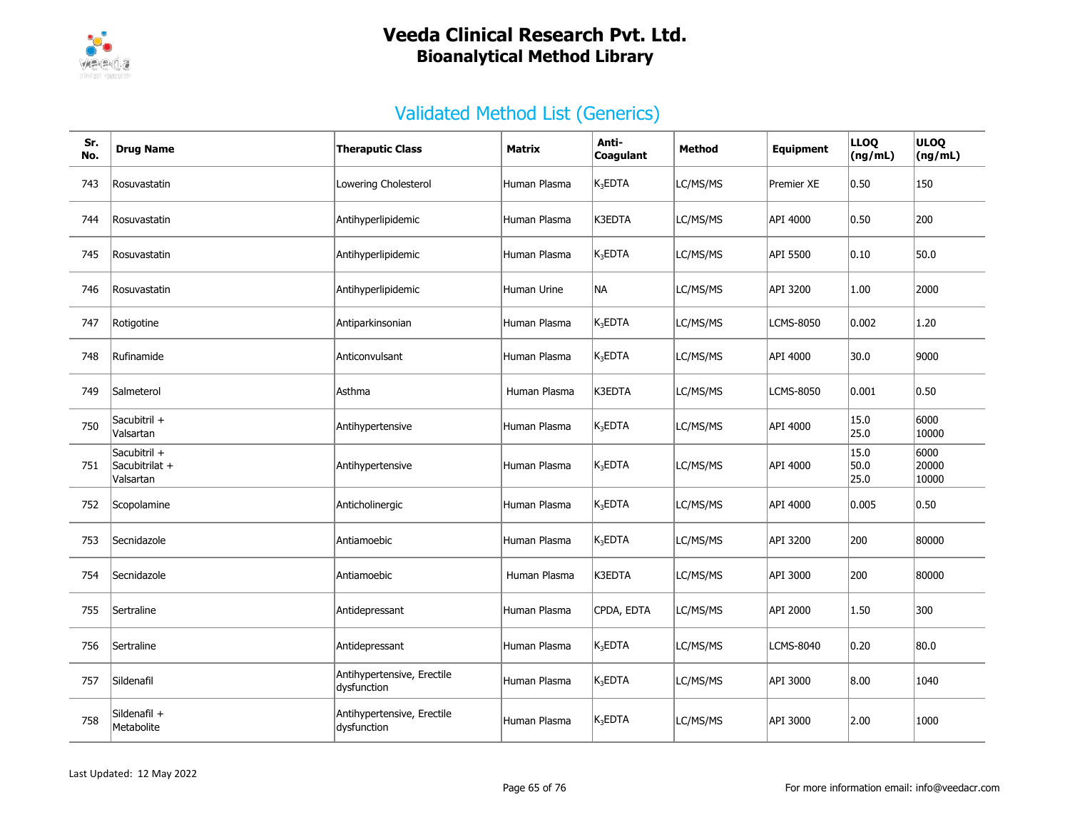# Veeda Clinical Research Pvt. Ltd.
## Bioanalytical Method Library

### Validated Method List (Generics)

| Sr. No. | Drug Name | Theraputic Class | Matrix | Anti-Coagulant | Method | Equipment | LLOQ (ng/mL) | ULOQ (ng/mL) |
|---|---|---|---|---|---|---|---|---|
| 743 | Rosuvastatin | Lowering Cholesterol | Human Plasma | $K_3$EDTA | LC/MS/MS | Premier XE | 0.50 | 150 |
| 744 | Rosuvastatin | Antihyperlipidemic | Human Plasma | K3EDTA | LC/MS/MS | API 4000 | 0.50 | 200 |
| 745 | Rosuvastatin | Antihyperlipidemic | Human Plasma | $K_3$EDTA | LC/MS/MS | API 5500 | 0.10 | 50.0 |
| 746 | Rosuvastatin | Antihyperlipidemic | Human Urine | NA | LC/MS/MS | API 3200 | 1.00 | 2000 |
| 747 | Rotigotine | Antiparkinsonian | Human Plasma | $K_3$EDTA | LC/MS/MS | LCMS-8050 | 0.002 | 1.20 |
| 748 | Rufinamide | Anticonvulsant | Human Plasma | $K_3$EDTA | LC/MS/MS | API 4000 | 30.0 | 9000 |
| 749 | Salmeterol | Asthma | Human Plasma | K3EDTA | LC/MS/MS | LCMS-8050 | 0.001 | 0.50 |
| 750 | Sacubitril + Valsartan | Antihypertensive | Human Plasma | $K_3$EDTA | LC/MS/MS | API 4000 | 15.0<br>25.0 | 6000<br>10000 |
| 751 | Sacubitril + Sacubitrilat + Valsartan | Antihypertensive | Human Plasma | $K_3$EDTA | LC/MS/MS | API 4000 | 15.0<br>50.0<br>25.0 | 6000<br>20000<br>10000 |
| 752 | Scopolamine | Anticholinergic | Human Plasma | $K_3$EDTA | LC/MS/MS | API 4000 | 0.005 | 0.50 |
| 753 | Secnidazole | Antiamoebic | Human Plasma | $K_3$EDTA | LC/MS/MS | API 3200 | 200 | 80000 |
| 754 | Secnidazole | Antiamoebic | Human Plasma | K3EDTA | LC/MS/MS | API 3000 | 200 | 80000 |
| 755 | Sertraline | Antidepressant | Human Plasma | CPDA, EDTA | LC/MS/MS | API 2000 | 1.50 | 300 |
| 756 | Sertraline | Antidepressant | Human Plasma | $K_3$EDTA | LC/MS/MS | LCMS-8040 | 0.20 | 80.0 |
| 757 | Sildenafil | Antihypertensive, Erectile dysfunction | Human Plasma | $K_3$EDTA | LC/MS/MS | API 3000 | 8.00 | 1040 |
| 758 | Sildenafil + Metabolite | Antihypertensive, Erectile dysfunction | Human Plasma | $K_3$EDTA | LC/MS/MS | API 3000 | 2.00 | 1000 |

Last Updated: 12 May 2022

For more information email: info@veedacr.com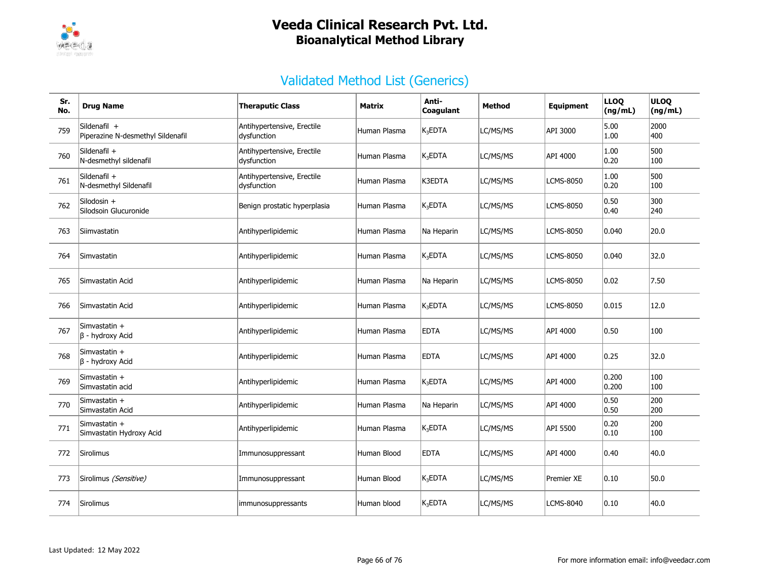# Veeda Clinical Research Pvt. Ltd.
## Bioanalytical Method Library

## Validated Method List (Generics)

| Sr. No. | Drug Name | Theraputic Class | Matrix | Anti-Coagulant | Method | Equipment | LLOQ (ng/mL) | ULOQ (ng/mL) |
|---|---|---|---|---|---|---|---|---|
| 759 | Sildenafil + Piperazine N-desmethyl Sildenafil | Antihypertensive, Erectile dysfunction | Human Plasma | $K_3$EDTA | LC/MS/MS | API 3000 | 5.00 1.00 | 2000 400 |
| 760 | Sildenafil + N-desmethyl sildenafil | Antihypertensive, Erectile dysfunction | Human Plasma | $K_3$EDTA | LC/MS/MS | API 4000 | 1.00 0.20 | 500 100 |
| 761 | Sildenafil + N-desmethyl Sildenafil | Antihypertensive, Erectile dysfunction | Human Plasma | K3EDTA | LC/MS/MS | LCMS-8050 | 1.00 0.20 | 500 100 |
| 762 | Silodosin + Silodsoin Glucuronide | Benign prostatic hyperplasia | Human Plasma | $K_3$EDTA | LC/MS/MS | LCMS-8050 | 0.50 0.40 | 300 240 |
| 763 | Siimvastatin | Antihyperlipidemic | Human Plasma | Na Heparin | LC/MS/MS | LCMS-8050 | 0.040 | 20.0 |
| 764 | Simvastatin | Antihyperlipidemic | Human Plasma | $K_3$EDTA | LC/MS/MS | LCMS-8050 | 0.040 | 32.0 |
| 765 | Simvastatin Acid | Antihyperlipidemic | Human Plasma | Na Heparin | LC/MS/MS | LCMS-8050 | 0.02 | 7.50 |
| 766 | Simvastatin Acid | Antihyperlipidemic | Human Plasma | $K_3$EDTA | LC/MS/MS | LCMS-8050 | 0.015 | 12.0 |
| 767 | Simvastatin + β - hydroxy Acid | Antihyperlipidemic | Human Plasma | EDTA | LC/MS/MS | API 4000 | 0.50 | 100 |
| 768 | Simvastatin + β - hydroxy Acid | Antihyperlipidemic | Human Plasma | EDTA | LC/MS/MS | API 4000 | 0.25 | 32.0 |
| 769 | Simvastatin + Simvastatin acid | Antihyperlipidemic | Human Plasma | $K_3$EDTA | LC/MS/MS | API 4000 | 0.200 0.200 | 100 100 |
| 770 | Simvastatin + Simvastatin Acid | Antihyperlipidemic | Human Plasma | Na Heparin | LC/MS/MS | API 4000 | 0.50 0.50 | 200 200 |
| 771 | Simvastatin + Simvastatin Hydroxy Acid | Antihyperlipidemic | Human Plasma | $K_3$EDTA | LC/MS/MS | API 5500 | 0.20 0.10 | 200 100 |
| 772 | Sirolimus | Immunosuppressant | Human Blood | EDTA | LC/MS/MS | API 4000 | 0.40 | 40.0 |
| 773 | Sirolimus *(Sensitive)* | Immunosuppressant | Human Blood | $K_3$EDTA | LC/MS/MS | Premier XE | 0.10 | 50.0 |
| 774 | Sirolimus | immunosuppressants | Human blood | $K_3$EDTA | LC/MS/MS | LCMS-8040 | 0.10 | 40.0 |

Last Updated: 12 May 2022

For more information email: info@veedacr.com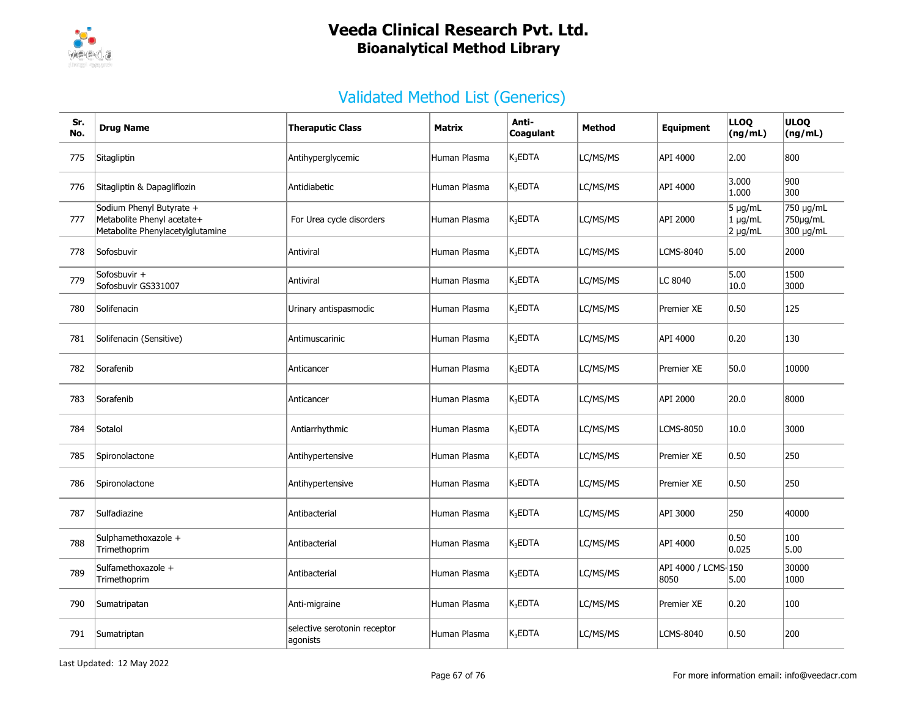# Veeda Clinical Research Pvt. Ltd.
## Bioanalytical Method Library

## Validated Method List (Generics)

| Sr. No. | Drug Name | Theraputic Class | Matrix | Anti-Coagulant | Method | Equipment | LLOQ (ng/mL) | ULOQ (ng/mL) |
|---|---|---|---|---|---|---|---|---|
| 775 | Sitagliptin | Antihyperglycemic | Human Plasma | $K_3$EDTA | LC/MS/MS | API 4000 | 2.00 | 800 |
| 776 | Sitagliptin & Dapagliflozin | Antidiabetic | Human Plasma | $K_3$EDTA | LC/MS/MS | API 4000 | 3.000<br>1.000 | 900<br>300 |
| 777 | Sodium Phenyl Butyrate +<br>Metabolite Phenyl acetate+<br>Metabolite Phenylacetylglutamine | For Urea cycle disorders | Human Plasma | $K_3$EDTA | LC/MS/MS | API 2000 | 5 µg/mL<br>1 µg/mL<br>2 µg/mL | 750 µg/mL<br>750µg/mL<br>300 µg/mL |
| 778 | Sofosbuvir | Antiviral | Human Plasma | $K_3$EDTA | LC/MS/MS | LCMS-8040 | 5.00 | 2000 |
| 779 | Sofosbuvir +<br>Sofosbuvir GS331007 | Antiviral | Human Plasma | $K_3$EDTA | LC/MS/MS | LC 8040 | 5.00<br>10.0 | 1500<br>3000 |
| 780 | Solifenacin | Urinary antispasmodic | Human Plasma | $K_3$EDTA | LC/MS/MS | Premier XE | 0.50 | 125 |
| 781 | Solifenacin (Sensitive) | Antimuscarinic | Human Plasma | $K_3$EDTA | LC/MS/MS | API 4000 | 0.20 | 130 |
| 782 | Sorafenib | Anticancer | Human Plasma | $K_3$EDTA | LC/MS/MS | Premier XE | 50.0 | 10000 |
| 783 | Sorafenib | Anticancer | Human Plasma | $K_3$EDTA | LC/MS/MS | API 2000 | 20.0 | 8000 |
| 784 | Sotalol | Antiarrhythmic | Human Plasma | $K_3$EDTA | LC/MS/MS | LCMS-8050 | 10.0 | 3000 |
| 785 | Spironolactone | Antihypertensive | Human Plasma | $K_3$EDTA | LC/MS/MS | Premier XE | 0.50 | 250 |
| 786 | Spironolactone | Antihypertensive | Human Plasma | $K_3$EDTA | LC/MS/MS | Premier XE | 0.50 | 250 |
| 787 | Sulfadiazine | Antibacterial | Human Plasma | $K_3$EDTA | LC/MS/MS | API 3000 | 250 | 40000 |
| 788 | Sulphamethoxazole +<br>Trimethoprim | Antibacterial | Human Plasma | $K_3$EDTA | LC/MS/MS | API 4000 | 0.50<br>0.025 | 100<br>5.00 |
| 789 | Sulfamethoxazole +<br>Trimethoprim | Antibacterial | Human Plasma | $K_3$EDTA | LC/MS/MS | API 4000 / LCMS-8050 | 150<br>5.00 | 30000<br>1000 |
| 790 | Sumatripatan | Anti-migraine | Human Plasma | $K_3$EDTA | LC/MS/MS | Premier XE | 0.20 | 100 |
| 791 | Sumatriptan | selective serotonin receptor agonists | Human Plasma | $K_3$EDTA | LC/MS/MS | LCMS-8040 | 0.50 | 200 |

Last Updated: 12 May 2022

For more information email: info@veedacr.com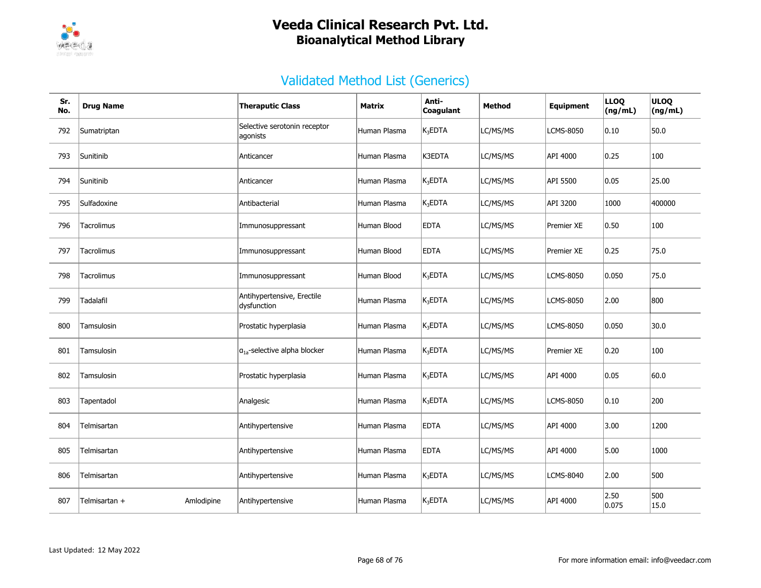# Veeda Clinical Research Pvt. Ltd.
## Bioanalytical Method Library

## Validated Method List (Generics)

| Sr. No. | Drug Name | Theraputic Class | Matrix | Anti-Coagulant | Method | Equipment | LLOQ (ng/mL) | ULOQ (ng/mL) |
|---|---|---|---|---|---|---|---|---|
| 792 | Sumatriptan | Selective serotonin receptor agonists | Human Plasma | $K_3$EDTA | LC/MS/MS | LCMS-8050 | 0.10 | 50.0 |
| 793 | Sunitinib | Anticancer | Human Plasma | K3EDTA | LC/MS/MS | API 4000 | 0.25 | 100 |
| 794 | Sunitinib | Anticancer | Human Plasma | $K_3$EDTA | LC/MS/MS | API 5500 | 0.05 | 25.00 |
| 795 | Sulfadoxine | Antibacterial | Human Plasma | $K_3$EDTA | LC/MS/MS | API 3200 | 1000 | 400000 |
| 796 | Tacrolimus | Immunosuppressant | Human Blood | EDTA | LC/MS/MS | Premier XE | 0.50 | 100 |
| 797 | Tacrolimus | Immunosuppressant | Human Blood | EDTA | LC/MS/MS | Premier XE | 0.25 | 75.0 |
| 798 | Tacrolimus | Immunosuppressant | Human Blood | $K_3$EDTA | LC/MS/MS | LCMS-8050 | 0.050 | 75.0 |
| 799 | Tadalafil | Antihypertensive, Erectile dysfunction | Human Plasma | $K_3$EDTA | LC/MS/MS | LCMS-8050 | 2.00 | 800 |
| 800 | Tamsulosin | Prostatic hyperplasia | Human Plasma | $K_3$EDTA | LC/MS/MS | LCMS-8050 | 0.050 | 30.0 |
| 801 | Tamsulosin | $\alpha_{1a}$-selective alpha blocker | Human Plasma | $K_3$EDTA | LC/MS/MS | Premier XE | 0.20 | 100 |
| 802 | Tamsulosin | Prostatic hyperplasia | Human Plasma | $K_3$EDTA | LC/MS/MS | API 4000 | 0.05 | 60.0 |
| 803 | Tapentadol | Analgesic | Human Plasma | $K_3$EDTA | LC/MS/MS | LCMS-8050 | 0.10 | 200 |
| 804 | Telmisartan | Antihypertensive | Human Plasma | EDTA | LC/MS/MS | API 4000 | 3.00 | 1200 |
| 805 | Telmisartan | Antihypertensive | Human Plasma | EDTA | LC/MS/MS | API 4000 | 5.00 | 1000 |
| 806 | Telmisartan | Antihypertensive | Human Plasma | $K_3$EDTA | LC/MS/MS | LCMS-8040 | 2.00 | 500 |
| 807 | Telmisartan + Amlodipine | Antihypertensive | Human Plasma | $K_3$EDTA | LC/MS/MS | API 4000 | 2.50<br>0.075 | 500<br>15.0 |

Last Updated: 12 May 2022

For more information email: info@veedacr.com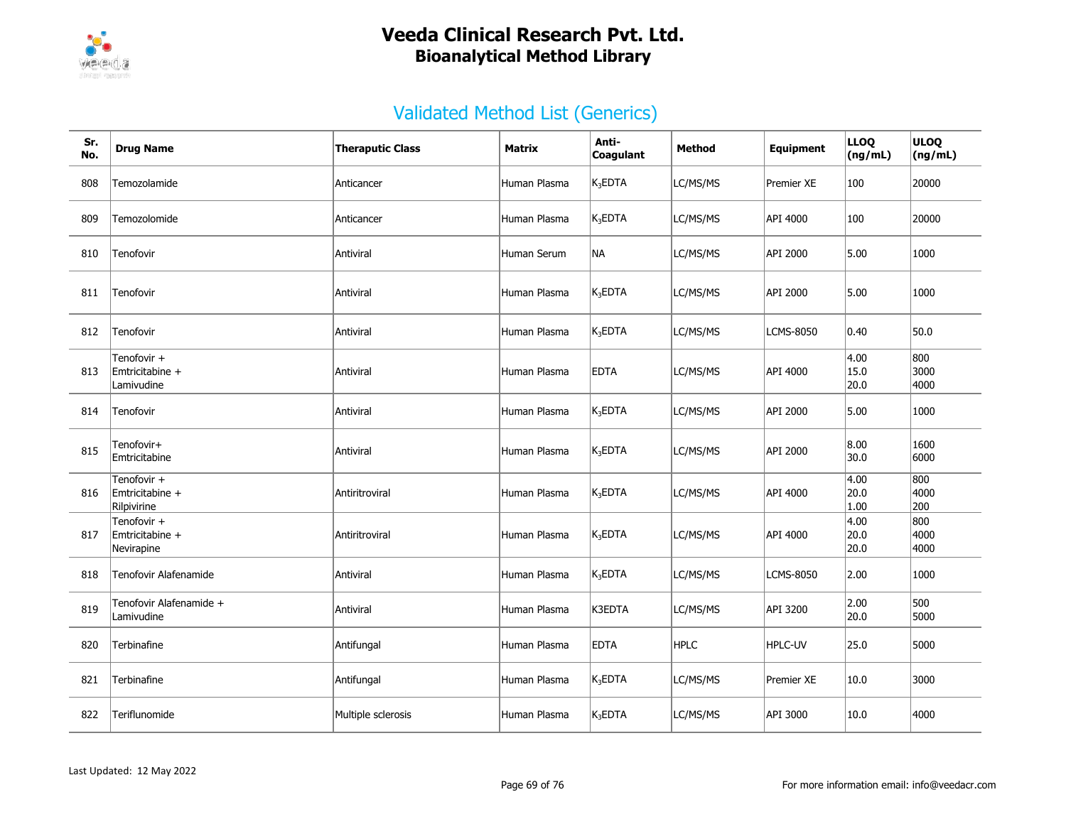# Veeda Clinical Research Pvt. Ltd.
## Bioanalytical Method Library

## Validated Method List (Generics)

| Sr. No. | Drug Name | Theraputic Class | Matrix | Anti-Coagulant | Method | Equipment | LLOQ (ng/mL) | ULOQ (ng/mL) |
|---|---|---|---|---|---|---|---|---|
| 808 | Temozolamide | Anticancer | Human Plasma | $K_3$EDTA | LC/MS/MS | Premier XE | 100 | 20000 |
| 809 | Temozolomide | Anticancer | Human Plasma | $K_3$EDTA | LC/MS/MS | API 4000 | 100 | 20000 |
| 810 | Tenofovir | Antiviral | Human Serum | NA | LC/MS/MS | API 2000 | 5.00 | 1000 |
| 811 | Tenofovir | Antiviral | Human Plasma | $K_3$EDTA | LC/MS/MS | API 2000 | 5.00 | 1000 |
| 812 | Tenofovir | Antiviral | Human Plasma | $K_3$EDTA | LC/MS/MS | LCMS-8050 | 0.40 | 50.0 |
| 813 | Tenofovir + Emtricitabine + Lamivudine | Antiviral | Human Plasma | EDTA | LC/MS/MS | API 4000 | 4.00 15.0 20.0 | 800 3000 4000 |
| 814 | Tenofovir | Antiviral | Human Plasma | $K_3$EDTA | LC/MS/MS | API 2000 | 5.00 | 1000 |
| 815 | Tenofovir+ Emtricitabine | Antiviral | Human Plasma | $K_3$EDTA | LC/MS/MS | API 2000 | 8.00 30.0 | 1600 6000 |
| 816 | Tenofovir + Emtricitabine + Rilpivirine | Antiritroviral | Human Plasma | $K_3$EDTA | LC/MS/MS | API 4000 | 4.00 20.0 1.00 | 800 4000 200 |
| 817 | Tenofovir + Emtricitabine + Nevirapine | Antiritroviral | Human Plasma | $K_3$EDTA | LC/MS/MS | API 4000 | 4.00 20.0 20.0 | 800 4000 4000 |
| 818 | Tenofovir Alafenamide | Antiviral | Human Plasma | $K_3$EDTA | LC/MS/MS | LCMS-8050 | 2.00 | 1000 |
| 819 | Tenofovir Alafenamide + Lamivudine | Antiviral | Human Plasma | K3EDTA | LC/MS/MS | API 3200 | 2.00 20.0 | 500 5000 |
| 820 | Terbinafine | Antifungal | Human Plasma | EDTA | HPLC | HPLC-UV | 25.0 | 5000 |
| 821 | Terbinafine | Antifungal | Human Plasma | $K_3$EDTA | LC/MS/MS | Premier XE | 10.0 | 3000 |
| 822 | Teriflunomide | Multiple sclerosis | Human Plasma | $K_3$EDTA | LC/MS/MS | API 3000 | 10.0 | 4000 |

Last Updated: 12 May 2022

For more information email: info@veedacr.com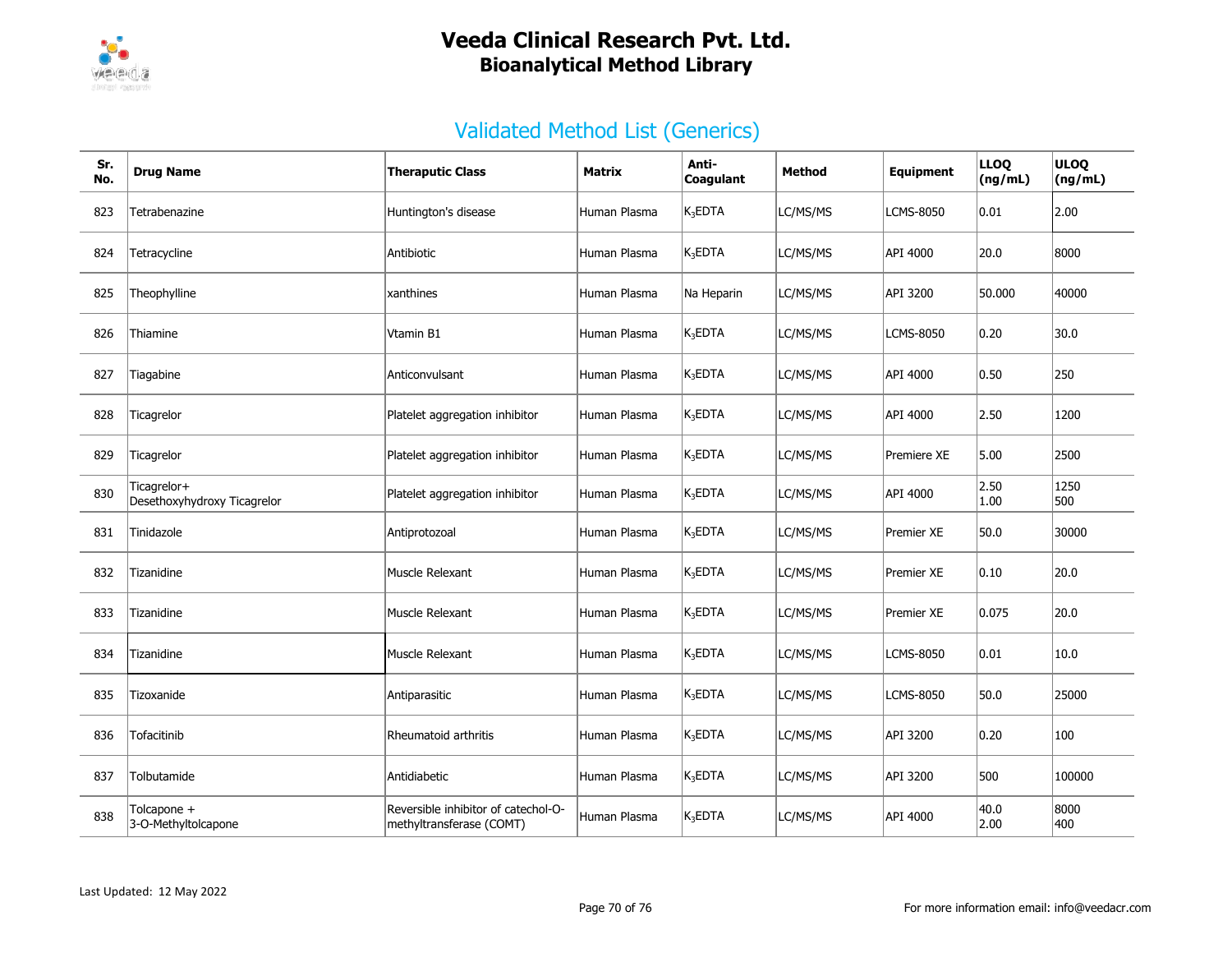# Veeda Clinical Research Pvt. Ltd.
## Bioanalytical Method Library

## Validated Method List (Generics)

| Sr. No. | Drug Name | Theraputic Class | Matrix | Anti-Coagulant | Method | Equipment | LLOQ (ng/mL) | ULOQ (ng/mL) |
|---|---|---|---|---|---|---|---|---|
| 823 | Tetrabenazine | Huntington's disease | Human Plasma | $K_3$EDTA | LC/MS/MS | LCMS-8050 | 0.01 | 2.00 |
| 824 | Tetracycline | Antibiotic | Human Plasma | $K_3$EDTA | LC/MS/MS | API 4000 | 20.0 | 8000 |
| 825 | Theophylline | xanthines | Human Plasma | Na Heparin | LC/MS/MS | API 3200 | 50.000 | 40000 |
| 826 | Thiamine | Vtamin B1 | Human Plasma | $K_3$EDTA | LC/MS/MS | LCMS-8050 | 0.20 | 30.0 |
| 827 | Tiagabine | Anticonvulsant | Human Plasma | $K_3$EDTA | LC/MS/MS | API 4000 | 0.50 | 250 |
| 828 | Ticagrelor | Platelet aggregation inhibitor | Human Plasma | $K_3$EDTA | LC/MS/MS | API 4000 | 2.50 | 1200 |
| 829 | Ticagrelor | Platelet aggregation inhibitor | Human Plasma | $K_3$EDTA | LC/MS/MS | Premiere XE | 5.00 | 2500 |
| 830 | Ticagrelor+ Desethoxyhydroxy Ticagrelor | Platelet aggregation inhibitor | Human Plasma | $K_3$EDTA | LC/MS/MS | API 4000 | 2.50 1.00 | 1250 500 |
| 831 | Tinidazole | Antiprotozoal | Human Plasma | $K_3$EDTA | LC/MS/MS | Premier XE | 50.0 | 30000 |
| 832 | Tizanidine | Muscle Relexant | Human Plasma | $K_3$EDTA | LC/MS/MS | Premier XE | 0.10 | 20.0 |
| 833 | Tizanidine | Muscle Relexant | Human Plasma | $K_3$EDTA | LC/MS/MS | Premier XE | 0.075 | 20.0 |
| 834 | Tizanidine | Muscle Relexant | Human Plasma | $K_3$EDTA | LC/MS/MS | LCMS-8050 | 0.01 | 10.0 |
| 835 | Tizoxanide | Antiparasitic | Human Plasma | $K_3$EDTA | LC/MS/MS | LCMS-8050 | 50.0 | 25000 |
| 836 | Tofacitinib | Rheumatoid arthritis | Human Plasma | $K_3$EDTA | LC/MS/MS | API 3200 | 0.20 | 100 |
| 837 | Tolbutamide | Antidiabetic | Human Plasma | $K_3$EDTA | LC/MS/MS | API 3200 | 500 | 100000 |
| 838 | Tolcapone + 3-O-Methyltolcapone | Reversible inhibitor of catechol-O-methyltransferase (COMT) | Human Plasma | $K_3$EDTA | LC/MS/MS | API 4000 | 40.0 2.00 | 8000 400 |

Last Updated: 12 May 2022

For more information email: info@veedacr.com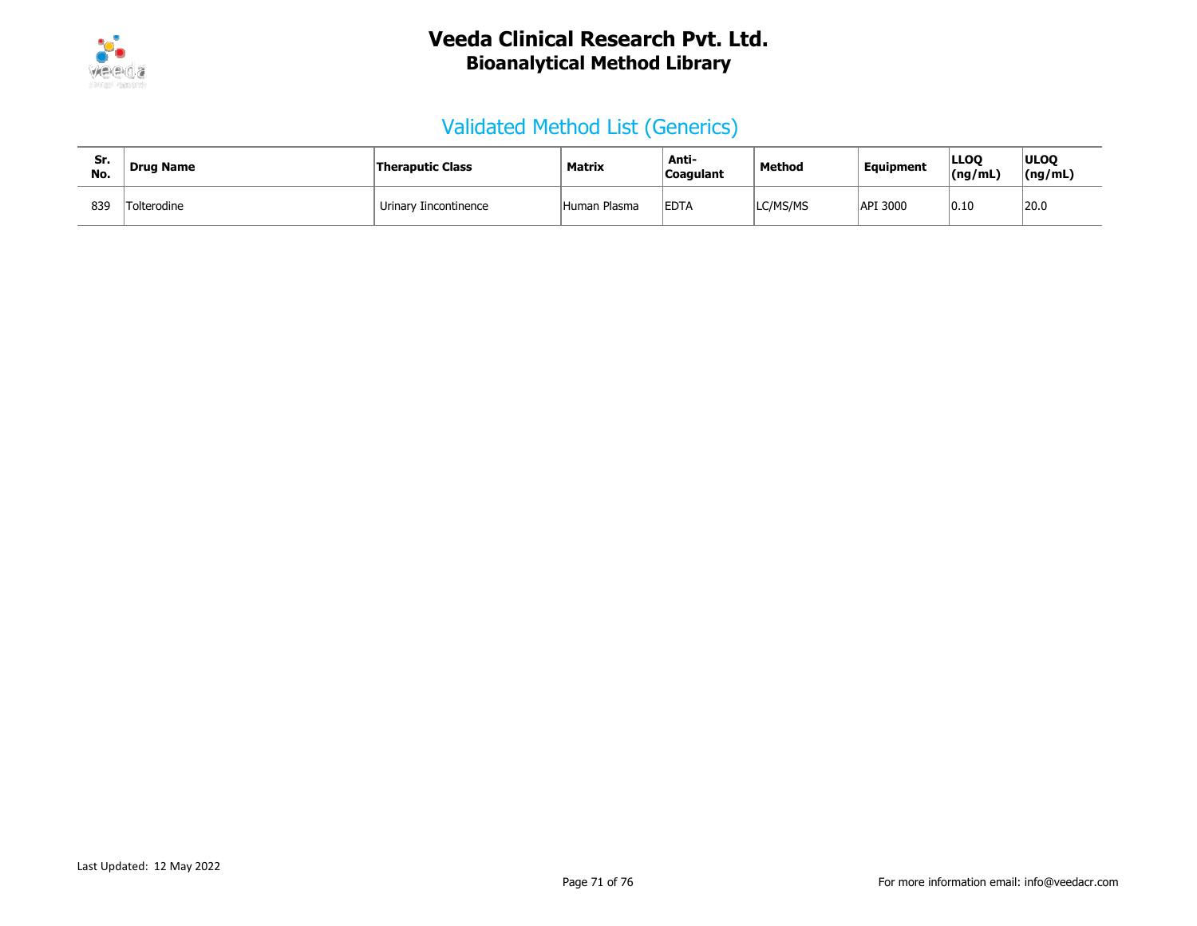# Veeda Clinical Research Pvt. Ltd.
## Bioanalytical Method Library

### Validated Method List (Generics)

| Sr. No. | Drug Name | Theraputic Class | Matrix | Anti-Coagulant | Method | Equipment | LLOQ (ng/mL) | ULOQ (ng/mL) |
|---|---|---|---|---|---|---|---|---|
| 839 | Tolterodine | Urinary Iincontinence | Human Plasma | EDTA | LC/MS/MS | API 3000 | 0.10 | 20.0 |

Last Updated: 12 May 2022

For more information email: info@veedacr.com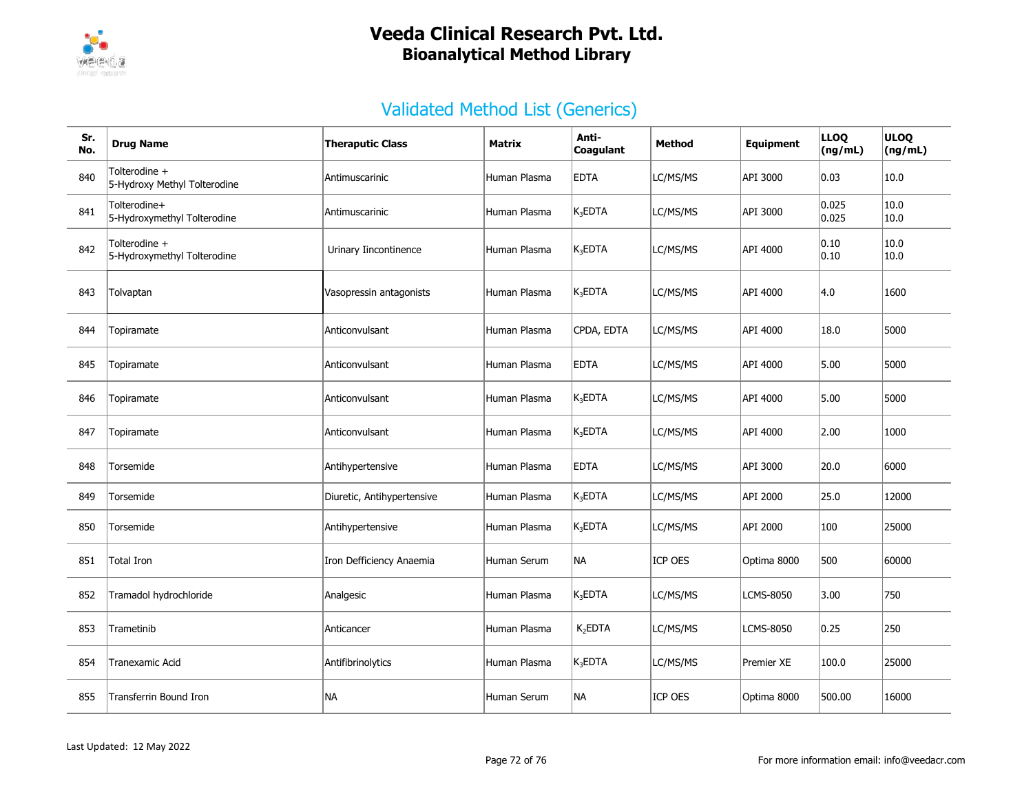# Veeda Clinical Research Pvt. Ltd.
## Bioanalytical Method Library

### Validated Method List (Generics)

| Sr. No. | Drug Name | Theraputic Class | Matrix | Anti-Coagulant | Method | Equipment | LLOQ (ng/mL) | ULOQ (ng/mL) |
|---|---|---|---|---|---|---|---|---|
| 840 | Tolterodine + 5-Hydroxy Methyl Tolterodine | Antimuscarinic | Human Plasma | EDTA | LC/MS/MS | API 3000 | 0.03 | 10.0 |
| 841 | Tolterodine+ 5-Hydroxymethyl Tolterodine | Antimuscarinic | Human Plasma | $K_3$EDTA | LC/MS/MS | API 3000 | 0.025 0.025 | 10.0 10.0 |
| 842 | Tolterodine + 5-Hydroxymethyl Tolterodine | Urinary Iincontinence | Human Plasma | $K_3$EDTA | LC/MS/MS | API 4000 | 0.10 0.10 | 10.0 10.0 |
| 843 | Tolvaptan | Vasopressin antagonists | Human Plasma | $K_3$EDTA | LC/MS/MS | API 4000 | 4.0 | 1600 |
| 844 | Topiramate | Anticonvulsant | Human Plasma | CPDA, EDTA | LC/MS/MS | API 4000 | 18.0 | 5000 |
| 845 | Topiramate | Anticonvulsant | Human Plasma | EDTA | LC/MS/MS | API 4000 | 5.00 | 5000 |
| 846 | Topiramate | Anticonvulsant | Human Plasma | $K_3$EDTA | LC/MS/MS | API 4000 | 5.00 | 5000 |
| 847 | Topiramate | Anticonvulsant | Human Plasma | $K_3$EDTA | LC/MS/MS | API 4000 | 2.00 | 1000 |
| 848 | Torsemide | Antihypertensive | Human Plasma | EDTA | LC/MS/MS | API 3000 | 20.0 | 6000 |
| 849 | Torsemide | Diuretic, Antihypertensive | Human Plasma | $K_3$EDTA | LC/MS/MS | API 2000 | 25.0 | 12000 |
| 850 | Torsemide | Antihypertensive | Human Plasma | $K_3$EDTA | LC/MS/MS | API 2000 | 100 | 25000 |
| 851 | Total Iron | Iron Defficiency Anaemia | Human Serum | NA | ICP OES | Optima 8000 | 500 | 60000 |
| 852 | Tramadol hydrochloride | Analgesic | Human Plasma | $K_3$EDTA | LC/MS/MS | LCMS-8050 | 3.00 | 750 |
| 853 | Trametinib | Anticancer | Human Plasma | $K_2$EDTA | LC/MS/MS | LCMS-8050 | 0.25 | 250 |
| 854 | Tranexamic Acid | Antifibrinolytics | Human Plasma | $K_3$EDTA | LC/MS/MS | Premier XE | 100.0 | 25000 |
| 855 | Transferrin Bound Iron | NA | Human Serum | NA | ICP OES | Optima 8000 | 500.00 | 16000 |

Last Updated: 12 May 2022

For more information email: info@veedacr.com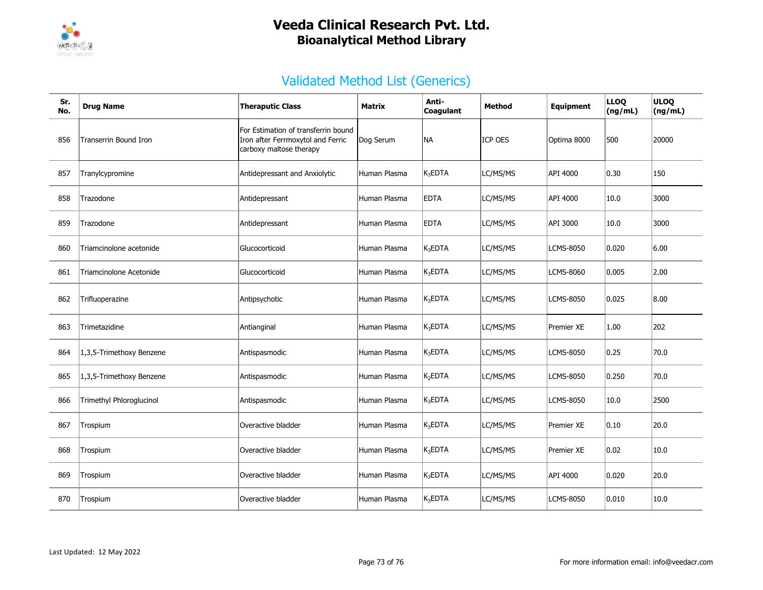# Veeda Clinical Research Pvt. Ltd.
## Bioanalytical Method Library

## Validated Method List (Generics)

| Sr. No. | Drug Name | Theraputic Class | Matrix | Anti-Coagulant | Method | Equipment | LLOQ (ng/mL) | ULOQ (ng/mL) |
|---|---|---|---|---|---|---|---|---|
| 856 | Transerrin Bound Iron | For Estimation of transferrin bound Iron after Ferrmoxytol and Ferric carboxy maltose therapy | Dog Serum | NA | ICP OES | Optima 8000 | 500 | 20000 |
| 857 | Tranylcypromine | Antidepressant and Anxiolytic | Human Plasma | $K_3EDTA$ | LC/MS/MS | API 4000 | 0.30 | 150 |
| 858 | Trazodone | Antidepressant | Human Plasma | EDTA | LC/MS/MS | API 4000 | 10.0 | 3000 |
| 859 | Trazodone | Antidepressant | Human Plasma | EDTA | LC/MS/MS | API 3000 | 10.0 | 3000 |
| 860 | Triamcinolone acetonide | Glucocorticoid | Human Plasma | $K_3EDTA$ | LC/MS/MS | LCMS-8050 | 0.020 | 6.00 |
| 861 | Triamcinolone Acetonide | Glucocorticoid | Human Plasma | $K_3EDTA$ | LC/MS/MS | LCMS-8060 | 0.005 | 2.00 |
| 862 | Trifluoperazine | Antipsychotic | Human Plasma | $K_3EDTA$ | LC/MS/MS | LCMS-8050 | 0.025 | 8.00 |
| 863 | Trimetazidine | Antianginal | Human Plasma | $K_3EDTA$ | LC/MS/MS | Premier XE | 1.00 | 202 |
| 864 | 1,3,5-Trimethoxy Benzene | Antispasmodic | Human Plasma | $K_3EDTA$ | LC/MS/MS | LCMS-8050 | 0.25 | 70.0 |
| 865 | 1,3,5-Trimethoxy Benzene | Antispasmodic | Human Plasma | $K_2EDTA$ | LC/MS/MS | LCMS-8050 | 0.250 | 70.0 |
| 866 | Trimethyl Phloroglucinol | Antispasmodic | Human Plasma | $K_3EDTA$ | LC/MS/MS | LCMS-8050 | 10.0 | 2500 |
| 867 | Trospium | Overactive bladder | Human Plasma | $K_3EDTA$ | LC/MS/MS | Premier XE | 0.10 | 20.0 |
| 868 | Trospium | Overactive bladder | Human Plasma | $K_3EDTA$ | LC/MS/MS | Premier XE | 0.02 | 10.0 |
| 869 | Trospium | Overactive bladder | Human Plasma | $K_3EDTA$ | LC/MS/MS | API 4000 | 0.020 | 20.0 |
| 870 | Trospium | Overactive bladder | Human Plasma | $K_3EDTA$ | LC/MS/MS | LCMS-8050 | 0.010 | 10.0 |

Last Updated: 12 May 2022

For more information email: info@veedacr.com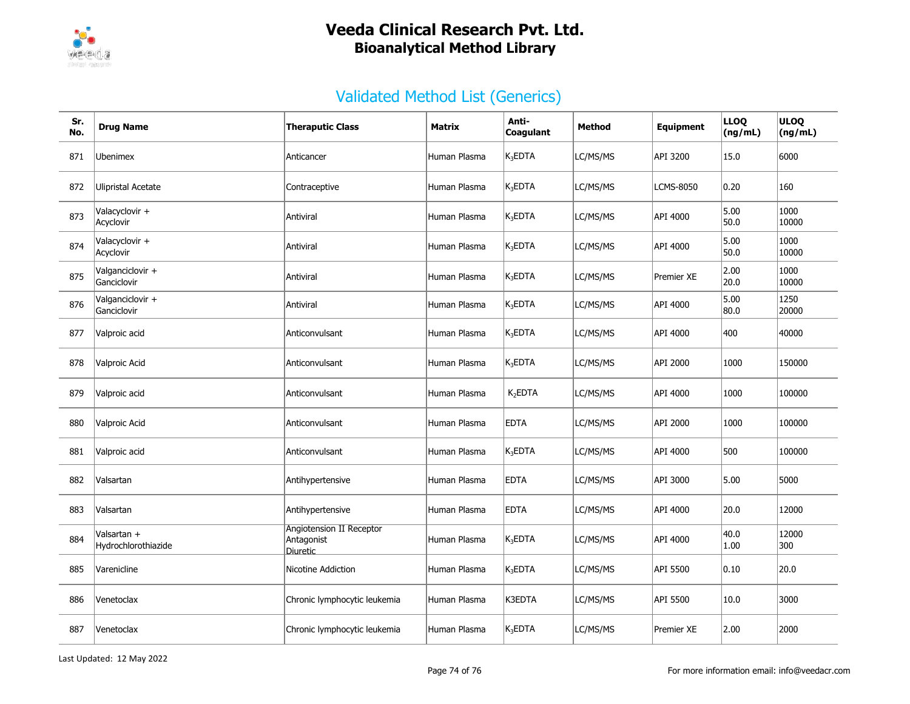# Veeda Clinical Research Pvt. Ltd.
## Bioanalytical Method Library

## Validated Method List (Generics)

| Sr. No. | Drug Name | Theraputic Class | Matrix | Anti-Coagulant | Method | Equipment | LLOQ (ng/mL) | ULOQ (ng/mL) |
|---|---|---|---|---|---|---|---|---|
| 871 | Ubenimex | Anticancer | Human Plasma | $K_3$EDTA | LC/MS/MS | API 3200 | 15.0 | 6000 |
| 872 | Ulipristal Acetate | Contraceptive | Human Plasma | $K_3$EDTA | LC/MS/MS | LCMS-8050 | 0.20 | 160 |
| 873 | Valacyclovir + Acyclovir | Antiviral | Human Plasma | $K_3$EDTA | LC/MS/MS | API 4000 | 5.00<br>50.0 | 1000<br>10000 |
| 874 | Valacyclovir + Acyclovir | Antiviral | Human Plasma | $K_3$EDTA | LC/MS/MS | API 4000 | 5.00<br>50.0 | 1000<br>10000 |
| 875 | Valganciclovir + Ganciclovir | Antiviral | Human Plasma | $K_3$EDTA | LC/MS/MS | Premier XE | 2.00<br>20.0 | 1000<br>10000 |
| 876 | Valganciclovir + Ganciclovir | Antiviral | Human Plasma | $K_3$EDTA | LC/MS/MS | API 4000 | 5.00<br>80.0 | 1250<br>20000 |
| 877 | Valproic acid | Anticonvulsant | Human Plasma | $K_3$EDTA | LC/MS/MS | API 4000 | 400 | 40000 |
| 878 | Valproic Acid | Anticonvulsant | Human Plasma | $K_3$EDTA | LC/MS/MS | API 2000 | 1000 | 150000 |
| 879 | Valproic acid | Anticonvulsant | Human Plasma | $K_2$EDTA | LC/MS/MS | API 4000 | 1000 | 100000 |
| 880 | Valproic Acid | Anticonvulsant | Human Plasma | EDTA | LC/MS/MS | API 2000 | 1000 | 100000 |
| 881 | Valproic acid | Anticonvulsant | Human Plasma | $K_3$EDTA | LC/MS/MS | API 4000 | 500 | 100000 |
| 882 | Valsartan | Antihypertensive | Human Plasma | EDTA | LC/MS/MS | API 3000 | 5.00 | 5000 |
| 883 | Valsartan | Antihypertensive | Human Plasma | EDTA | LC/MS/MS | API 4000 | 20.0 | 12000 |
| 884 | Valsartan + Hydrochlorothiazide | Angiotension II Receptor Antagonist<br>Diuretic | Human Plasma | $K_3$EDTA | LC/MS/MS | API 4000 | 40.0<br>1.00 | 12000<br>300 |
| 885 | Varenicline | Nicotine Addiction | Human Plasma | $K_3$EDTA | LC/MS/MS | API 5500 | 0.10 | 20.0 |
| 886 | Venetoclax | Chronic lymphocytic leukemia | Human Plasma | K3EDTA | LC/MS/MS | API 5500 | 10.0 | 3000 |
| 887 | Venetoclax | Chronic lymphocytic leukemia | Human Plasma | $K_3$EDTA | LC/MS/MS | Premier XE | 2.00 | 2000 |

Last Updated: 12 May 2022

For more information email: info@veedacr.com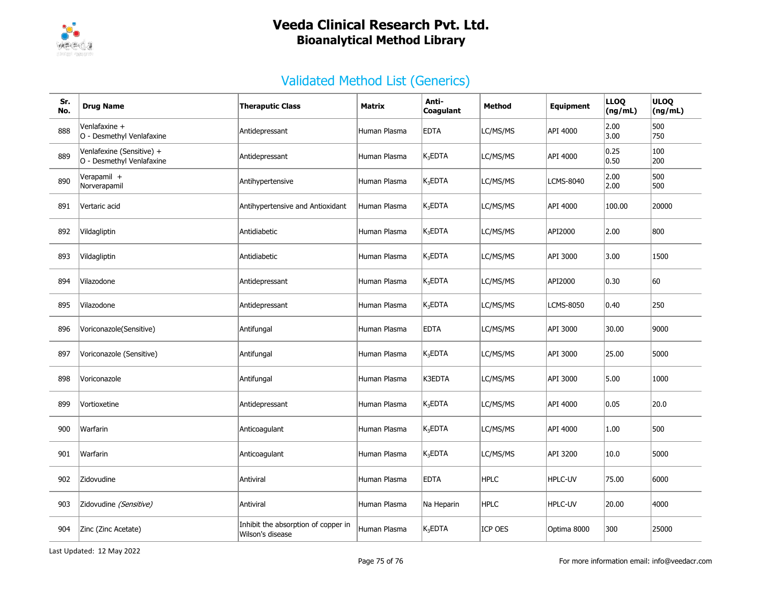# Veeda Clinical Research Pvt. Ltd.
## Bioanalytical Method Library

### Validated Method List (Generics)

| Sr. No. | Drug Name | Theraputic Class | Matrix | Anti-Coagulant | Method | Equipment | LLOQ (ng/mL) | ULOQ (ng/mL) |
|---|---|---|---|---|---|---|---|---|
| 888 | Venlafaxine + O - Desmethyl Venlafaxine | Antidepressant | Human Plasma | EDTA | LC/MS/MS | API 4000 | 2.00<br>3.00 | 500<br>750 |
| 889 | Venlafexine (Sensitive) + O - Desmethyl Venlafaxine | Antidepressant | Human Plasma | $K_3$EDTA | LC/MS/MS | API 4000 | 0.25<br>0.50 | 100<br>200 |
| 890 | Verapamil + Norverapamil | Antihypertensive | Human Plasma | $K_3$EDTA | LC/MS/MS | LCMS-8040 | 2.00<br>2.00 | 500<br>500 |
| 891 | Vertaric acid | Antihypertensive and Antioxidant | Human Plasma | $K_3$EDTA | LC/MS/MS | API 4000 | 100.00 | 20000 |
| 892 | Vildagliptin | Antidiabetic | Human Plasma | $K_3$EDTA | LC/MS/MS | API2000 | 2.00 | 800 |
| 893 | Vildagliptin | Antidiabetic | Human Plasma | $K_3$EDTA | LC/MS/MS | API 3000 | 3.00 | 1500 |
| 894 | Vilazodone | Antidepressant | Human Plasma | $K_3$EDTA | LC/MS/MS | API2000 | 0.30 | 60 |
| 895 | Vilazodone | Antidepressant | Human Plasma | $K_3$EDTA | LC/MS/MS | LCMS-8050 | 0.40 | 250 |
| 896 | Voriconazole(Sensitive) | Antifungal | Human Plasma | EDTA | LC/MS/MS | API 3000 | 30.00 | 9000 |
| 897 | Voriconazole (Sensitive) | Antifungal | Human Plasma | $K_3$EDTA | LC/MS/MS | API 3000 | 25.00 | 5000 |
| 898 | Voriconazole | Antifungal | Human Plasma | K3EDTA | LC/MS/MS | API 3000 | 5.00 | 1000 |
| 899 | Vortioxetine | Antidepressant | Human Plasma | $K_3$EDTA | LC/MS/MS | API 4000 | 0.05 | 20.0 |
| 900 | Warfarin | Anticoagulant | Human Plasma | $K_3$EDTA | LC/MS/MS | API 4000 | 1.00 | 500 |
| 901 | Warfarin | Anticoagulant | Human Plasma | $K_3$EDTA | LC/MS/MS | API 3200 | 10.0 | 5000 |
| 902 | Zidovudine | Antiviral | Human Plasma | EDTA | HPLC | HPLC-UV | 75.00 | 6000 |
| 903 | Zidovudine *(Sensitive)* | Antiviral | Human Plasma | Na Heparin | HPLC | HPLC-UV | 20.00 | 4000 |
| 904 | Zinc (Zinc Acetate) | Inhibit the absorption of copper in Wilson's disease | Human Plasma | $K_3$EDTA | ICP OES | Optima 8000 | 300 | 25000 |

Last Updated: 12 May 2022

For more information email: info@veedacr.com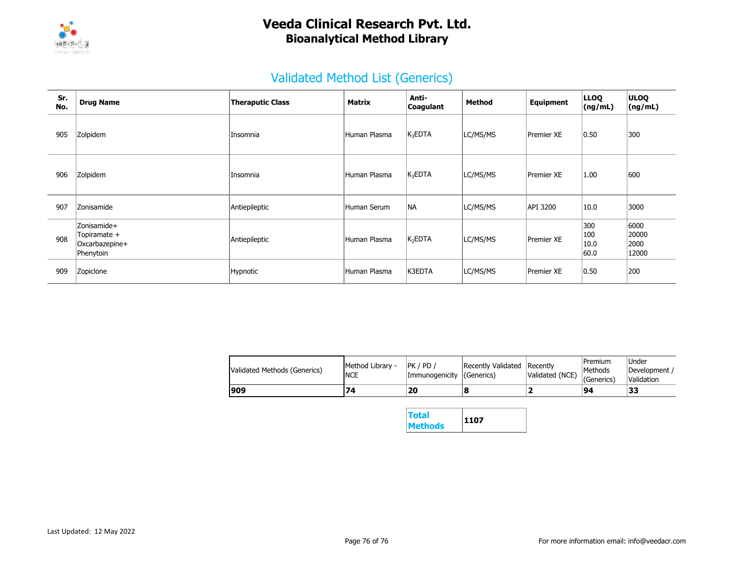# Veeda Clinical Research Pvt. Ltd.
## Bioanalytical Method Library

### Validated Method List (Generics)

| Sr. No. | Drug Name | Theraputic Class | Matrix | Anti-Coagulant | Method | Equipment | LLOQ (ng/mL) | ULOQ (ng/mL) |
|---|---|---|---|---|---|---|---|---|
| 905 | Zolpidem | Insomnia | Human Plasma | $K_3EDTA$ | LC/MS/MS | Premier XE | 0.50 | 300 |
| 906 | Zolpidem | Insomnia | Human Plasma | $K_3EDTA$ | LC/MS/MS | Premier XE | 1.00 | 600 |
| 907 | Zonisamide | Antiepileptic | Human Serum | NA | LC/MS/MS | API 3200 | 10.0 | 3000 |
| 908 | Zonisamide+ Topiramate + Oxcarbazepine+ Phenytoin | Antiepileptic | Human Plasma | $K_2EDTA$ | LC/MS/MS | Premier XE | 300 100 10.0 60.0 | 6000 20000 2000 12000 |
| 909 | Zopiclone | Hypnotic | Human Plasma | K3EDTA | LC/MS/MS | Premier XE | 0.50 | 200 |

| Validated Methods (Generics) | Method Library - NCE | PK / PD / Immunogenicity | Recently Validated (Generics) | Recently Validated (NCE) | Premium Methods (Generics) | Under Development / Validation |
|---|---|---|---|---|---|---|
| **909** | **74** | **20** | **8** | **2** | **94** | **33** |

| | |
|---|---|
| **Total Methods** | **1107** |

Last Updated: 12 May 2022

For more information email: info@veedacr.com